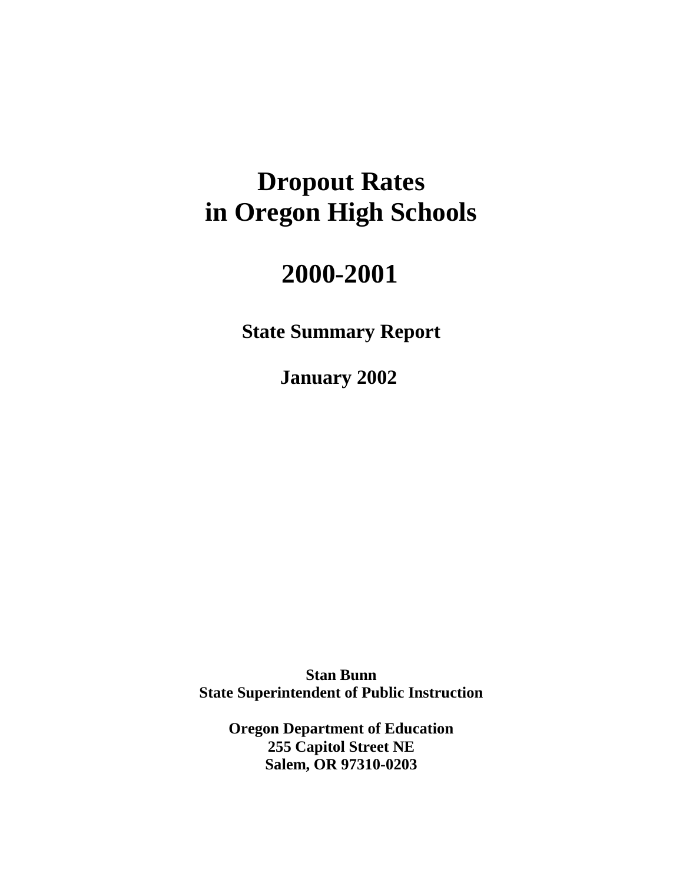# Dropout Rates in Oregon High Schools

# 2000-2001

## State Summary Report

## January 2002

**Stan Bunn**
**State Superintendent of Public Instruction**

**Oregon Department of Education**
**255 Capitol Street NE**
**Salem, OR 97310-0203**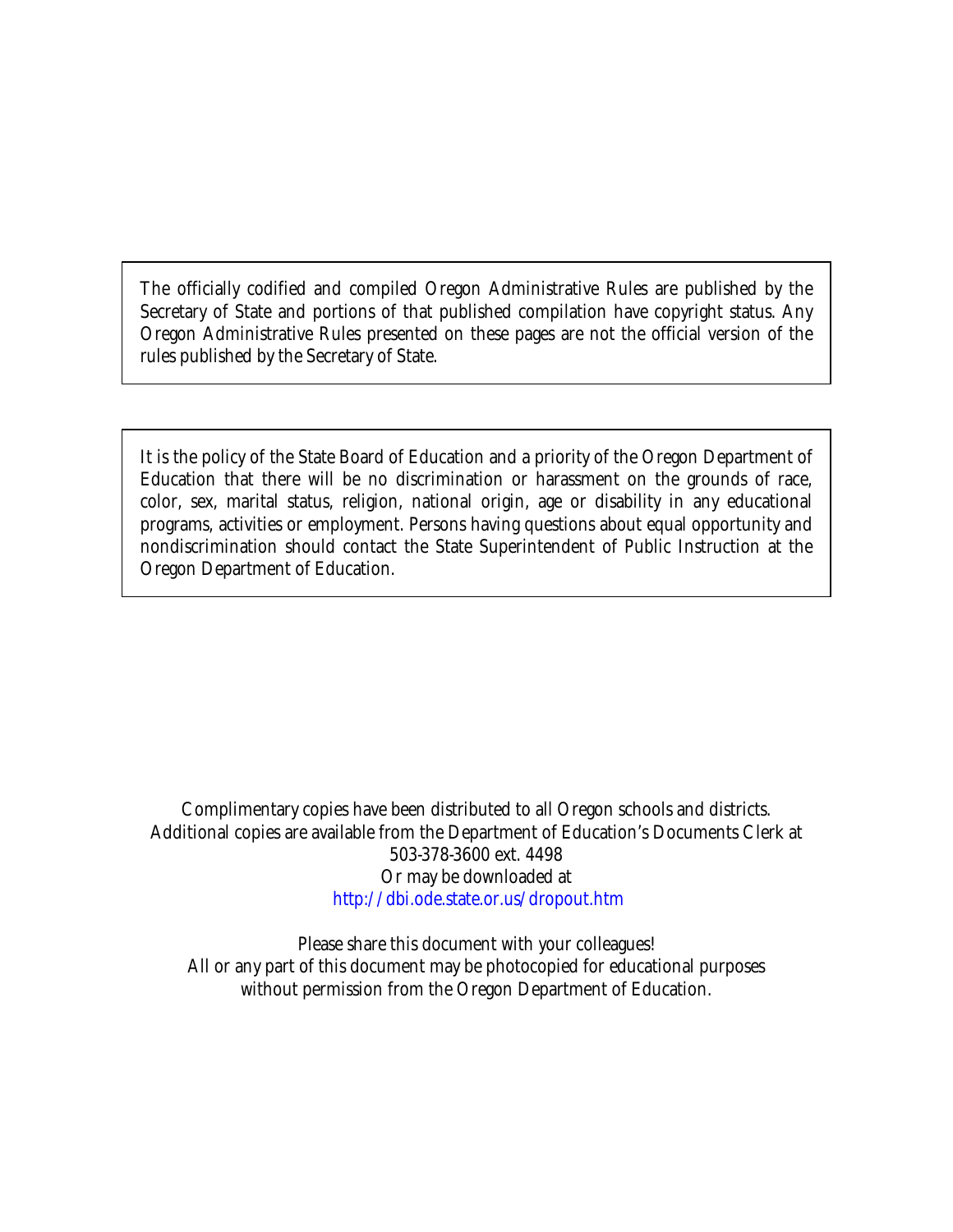The officially codified and compiled Oregon Administrative Rules are published by the Secretary of State and portions of that published compilation have copyright status. Any Oregon Administrative Rules presented on these pages are not the official version of the rules published by the Secretary of State.

It is the policy of the State Board of Education and a priority of the Oregon Department of Education that there will be no discrimination or harassment on the grounds of race, color, sex, marital status, religion, national origin, age or disability in any educational programs, activities or employment. Persons having questions about equal opportunity and nondiscrimination should contact the State Superintendent of Public Instruction at the Oregon Department of Education.

Complimentary copies have been distributed to all Oregon schools and districts.
Additional copies are available from the Department of Education's Documents Clerk at
503-378-3600 ext. 4498
Or may be downloaded at
http://dbi.ode.state.or.us/dropout.htm

Please share this document with your colleagues!
All or any part of this document may be photocopied for educational purposes
without permission from the Oregon Department of Education.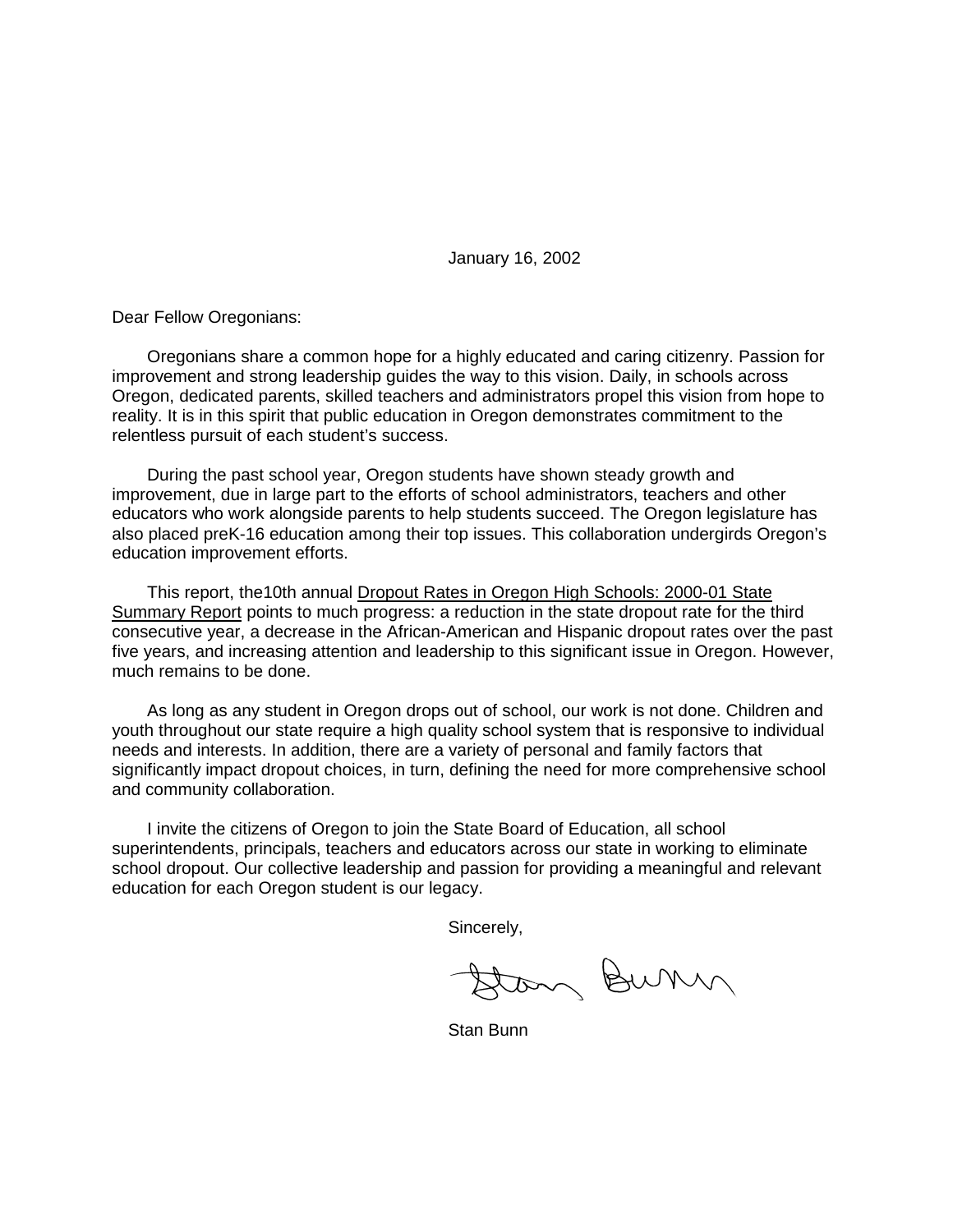January 16, 2002

Dear Fellow Oregonians:

Oregonians share a common hope for a highly educated and caring citizenry. Passion for improvement and strong leadership guides the way to this vision. Daily, in schools across Oregon, dedicated parents, skilled teachers and administrators propel this vision from hope to reality. It is in this spirit that public education in Oregon demonstrates commitment to the relentless pursuit of each student's success.

During the past school year, Oregon students have shown steady growth and improvement, due in large part to the efforts of school administrators, teachers and other educators who work alongside parents to help students succeed. The Oregon legislature has also placed preK-16 education among their top issues. This collaboration undergirds Oregon's education improvement efforts.

This report, the10th annual Dropout Rates in Oregon High Schools: 2000-01 State Summary Report points to much progress: a reduction in the state dropout rate for the third consecutive year, a decrease in the African-American and Hispanic dropout rates over the past five years, and increasing attention and leadership to this significant issue in Oregon. However, much remains to be done.

As long as any student in Oregon drops out of school, our work is not done. Children and youth throughout our state require a high quality school system that is responsive to individual needs and interests. In addition, there are a variety of personal and family factors that significantly impact dropout choices, in turn, defining the need for more comprehensive school and community collaboration.

I invite the citizens of Oregon to join the State Board of Education, all school superintendents, principals, teachers and educators across our state in working to eliminate school dropout. Our collective leadership and passion for providing a meaningful and relevant education for each Oregon student is our legacy.

Sincerely,

Stan Bunn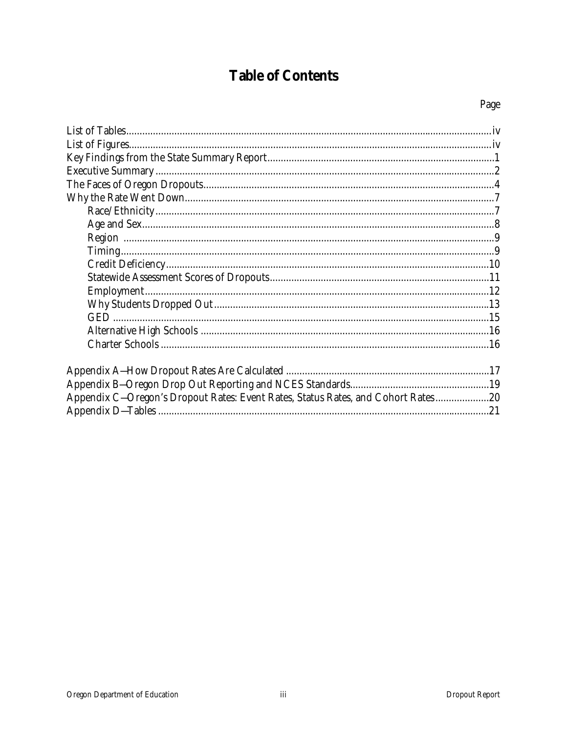# Table of Contents

| | Page |
|---|---|
| List of Tables | iv |
| List of Figures | iv |
| Key Findings from the State Summary Report | 1 |
| Executive Summary | 2 |
| The Faces of Oregon Dropouts | 4 |
| Why the Rate Went Down | 7 |
| Race/Ethnicity | 7 |
| Age and Sex | 8 |
| Region | 9 |
| Timing | 9 |
| Credit Deficiency | 10 |
| Statewide Assessment Scores of Dropouts | 11 |
| Employment | 12 |
| Why Students Dropped Out | 13 |
| GED | 15 |
| Alternative High Schools | 16 |
| Charter Schools | 16 |
| Appendix A—How Dropout Rates Are Calculated | 17 |
| Appendix B—Oregon Drop Out Reporting and NCES Standards | 19 |
| Appendix C—Oregon's Dropout Rates: Event Rates, Status Rates, and Cohort Rates | 20 |
| Appendix D—Tables | 21 |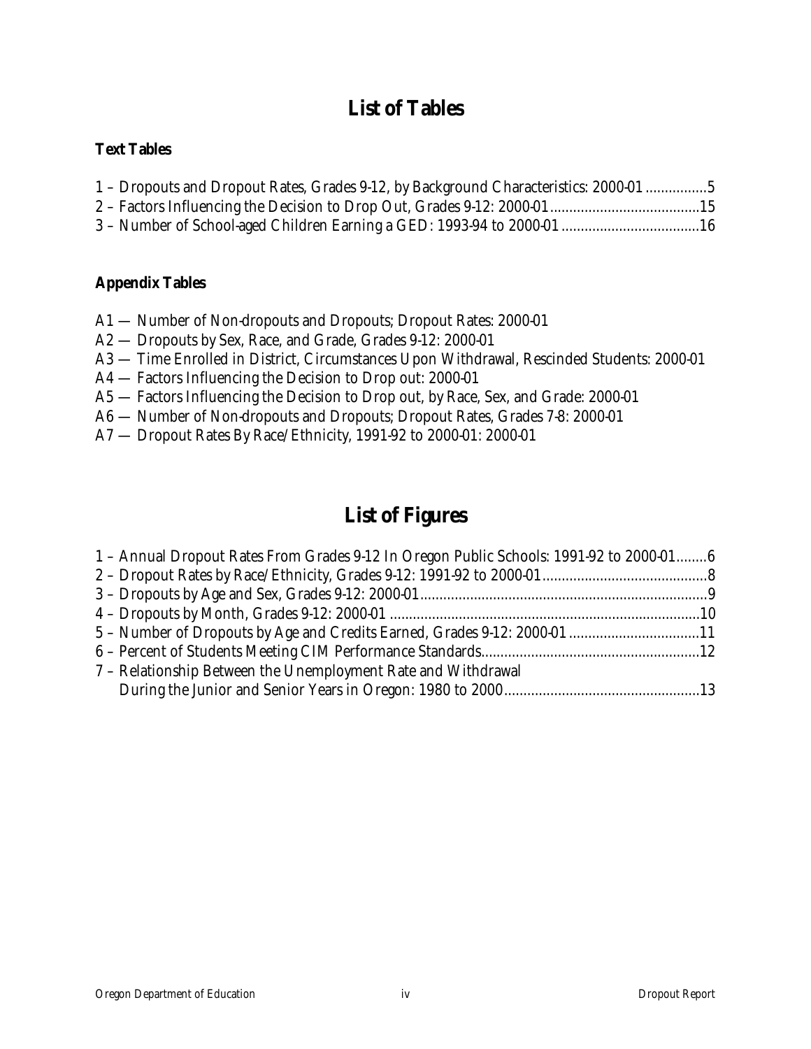# List of Tables

### Text Tables

1 – Dropouts and Dropout Rates, Grades 9-12, by Background Characteristics: 2000-01 ................5
2 – Factors Influencing the Decision to Drop Out, Grades 9-12: 2000-01.......................................15
3 – Number of School-aged Children Earning a GED: 1993-94 to 2000-01....................................16

### Appendix Tables

A1 — Number of Non-dropouts and Dropouts; Dropout Rates: 2000-01
A2 — Dropouts by Sex, Race, and Grade, Grades 9-12: 2000-01
A3 — Time Enrolled in District, Circumstances Upon Withdrawal, Rescinded Students: 2000-01
A4 — Factors Influencing the Decision to Drop out: 2000-01
A5 — Factors Influencing the Decision to Drop out, by Race, Sex, and Grade: 2000-01
A6 — Number of Non-dropouts and Dropouts; Dropout Rates, Grades 7-8: 2000-01
A7 — Dropout Rates By Race/Ethnicity, 1991-92 to 2000-01: 2000-01

# List of Figures

1 – Annual Dropout Rates From Grades 9-12 In Oregon Public Schools: 1991-92 to 2000-01........6
2 – Dropout Rates by Race/Ethnicity, Grades 9-12: 1991-92 to 2000-01...........................................8
3 – Dropouts by Age and Sex, Grades 9-12: 2000-01...........................................................................9
4 – Dropouts by Month, Grades 9-12: 2000-01 ....................................................................................10
5 – Number of Dropouts by Age and Credits Earned, Grades 9-12: 2000-01 ..................................11
6 – Percent of Students Meeting CIM Performance Standards.........................................................12
7 – Relationship Between the Unemployment Rate and Withdrawal
During the Junior and Senior Years in Oregon: 1980 to 2000..................................................13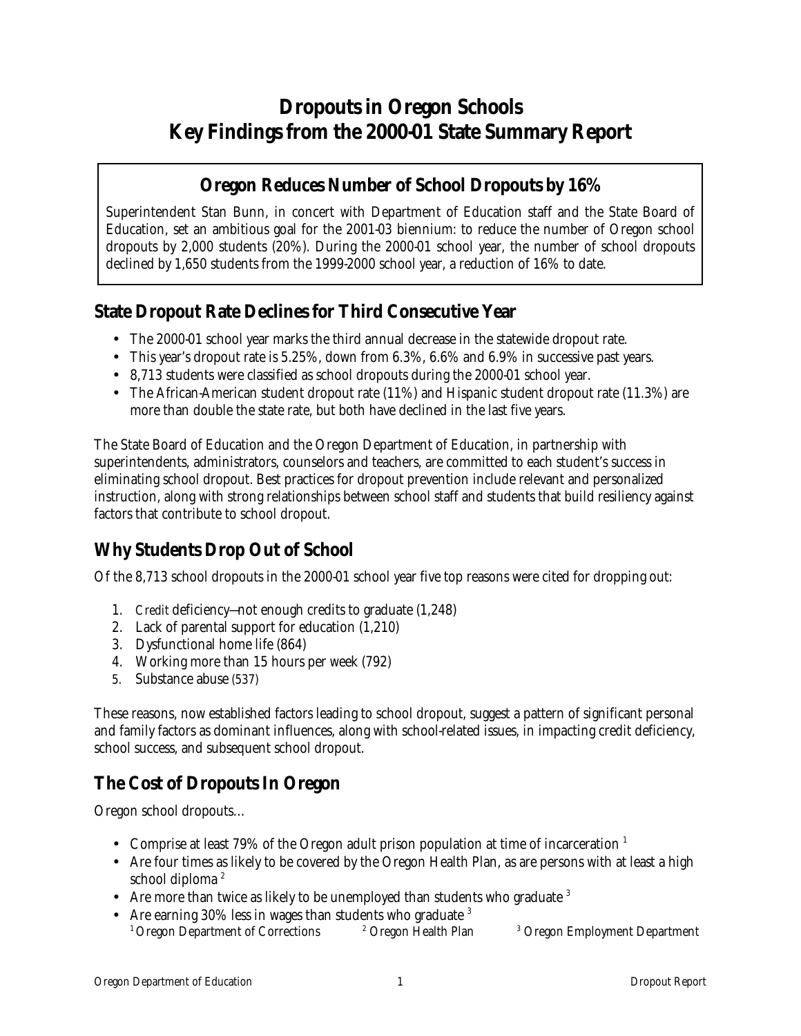# Dropouts in Oregon Schools
# Key Findings from the 2000-01 State Summary Report

## Oregon Reduces Number of School Dropouts by 16%

Superintendent Stan Bunn, in concert with Department of Education staff and the State Board of Education, set an ambitious goal for the 2001-03 biennium: to reduce the number of Oregon school dropouts by 2,000 students (20%). During the 2000-01 school year, the number of school dropouts declined by 1,650 students from the 1999-2000 school year, a reduction of 16% to date.

## State Dropout Rate Declines for Third Consecutive Year

- The 2000-01 school year marks the third annual decrease in the statewide dropout rate.
- This year's dropout rate is 5.25%, down from 6.3%, 6.6% and 6.9% in successive past years.
- 8,713 students were classified as school dropouts during the 2000-01 school year.
- The African-American student dropout rate (11%) and Hispanic student dropout rate (11.3%) are more than double the state rate, but both have declined in the last five years.

The State Board of Education and the Oregon Department of Education, in partnership with superintendents, administrators, counselors and teachers, are committed to each student's success in eliminating school dropout. Best practices for dropout prevention include relevant and personalized instruction, along with strong relationships between school staff and students that build resiliency against factors that contribute to school dropout.

## Why Students Drop Out of School

Of the 8,713 school dropouts in the 2000-01 school year five top reasons were cited for dropping out:

1. Credit deficiency—not enough credits to graduate (1,248)
2. Lack of parental support for education (1,210)
3. Dysfunctional home life (864)
4. Working more than 15 hours per week (792)
5. Substance abuse (537)

These reasons, now established factors leading to school dropout, suggest a pattern of significant personal and family factors as dominant influences, along with school-related issues, in impacting credit deficiency, school success, and subsequent school dropout.

## The Cost of Dropouts In Oregon

Oregon school dropouts…

- Comprise at least 79% of the Oregon adult prison population at time of incarceration [1]
- Are four times as likely to be covered by the Oregon Health Plan, as are persons with at least a high school diploma [2]
- Are more than twice as likely to be unemployed than students who graduate [3]
- Are earning 30% less in wages than students who graduate [3]

[1] Oregon Department of Corrections [2] Oregon Health Plan [3] Oregon Employment Department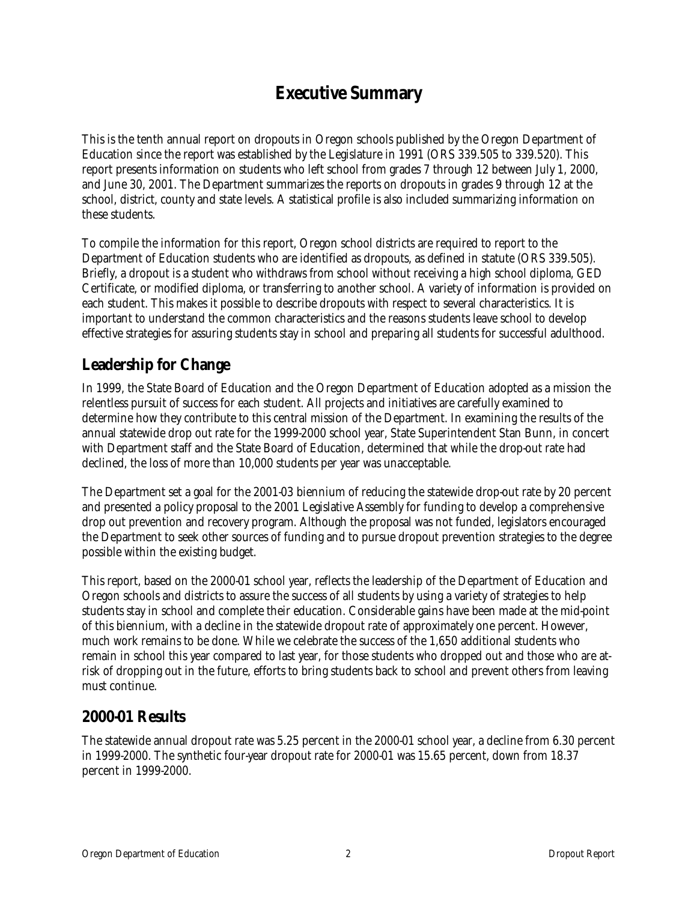# Executive Summary

This is the tenth annual report on dropouts in Oregon schools published by the Oregon Department of Education since the report was established by the Legislature in 1991 (ORS 339.505 to 339.520). This report presents information on students who left school from grades 7 through 12 between July 1, 2000, and June 30, 2001. The Department summarizes the reports on dropouts in grades 9 through 12 at the school, district, county and state levels. A statistical profile is also included summarizing information on these students.

To compile the information for this report, Oregon school districts are required to report to the Department of Education students who are identified as dropouts, as defined in statute (ORS 339.505). Briefly, a dropout is a student who withdraws from school without receiving a high school diploma, GED Certificate, or modified diploma, or transferring to another school. A variety of information is provided on each student. This makes it possible to describe dropouts with respect to several characteristics. It is important to understand the common characteristics and the reasons students leave school to develop effective strategies for assuring students stay in school and preparing all students for successful adulthood.

## Leadership for Change

In 1999, the State Board of Education and the Oregon Department of Education adopted as a mission the relentless pursuit of success for each student. All projects and initiatives are carefully examined to determine how they contribute to this central mission of the Department. In examining the results of the annual statewide drop out rate for the 1999-2000 school year, State Superintendent Stan Bunn, in concert with Department staff and the State Board of Education, determined that while the drop-out rate had declined, the loss of more than 10,000 students per year was unacceptable.

The Department set a goal for the 2001-03 biennium of reducing the statewide drop-out rate by 20 percent and presented a policy proposal to the 2001 Legislative Assembly for funding to develop a comprehensive drop out prevention and recovery program. Although the proposal was not funded, legislators encouraged the Department to seek other sources of funding and to pursue dropout prevention strategies to the degree possible within the existing budget.

This report, based on the 2000-01 school year, reflects the leadership of the Department of Education and Oregon schools and districts to assure the success of all students by using a variety of strategies to help students stay in school and complete their education. Considerable gains have been made at the mid-point of this biennium, with a decline in the statewide dropout rate of approximately one percent. However, much work remains to be done. While we celebrate the success of the 1,650 additional students who remain in school this year compared to last year, for those students who dropped out and those who are at-risk of dropping out in the future, efforts to bring students back to school and prevent others from leaving must continue.

## 2000-01 Results

The statewide annual dropout rate was 5.25 percent in the 2000-01 school year, a decline from 6.30 percent in 1999-2000. The synthetic four-year dropout rate for 2000-01 was 15.65 percent, down from 18.37 percent in 1999-2000.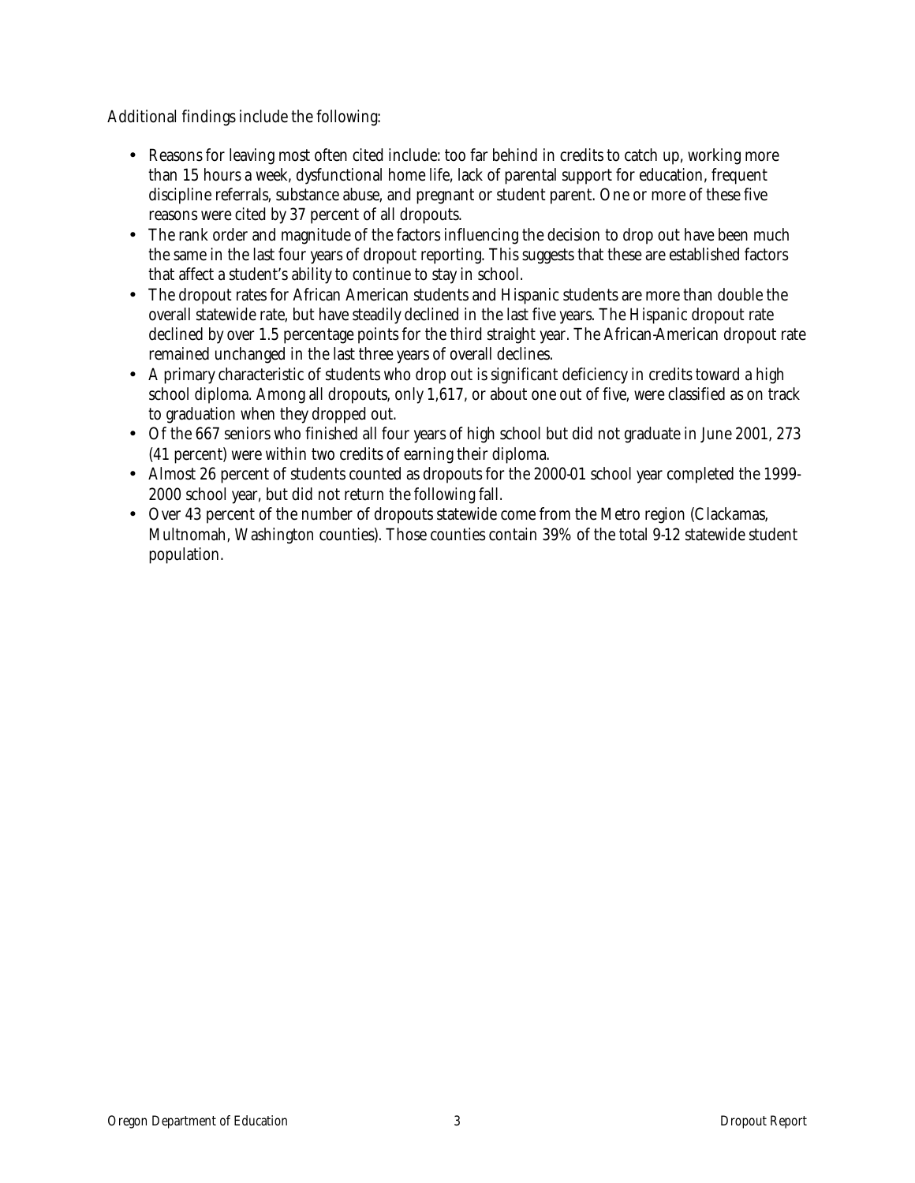Additional findings include the following:

- Reasons for leaving most often cited include: too far behind in credits to catch up, working more than 15 hours a week, dysfunctional home life, lack of parental support for education, frequent discipline referrals, substance abuse, and pregnant or student parent. One or more of these five reasons were cited by 37 percent of all dropouts.
- The rank order and magnitude of the factors influencing the decision to drop out have been much the same in the last four years of dropout reporting. This suggests that these are established factors that affect a student's ability to continue to stay in school.
- The dropout rates for African American students and Hispanic students are more than double the overall statewide rate, but have steadily declined in the last five years. The Hispanic dropout rate declined by over 1.5 percentage points for the third straight year. The African-American dropout rate remained unchanged in the last three years of overall declines.
- A primary characteristic of students who drop out is significant deficiency in credits toward a high school diploma. Among all dropouts, only 1,617, or about one out of five, were classified as on track to graduation when they dropped out.
- Of the 667 seniors who finished all four years of high school but did not graduate in June 2001, 273 (41 percent) were within two credits of earning their diploma.
- Almost 26 percent of students counted as dropouts for the 2000-01 school year completed the 1999-2000 school year, but did not return the following fall.
- Over 43 percent of the number of dropouts statewide come from the Metro region (Clackamas, Multnomah, Washington counties). Those counties contain 39% of the total 9-12 statewide student population.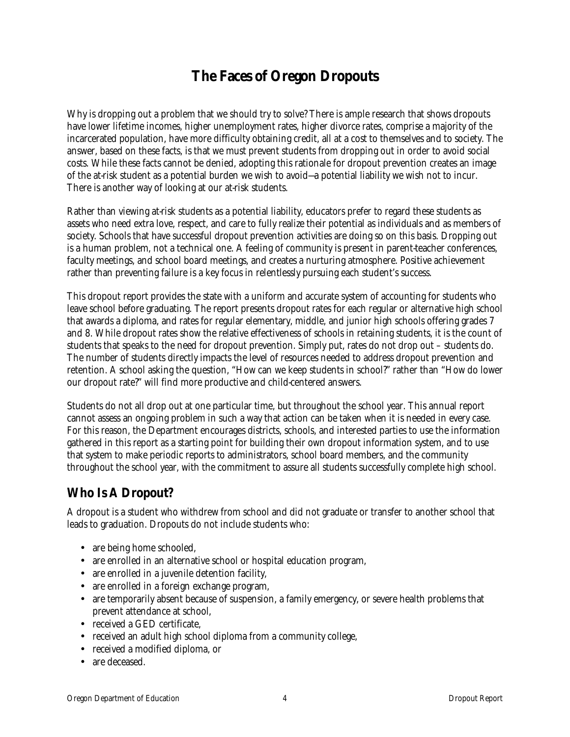# The Faces of Oregon Dropouts

Why is dropping out a problem that we should try to solve? There is ample research that shows dropouts have lower lifetime incomes, higher unemployment rates, higher divorce rates, comprise a majority of the incarcerated population, have more difficulty obtaining credit, all at a cost to themselves and to society. The answer, based on these facts, is that we must prevent students from dropping out in order to avoid social costs. While these facts cannot be denied, adopting this rationale for dropout prevention creates an image of the at-risk student as a potential burden we wish to avoid—a potential liability we wish not to incur. There is another way of looking at our at-risk students.

Rather than viewing at-risk students as a potential liability, educators prefer to regard these students as assets who need extra love, respect, and care to fully realize their potential as individuals and as members of society. Schools that have successful dropout prevention activities are doing so on this basis. Dropping out is a human problem, not a technical one. A feeling of community is present in parent-teacher conferences, faculty meetings, and school board meetings, and creates a nurturing atmosphere. Positive achievement rather than preventing failure is a key focus in relentlessly pursuing each student's success.

This dropout report provides the state with a uniform and accurate system of accounting for students who leave school before graduating. The report presents dropout rates for each regular or alternative high school that awards a diploma, and rates for regular elementary, middle, and junior high schools offering grades 7 and 8. While dropout rates show the relative effectiveness of schools in retaining students, it is the count of students that speaks to the need for dropout prevention. Simply put, rates do not drop out – students do. The number of students directly impacts the level of resources needed to address dropout prevention and retention. A school asking the question, "How can we keep students in school?" rather than "How do lower our dropout rate?" will find more productive and child-centered answers.

Students do not all drop out at one particular time, but throughout the school year. This annual report cannot assess an ongoing problem in such a way that action can be taken when it is needed in every case. For this reason, the Department encourages districts, schools, and interested parties to use the information gathered in this report as a starting point for building their own dropout information system, and to use that system to make periodic reports to administrators, school board members, and the community throughout the school year, with the commitment to assure all students successfully complete high school.

## Who Is A Dropout?

A dropout is a student who withdrew from school and did not graduate or transfer to another school that leads to graduation. Dropouts do not include students who:

- are being home schooled,
- are enrolled in an alternative school or hospital education program,
- are enrolled in a juvenile detention facility,
- are enrolled in a foreign exchange program,
- are temporarily absent because of suspension, a family emergency, or severe health problems that prevent attendance at school,
- received a GED certificate,
- received an adult high school diploma from a community college,
- received a modified diploma, or
- are deceased.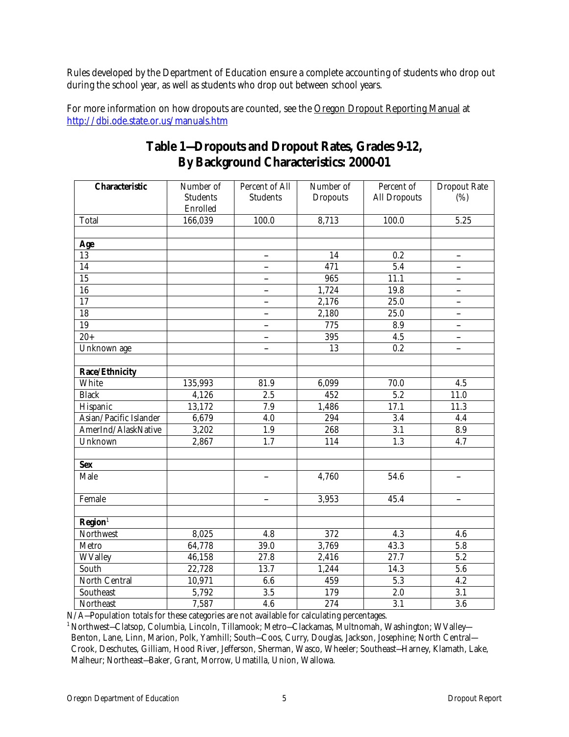Rules developed by the Department of Education ensure a complete accounting of students who drop out during the school year, as well as students who drop out between school years.

For more information on how dropouts are counted, see the Oregon Dropout Reporting Manual at http://dbi.ode.state.or.us/manuals.htm

## Table 1—Dropouts and Dropout Rates, Grades 9-12, By Background Characteristics: 2000-01

| Characteristic | Number of Students Enrolled | Percent of All Students | Number of Dropouts | Percent of All Dropouts | Dropout Rate (%) |
|---|---|---|---|---|---|
| Total | 166,039 | 100.0 | 8,713 | 100.0 | 5.25 |
| | | | | | |
| **Age** | | | | | |
| 13 | | – | 14 | 0.2 | – |
| 14 | | – | 471 | 5.4 | – |
| 15 | | – | 965 | 11.1 | – |
| 16 | | – | 1,724 | 19.8 | – |
| 17 | | – | 2,176 | 25.0 | – |
| 18 | | – | 2,180 | 25.0 | – |
| 19 | | – | 775 | 8.9 | – |
| 20+ | | – | 395 | 4.5 | – |
| Unknown age | | – | 13 | 0.2 | – |
| | | | | | |
| **Race/Ethnicity** | | | | | |
| White | 135,993 | 81.9 | 6,099 | 70.0 | 4.5 |
| Black | 4,126 | 2.5 | 452 | 5.2 | 11.0 |
| Hispanic | 13,172 | 7.9 | 1,486 | 17.1 | 11.3 |
| Asian/Pacific Islander | 6,679 | 4.0 | 294 | 3.4 | 4.4 |
| AmerInd/AlaskNative | 3,202 | 1.9 | 268 | 3.1 | 8.9 |
| Unknown | 2,867 | 1.7 | 114 | 1.3 | 4.7 |
| | | | | | |
| **Sex** | | | | | |
| Male | | – | 4,760 | 54.6 | – |
| Female | | – | 3,953 | 45.4 | – |
| | | | | | |
| **Region**[1] | | | | | |
| Northwest | 8,025 | 4.8 | 372 | 4.3 | 4.6 |
| Metro | 64,778 | 39.0 | 3,769 | 43.3 | 5.8 |
| WValley | 46,158 | 27.8 | 2,416 | 27.7 | 5.2 |
| South | 22,728 | 13.7 | 1,244 | 14.3 | 5.6 |
| North Central | 10,971 | 6.6 | 459 | 5.3 | 4.2 |
| Southeast | 5,792 | 3.5 | 179 | 2.0 | 3.1 |
| Northeast | 7,587 | 4.6 | 274 | 3.1 | 3.6 |

N/A—Population totals for these categories are not available for calculating percentages.

[1] Northwest—Clatsop, Columbia, Lincoln, Tillamook; Metro—Clackamas, Multnomah, Washington; WValley—Benton, Lane, Linn, Marion, Polk, Yamhill; South—Coos, Curry, Douglas, Jackson, Josephine; North Central—Crook, Deschutes, Gilliam, Hood River, Jefferson, Sherman, Wasco, Wheeler; Southeast—Harney, Klamath, Lake, Malheur; Northeast—Baker, Grant, Morrow, Umatilla, Union, Wallowa.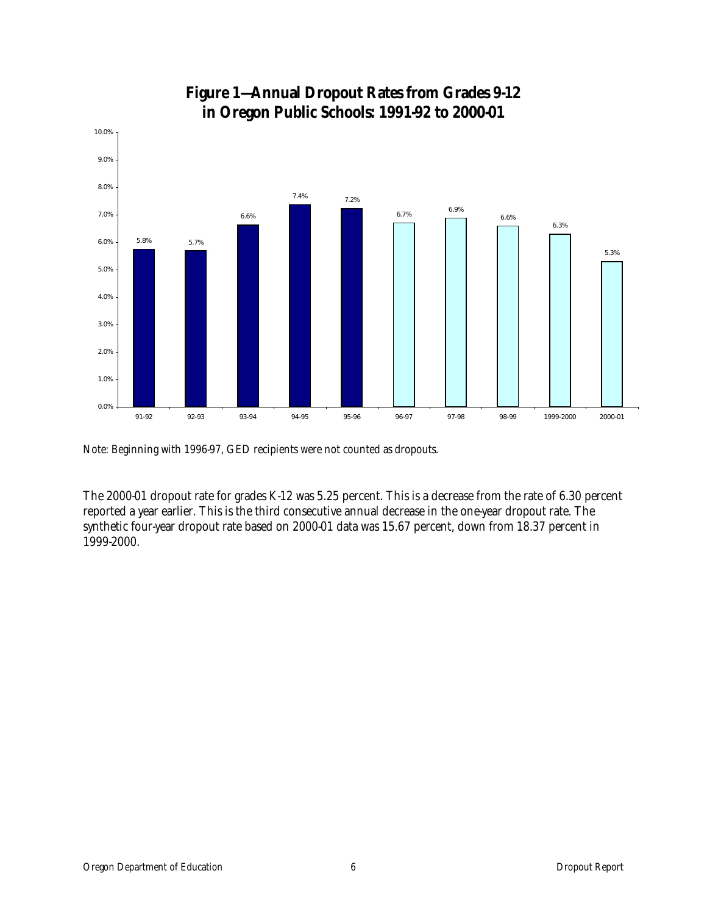## Figure 1—Annual Dropout Rates from Grades 9-12 in Oregon Public Schools: 1991-92 to 2000-01

| Year | Dropout Rate |
|---|---|
| 91-92 | 5.8% |
| 92-93 | 5.7% |
| 93-94 | 6.6% |
| 94-95 | 7.4% |
| 95-96 | 7.2% |
| 96-97 | 6.7% |
| 97-98 | 6.9% |
| 98-99 | 6.6% |
| 1999-2000 | 6.3% |
| 2000-01 | 5.3% |

Note: Beginning with 1996-97, GED recipients were not counted as dropouts.

The 2000-01 dropout rate for grades K-12 was 5.25 percent. This is a decrease from the rate of 6.30 percent reported a year earlier. This is the third consecutive annual decrease in the one-year dropout rate. The synthetic four-year dropout rate based on 2000-01 data was 15.67 percent, down from 18.37 percent in 1999-2000.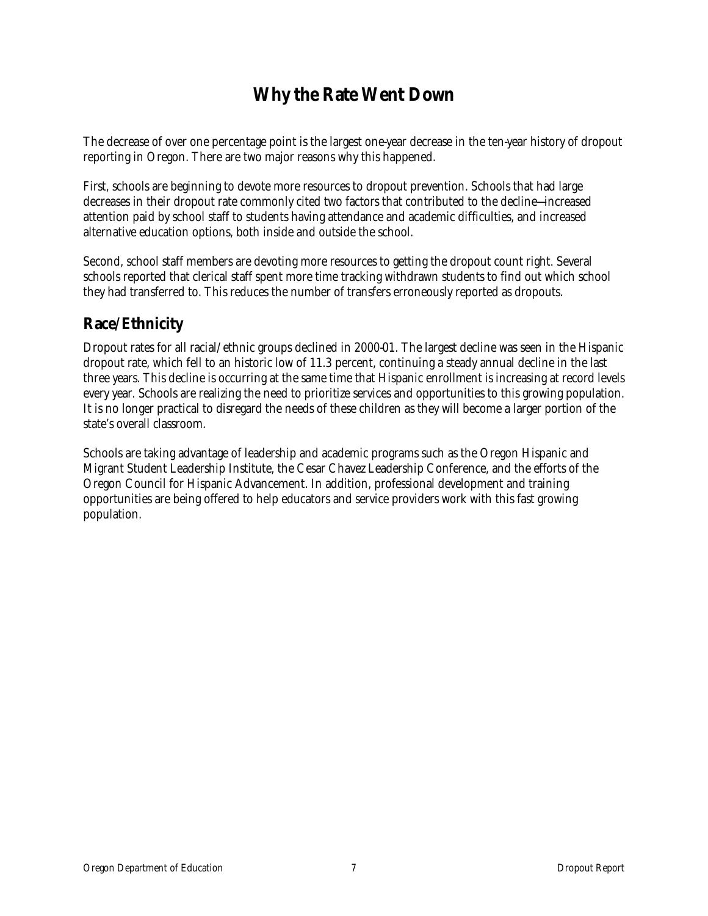# Why the Rate Went Down

The decrease of over one percentage point is the largest one-year decrease in the ten-year history of dropout reporting in Oregon. There are two major reasons why this happened.

First, schools are beginning to devote more resources to dropout prevention. Schools that had large decreases in their dropout rate commonly cited two factors that contributed to the decline—increased attention paid by school staff to students having attendance and academic difficulties, and increased alternative education options, both inside and outside the school.

Second, school staff members are devoting more resources to getting the dropout count right. Several schools reported that clerical staff spent more time tracking withdrawn students to find out which school they had transferred to. This reduces the number of transfers erroneously reported as dropouts.

## Race/Ethnicity

Dropout rates for all racial/ethnic groups declined in 2000-01. The largest decline was seen in the Hispanic dropout rate, which fell to an historic low of 11.3 percent, continuing a steady annual decline in the last three years. This decline is occurring at the same time that Hispanic enrollment is increasing at record levels every year. Schools are realizing the need to prioritize services and opportunities to this growing population. It is no longer practical to disregard the needs of these children as they will become a larger portion of the state's overall classroom.

Schools are taking advantage of leadership and academic programs such as the Oregon Hispanic and Migrant Student Leadership Institute, the Cesar Chavez Leadership Conference, and the efforts of the Oregon Council for Hispanic Advancement. In addition, professional development and training opportunities are being offered to help educators and service providers work with this fast growing population.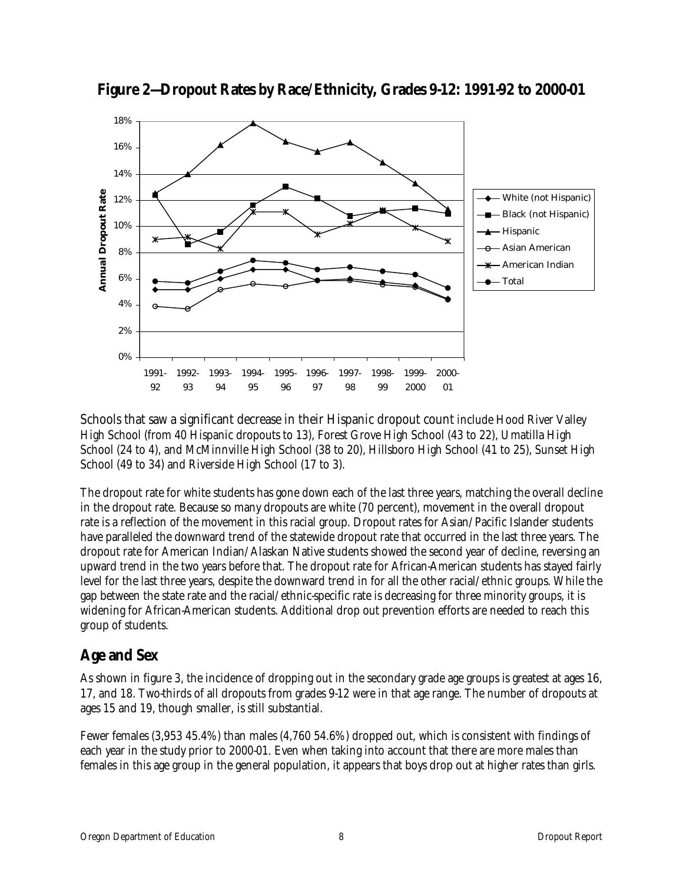## Figure 2—Dropout Rates by Race/Ethnicity, Grades 9-12: 1991-92 to 2000-01

Schools that saw a significant decrease in their Hispanic dropout count include Hood River Valley High School (from 40 Hispanic dropouts to 13), Forest Grove High School (43 to 22), Umatilla High School (24 to 4), and McMinnville High School (38 to 20), Hillsboro High School (41 to 25), Sunset High School (49 to 34) and Riverside High School (17 to 3).

The dropout rate for white students has gone down each of the last three years, matching the overall decline in the dropout rate. Because so many dropouts are white (70 percent), movement in the overall dropout rate is a reflection of the movement in this racial group. Dropout rates for Asian/Pacific Islander students have paralleled the downward trend of the statewide dropout rate that occurred in the last three years. The dropout rate for American Indian/Alaskan Native students showed the second year of decline, reversing an upward trend in the two years before that. The dropout rate for African-American students has stayed fairly level for the last three years, despite the downward trend in for all the other racial/ethnic groups. While the gap between the state rate and the racial/ethnic-specific rate is decreasing for three minority groups, it is widening for African-American students. Additional drop out prevention efforts are needed to reach this group of students.

## Age and Sex

As shown in figure 3, the incidence of dropping out in the secondary grade age groups is greatest at ages 16, 17, and 18. Two-thirds of all dropouts from grades 9-12 were in that age range. The number of dropouts at ages 15 and 19, though smaller, is still substantial.

Fewer females (3,953 45.4%) than males (4,760 54.6%) dropped out, which is consistent with findings of each year in the study prior to 2000-01. Even when taking into account that there are more males than females in this age group in the general population, it appears that boys drop out at higher rates than girls.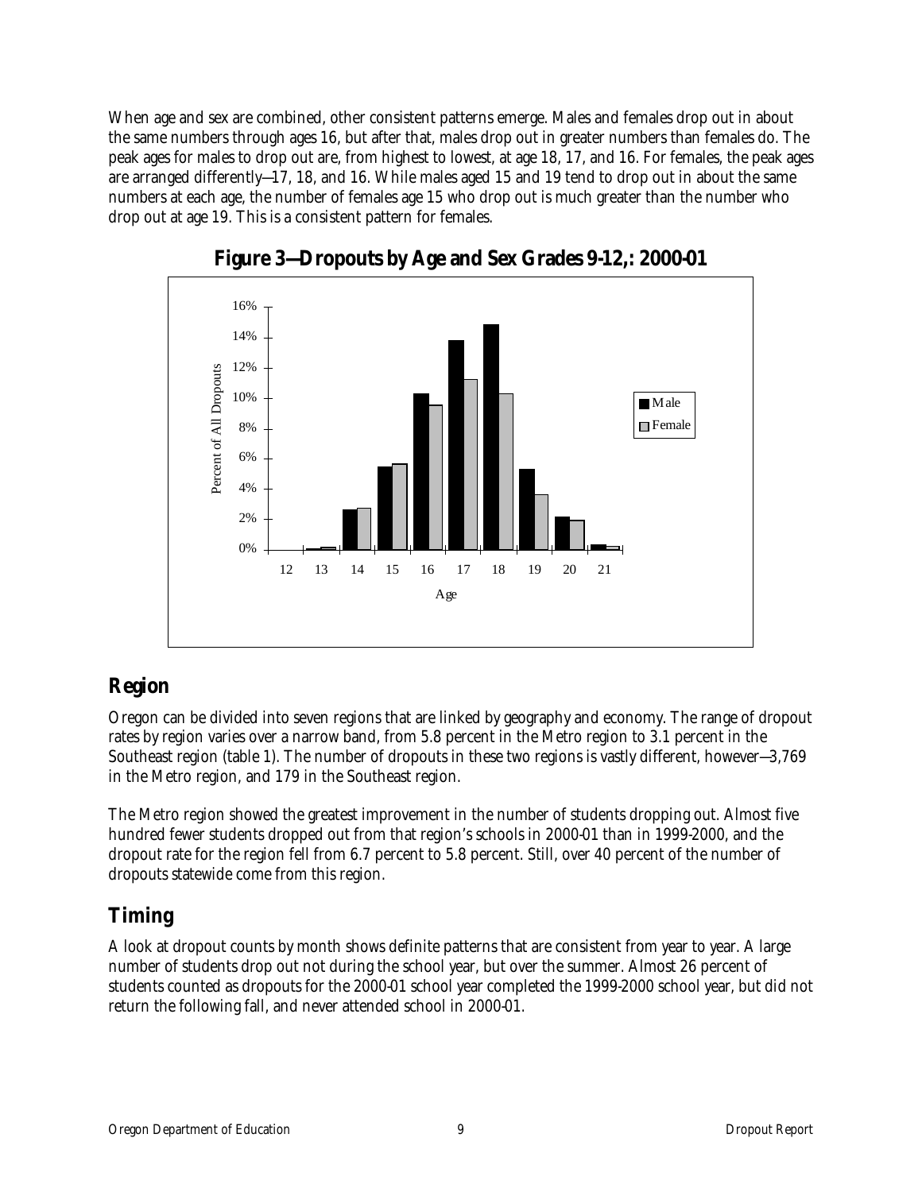When age and sex are combined, other consistent patterns emerge. Males and females drop out in about the same numbers through ages 16, but after that, males drop out in greater numbers than females do. The peak ages for males to drop out are, from highest to lowest, at age 18, 17, and 16. For females, the peak ages are arranged differently—17, 18, and 16. While males aged 15 and 19 tend to drop out in about the same numbers at each age, the number of females age 15 who drop out is much greater than the number who drop out at age 19. This is a consistent pattern for females.

**Figure 3—Dropouts by Age and Sex Grades 9-12,: 2000-01**

## Region

Oregon can be divided into seven regions that are linked by geography and economy. The range of dropout rates by region varies over a narrow band, from 5.8 percent in the Metro region to 3.1 percent in the Southeast region (table 1). The number of dropouts in these two regions is vastly different, however—3,769 in the Metro region, and 179 in the Southeast region.

The Metro region showed the greatest improvement in the number of students dropping out. Almost five hundred fewer students dropped out from that region's schools in 2000-01 than in 1999-2000, and the dropout rate for the region fell from 6.7 percent to 5.8 percent. Still, over 40 percent of the number of dropouts statewide come from this region.

## Timing

A look at dropout counts by month shows definite patterns that are consistent from year to year. A large number of students drop out not during the school year, but over the summer. Almost 26 percent of students counted as dropouts for the 2000-01 school year completed the 1999-2000 school year, but did not return the following fall, and never attended school in 2000-01.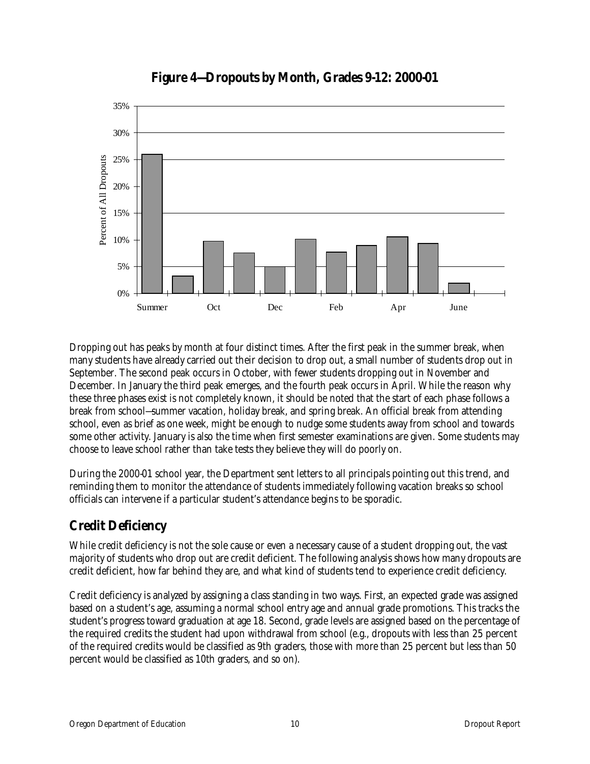**Figure 4—Dropouts by Month, Grades 9-12: 2000-01**

Dropping out has peaks by month at four distinct times. After the first peak in the summer break, when many students have already carried out their decision to drop out, a small number of students drop out in September. The second peak occurs in October, with fewer students dropping out in November and December. In January the third peak emerges, and the fourth peak occurs in April. While the reason why these three phases exist is not completely known, it should be noted that the start of each phase follows a break from school—summer vacation, holiday break, and spring break. An official break from attending school, even as brief as one week, might be enough to nudge some students away from school and towards some other activity. January is also the time when first semester examinations are given. Some students may choose to leave school rather than take tests they believe they will do poorly on.

During the 2000-01 school year, the Department sent letters to all principals pointing out this trend, and reminding them to monitor the attendance of students immediately following vacation breaks so school officials can intervene if a particular student's attendance begins to be sporadic.

## Credit Deficiency

While credit deficiency is not the sole cause or even a necessary cause of a student dropping out, the vast majority of students who drop out are credit deficient. The following analysis shows how many dropouts are credit deficient, how far behind they are, and what kind of students tend to experience credit deficiency.

Credit deficiency is analyzed by assigning a class standing in two ways. First, an expected grade was assigned based on a student's age, assuming a normal school entry age and annual grade promotions. This tracks the student's progress toward graduation at age 18. Second, grade levels are assigned based on the percentage of the required credits the student had upon withdrawal from school (e.g., dropouts with less than 25 percent of the required credits would be classified as 9th graders, those with more than 25 percent but less than 50 percent would be classified as 10th graders, and so on).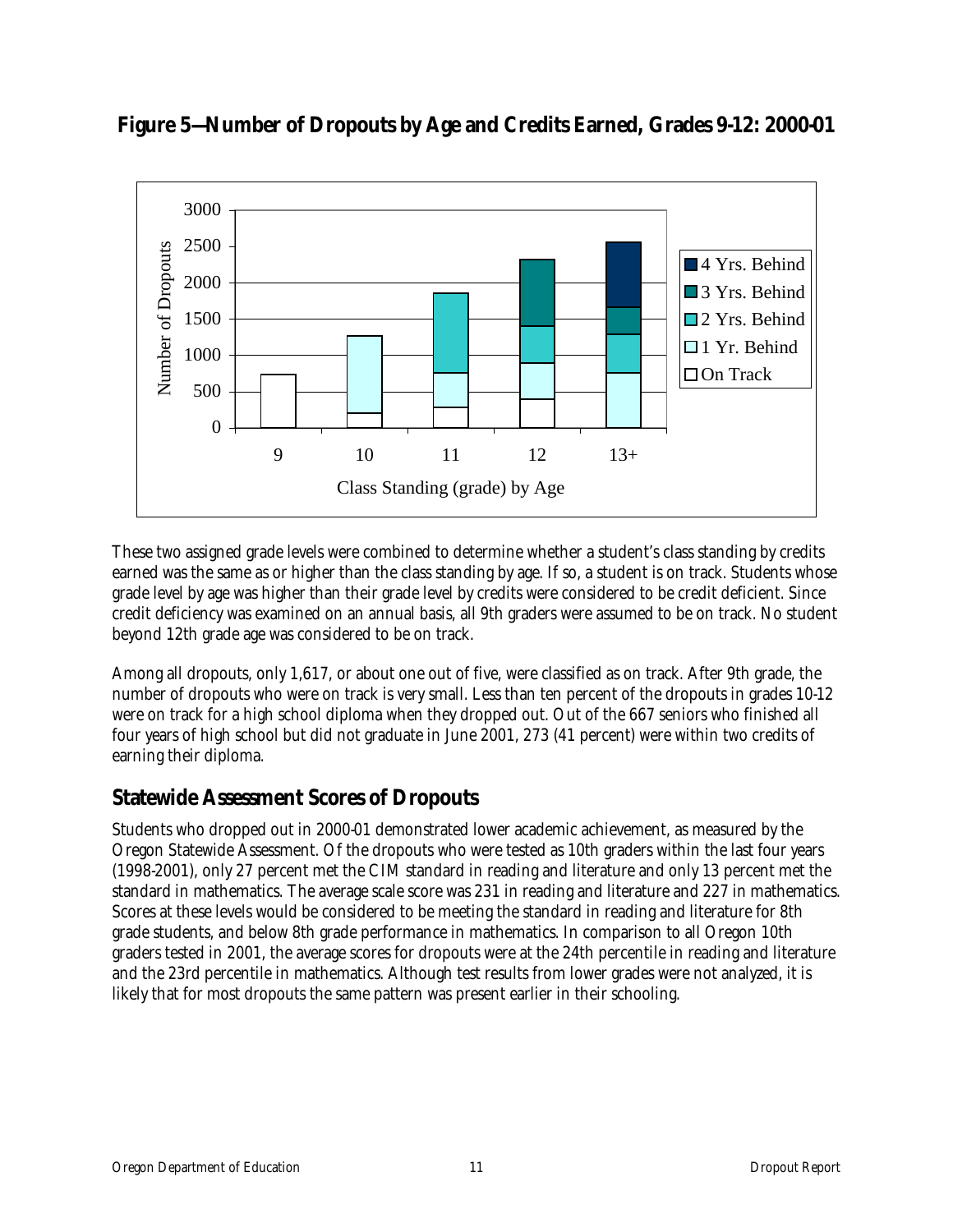**Figure 5—Number of Dropouts by Age and Credits Earned, Grades 9-12: 2000-01**

These two assigned grade levels were combined to determine whether a student's class standing by credits earned was the same as or higher than the class standing by age. If so, a student is on track. Students whose grade level by age was higher than their grade level by credits were considered to be credit deficient. Since credit deficiency was examined on an annual basis, all 9th graders were assumed to be on track. No student beyond 12th grade age was considered to be on track.

Among all dropouts, only 1,617, or about one out of five, were classified as on track. After 9th grade, the number of dropouts who were on track is very small. Less than ten percent of the dropouts in grades 10-12 were on track for a high school diploma when they dropped out. Out of the 667 seniors who finished all four years of high school but did not graduate in June 2001, 273 (41 percent) were within two credits of earning their diploma.

## Statewide Assessment Scores of Dropouts

Students who dropped out in 2000-01 demonstrated lower academic achievement, as measured by the Oregon Statewide Assessment. Of the dropouts who were tested as 10th graders within the last four years (1998-2001), only 27 percent met the CIM standard in reading and literature and only 13 percent met the standard in mathematics. The average scale score was 231 in reading and literature and 227 in mathematics. Scores at these levels would be considered to be meeting the standard in reading and literature for 8th grade students, and below 8th grade performance in mathematics. In comparison to all Oregon 10th graders tested in 2001, the average scores for dropouts were at the 24th percentile in reading and literature and the 23rd percentile in mathematics. Although test results from lower grades were not analyzed, it is likely that for most dropouts the same pattern was present earlier in their schooling.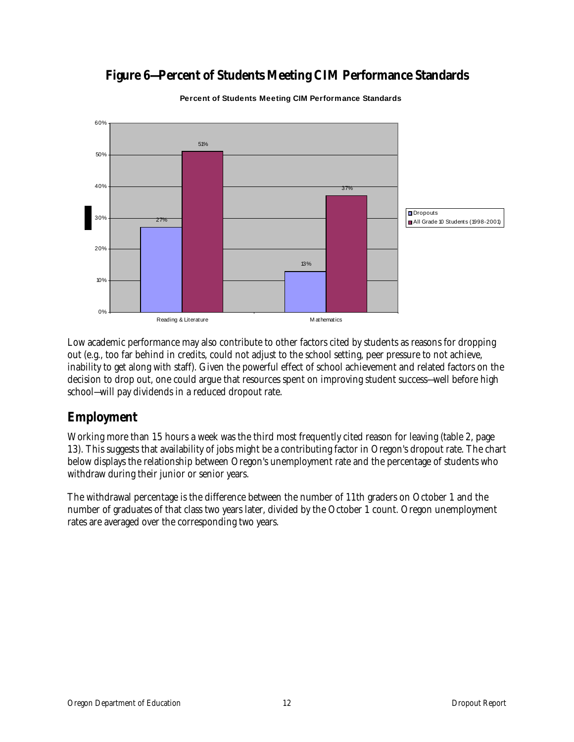## Figure 6—Percent of Students Meeting CIM Performance Standards

**Percent of Students Meeting CIM Performance Standards**

| | Dropouts | All Grade 10 Students (1998-2001) |
|---|---|---|
| Reading & Literature | 27% | 51% |
| Mathematics | 13% | 37% |

Low academic performance may also contribute to other factors cited by students as reasons for dropping out (e.g., too far behind in credits, could not adjust to the school setting, peer pressure to not achieve, inability to get along with staff). Given the powerful effect of school achievement and related factors on the decision to drop out, one could argue that resources spent on improving student success—well before high school—will pay dividends in a reduced dropout rate.

## Employment

Working more than 15 hours a week was the third most frequently cited reason for leaving (table 2, page 13). This suggests that availability of jobs might be a contributing factor in Oregon's dropout rate. The chart below displays the relationship between Oregon's unemployment rate and the percentage of students who withdraw during their junior or senior years.

The withdrawal percentage is the difference between the number of 11th graders on October 1 and the number of graduates of that class two years later, divided by the October 1 count. Oregon unemployment rates are averaged over the corresponding two years.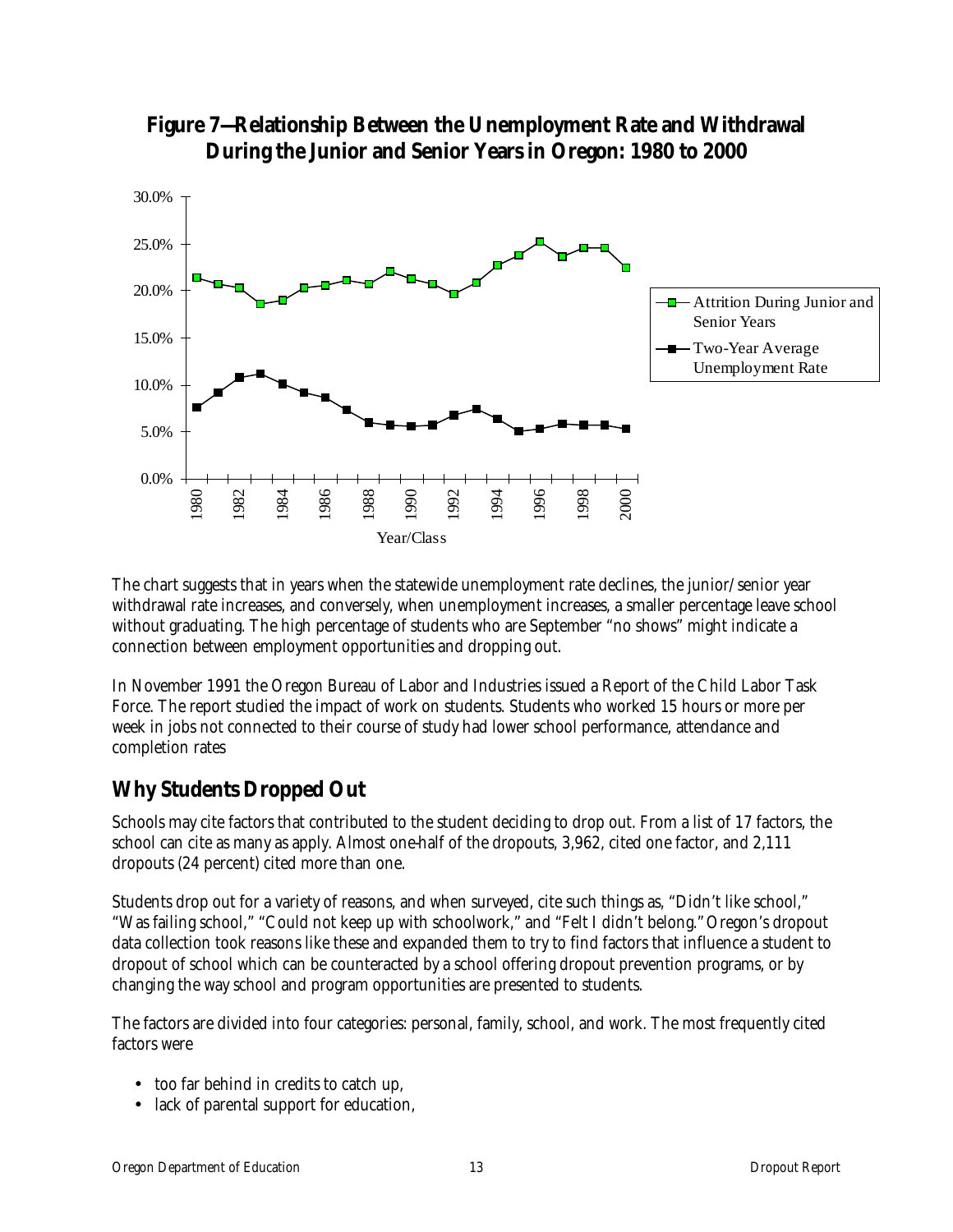**Figure 7—Relationship Between the Unemployment Rate and Withdrawal During the Junior and Senior Years in Oregon: 1980 to 2000**

The chart suggests that in years when the statewide unemployment rate declines, the junior/senior year withdrawal rate increases, and conversely, when unemployment increases, a smaller percentage leave school without graduating. The high percentage of students who are September "no shows" might indicate a connection between employment opportunities and dropping out.

In November 1991 the Oregon Bureau of Labor and Industries issued a Report of the Child Labor Task Force. The report studied the impact of work on students. Students who worked 15 hours or more per week in jobs not connected to their course of study had lower school performance, attendance and completion rates

## Why Students Dropped Out

Schools may cite factors that contributed to the student deciding to drop out. From a list of 17 factors, the school can cite as many as apply. Almost one-half of the dropouts, 3,962, cited one factor, and 2,111 dropouts (24 percent) cited more than one.

Students drop out for a variety of reasons, and when surveyed, cite such things as, "Didn't like school," "Was failing school," "Could not keep up with schoolwork," and "Felt I didn't belong." Oregon's dropout data collection took reasons like these and expanded them to try to find factors that influence a student to dropout of school which can be counteracted by a school offering dropout prevention programs, or by changing the way school and program opportunities are presented to students.

The factors are divided into four categories: personal, family, school, and work. The most frequently cited factors were

- too far behind in credits to catch up,
- lack of parental support for education,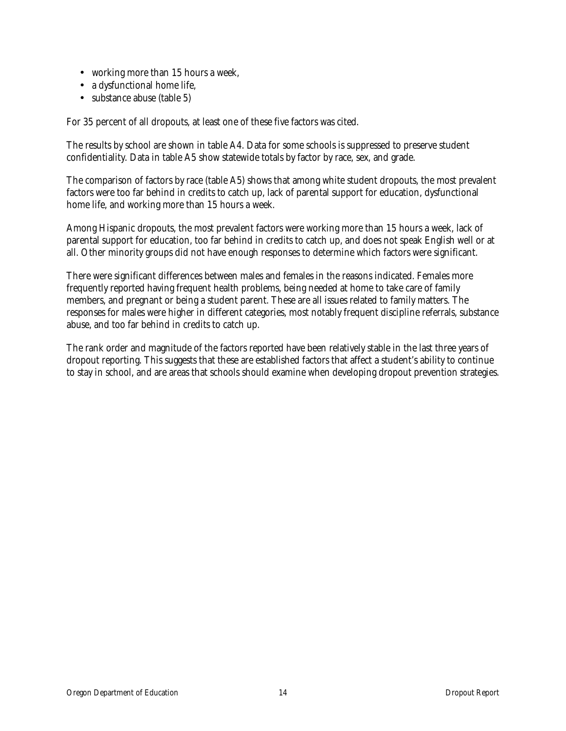- working more than 15 hours a week,
- a dysfunctional home life,
- substance abuse (table 5)

For 35 percent of all dropouts, at least one of these five factors was cited.

The results by school are shown in table A4. Data for some schools is suppressed to preserve student confidentiality. Data in table A5 show statewide totals by factor by race, sex, and grade.

The comparison of factors by race (table A5) shows that among white student dropouts, the most prevalent factors were too far behind in credits to catch up, lack of parental support for education, dysfunctional home life, and working more than 15 hours a week.

Among Hispanic dropouts, the most prevalent factors were working more than 15 hours a week, lack of parental support for education, too far behind in credits to catch up, and does not speak English well or at all. Other minority groups did not have enough responses to determine which factors were significant.

There were significant differences between males and females in the reasons indicated. Females more frequently reported having frequent health problems, being needed at home to take care of family members, and pregnant or being a student parent. These are all issues related to family matters. The responses for males were higher in different categories, most notably frequent discipline referrals, substance abuse, and too far behind in credits to catch up.

The rank order and magnitude of the factors reported have been relatively stable in the last three years of dropout reporting. This suggests that these are established factors that affect a student's ability to continue to stay in school, and are areas that schools should examine when developing dropout prevention strategies.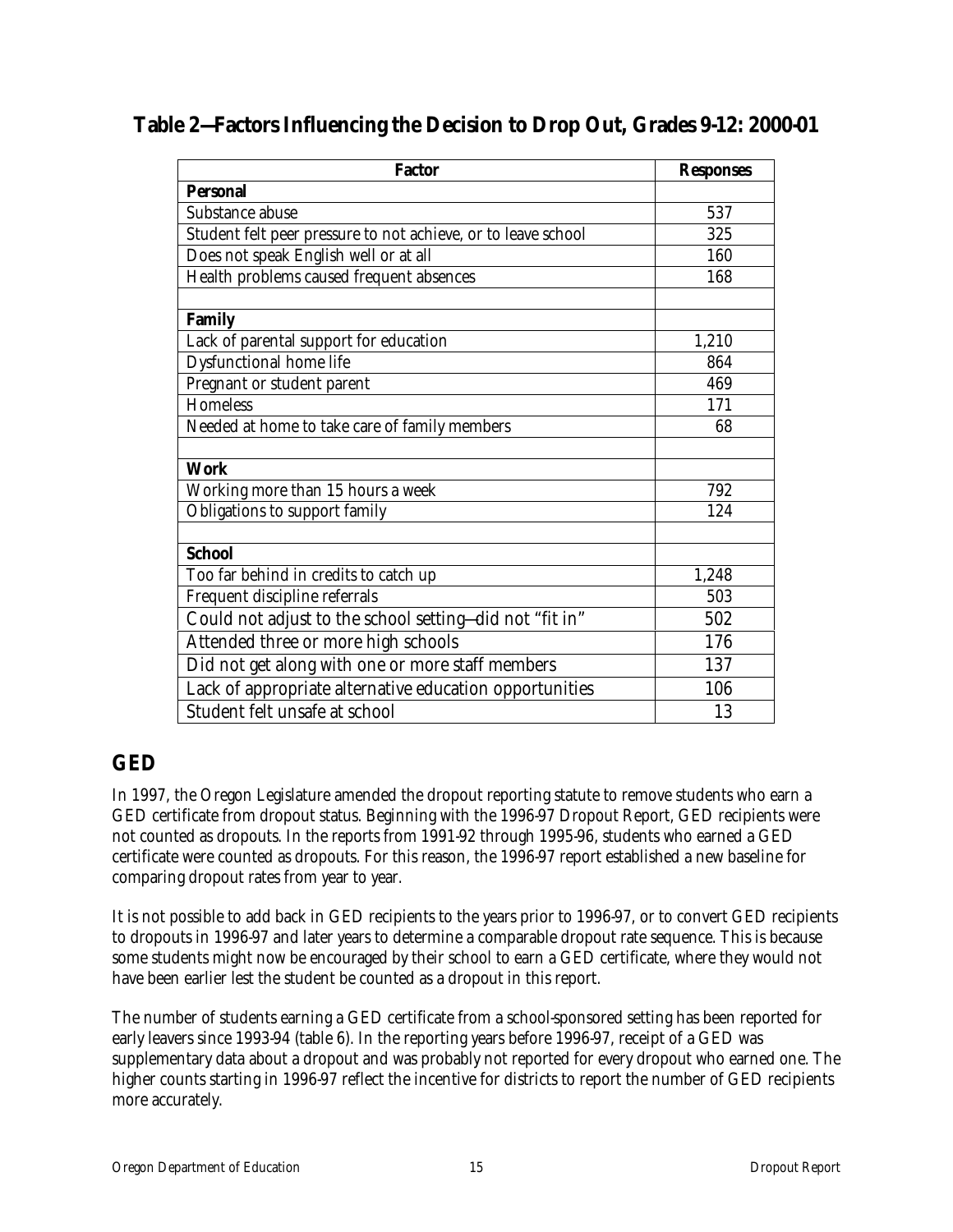## Table 2—Factors Influencing the Decision to Drop Out, Grades 9-12: 2000-01

| Factor | Responses |
|---|---|
| **Personal** | |
| Substance abuse | 537 |
| Student felt peer pressure to not achieve, or to leave school | 325 |
| Does not speak English well or at all | 160 |
| Health problems caused frequent absences | 168 |
| | |
| **Family** | |
| Lack of parental support for education | 1,210 |
| Dysfunctional home life | 864 |
| Pregnant or student parent | 469 |
| Homeless | 171 |
| Needed at home to take care of family members | 68 |
| | |
| **Work** | |
| Working more than 15 hours a week | 792 |
| Obligations to support family | 124 |
| | |
| **School** | |
| Too far behind in credits to catch up | 1,248 |
| Frequent discipline referrals | 503 |
| Could not adjust to the school setting—did not "fit in" | 502 |
| Attended three or more high schools | 176 |
| Did not get along with one or more staff members | 137 |
| Lack of appropriate alternative education opportunities | 106 |
| Student felt unsafe at school | 13 |

## GED

In 1997, the Oregon Legislature amended the dropout reporting statute to remove students who earn a GED certificate from dropout status. Beginning with the 1996-97 Dropout Report, GED recipients were not counted as dropouts. In the reports from 1991-92 through 1995-96, students who earned a GED certificate were counted as dropouts. For this reason, the 1996-97 report established a new baseline for comparing dropout rates from year to year.

It is not possible to add back in GED recipients to the years prior to 1996-97, or to convert GED recipients to dropouts in 1996-97 and later years to determine a comparable dropout rate sequence. This is because some students might now be encouraged by their school to earn a GED certificate, where they would not have been earlier lest the student be counted as a dropout in this report.

The number of students earning a GED certificate from a school-sponsored setting has been reported for early leavers since 1993-94 (table 6). In the reporting years before 1996-97, receipt of a GED was supplementary data about a dropout and was probably not reported for every dropout who earned one. The higher counts starting in 1996-97 reflect the incentive for districts to report the number of GED recipients more accurately.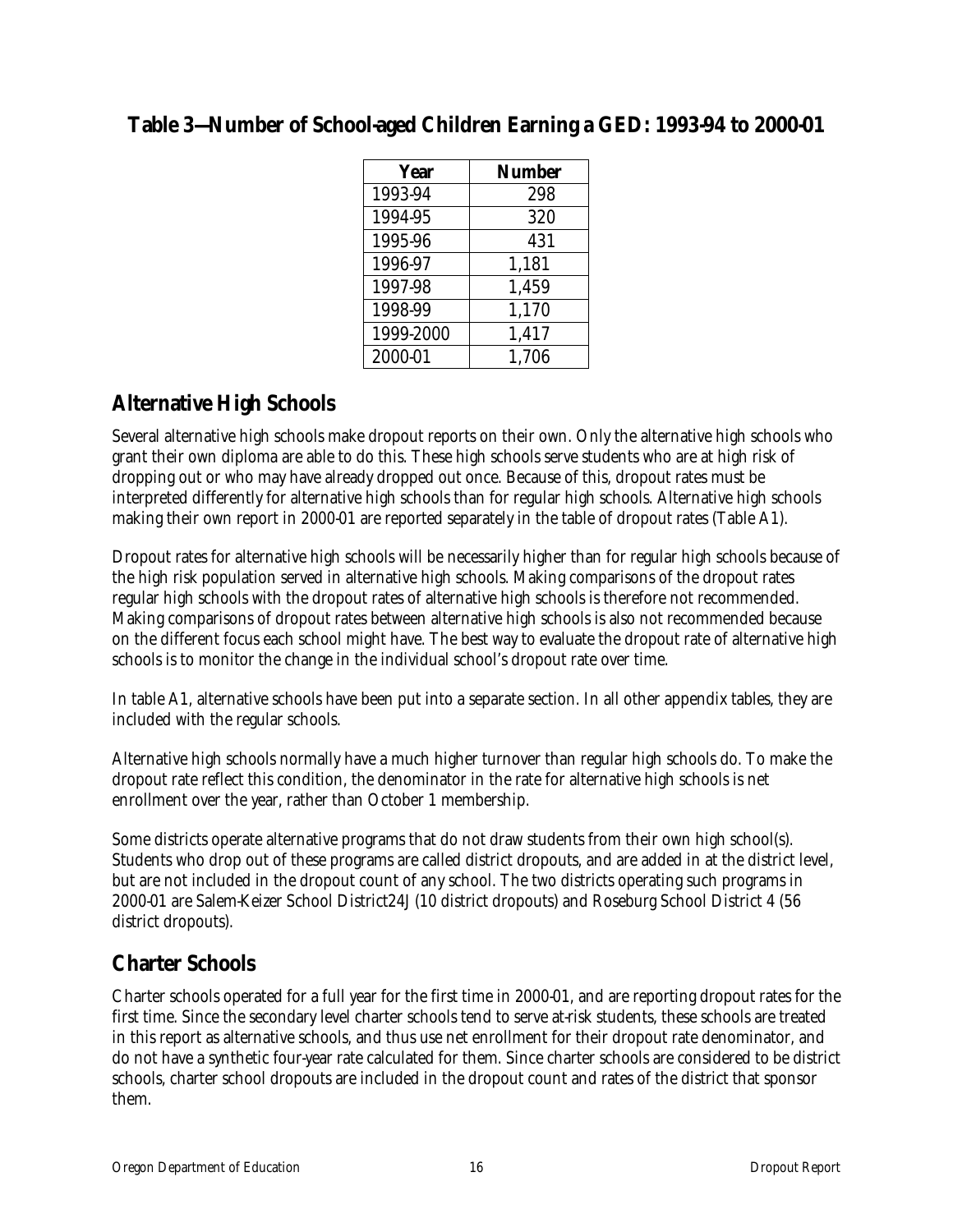## Table 3—Number of School-aged Children Earning a GED: 1993-94 to 2000-01

| Year | Number |
|---|---|
| 1993-94 | 298 |
| 1994-95 | 320 |
| 1995-96 | 431 |
| 1996-97 | 1,181 |
| 1997-98 | 1,459 |
| 1998-99 | 1,170 |
| 1999-2000 | 1,417 |
| 2000-01 | 1,706 |

## Alternative High Schools

Several alternative high schools make dropout reports on their own. Only the alternative high schools who grant their own diploma are able to do this. These high schools serve students who are at high risk of dropping out or who may have already dropped out once. Because of this, dropout rates must be interpreted differently for alternative high schools than for regular high schools. Alternative high schools making their own report in 2000-01 are reported separately in the table of dropout rates (Table A1).

Dropout rates for alternative high schools will be necessarily higher than for regular high schools because of the high risk population served in alternative high schools. Making comparisons of the dropout rates regular high schools with the dropout rates of alternative high schools is therefore not recommended. Making comparisons of dropout rates between alternative high schools is also not recommended because on the different focus each school might have. The best way to evaluate the dropout rate of alternative high schools is to monitor the change in the individual school's dropout rate over time.

In table A1, alternative schools have been put into a separate section. In all other appendix tables, they are included with the regular schools.

Alternative high schools normally have a much higher turnover than regular high schools do. To make the dropout rate reflect this condition, the denominator in the rate for alternative high schools is net enrollment over the year, rather than October 1 membership.

Some districts operate alternative programs that do not draw students from their own high school(s). Students who drop out of these programs are called district dropouts, and are added in at the district level, but are not included in the dropout count of any school. The two districts operating such programs in 2000-01 are Salem-Keizer School District24J (10 district dropouts) and Roseburg School District 4 (56 district dropouts).

## Charter Schools

Charter schools operated for a full year for the first time in 2000-01, and are reporting dropout rates for the first time. Since the secondary level charter schools tend to serve at-risk students, these schools are treated in this report as alternative schools, and thus use net enrollment for their dropout rate denominator, and do not have a synthetic four-year rate calculated for them. Since charter schools are considered to be district schools, charter school dropouts are included in the dropout count and rates of the district that sponsor them.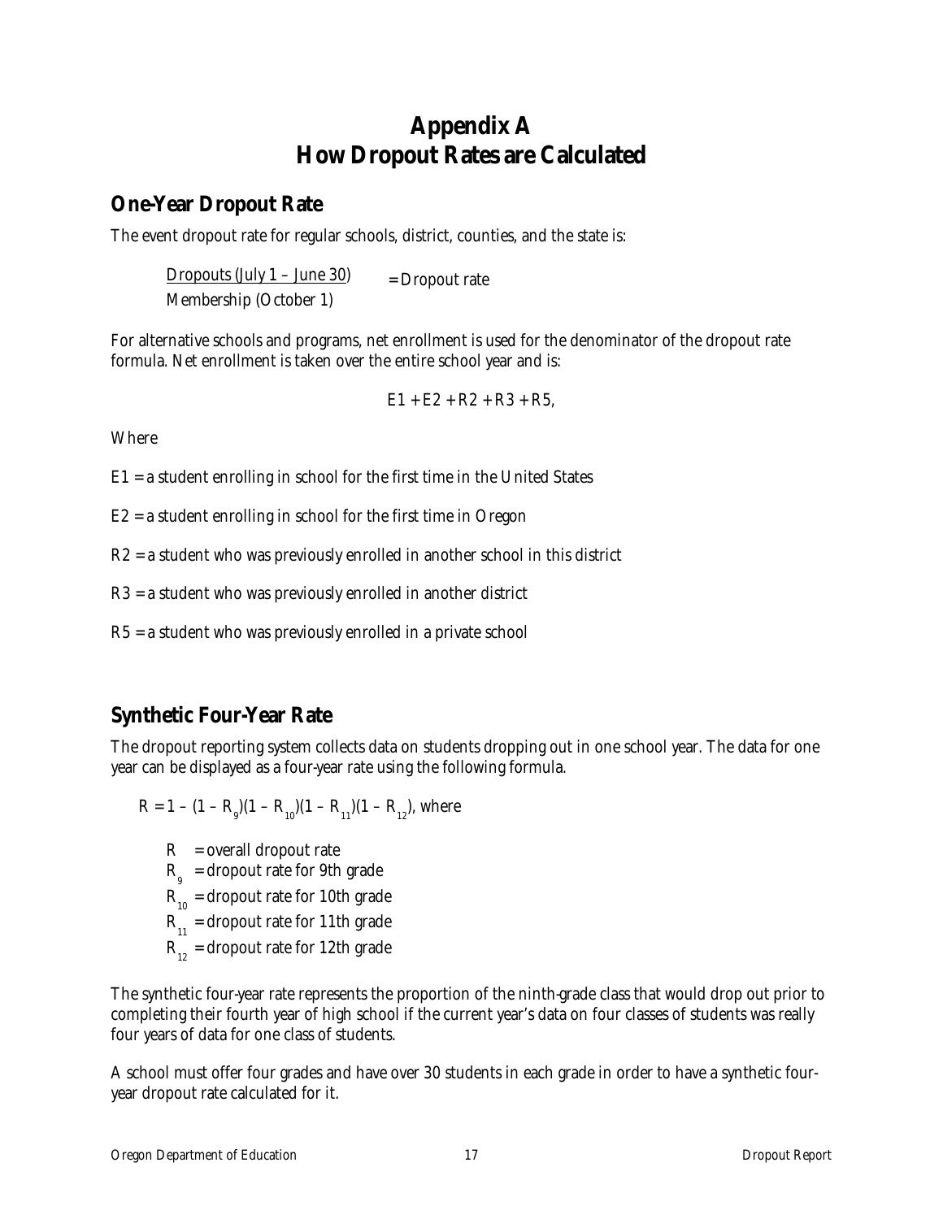# Appendix A
# How Dropout Rates are Calculated

## One-Year Dropout Rate

The event dropout rate for regular schools, district, counties, and the state is:

$$\frac{\text{Dropouts (July 1 – June 30)}}{\text{Membership (October 1)}} = \text{Dropout rate}$$

For alternative schools and programs, net enrollment is used for the denominator of the dropout rate formula. Net enrollment is taken over the entire school year and is:

$$E1 + E2 + R2 + R3 + R5,$$

Where

E1 = a student enrolling in school for the first time in the United States

E2 = a student enrolling in school for the first time in Oregon

R2 = a student who was previously enrolled in another school in this district

R3 = a student who was previously enrolled in another district

R5 = a student who was previously enrolled in a private school

## Synthetic Four-Year Rate

The dropout reporting system collects data on students dropping out in one school year. The data for one year can be displayed as a four-year rate using the following formula.

$$R = 1 - (1 - R_9)(1 - R_{10})(1 - R_{11})(1 - R_{12}), \text{ where}$$

$R$ = overall dropout rate

$R_9$ = dropout rate for 9th grade

$R_{10}$ = dropout rate for 10th grade

$R_{11}$ = dropout rate for 11th grade

$R_{12}$ = dropout rate for 12th grade

The synthetic four-year rate represents the proportion of the ninth-grade class that would drop out prior to completing their fourth year of high school if the current year's data on four classes of students was really four years of data for one class of students.

A school must offer four grades and have over 30 students in each grade in order to have a synthetic four-year dropout rate calculated for it.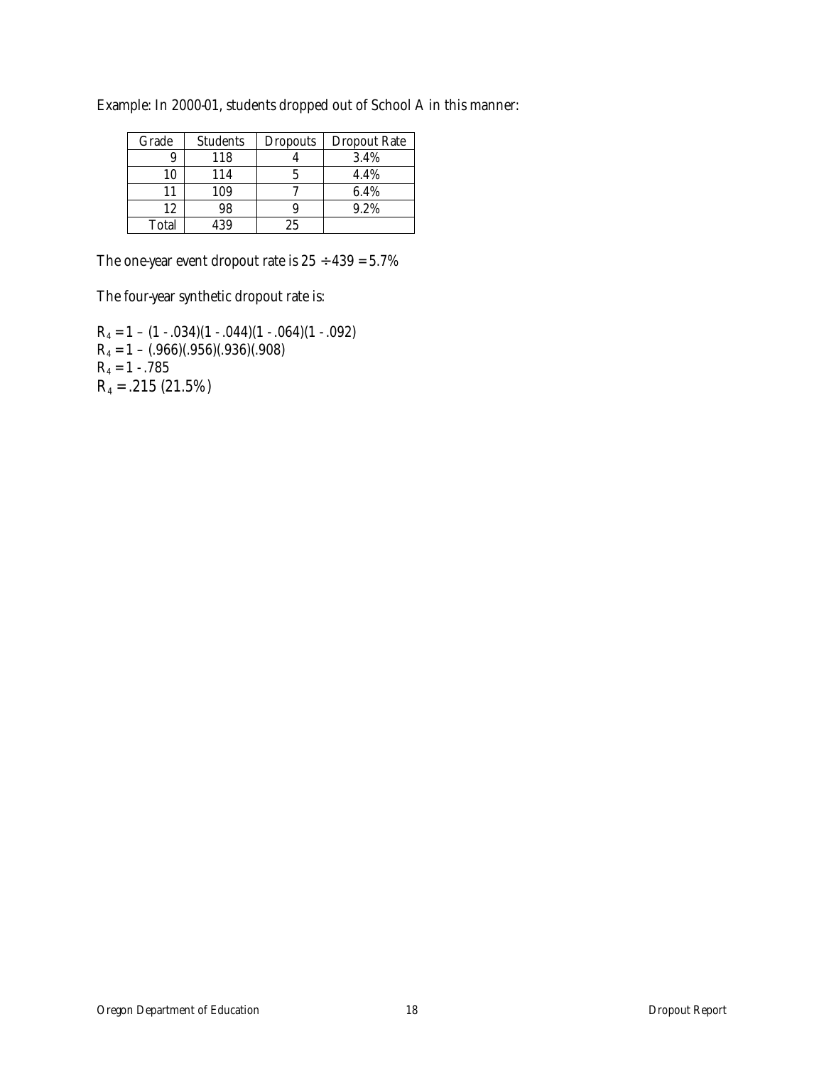Example: In 2000-01, students dropped out of School A in this manner:

| Grade | Students | Dropouts | Dropout Rate |
|---|---|---|---|
| 9 | 118 | 4 | 3.4% |
| 10 | 114 | 5 | 4.4% |
| 11 | 109 | 7 | 6.4% |
| 12 | 98 | 9 | 9.2% |
| Total | 439 | 25 | |

The one-year event dropout rate is $25 \div 439 = 5.7\%$

The four-year synthetic dropout rate is:

$R_4 = 1 - (1 - .034)(1 - .044)(1 - .064)(1 - .092)$

$R_4 = 1 - (.966)(.956)(.936)(.908)$

$R_4 = 1 - .785$

$R_4 = .215$ (21.5%)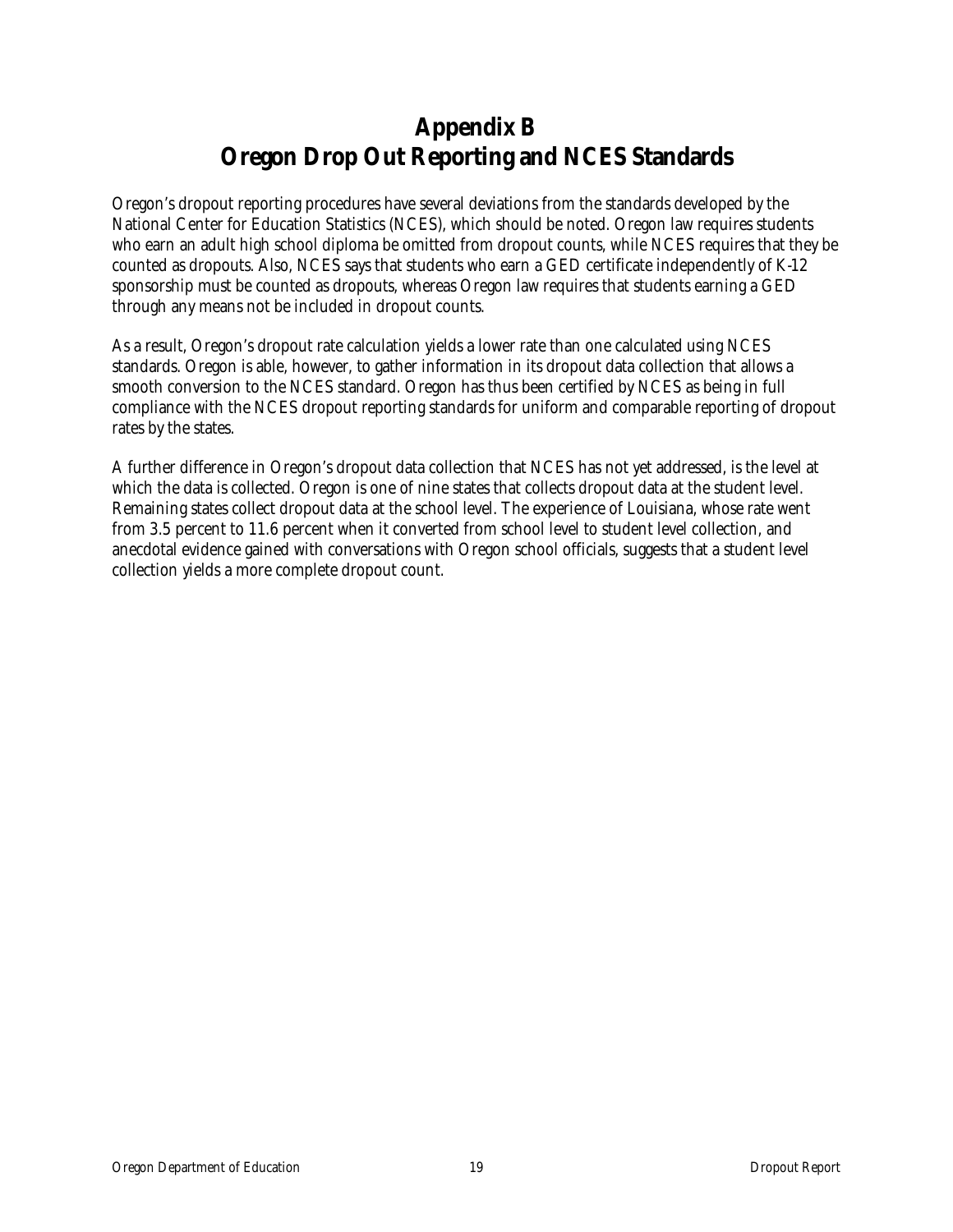# Appendix B
# Oregon Drop Out Reporting and NCES Standards

Oregon's dropout reporting procedures have several deviations from the standards developed by the National Center for Education Statistics (NCES), which should be noted. Oregon law requires students who earn an adult high school diploma be omitted from dropout counts, while NCES requires that they be counted as dropouts. Also, NCES says that students who earn a GED certificate independently of K-12 sponsorship must be counted as dropouts, whereas Oregon law requires that students earning a GED through any means not be included in dropout counts.

As a result, Oregon's dropout rate calculation yields a lower rate than one calculated using NCES standards. Oregon is able, however, to gather information in its dropout data collection that allows a smooth conversion to the NCES standard. Oregon has thus been certified by NCES as being in full compliance with the NCES dropout reporting standards for uniform and comparable reporting of dropout rates by the states.

A further difference in Oregon's dropout data collection that NCES has not yet addressed, is the level at which the data is collected. Oregon is one of nine states that collects dropout data at the student level. Remaining states collect dropout data at the school level. The experience of Louisiana, whose rate went from 3.5 percent to 11.6 percent when it converted from school level to student level collection, and anecdotal evidence gained with conversations with Oregon school officials, suggests that a student level collection yields a more complete dropout count.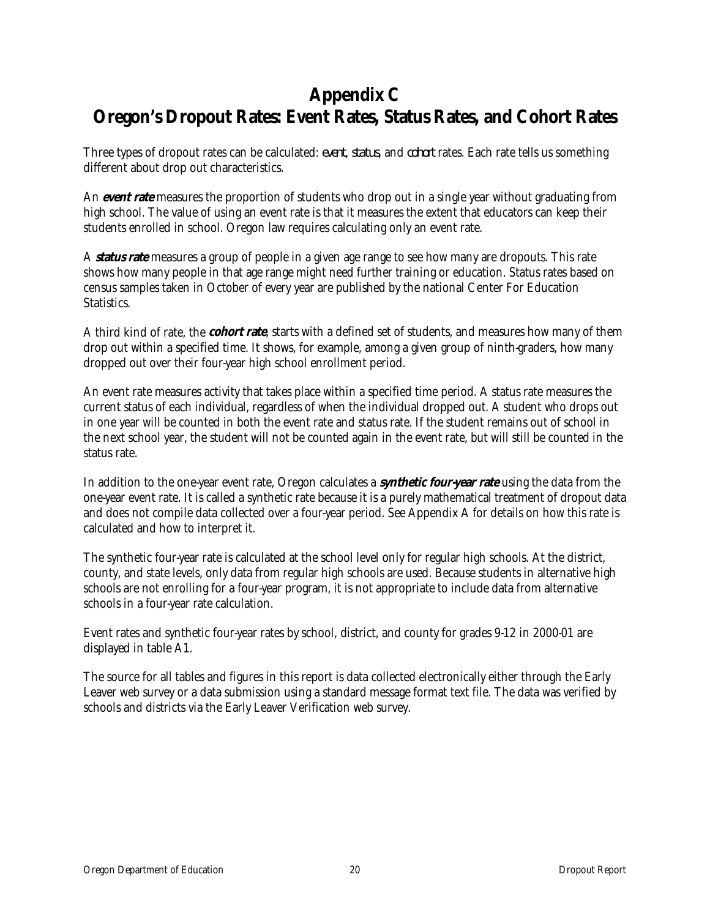# Appendix C
# Oregon's Dropout Rates: Event Rates, Status Rates, and Cohort Rates

Three types of dropout rates can be calculated: *event*, *status*, and *cohort* rates. Each rate tells us something different about drop out characteristics.

An ***event rate*** measures the proportion of students who drop out in a single year without graduating from high school. The value of using an event rate is that it measures the extent that educators can keep their students enrolled in school. Oregon law requires calculating only an event rate.

A ***status rate*** measures a group of people in a given age range to see how many are dropouts. This rate shows how many people in that age range might need further training or education. Status rates based on census samples taken in October of every year are published by the national Center For Education Statistics.

A third kind of rate, the ***cohort rate***, starts with a defined set of students, and measures how many of them drop out within a specified time. It shows, for example, among a given group of ninth-graders, how many dropped out over their four-year high school enrollment period.

An event rate measures activity that takes place within a specified time period. A status rate measures the current status of each individual, regardless of when the individual dropped out. A student who drops out in one year will be counted in both the event rate and status rate. If the student remains out of school in the next school year, the student will not be counted again in the event rate, but will still be counted in the status rate.

In addition to the one-year event rate, Oregon calculates a ***synthetic four-year rate*** using the data from the one-year event rate. It is called a synthetic rate because it is a purely mathematical treatment of dropout data and does not compile data collected over a four-year period. See Appendix A for details on how this rate is calculated and how to interpret it.

The synthetic four-year rate is calculated at the school level only for regular high schools. At the district, county, and state levels, only data from regular high schools are used. Because students in alternative high schools are not enrolling for a four-year program, it is not appropriate to include data from alternative schools in a four-year rate calculation.

Event rates and synthetic four-year rates by school, district, and county for grades 9-12 in 2000-01 are displayed in table A1.

The source for all tables and figures in this report is data collected electronically either through the Early Leaver web survey or a data submission using a standard message format text file. The data was verified by schools and districts via the Early Leaver Verification web survey.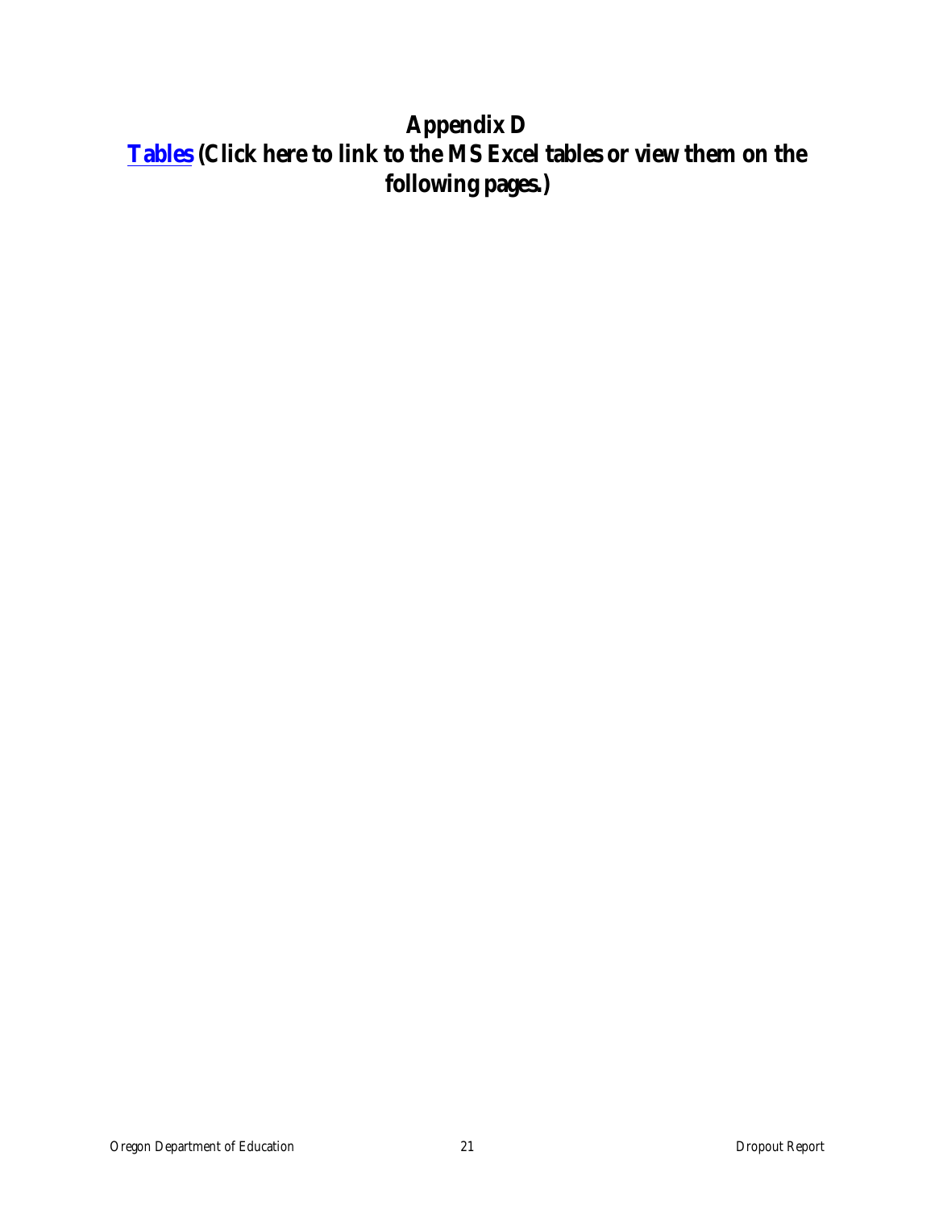# Appendix D

## Tables (Click here to link to the MS Excel tables or view them on the following pages.)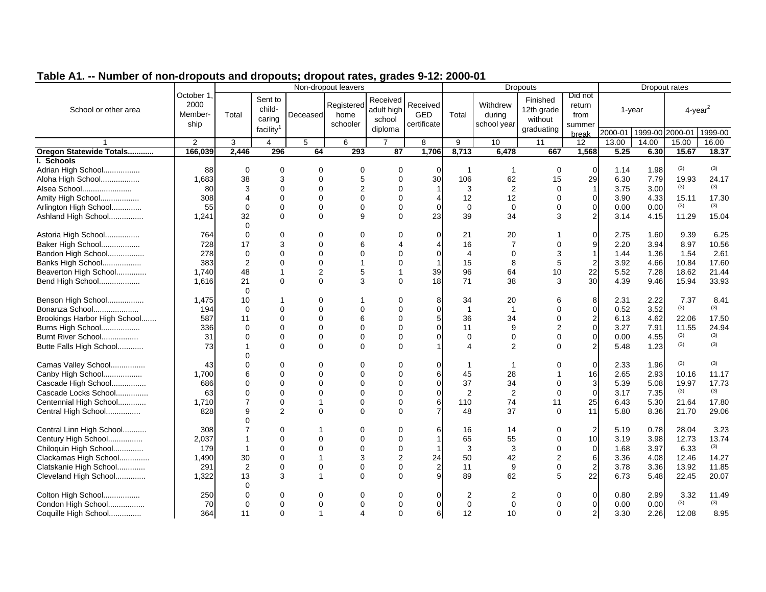## Table A1. -- Number of non-dropouts and dropouts; dropout rates, grades 9-12: 2000-01

| School or other area | October 1, 2000 Membership | Non-dropout leavers | | | | | | Dropouts | | | | Dropout rates | | | |
|---|---|---|---|---|---|---|---|---|---|---|---|---|---|---|---|
| | | Total | Sent to child-caring facility[1] | Deceased | Registered home schooler | Received adult high school diploma | Received GED certificate | Total | Withdrew during school year | Finished 12th grade without graduating | Did not return from summer break | 1-year | | 4-year[2] | |
| | | | | | | | | | | | | 2000-01 | 1999-00 | 2000-01 | 1999-00 |
| 1 | 2 | 3 | 4 | 5 | 6 | 7 | 8 | 9 | 10 | 11 | 12 | 13.00 | 14.00 | 15.00 | 16.00 |
| **Oregon Statewide Totals............** | **166,039** | **2,446** | **296** | **64** | **293** | **87** | **1,706** | **8,713** | **6,478** | **667** | **1,568** | **5.25** | **6.30** | **15.67** | **18.37** |
| **I. Schools** | | | | | | | | | | | | | | | |
| Adrian High School................. | 88 | 0 | 0 | 0 | 0 | 0 | 0 | 1 | 1 | 0 | 0 | 1.14 | 1.98 | (3) | (3) |
| Aloha High School.................. | 1,683 | 38 | 3 | 0 | 5 | 0 | 30 | 106 | 62 | 15 | 29 | 6.30 | 7.79 | 19.93 | 24.17 |
| Alsea School....................... | 80 | 3 | 0 | 0 | 2 | 0 | 1 | 3 | 2 | 0 | 1 | 3.75 | 3.00 | (3) | (3) |
| Amity High School.................. | 308 | 4 | 0 | 0 | 0 | 0 | 4 | 12 | 12 | 0 | 0 | 3.90 | 4.33 | 15.11 | 17.30 |
| Arlington High School.............. | 55 | 0 | 0 | 0 | 0 | 0 | 0 | 0 | 0 | 0 | 0 | 0.00 | 0.00 | (3) | (3) |
| Ashland High School................ | 1,241 | 32 | 0 | 0 | 9 | 0 | 23 | 39 | 34 | 3 | 2 | 3.14 | 4.15 | 11.29 | 15.04 |
| | | 0 | | | | | | | | | | | | | |
| Astoria High School................ | 764 | 0 | 0 | 0 | 0 | 0 | 0 | 21 | 20 | 1 | 0 | 2.75 | 1.60 | 9.39 | 6.25 |
| Baker High School.................. | 728 | 17 | 3 | 0 | 6 | 4 | 4 | 16 | 7 | 0 | 9 | 2.20 | 3.94 | 8.97 | 10.56 |
| Bandon High School................. | 278 | 0 | 0 | 0 | 0 | 0 | 0 | 4 | 0 | 3 | 1 | 1.44 | 1.36 | 1.54 | 2.61 |
| Banks High School.................. | 383 | 2 | 0 | 0 | 1 | 0 | 1 | 15 | 8 | 5 | 2 | 3.92 | 4.66 | 10.84 | 17.60 |
| Beaverton High School.............. | 1,740 | 48 | 1 | 2 | 5 | 1 | 39 | 96 | 64 | 10 | 22 | 5.52 | 7.28 | 18.62 | 21.44 |
| Bend High School................... | 1,616 | 21 | 0 | 0 | 3 | 0 | 18 | 71 | 38 | 3 | 30 | 4.39 | 9.46 | 15.94 | 33.93 |
| | | 0 | | | | | | | | | | | | | |
| Benson High School................. | 1,475 | 10 | 1 | 0 | 1 | 0 | 8 | 34 | 20 | 6 | 8 | 2.31 | 2.22 | 7.37 | 8.41 |
| Bonanza School..................... | 194 | 0 | 0 | 0 | 0 | 0 | 0 | 1 | 1 | 0 | 0 | 0.52 | 3.52 | (3) | (3) |
| Brookings Harbor High School....... | 587 | 11 | 0 | 0 | 6 | 0 | 5 | 36 | 34 | 0 | 2 | 6.13 | 4.62 | 22.06 | 17.50 |
| Burns High School.................. | 336 | 0 | 0 | 0 | 0 | 0 | 0 | 11 | 9 | 2 | 0 | 3.27 | 7.91 | 11.55 | 24.94 |
| Burnt River School................. | 31 | 0 | 0 | 0 | 0 | 0 | 0 | 0 | 0 | 0 | 0 | 0.00 | 4.55 | (3) | (3) |
| Butte Falls High School............ | 73 | 1 | 0 | 0 | 0 | 0 | 1 | 4 | 2 | 0 | 2 | 5.48 | 1.23 | (3) | (3) |
| | | 0 | | | | | | | | | | | | | |
| Camas Valley School................ | 43 | 0 | 0 | 0 | 0 | 0 | 0 | 1 | 1 | 0 | 0 | 2.33 | 1.96 | (3) | (3) |
| Canby High School.................. | 1,700 | 6 | 0 | 0 | 0 | 0 | 6 | 45 | 28 | 1 | 16 | 2.65 | 2.93 | 10.16 | 11.17 |
| Cascade High School................ | 686 | 0 | 0 | 0 | 0 | 0 | 0 | 37 | 34 | 0 | 3 | 5.39 | 5.08 | 19.97 | 17.73 |
| Cascade Locks School............... | 63 | 0 | 0 | 0 | 0 | 0 | 0 | 2 | 2 | 0 | 0 | 3.17 | 7.35 | (3) | (3) |
| Centennial High School............. | 1,710 | 7 | 0 | 1 | 0 | 0 | 6 | 110 | 74 | 11 | 25 | 6.43 | 5.30 | 21.64 | 17.80 |
| Central High School................ | 828 | 9 | 2 | 0 | 0 | 0 | 7 | 48 | 37 | 0 | 11 | 5.80 | 8.36 | 21.70 | 29.06 |
| | | 0 | | | | | | | | | | | | | |
| Central Linn High School........... | 308 | 7 | 0 | 1 | 0 | 0 | 6 | 16 | 14 | 0 | 2 | 5.19 | 0.78 | 28.04 | 3.23 |
| Century High School................ | 2,037 | 1 | 0 | 0 | 0 | 0 | 1 | 65 | 55 | 0 | 10 | 3.19 | 3.98 | 12.73 | 13.74 |
| Chiloquin High School.............. | 179 | 1 | 0 | 0 | 0 | 0 | 1 | 3 | 3 | 0 | 0 | 1.68 | 3.97 | 6.33 | (3) |
| Clackamas High School.............. | 1,490 | 30 | 0 | 1 | 3 | 2 | 24 | 50 | 42 | 2 | 6 | 3.36 | 4.08 | 12.46 | 14.27 |
| Clatskanie High School............. | 291 | 2 | 0 | 0 | 0 | 0 | 2 | 11 | 9 | 0 | 2 | 3.78 | 3.36 | 13.92 | 11.85 |
| Cleveland High School.............. | 1,322 | 13 | 3 | 1 | 0 | 0 | 9 | 89 | 62 | 5 | 22 | 6.73 | 5.48 | 22.45 | 20.07 |
| | | 0 | | | | | | | | | | | | | |
| Colton High School................. | 250 | 0 | 0 | 0 | 0 | 0 | 0 | 2 | 2 | 0 | 0 | 0.80 | 2.99 | 3.32 | 11.49 |
| Condon High School................. | 70 | 0 | 0 | 0 | 0 | 0 | 0 | 0 | 0 | 0 | 0 | 0.00 | 0.00 | (3) | (3) |
| Coquille High School............... | 364 | 11 | 0 | 1 | 4 | 0 | 6 | 12 | 10 | 0 | 2 | 3.30 | 2.26 | 12.08 | 8.95 |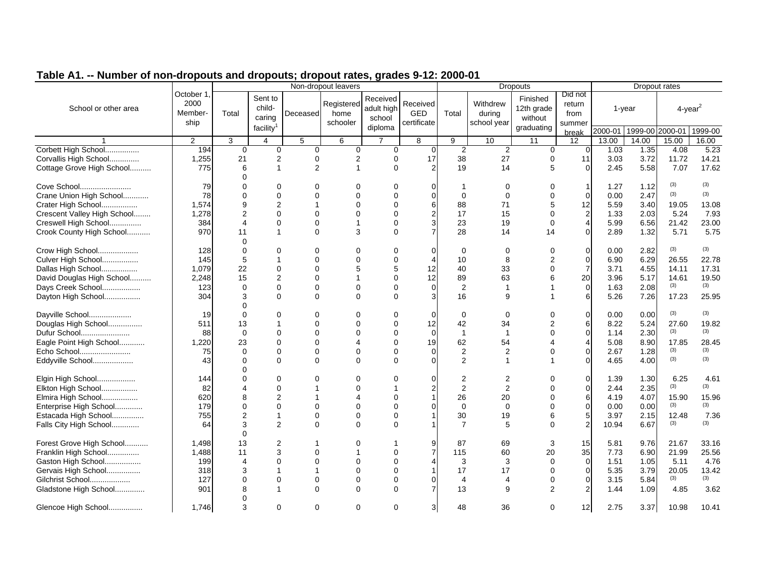## Table A1. -- Number of non-dropouts and dropouts; dropout rates, grades 9-12: 2000-01

| School or other area | October 1, 2000 Membership | Non-dropout leavers | | | | | | Dropouts | | | | Dropout rates | | | |
|---|---|---|---|---|---|---|---|---|---|---|---|---|---|---|---|
| | | Total | Sent to child-caring facility[1] | Deceased | Registered home schooler | Received adult high school diploma | Received GED certificate | Total | Withdrew during school year | Finished 12th grade without graduating | Did not return from summer break | 1-year | | 4-year[2] | |
| | | | | | | | | | | | | 2000-01 | 1999-00 | 2000-01 | 1999-00 |
| 1 | 2 | 3 | 4 | 5 | 6 | 7 | 8 | 9 | 10 | 11 | 12 | 13.00 | 14.00 | 15.00 | 16.00 |
| Corbett High School................ | 194 | 0 | 0 | 0 | 0 | 0 | 0 | 2 | 2 | 0 | 0 | 1.03 | 1.35 | 4.08 | 5.23 |
| Corvallis High School.............. | 1,255 | 21 | 2 | 0 | 2 | 0 | 17 | 38 | 27 | 0 | 11 | 3.03 | 3.72 | 11.72 | 14.21 |
| Cottage Grove High School.......... | 775 | 6 | 1 | 2 | 1 | 0 | 2 | 19 | 14 | 5 | 0 | 2.45 | 5.58 | 7.07 | 17.62 |
| | | 0 | | | | | | | | | | | | | |
| Cove School........................ | 79 | 0 | 0 | 0 | 0 | 0 | 0 | 1 | 0 | 0 | 1 | 1.27 | 1.12 | (3) | (3) |
| Crane Union High School............ | 78 | 0 | 0 | 0 | 0 | 0 | 0 | 0 | 0 | 0 | 0 | 0.00 | 2.47 | (3) | (3) |
| Crater High School................. | 1,574 | 9 | 2 | 1 | 0 | 0 | 6 | 88 | 71 | 5 | 12 | 5.59 | 3.40 | 19.05 | 13.08 |
| Crescent Valley High School........ | 1,278 | 2 | 0 | 0 | 0 | 0 | 2 | 17 | 15 | 0 | 2 | 1.33 | 2.03 | 5.24 | 7.93 |
| Creswell High School............... | 384 | 4 | 0 | 0 | 1 | 0 | 3 | 23 | 19 | 0 | 4 | 5.99 | 6.56 | 21.42 | 23.00 |
| Crook County High School........... | 970 | 11 | 1 | 0 | 3 | 0 | 7 | 28 | 14 | 14 | 0 | 2.89 | 1.32 | 5.71 | 5.75 |
| | | 0 | | | | | | | | | | | | | |
| Crow High School................... | 128 | 0 | 0 | 0 | 0 | 0 | 0 | 0 | 0 | 0 | 0 | 0.00 | 2.82 | (3) | (3) |
| Culver High School................. | 145 | 5 | 1 | 0 | 0 | 0 | 4 | 10 | 8 | 2 | 0 | 6.90 | 6.29 | 26.55 | 22.78 |
| Dallas High School................. | 1,079 | 22 | 0 | 0 | 5 | 5 | 12 | 40 | 33 | 0 | 7 | 3.71 | 4.55 | 14.11 | 17.31 |
| David Douglas High School.......... | 2,248 | 15 | 2 | 0 | 1 | 0 | 12 | 89 | 63 | 6 | 20 | 3.96 | 5.17 | 14.61 | 19.50 |
| Days Creek School.................. | 123 | 0 | 0 | 0 | 0 | 0 | 0 | 2 | 1 | 1 | 0 | 1.63 | 2.08 | (3) | (3) |
| Dayton High School................. | 304 | 3 | 0 | 0 | 0 | 0 | 3 | 16 | 9 | 1 | 6 | 5.26 | 7.26 | 17.23 | 25.95 |
| | | 0 | | | | | | | | | | | | | |
| Dayville School.................... | 19 | 0 | 0 | 0 | 0 | 0 | 0 | 0 | 0 | 0 | 0 | 0.00 | 0.00 | (3) | (3) |
| Douglas High School................ | 511 | 13 | 1 | 0 | 0 | 0 | 12 | 42 | 34 | 2 | 6 | 8.22 | 5.24 | 27.60 | 19.82 |
| Dufur School....................... | 88 | 0 | 0 | 0 | 0 | 0 | 0 | 1 | 1 | 0 | 0 | 1.14 | 2.30 | (3) | (3) |
| Eagle Point High School............ | 1,220 | 23 | 0 | 0 | 4 | 0 | 19 | 62 | 54 | 4 | 4 | 5.08 | 8.90 | 17.85 | 28.45 |
| Echo School........................ | 75 | 0 | 0 | 0 | 0 | 0 | 0 | 2 | 2 | 0 | 0 | 2.67 | 1.28 | (3) | (3) |
| Eddyville School................... | 43 | 0 | 0 | 0 | 0 | 0 | 0 | 2 | 1 | 1 | 0 | 4.65 | 4.00 | (3) | (3) |
| | | 0 | | | | | | | | | | | | | |
| Elgin High School.................. | 144 | 0 | 0 | 0 | 0 | 0 | 0 | 2 | 2 | 0 | 0 | 1.39 | 1.30 | 6.25 | 4.61 |
| Elkton High School................. | 82 | 4 | 0 | 1 | 0 | 1 | 2 | 2 | 2 | 0 | 0 | 2.44 | 2.35 | (3) | (3) |
| Elmira High School................. | 620 | 8 | 2 | 1 | 4 | 0 | 1 | 26 | 20 | 0 | 6 | 4.19 | 4.07 | 15.90 | 15.96 |
| Enterprise High School............. | 179 | 0 | 0 | 0 | 0 | 0 | 0 | 0 | 0 | 0 | 0 | 0.00 | 0.00 | (3) | (3) |
| Estacada High School............... | 755 | 2 | 1 | 0 | 0 | 0 | 1 | 30 | 19 | 6 | 5 | 3.97 | 2.15 | 12.48 | 7.36 |
| Falls City High School............. | 64 | 3 | 2 | 0 | 0 | 0 | 1 | 7 | 5 | 0 | 2 | 10.94 | 6.67 | (3) | (3) |
| | | 0 | | | | | | | | | | | | | |
| Forest Grove High School........... | 1,498 | 13 | 2 | 1 | 0 | 1 | 9 | 87 | 69 | 3 | 15 | 5.81 | 9.76 | 21.67 | 33.16 |
| Franklin High School............... | 1,488 | 11 | 3 | 0 | 1 | 0 | 7 | 115 | 60 | 20 | 35 | 7.73 | 6.90 | 21.99 | 25.56 |
| Gaston High School................. | 199 | 4 | 0 | 0 | 0 | 0 | 4 | 3 | 3 | 0 | 0 | 1.51 | 1.05 | 5.11 | 4.76 |
| Gervais High School................ | 318 | 3 | 1 | 1 | 0 | 0 | 1 | 17 | 17 | 0 | 0 | 5.35 | 3.79 | 20.05 | 13.42 |
| Gilchrist School................... | 127 | 0 | 0 | 0 | 0 | 0 | 0 | 4 | 4 | 0 | 0 | 3.15 | 5.84 | (3) | (3) |
| Gladstone High School.............. | 901 | 8 | 1 | 0 | 0 | 0 | 7 | 13 | 9 | 2 | 2 | 1.44 | 1.09 | 4.85 | 3.62 |
| | | 0 | | | | | | | | | | | | | |
| Glencoe High School................ | 1,746 | 3 | 0 | 0 | 0 | 0 | 3 | 48 | 36 | 0 | 12 | 2.75 | 3.37 | 10.98 | 10.41 |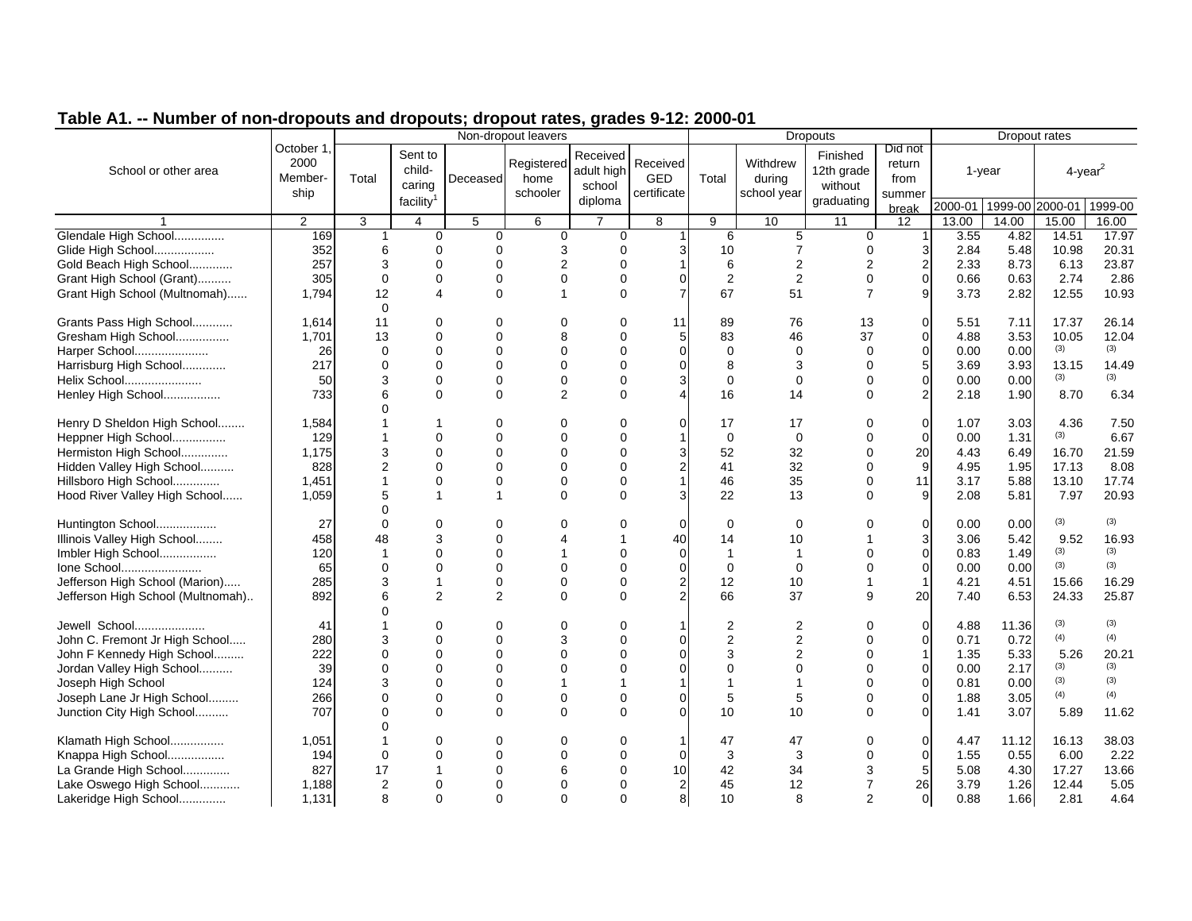## Table A1. -- Number of non-dropouts and dropouts; dropout rates, grades 9-12: 2000-01

| School or other area | October 1, 2000 Membership | Non-dropout leavers | | | | | | Dropouts | | | | Dropout rates | | | |
|---|---|---|---|---|---|---|---|---|---|---|---|---|---|---|---|
| | | Total | Sent to child-caring facility[1] | Deceased | Registered home schooler | Received adult high school diploma | Received GED certificate | Total | Withdrew during school year | Finished 12th grade without graduating | Did not return from summer break | 1-year | | 4-year[2] | |
| | | | | | | | | | | | | 2000-01 | 1999-00 | 2000-01 | 1999-00 |
| 1 | 2 | 3 | 4 | 5 | 6 | 7 | 8 | 9 | 10 | 11 | 12 | 13.00 | 14.00 | 15.00 | 16.00 |
| Glendale High School............... | 169 | 1 | 0 | 0 | 0 | 0 | 1 | 6 | 5 | 0 | 1 | 3.55 | 4.82 | 14.51 | 17.97 |
| Glide High School.................. | 352 | 6 | 0 | 0 | 3 | 0 | 3 | 10 | 7 | 0 | 3 | 2.84 | 5.48 | 10.98 | 20.31 |
| Gold Beach High School............. | 257 | 3 | 0 | 0 | 2 | 0 | 1 | 6 | 2 | 2 | 2 | 2.33 | 8.73 | 6.13 | 23.87 |
| Grant High School (Grant).......... | 305 | 0 | 0 | 0 | 0 | 0 | 0 | 2 | 2 | 0 | 0 | 0.66 | 0.63 | 2.74 | 2.86 |
| Grant High School (Multnomah)...... | 1,794 | 12 | 4 | 0 | 1 | 0 | 7 | 67 | 51 | 7 | 9 | 3.73 | 2.82 | 12.55 | 10.93 |
| Grants Pass High School............ | 1,614 | 11 | 0 | 0 | 0 | 0 | 11 | 89 | 76 | 13 | 0 | 5.51 | 7.11 | 17.37 | 26.14 |
| Gresham High School................ | 1,701 | 13 | 0 | 0 | 8 | 0 | 5 | 83 | 46 | 37 | 0 | 4.88 | 3.53 | 10.05 | 12.04 |
| Harper School...................... | 26 | 0 | 0 | 0 | 0 | 0 | 0 | 0 | 0 | 0 | 0 | 0.00 | 0.00 | (3) | (3) |
| Harrisburg High School............. | 217 | 0 | 0 | 0 | 0 | 0 | 0 | 8 | 3 | 0 | 5 | 3.69 | 3.93 | 13.15 | 14.49 |
| Helix School....................... | 50 | 3 | 0 | 0 | 0 | 0 | 3 | 0 | 0 | 0 | 0 | 0.00 | 0.00 | (3) | (3) |
| Henley High School................. | 733 | 6 | 0 | 0 | 2 | 0 | 4 | 16 | 14 | 0 | 2 | 2.18 | 1.90 | 8.70 | 6.34 |
| Henry D Sheldon High School........ | 1,584 | 1 | 1 | 0 | 0 | 0 | 0 | 17 | 17 | 0 | 0 | 1.07 | 3.03 | 4.36 | 7.50 |
| Heppner High School................ | 129 | 1 | 0 | 0 | 0 | 0 | 1 | 0 | 0 | 0 | 0 | 0.00 | 1.31 | (3) | 6.67 |
| Hermiston High School.............. | 1,175 | 3 | 0 | 0 | 0 | 0 | 3 | 52 | 32 | 0 | 20 | 4.43 | 6.49 | 16.70 | 21.59 |
| Hidden Valley High School.......... | 828 | 2 | 0 | 0 | 0 | 0 | 2 | 41 | 32 | 0 | 9 | 4.95 | 1.95 | 17.13 | 8.08 |
| Hillsboro High School.............. | 1,451 | 1 | 0 | 0 | 0 | 0 | 1 | 46 | 35 | 0 | 11 | 3.17 | 5.88 | 13.10 | 17.74 |
| Hood River Valley High School...... | 1,059 | 5 | 1 | 1 | 0 | 0 | 3 | 22 | 13 | 0 | 9 | 2.08 | 5.81 | 7.97 | 20.93 |
| Huntington School.................. | 27 | 0 | 0 | 0 | 0 | 0 | 0 | 0 | 0 | 0 | 0 | 0.00 | 0.00 | (3) | (3) |
| Illinois Valley High School........ | 458 | 48 | 3 | 0 | 4 | 1 | 40 | 14 | 10 | 1 | 3 | 3.06 | 5.42 | 9.52 | 16.93 |
| Imbler High School................. | 120 | 1 | 0 | 0 | 1 | 0 | 0 | 1 | 1 | 0 | 0 | 0.83 | 1.49 | (3) | (3) |
| Ione School........................ | 65 | 0 | 0 | 0 | 0 | 0 | 0 | 0 | 0 | 0 | 0 | 0.00 | 0.00 | (3) | (3) |
| Jefferson High School (Marion)..... | 285 | 3 | 1 | 0 | 0 | 0 | 2 | 12 | 10 | 1 | 1 | 4.21 | 4.51 | 15.66 | 16.29 |
| Jefferson High School (Multnomah).. | 892 | 6 | 2 | 2 | 0 | 0 | 2 | 66 | 37 | 9 | 20 | 7.40 | 6.53 | 24.33 | 25.87 |
| Jewell School...................... | 41 | 1 | 0 | 0 | 0 | 0 | 1 | 2 | 2 | 0 | 0 | 4.88 | 11.36 | (3) | (3) |
| John C. Fremont Jr High School..... | 280 | 3 | 0 | 0 | 3 | 0 | 0 | 2 | 2 | 0 | 0 | 0.71 | 0.72 | (4) | (4) |
| John F Kennedy High School......... | 222 | 0 | 0 | 0 | 0 | 0 | 0 | 3 | 2 | 0 | 1 | 1.35 | 5.33 | 5.26 | 20.21 |
| Jordan Valley High School.......... | 39 | 0 | 0 | 0 | 0 | 0 | 0 | 0 | 0 | 0 | 0 | 0.00 | 2.17 | (3) | (3) |
| Joseph High School | 124 | 3 | 0 | 0 | 1 | 1 | 1 | 1 | 1 | 0 | 0 | 0.81 | 0.00 | (3) | (3) |
| Joseph Lane Jr High School......... | 266 | 0 | 0 | 0 | 0 | 0 | 0 | 5 | 5 | 0 | 0 | 1.88 | 3.05 | (4) | (4) |
| Junction City High School.......... | 707 | 0 | 0 | 0 | 0 | 0 | 0 | 10 | 10 | 0 | 0 | 1.41 | 3.07 | 5.89 | 11.62 |
| Klamath High School................ | 1,051 | 1 | 0 | 0 | 0 | 0 | 1 | 47 | 47 | 0 | 0 | 4.47 | 11.12 | 16.13 | 38.03 |
| Knappa High School................. | 194 | 0 | 0 | 0 | 0 | 0 | 0 | 3 | 3 | 0 | 0 | 1.55 | 0.55 | 6.00 | 2.22 |
| La Grande High School.............. | 827 | 17 | 1 | 0 | 6 | 0 | 10 | 42 | 34 | 3 | 5 | 5.08 | 4.30 | 17.27 | 13.66 |
| Lake Oswego High School............ | 1,188 | 2 | 0 | 0 | 0 | 0 | 2 | 45 | 12 | 7 | 26 | 3.79 | 1.26 | 12.44 | 5.05 |
| Lakeridge High School.............. | 1,131 | 8 | 0 | 0 | 0 | 0 | 8 | 10 | 8 | 2 | 0 | 0.88 | 1.66 | 2.81 | 4.64 |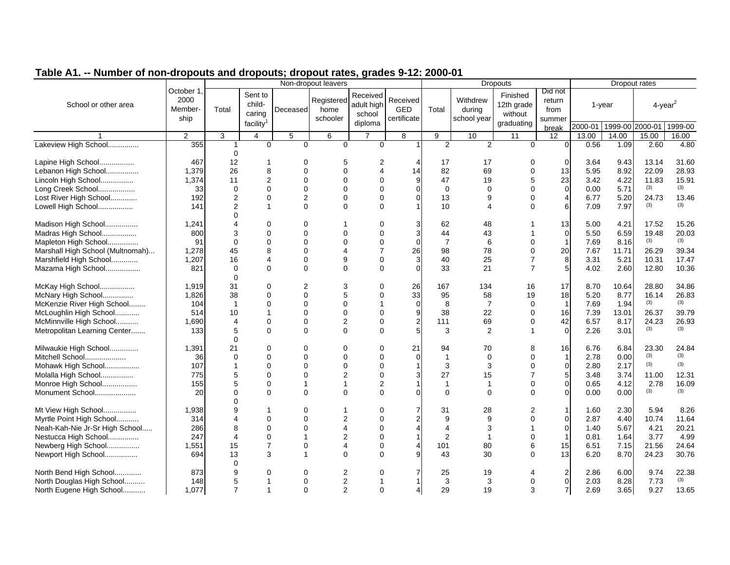## Table A1. -- Number of non-dropouts and dropouts; dropout rates, grades 9-12: 2000-01

| School or other area | October 1, 2000 Member-ship | Non-dropout leavers | | | | | | Dropouts | | | | Dropout rates | | | |
|---|---|---|---|---|---|---|---|---|---|---|---|---|---|---|---|
| | | Total | Sent to child-caring facility[1] | Deceased | Registered home schooler | Received adult high school diploma | Received GED certificate | Total | Withdrew during school year | Finished 12th grade without graduating | Did not return from summer break | 1-year | | 4-year[2] | |
| | | | | | | | | | | | | 2000-01 | 1999-00 | 2000-01 | 1999-00 |
| 1 | 2 | 3 | 4 | 5 | 6 | 7 | 8 | 9 | 10 | 11 | 12 | 13.00 | 14.00 | 15.00 | 16.00 |
| Lakeview High School............... | 355 | 1 | 0 | 0 | 0 | 0 | 1 | 2 | 2 | 0 | 0 | 0.56 | 1.09 | 2.60 | 4.80 |
| Lapine High School................. | 467 | 12 | 1 | 0 | 5 | 2 | 4 | 17 | 17 | 0 | 0 | 3.64 | 9.43 | 13.14 | 31.60 |
| Lebanon High School................ | 1,379 | 26 | 8 | 0 | 0 | 4 | 14 | 82 | 69 | 0 | 13 | 5.95 | 8.92 | 22.09 | 28.93 |
| Lincoln High School................ | 1,374 | 11 | 2 | 0 | 0 | 0 | 9 | 47 | 19 | 5 | 23 | 3.42 | 4.22 | 11.83 | 15.91 |
| Long Creek School.................. | 33 | 0 | 0 | 0 | 0 | 0 | 0 | 0 | 0 | 0 | 0 | 0.00 | 5.71 | (3) | (3) |
| Lost River High School............. | 192 | 2 | 0 | 2 | 0 | 0 | 0 | 13 | 9 | 0 | 4 | 6.77 | 5.20 | 24.73 | 13.46 |
| Lowell High School................. | 141 | 2 | 1 | 0 | 0 | 0 | 1 | 10 | 4 | 0 | 6 | 7.09 | 7.97 | (3) | (3) |
| Madison High School................ | 1,241 | 4 | 0 | 0 | 1 | 0 | 3 | 62 | 48 | 1 | 13 | 5.00 | 4.21 | 17.52 | 15.26 |
| Madras High School................. | 800 | 3 | 0 | 0 | 0 | 0 | 3 | 44 | 43 | 1 | 0 | 5.50 | 6.59 | 19.48 | 20.03 |
| Mapleton High School............... | 91 | 0 | 0 | 0 | 0 | 0 | 0 | 7 | 6 | 0 | 1 | 7.69 | 8.16 | (3) | (3) |
| Marshall High School (Multnomah)... | 1,278 | 45 | 8 | 0 | 4 | 7 | 26 | 98 | 78 | 0 | 20 | 7.67 | 11.71 | 26.29 | 39.34 |
| Marshfield High School............. | 1,207 | 16 | 4 | 0 | 9 | 0 | 3 | 40 | 25 | 7 | 8 | 3.31 | 5.21 | 10.31 | 17.47 |
| Mazama High School................. | 821 | 0 | 0 | 0 | 0 | 0 | 0 | 33 | 21 | 7 | 5 | 4.02 | 2.60 | 12.80 | 10.36 |
| McKay High School.................. | 1,919 | 31 | 0 | 2 | 3 | 0 | 26 | 167 | 134 | 16 | 17 | 8.70 | 10.64 | 28.80 | 34.86 |
| McNary High School................. | 1,826 | 38 | 0 | 0 | 5 | 0 | 33 | 95 | 58 | 19 | 18 | 5.20 | 8.77 | 16.14 | 26.83 |
| McKenzie River High School........ | 104 | 1 | 0 | 0 | 0 | 1 | 0 | 8 | 7 | 0 | 1 | 7.69 | 1.94 | (3) | (3) |
| McLoughlin High School............ | 514 | 10 | 1 | 0 | 0 | 0 | 9 | 38 | 22 | 0 | 16 | 7.39 | 13.01 | 26.37 | 39.79 |
| McMinnville High School........... | 1,690 | 4 | 0 | 0 | 2 | 0 | 2 | 111 | 69 | 0 | 42 | 6.57 | 8.17 | 24.23 | 26.93 |
| Metropolitan Learning Center....... | 133 | 5 | 0 | 0 | 0 | 0 | 5 | 3 | 2 | 1 | 0 | 2.26 | 3.01 | (3) | (3) |
| Milwaukie High School.............. | 1,391 | 21 | 0 | 0 | 0 | 0 | 21 | 94 | 70 | 8 | 16 | 6.76 | 6.84 | 23.30 | 24.84 |
| Mitchell School.................... | 36 | 0 | 0 | 0 | 0 | 0 | 0 | 1 | 0 | 0 | 1 | 2.78 | 0.00 | (3) | (3) |
| Mohawk High School................. | 107 | 1 | 0 | 0 | 0 | 0 | 1 | 3 | 3 | 0 | 0 | 2.80 | 2.17 | (3) | (3) |
| Molalla High School................ | 775 | 5 | 0 | 0 | 2 | 0 | 3 | 27 | 15 | 7 | 5 | 3.48 | 3.74 | 11.00 | 12.31 |
| Monroe High School................. | 155 | 5 | 0 | 1 | 1 | 2 | 1 | 1 | 1 | 0 | 0 | 0.65 | 4.12 | 2.78 | 16.09 |
| Monument School.................... | 20 | 0 | 0 | 0 | 0 | 0 | 0 | 0 | 0 | 0 | 0 | 0.00 | 0.00 | (3) | (3) |
| Mt View High School................ | 1,938 | 9 | 1 | 0 | 1 | 0 | 7 | 31 | 28 | 2 | 1 | 1.60 | 2.30 | 5.94 | 8.26 |
| Myrtle Point High School........... | 314 | 4 | 0 | 0 | 2 | 0 | 2 | 9 | 9 | 0 | 0 | 2.87 | 4.40 | 10.74 | 11.64 |
| Neah-Kah-Nie Jr-Sr High School..... | 286 | 8 | 0 | 0 | 4 | 0 | 4 | 4 | 3 | 1 | 0 | 1.40 | 5.67 | 4.21 | 20.21 |
| Nestucca High School............... | 247 | 4 | 0 | 1 | 2 | 0 | 1 | 2 | 1 | 0 | 1 | 0.81 | 1.64 | 3.77 | 4.99 |
| Newberg High School................ | 1,551 | 15 | 7 | 0 | 4 | 0 | 4 | 101 | 80 | 6 | 15 | 6.51 | 7.15 | 21.56 | 24.64 |
| Newport High School................ | 694 | 13 | 3 | 1 | 0 | 0 | 9 | 43 | 30 | 0 | 13 | 6.20 | 8.70 | 24.23 | 30.76 |
| North Bend High School............. | 873 | 9 | 0 | 0 | 2 | 0 | 7 | 25 | 19 | 4 | 2 | 2.86 | 6.00 | 9.74 | 22.38 |
| North Douglas High School.......... | 148 | 5 | 1 | 0 | 2 | 1 | 1 | 3 | 3 | 0 | 0 | 2.03 | 8.28 | 7.73 | (3) |
| North Eugene High School........... | 1,077 | 7 | 1 | 0 | 2 | 0 | 4 | 29 | 19 | 3 | 7 | 2.69 | 3.65 | 9.27 | 13.65 |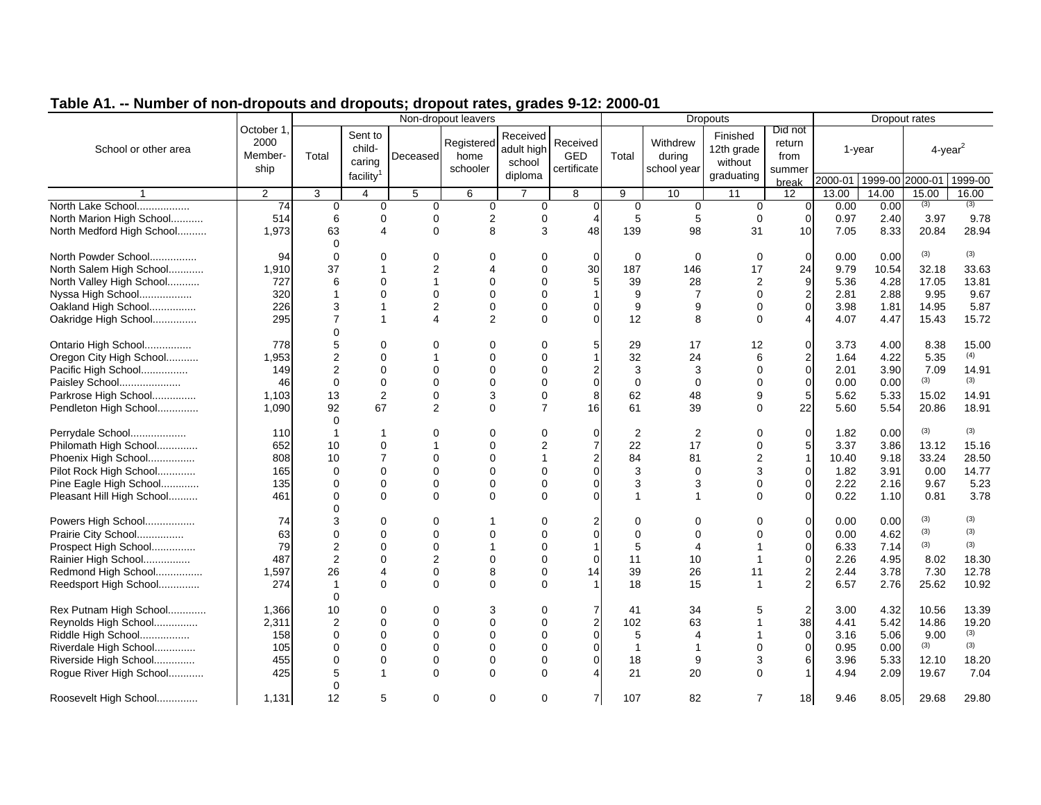## Table A1. -- Number of non-dropouts and dropouts; dropout rates, grades 9-12: 2000-01

| School or other area | October 1, 2000 Member-ship | Non-dropout leavers | | | | | | Dropouts | | | | Dropout rates | | | |
|---|---|---|---|---|---|---|---|---|---|---|---|---|---|---|---|
| | | Total | Sent to child-caring facility[1] | Deceased | Registered home schooler | Received adult high school diploma | Received GED certificate | Total | Withdrew during school year | Finished 12th grade without graduating | Did not return from summer break | 1-year | | 4-year[2] | |
| | | | | | | | | | | | | 2000-01 | 1999-00 | 2000-01 | 1999-00 |
| 1 | 2 | 3 | 4 | 5 | 6 | 7 | 8 | 9 | 10 | 11 | 12 | 13.00 | 14.00 | 15.00 | 16.00 |
| North Lake School.................. | 74 | 0 | 0 | 0 | 0 | 0 | 0 | 0 | 0 | 0 | 0 | 0.00 | 0.00 | (3) | (3) |
| North Marion High School........... | 514 | 6 | 0 | 0 | 2 | 0 | 4 | 5 | 5 | 0 | 0 | 0.97 | 2.40 | 3.97 | 9.78 |
| North Medford High School.......... | 1,973 | 63 | 4 | 0 | 8 | 3 | 48 | 139 | 98 | 31 | 10 | 7.05 | 8.33 | 20.84 | 28.94 |
| North Powder School................ | 94 | 0 | 0 | 0 | 0 | 0 | 0 | 0 | 0 | 0 | 0 | 0.00 | 0.00 | (3) | (3) |
| North Salem High School........... | 1,910 | 37 | 1 | 2 | 4 | 0 | 30 | 187 | 146 | 17 | 24 | 9.79 | 10.54 | 32.18 | 33.63 |
| North Valley High School........... | 727 | 6 | 0 | 1 | 0 | 0 | 5 | 39 | 28 | 2 | 9 | 5.36 | 4.28 | 17.05 | 13.81 |
| Nyssa High School.................. | 320 | 1 | 0 | 0 | 0 | 0 | 1 | 9 | 7 | 0 | 2 | 2.81 | 2.88 | 9.95 | 9.67 |
| Oakland High School................ | 226 | 3 | 1 | 2 | 0 | 0 | 0 | 9 | 9 | 0 | 0 | 3.98 | 1.81 | 14.95 | 5.87 |
| Oakridge High School............... | 295 | 7 | 1 | 4 | 2 | 0 | 0 | 12 | 8 | 0 | 4 | 4.07 | 4.47 | 15.43 | 15.72 |
| Ontario High School................ | 778 | 5 | 0 | 0 | 0 | 0 | 5 | 29 | 17 | 12 | 0 | 3.73 | 4.00 | 8.38 | 15.00 |
| Oregon City High School........... | 1,953 | 2 | 0 | 1 | 0 | 0 | 1 | 32 | 24 | 6 | 2 | 1.64 | 4.22 | 5.35 | (4) |
| Pacific High School................ | 149 | 2 | 0 | 0 | 0 | 0 | 2 | 3 | 3 | 0 | 0 | 2.01 | 3.90 | 7.09 | 14.91 |
| Paisley School..................... | 46 | 0 | 0 | 0 | 0 | 0 | 0 | 0 | 0 | 0 | 0 | 0.00 | 0.00 | (3) | (3) |
| Parkrose High School............... | 1,103 | 13 | 2 | 0 | 3 | 0 | 8 | 62 | 48 | 9 | 5 | 5.62 | 5.33 | 15.02 | 14.91 |
| Pendleton High School.............. | 1,090 | 92 | 67 | 2 | 0 | 7 | 16 | 61 | 39 | 0 | 22 | 5.60 | 5.54 | 20.86 | 18.91 |
| Perrydale School................... | 110 | 1 | 1 | 0 | 0 | 0 | 0 | 2 | 2 | 0 | 0 | 1.82 | 0.00 | (3) | (3) |
| Philomath High School.............. | 652 | 10 | 0 | 1 | 0 | 2 | 7 | 22 | 17 | 0 | 5 | 3.37 | 3.86 | 13.12 | 15.16 |
| Phoenix High School................ | 808 | 10 | 7 | 0 | 0 | 1 | 2 | 84 | 81 | 2 | 1 | 10.40 | 9.18 | 33.24 | 28.50 |
| Pilot Rock High School............. | 165 | 0 | 0 | 0 | 0 | 0 | 0 | 3 | 0 | 3 | 0 | 1.82 | 3.91 | 0.00 | 14.77 |
| Pine Eagle High School............ | 135 | 0 | 0 | 0 | 0 | 0 | 0 | 3 | 3 | 0 | 0 | 2.22 | 2.16 | 9.67 | 5.23 |
| Pleasant Hill High School.......... | 461 | 0 | 0 | 0 | 0 | 0 | 0 | 1 | 1 | 0 | 0 | 0.22 | 1.10 | 0.81 | 3.78 |
| Powers High School................. | 74 | 3 | 0 | 0 | 1 | 0 | 2 | 0 | 0 | 0 | 0 | 0.00 | 0.00 | (3) | (3) |
| Prairie City School................ | 63 | 0 | 0 | 0 | 0 | 0 | 0 | 0 | 0 | 0 | 0 | 0.00 | 4.62 | (3) | (3) |
| Prospect High School............... | 79 | 2 | 0 | 0 | 1 | 0 | 1 | 5 | 4 | 1 | 0 | 6.33 | 7.14 | (3) | (3) |
| Rainier High School................ | 487 | 2 | 0 | 2 | 0 | 0 | 0 | 11 | 10 | 1 | 0 | 2.26 | 4.95 | 8.02 | 18.30 |
| Redmond High School................ | 1,597 | 26 | 4 | 0 | 8 | 0 | 14 | 39 | 26 | 11 | 2 | 2.44 | 3.78 | 7.30 | 12.78 |
| Reedsport High School.............. | 274 | 1 | 0 | 0 | 0 | 0 | 1 | 18 | 15 | 1 | 2 | 6.57 | 2.76 | 25.62 | 10.92 |
| Rex Putnam High School............. | 1,366 | 10 | 0 | 0 | 3 | 0 | 7 | 41 | 34 | 5 | 2 | 3.00 | 4.32 | 10.56 | 13.39 |
| Reynolds High School............... | 2,311 | 2 | 0 | 0 | 0 | 0 | 2 | 102 | 63 | 1 | 38 | 4.41 | 5.42 | 14.86 | 19.20 |
| Riddle High School................. | 158 | 0 | 0 | 0 | 0 | 0 | 0 | 5 | 4 | 1 | 0 | 3.16 | 5.06 | 9.00 | (3) |
| Riverdale High School.............. | 105 | 0 | 0 | 0 | 0 | 0 | 0 | 1 | 1 | 0 | 0 | 0.95 | 0.00 | (3) | (3) |
| Riverside High School.............. | 455 | 0 | 0 | 0 | 0 | 0 | 0 | 18 | 9 | 3 | 6 | 3.96 | 5.33 | 12.10 | 18.20 |
| Rogue River High School............ | 425 | 5 | 1 | 0 | 0 | 0 | 4 | 21 | 20 | 0 | 1 | 4.94 | 2.09 | 19.67 | 7.04 |
| Roosevelt High School.............. | 1,131 | 12 | 5 | 0 | 0 | 0 | 7 | 107 | 82 | 7 | 18 | 9.46 | 8.05 | 29.68 | 29.80 |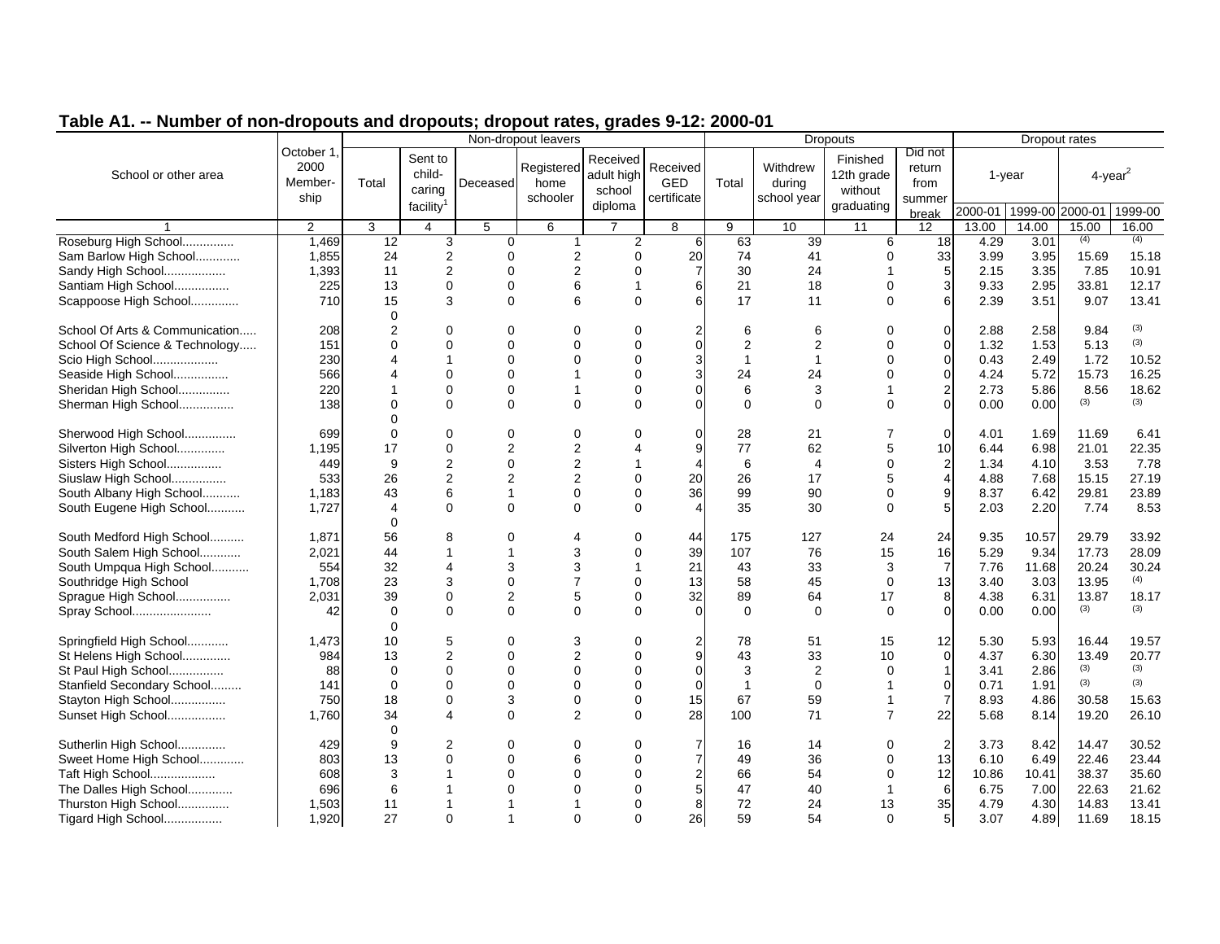## Table A1. -- Number of non-dropouts and dropouts; dropout rates, grades 9-12: 2000-01

| School or other area | October 1, 2000 Membership | Non-dropout leavers | | | | | | Dropouts | | | | Dropout rates | | | |
|---|---|---|---|---|---|---|---|---|---|---|---|---|---|---|---|
| | | Total | Sent to child-caring facility[1] | Deceased | Registered home schooler | Received adult high school diploma | Received GED certificate | Total | Withdrew during school year | Finished 12th grade without graduating | Did not return from summer break | 1-year | | 4-year[2] | |
| | | | | | | | | | | | | 2000-01 | 1999-00 | 2000-01 | 1999-00 |
| 1 | 2 | 3 | 4 | 5 | 6 | 7 | 8 | 9 | 10 | 11 | 12 | 13.00 | 14.00 | 15.00 | 16.00 |
| Roseburg High School............... | 1,469 | 12 | 3 | 0 | 1 | 2 | 6 | 63 | 39 | 6 | 18 | 4.29 | 3.01 | (4) | (4) |
| Sam Barlow High School............. | 1,855 | 24 | 2 | 0 | 2 | 0 | 20 | 74 | 41 | 0 | 33 | 3.99 | 3.95 | 15.69 | 15.18 |
| Sandy High School.................. | 1,393 | 11 | 2 | 0 | 2 | 0 | 7 | 30 | 24 | 1 | 5 | 2.15 | 3.35 | 7.85 | 10.91 |
| Santiam High School................ | 225 | 13 | 0 | 0 | 6 | 1 | 6 | 21 | 18 | 0 | 3 | 9.33 | 2.95 | 33.81 | 12.17 |
| Scappoose High School............. | 710 | 15 | 3 | 0 | 6 | 0 | 6 | 17 | 11 | 0 | 6 | 2.39 | 3.51 | 9.07 | 13.41 |
| School Of Arts & Communication..... | 208 | 2 | 0 | 0 | 0 | 0 | 2 | 6 | 6 | 0 | 0 | 2.88 | 2.58 | 9.84 | (3) |
| School Of Science & Technology..... | 151 | 0 | 0 | 0 | 0 | 0 | 0 | 2 | 2 | 0 | 0 | 1.32 | 1.53 | 5.13 | (3) |
| Scio High School................... | 230 | 4 | 1 | 0 | 0 | 0 | 3 | 1 | 1 | 0 | 0 | 0.43 | 2.49 | 1.72 | 10.52 |
| Seaside High School................ | 566 | 4 | 0 | 0 | 1 | 0 | 3 | 24 | 24 | 0 | 0 | 4.24 | 5.72 | 15.73 | 16.25 |
| Sheridan High School............... | 220 | 1 | 0 | 0 | 1 | 0 | 0 | 6 | 3 | 1 | 2 | 2.73 | 5.86 | 8.56 | 18.62 |
| Sherman High School................ | 138 | 0 | 0 | 0 | 0 | 0 | 0 | 0 | 0 | 0 | 0 | 0.00 | 0.00 | (3) | (3) |
| Sherwood High School............... | 699 | 0 | 0 | 0 | 0 | 0 | 0 | 28 | 21 | 7 | 0 | 4.01 | 1.69 | 11.69 | 6.41 |
| Silverton High School.............. | 1,195 | 17 | 0 | 2 | 2 | 4 | 9 | 77 | 62 | 5 | 10 | 6.44 | 6.98 | 21.01 | 22.35 |
| Sisters High School................ | 449 | 9 | 2 | 0 | 2 | 1 | 4 | 6 | 4 | 0 | 2 | 1.34 | 4.10 | 3.53 | 7.78 |
| Siuslaw High School................ | 533 | 26 | 2 | 2 | 2 | 0 | 20 | 26 | 17 | 5 | 4 | 4.88 | 7.68 | 15.15 | 27.19 |
| South Albany High School........... | 1,183 | 43 | 6 | 1 | 0 | 0 | 36 | 99 | 90 | 0 | 9 | 8.37 | 6.42 | 29.81 | 23.89 |
| South Eugene High School........... | 1,727 | 4 | 0 | 0 | 0 | 0 | 4 | 35 | 30 | 0 | 5 | 2.03 | 2.20 | 7.74 | 8.53 |
| South Medford High School.......... | 1,871 | 56 | 8 | 0 | 4 | 0 | 44 | 175 | 127 | 24 | 24 | 9.35 | 10.57 | 29.79 | 33.92 |
| South Salem High School............ | 2,021 | 44 | 1 | 1 | 3 | 0 | 39 | 107 | 76 | 15 | 16 | 5.29 | 9.34 | 17.73 | 28.09 |
| South Umpqua High School........... | 554 | 32 | 4 | 3 | 3 | 1 | 21 | 43 | 33 | 3 | 7 | 7.76 | 11.68 | 20.24 | 30.24 |
| Southridge High School | 1,708 | 23 | 3 | 0 | 7 | 0 | 13 | 58 | 45 | 0 | 13 | 3.40 | 3.03 | 13.95 | (4) |
| Sprague High School................ | 2,031 | 39 | 0 | 2 | 5 | 0 | 32 | 89 | 64 | 17 | 8 | 4.38 | 6.31 | 13.87 | 18.17 |
| Spray School....................... | 42 | 0 | 0 | 0 | 0 | 0 | 0 | 0 | 0 | 0 | 0 | 0.00 | 0.00 | (3) | (3) |
| Springfield High School............ | 1,473 | 10 | 5 | 0 | 3 | 0 | 2 | 78 | 51 | 15 | 12 | 5.30 | 5.93 | 16.44 | 19.57 |
| St Helens High School.............. | 984 | 13 | 2 | 0 | 2 | 0 | 9 | 43 | 33 | 10 | 0 | 4.37 | 6.30 | 13.49 | 20.77 |
| St Paul High School................ | 88 | 0 | 0 | 0 | 0 | 0 | 0 | 3 | 2 | 0 | 1 | 3.41 | 2.86 | (3) | (3) |
| Stanfield Secondary School......... | 141 | 0 | 0 | 0 | 0 | 0 | 0 | 1 | 0 | 1 | 0 | 0.71 | 1.91 | (3) | (3) |
| Stayton High School................ | 750 | 18 | 0 | 3 | 0 | 0 | 15 | 67 | 59 | 1 | 7 | 8.93 | 4.86 | 30.58 | 15.63 |
| Sunset High School................. | 1,760 | 34 | 4 | 0 | 2 | 0 | 28 | 100 | 71 | 7 | 22 | 5.68 | 8.14 | 19.20 | 26.10 |
| Sutherlin High School.............. | 429 | 9 | 2 | 0 | 0 | 0 | 7 | 16 | 14 | 0 | 2 | 3.73 | 8.42 | 14.47 | 30.52 |
| Sweet Home High School............. | 803 | 13 | 0 | 0 | 6 | 0 | 7 | 49 | 36 | 0 | 13 | 6.10 | 6.49 | 22.46 | 23.44 |
| Taft High School................... | 608 | 3 | 1 | 0 | 0 | 0 | 2 | 66 | 54 | 0 | 12 | 10.86 | 10.41 | 38.37 | 35.60 |
| The Dalles High School............. | 696 | 6 | 1 | 0 | 0 | 0 | 5 | 47 | 40 | 1 | 6 | 6.75 | 7.00 | 22.63 | 21.62 |
| Thurston High School............... | 1,503 | 11 | 1 | 1 | 1 | 0 | 8 | 72 | 24 | 13 | 35 | 4.79 | 4.30 | 14.83 | 13.41 |
| Tigard High School................. | 1,920 | 27 | 0 | 1 | 0 | 0 | 26 | 59 | 54 | 0 | 5 | 3.07 | 4.89 | 11.69 | 18.15 |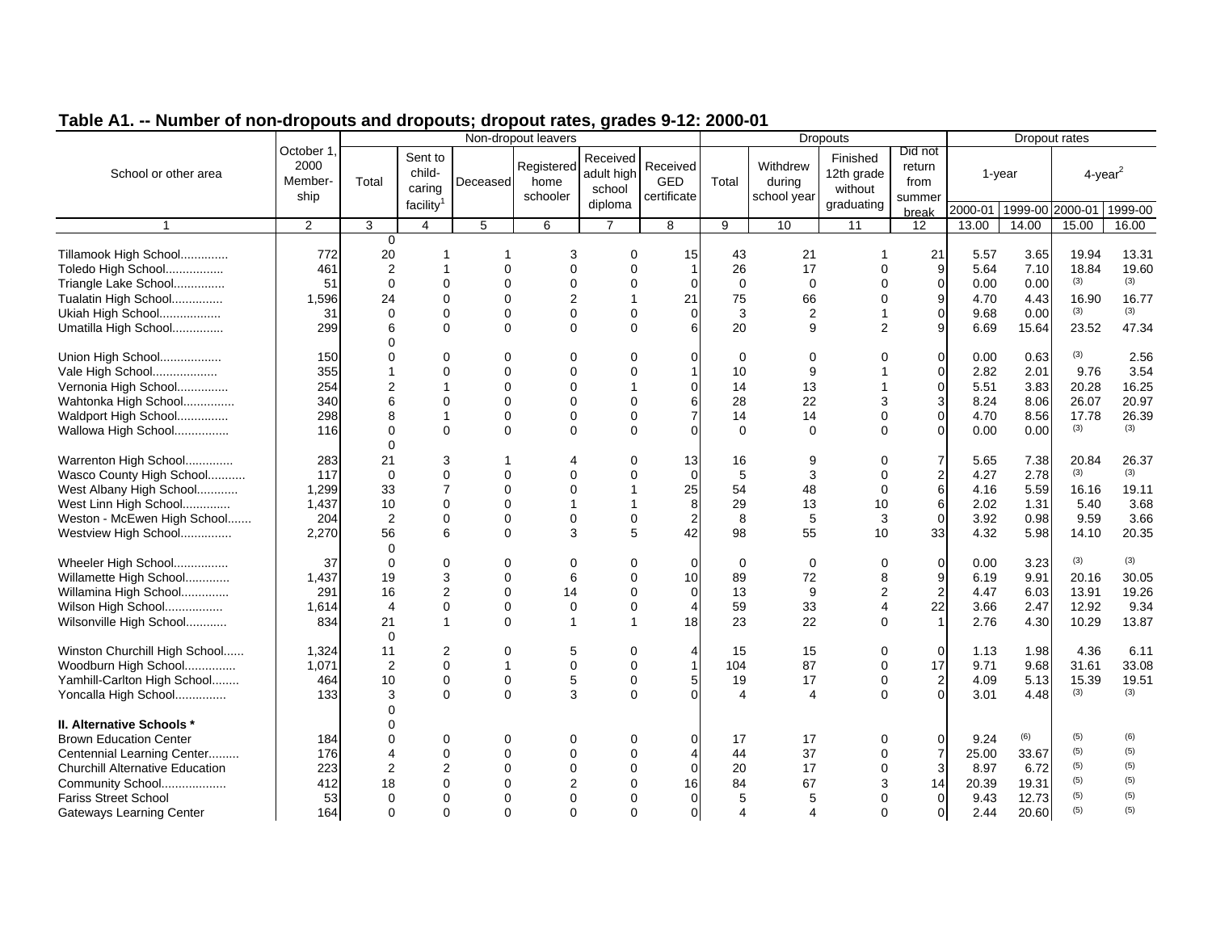## Table A1. -- Number of non-dropouts and dropouts; dropout rates, grades 9-12: 2000-01

| School or other area | October 1, 2000 Member-ship | Non-dropout leavers | | | | | | Dropouts | | | | Dropout rates | | | |
|---|---|---|---|---|---|---|---|---|---|---|---|---|---|---|---|
| | | Total | Sent to child-caring facility[1] | Deceased | Registered home schooler | Received adult high school diploma | Received GED certificate | Total | Withdrew during school year | Finished 12th grade without graduating | Did not return from summer break | 1-year | | 4-year[2] | |
| | | | | | | | | | | | | 2000-01 | 1999-00 | 2000-01 | 1999-00 |
| 1 | 2 | 3 | 4 | 5 | 6 | 7 | 8 | 9 | 10 | 11 | 12 | 13.00 | 14.00 | 15.00 | 16.00 |
| | | 0 | | | | | | | | | | | | | |
| Tillamook High School.............. | 772 | 20 | 1 | 1 | 3 | 0 | 15 | 43 | 21 | 1 | 21 | 5.57 | 3.65 | 19.94 | 13.31 |
| Toledo High School................. | 461 | 2 | 1 | 0 | 0 | 0 | 1 | 26 | 17 | 0 | 9 | 5.64 | 7.10 | 18.84 | 19.60 |
| Triangle Lake School............... | 51 | 0 | 0 | 0 | 0 | 0 | 0 | 0 | 0 | 0 | 0 | 0.00 | 0.00 | (3) | (3) |
| Tualatin High School............... | 1,596 | 24 | 0 | 0 | 2 | 1 | 21 | 75 | 66 | 0 | 9 | 4.70 | 4.43 | 16.90 | 16.77 |
| Ukiah High School.................. | 31 | 0 | 0 | 0 | 0 | 0 | 0 | 3 | 2 | 1 | 0 | 9.68 | 0.00 | (3) | (3) |
| Umatilla High School............... | 299 | 6 | 0 | 0 | 0 | 0 | 6 | 20 | 9 | 2 | 9 | 6.69 | 15.64 | 23.52 | 47.34 |
| | | 0 | | | | | | | | | | | | | |
| Union High School.................. | 150 | 0 | 0 | 0 | 0 | 0 | 0 | 0 | 0 | 0 | 0 | 0.00 | 0.63 | (3) | 2.56 |
| Vale High School................... | 355 | 1 | 0 | 0 | 0 | 0 | 1 | 10 | 9 | 1 | 0 | 2.82 | 2.01 | 9.76 | 3.54 |
| Vernonia High School............... | 254 | 2 | 1 | 0 | 0 | 1 | 0 | 14 | 13 | 1 | 0 | 5.51 | 3.83 | 20.28 | 16.25 |
| Wahtonka High School............... | 340 | 6 | 0 | 0 | 0 | 0 | 6 | 28 | 22 | 3 | 3 | 8.24 | 8.06 | 26.07 | 20.97 |
| Waldport High School............... | 298 | 8 | 1 | 0 | 0 | 0 | 7 | 14 | 14 | 0 | 0 | 4.70 | 8.56 | 17.78 | 26.39 |
| Wallowa High School................ | 116 | 0 | 0 | 0 | 0 | 0 | 0 | 0 | 0 | 0 | 0 | 0.00 | 0.00 | (3) | (3) |
| | | 0 | | | | | | | | | | | | | |
| Warrenton High School.............. | 283 | 21 | 3 | 1 | 4 | 0 | 13 | 16 | 9 | 0 | 7 | 5.65 | 7.38 | 20.84 | 26.37 |
| Wasco County High School........... | 117 | 0 | 0 | 0 | 0 | 0 | 0 | 5 | 3 | 0 | 2 | 4.27 | 2.78 | (3) | (3) |
| West Albany High School............ | 1,299 | 33 | 7 | 0 | 0 | 1 | 25 | 54 | 48 | 0 | 6 | 4.16 | 5.59 | 16.16 | 19.11 |
| West Linn High School.............. | 1,437 | 10 | 0 | 0 | 1 | 1 | 8 | 29 | 13 | 10 | 6 | 2.02 | 1.31 | 5.40 | 3.68 |
| Weston - McEwen High School....... | 204 | 2 | 0 | 0 | 0 | 0 | 2 | 8 | 5 | 3 | 0 | 3.92 | 0.98 | 9.59 | 3.66 |
| Westview High School............... | 2,270 | 56 | 6 | 0 | 3 | 5 | 42 | 98 | 55 | 10 | 33 | 4.32 | 5.98 | 14.10 | 20.35 |
| | | 0 | | | | | | | | | | | | | |
| Wheeler High School................ | 37 | 0 | 0 | 0 | 0 | 0 | 0 | 0 | 0 | 0 | 0 | 0.00 | 3.23 | (3) | (3) |
| Willamette High School............. | 1,437 | 19 | 3 | 0 | 6 | 0 | 10 | 89 | 72 | 8 | 9 | 6.19 | 9.91 | 20.16 | 30.05 |
| Willamina High School.............. | 291 | 16 | 2 | 0 | 14 | 0 | 0 | 13 | 9 | 2 | 2 | 4.47 | 6.03 | 13.91 | 19.26 |
| Wilson High School................. | 1,614 | 4 | 0 | 0 | 0 | 0 | 4 | 59 | 33 | 4 | 22 | 3.66 | 2.47 | 12.92 | 9.34 |
| Wilsonville High School............ | 834 | 21 | 1 | 0 | 1 | 1 | 18 | 23 | 22 | 0 | 1 | 2.76 | 4.30 | 10.29 | 13.87 |
| | | 0 | | | | | | | | | | | | | |
| Winston Churchill High School...... | 1,324 | 11 | 2 | 0 | 5 | 0 | 4 | 15 | 15 | 0 | 0 | 1.13 | 1.98 | 4.36 | 6.11 |
| Woodburn High School............... | 1,071 | 2 | 0 | 1 | 0 | 0 | 1 | 104 | 87 | 0 | 17 | 9.71 | 9.68 | 31.61 | 33.08 |
| Yamhill-Carlton High School........ | 464 | 10 | 0 | 0 | 5 | 0 | 5 | 19 | 17 | 0 | 2 | 4.09 | 5.13 | 15.39 | 19.51 |
| Yoncalla High School............... | 133 | 3 | 0 | 0 | 3 | 0 | 0 | 4 | 4 | 0 | 0 | 3.01 | 4.48 | (3) | (3) |
| | | 0 | | | | | | | | | | | | | |
| **II. Alternative Schools \*** | | 0 | | | | | | | | | | | | | |
| Brown Education Center | 184 | 0 | 0 | 0 | 0 | 0 | 0 | 17 | 17 | 0 | 0 | 9.24 | (6) | (5) | (6) |
| Centennial Learning Center......... | 176 | 4 | 0 | 0 | 0 | 0 | 4 | 44 | 37 | 0 | 7 | 25.00 | 33.67 | (5) | (5) |
| Churchill Alternative Education | 223 | 2 | 2 | 0 | 0 | 0 | 0 | 20 | 17 | 0 | 3 | 8.97 | 6.72 | (5) | (5) |
| Community School................... | 412 | 18 | 0 | 0 | 2 | 0 | 16 | 84 | 67 | 3 | 14 | 20.39 | 19.31 | (5) | (5) |
| Fariss Street School | 53 | 0 | 0 | 0 | 0 | 0 | 0 | 5 | 5 | 0 | 0 | 9.43 | 12.73 | (5) | (5) |
| Gateways Learning Center | 164 | 0 | 0 | 0 | 0 | 0 | 0 | 4 | 4 | 0 | 0 | 2.44 | 20.60 | (5) | (5) |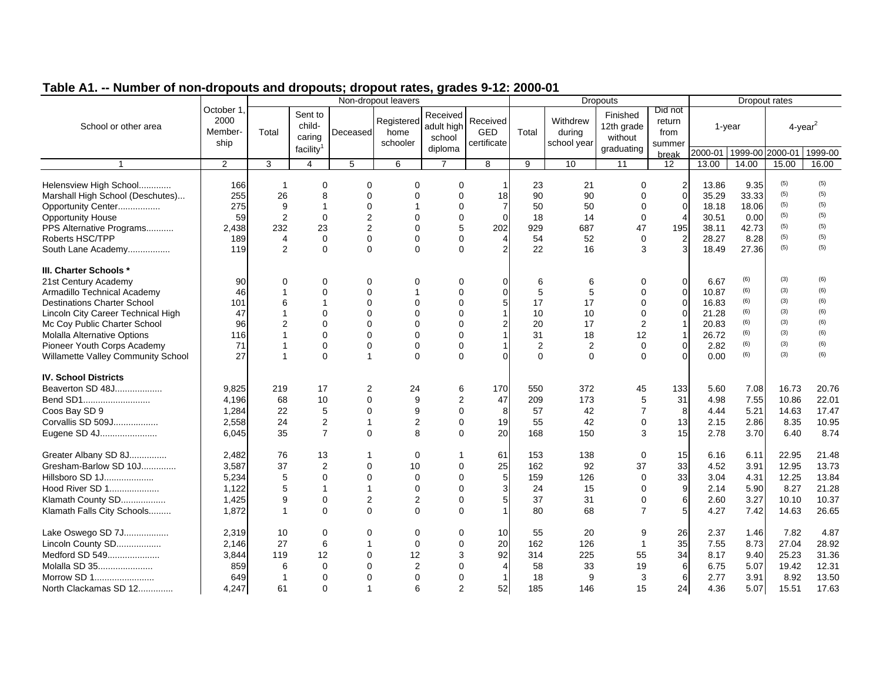## Table A1. -- Number of non-dropouts and dropouts; dropout rates, grades 9-12: 2000-01

| School or other area | October 1, 2000 Membership | Non-dropout leavers | | | | | | Dropouts | | | | Dropout rates | | | |
|---|---|---|---|---|---|---|---|---|---|---|---|---|---|---|---|
| | | Total | Sent to child-caring facility[1] | Deceased | Registered home schooler | Received adult high school diploma | Received GED certificate | Total | Withdrew during school year | Finished 12th grade without graduating | Did not return from summer break | 1-year | | 4-year[2] | |
| | | | | | | | | | | | | 2000-01 | 1999-00 | 2000-01 | 1999-00 |
| 1 | 2 | 3 | 4 | 5 | 6 | 7 | 8 | 9 | 10 | 11 | 12 | 13.00 | 14.00 | 15.00 | 16.00 |
| Helensview High School............. | 166 | 1 | 0 | 0 | 0 | 0 | 1 | 23 | 21 | 0 | 2 | 13.86 | 9.35 | (5) | (5) |
| Marshall High School (Deschutes)... | 255 | 26 | 8 | 0 | 0 | 0 | 18 | 90 | 90 | 0 | 0 | 35.29 | 33.33 | (5) | (5) |
| Opportunity Center................. | 275 | 9 | 1 | 0 | 1 | 0 | 7 | 50 | 50 | 0 | 0 | 18.18 | 18.06 | (5) | (5) |
| Opportunity House | 59 | 2 | 0 | 2 | 0 | 0 | 0 | 18 | 14 | 0 | 4 | 30.51 | 0.00 | (5) | (5) |
| PPS Alternative Programs........... | 2,438 | 232 | 23 | 2 | 0 | 5 | 202 | 929 | 687 | 47 | 195 | 38.11 | 42.73 | (5) | (5) |
| Roberts HSC/TPP | 189 | 4 | 0 | 0 | 0 | 0 | 4 | 54 | 52 | 0 | 2 | 28.27 | 8.28 | (5) | (5) |
| South Lane Academy................. | 119 | 2 | 0 | 0 | 0 | 0 | 2 | 22 | 16 | 3 | 3 | 18.49 | 27.36 | (5) | (5) |
| **III. Charter Schools \*** | | | | | | | | | | | | | | | |
| 21st Century Academy | 90 | 0 | 0 | 0 | 0 | 0 | 0 | 6 | 6 | 0 | 0 | 6.67 | (6) | (3) | (6) |
| Armadillo Technical Academy | 46 | 1 | 0 | 0 | 1 | 0 | 0 | 5 | 5 | 0 | 0 | 10.87 | (6) | (3) | (6) |
| Destinations Charter School | 101 | 6 | 1 | 0 | 0 | 0 | 5 | 17 | 17 | 0 | 0 | 16.83 | (6) | (3) | (6) |
| Lincoln City Career Technical High | 47 | 1 | 0 | 0 | 0 | 0 | 1 | 10 | 10 | 0 | 0 | 21.28 | (6) | (3) | (6) |
| Mc Coy Public Charter School | 96 | 2 | 0 | 0 | 0 | 0 | 2 | 20 | 17 | 2 | 1 | 20.83 | (6) | (3) | (6) |
| Molalla Alternative Options | 116 | 1 | 0 | 0 | 0 | 0 | 1 | 31 | 18 | 12 | 1 | 26.72 | (6) | (3) | (6) |
| Pioneer Youth Corps Academy | 71 | 1 | 0 | 0 | 0 | 0 | 1 | 2 | 2 | 0 | 0 | 2.82 | (6) | (3) | (6) |
| Willamette Valley Community School | 27 | 1 | 0 | 1 | 0 | 0 | 0 | 0 | 0 | 0 | 0 | 0.00 | (6) | (3) | (6) |
| **IV. School Districts** | | | | | | | | | | | | | | | |
| Beaverton SD 48J................... | 9,825 | 219 | 17 | 2 | 24 | 6 | 170 | 550 | 372 | 45 | 133 | 5.60 | 7.08 | 16.73 | 20.76 |
| Bend SD1........................... | 4,196 | 68 | 10 | 0 | 9 | 2 | 47 | 209 | 173 | 5 | 31 | 4.98 | 7.55 | 10.86 | 22.01 |
| Coos Bay SD 9 | 1,284 | 22 | 5 | 0 | 9 | 0 | 8 | 57 | 42 | 7 | 8 | 4.44 | 5.21 | 14.63 | 17.47 |
| Corvallis SD 509J.................. | 2,558 | 24 | 2 | 1 | 2 | 0 | 19 | 55 | 42 | 0 | 13 | 2.15 | 2.86 | 8.35 | 10.95 |
| Eugene SD 4J....................... | 6,045 | 35 | 7 | 0 | 8 | 0 | 20 | 168 | 150 | 3 | 15 | 2.78 | 3.70 | 6.40 | 8.74 |
| Greater Albany SD 8J............... | 2,482 | 76 | 13 | 1 | 0 | 1 | 61 | 153 | 138 | 0 | 15 | 6.16 | 6.11 | 22.95 | 21.48 |
| Gresham-Barlow SD 10J.............. | 3,587 | 37 | 2 | 0 | 10 | 0 | 25 | 162 | 92 | 37 | 33 | 4.52 | 3.91 | 12.95 | 13.73 |
| Hillsboro SD 1J.................... | 5,234 | 5 | 0 | 0 | 0 | 0 | 5 | 159 | 126 | 0 | 33 | 3.04 | 4.31 | 12.25 | 13.84 |
| Hood River SD 1.................... | 1,122 | 5 | 1 | 1 | 0 | 0 | 3 | 24 | 15 | 0 | 9 | 2.14 | 5.90 | 8.27 | 21.28 |
| Klamath County SD.................. | 1,425 | 9 | 0 | 2 | 2 | 0 | 5 | 37 | 31 | 0 | 6 | 2.60 | 3.27 | 10.10 | 10.37 |
| Klamath Falls City Schools......... | 1,872 | 1 | 0 | 0 | 0 | 0 | 1 | 80 | 68 | 7 | 5 | 4.27 | 7.42 | 14.63 | 26.65 |
| Lake Oswego SD 7J.................. | 2,319 | 10 | 0 | 0 | 0 | 0 | 10 | 55 | 20 | 9 | 26 | 2.37 | 1.46 | 7.82 | 4.87 |
| Lincoln County SD.................. | 2,146 | 27 | 6 | 1 | 0 | 0 | 20 | 162 | 126 | 1 | 35 | 7.55 | 8.73 | 27.04 | 28.92 |
| Medford SD 549..................... | 3,844 | 119 | 12 | 0 | 12 | 3 | 92 | 314 | 225 | 55 | 34 | 8.17 | 9.40 | 25.23 | 31.36 |
| Molalla SD 35...................... | 859 | 6 | 0 | 0 | 2 | 0 | 4 | 58 | 33 | 19 | 6 | 6.75 | 5.07 | 19.42 | 12.31 |
| Morrow SD 1........................ | 649 | 1 | 0 | 0 | 0 | 0 | 1 | 18 | 9 | 3 | 6 | 2.77 | 3.91 | 8.92 | 13.50 |
| North Clackamas SD 12.............. | 4,247 | 61 | 0 | 1 | 6 | 2 | 52 | 185 | 146 | 15 | 24 | 4.36 | 5.07 | 15.51 | 17.63 |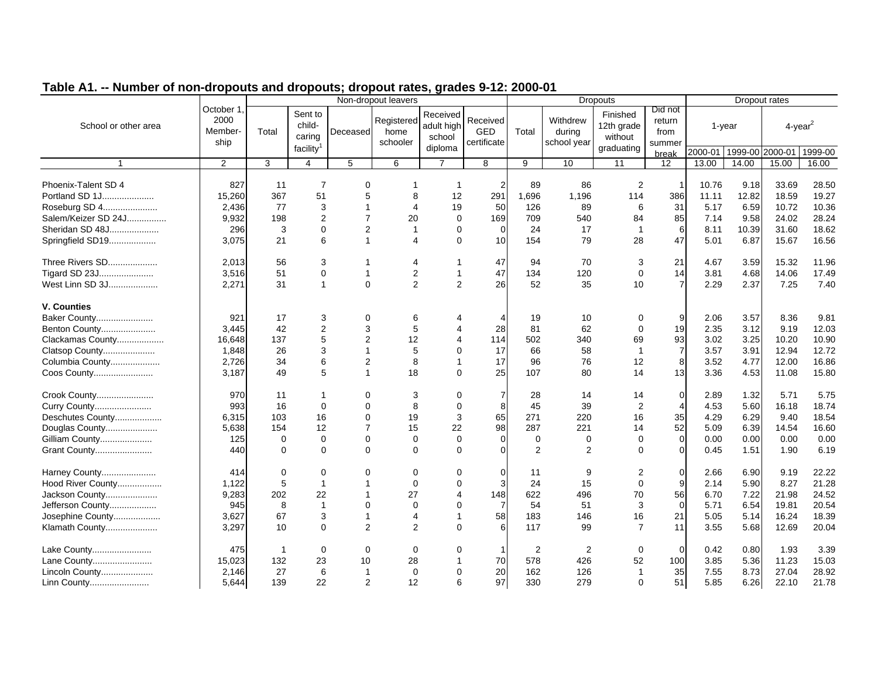## Table A1. -- Number of non-dropouts and dropouts; dropout rates, grades 9-12: 2000-01

| School or other area | October 1, 2000 Member-ship | Non-dropout leavers | | | | | | Dropouts | | | | Dropout rates | | | |
|---|---|---|---|---|---|---|---|---|---|---|---|---|---|---|---|
| | | Total | Sent to child-caring facility[1] | Deceased | Registered home schooler | Received adult high school diploma | Received GED certificate | Total | Withdrew during school year | Finished 12th grade without graduating | Did not return from summer break | 1-year | | 4-year[2] | |
| | | | | | | | | | | | | 2000-01 | 1999-00 | 2000-01 | 1999-00 |
| 1 | 2 | 3 | 4 | 5 | 6 | 7 | 8 | 9 | 10 | 11 | 12 | 13.00 | 14.00 | 15.00 | 16.00 |
| Phoenix-Talent SD 4 | 827 | 11 | 7 | 0 | 1 | 1 | 2 | 89 | 86 | 2 | 1 | 10.76 | 9.18 | 33.69 | 28.50 |
| Portland SD 1J..................... | 15,260 | 367 | 51 | 5 | 8 | 12 | 291 | 1,696 | 1,196 | 114 | 386 | 11.11 | 12.82 | 18.59 | 19.27 |
| Roseburg SD 4...................... | 2,436 | 77 | 3 | 1 | 4 | 19 | 50 | 126 | 89 | 6 | 31 | 5.17 | 6.59 | 10.72 | 10.36 |
| Salem/Keizer SD 24J................ | 9,932 | 198 | 2 | 7 | 20 | 0 | 169 | 709 | 540 | 84 | 85 | 7.14 | 9.58 | 24.02 | 28.24 |
| Sheridan SD 48J.................... | 296 | 3 | 0 | 2 | 1 | 0 | 0 | 24 | 17 | 1 | 6 | 8.11 | 10.39 | 31.60 | 18.62 |
| Springfield SD19................... | 3,075 | 21 | 6 | 1 | 4 | 0 | 10 | 154 | 79 | 28 | 47 | 5.01 | 6.87 | 15.67 | 16.56 |
| Three Rivers SD.................... | 2,013 | 56 | 3 | 1 | 4 | 1 | 47 | 94 | 70 | 3 | 21 | 4.67 | 3.59 | 15.32 | 11.96 |
| Tigard SD 23J...................... | 3,516 | 51 | 0 | 1 | 2 | 1 | 47 | 134 | 120 | 0 | 14 | 3.81 | 4.68 | 14.06 | 17.49 |
| West Linn SD 3J.................... | 2,271 | 31 | 1 | 0 | 2 | 2 | 26 | 52 | 35 | 10 | 7 | 2.29 | 2.37 | 7.25 | 7.40 |
| **V. Counties** | | | | | | | | | | | | | | | |
| Baker County....................... | 921 | 17 | 3 | 0 | 6 | 4 | 4 | 19 | 10 | 0 | 9 | 2.06 | 3.57 | 8.36 | 9.81 |
| Benton County...................... | 3,445 | 42 | 2 | 3 | 5 | 4 | 28 | 81 | 62 | 0 | 19 | 2.35 | 3.12 | 9.19 | 12.03 |
| Clackamas County................... | 16,648 | 137 | 5 | 2 | 12 | 4 | 114 | 502 | 340 | 69 | 93 | 3.02 | 3.25 | 10.20 | 10.90 |
| Clatsop County..................... | 1,848 | 26 | 3 | 1 | 5 | 0 | 17 | 66 | 58 | 1 | 7 | 3.57 | 3.91 | 12.94 | 12.72 |
| Columbia County.................... | 2,726 | 34 | 6 | 2 | 8 | 1 | 17 | 96 | 76 | 12 | 8 | 3.52 | 4.77 | 12.00 | 16.86 |
| Coos County........................ | 3,187 | 49 | 5 | 1 | 18 | 0 | 25 | 107 | 80 | 14 | 13 | 3.36 | 4.53 | 11.08 | 15.80 |
| Crook County....................... | 970 | 11 | 1 | 0 | 3 | 0 | 7 | 28 | 14 | 14 | 0 | 2.89 | 1.32 | 5.71 | 5.75 |
| Curry County....................... | 993 | 16 | 0 | 0 | 8 | 0 | 8 | 45 | 39 | 2 | 4 | 4.53 | 5.60 | 16.18 | 18.74 |
| Deschutes County................... | 6,315 | 103 | 16 | 0 | 19 | 3 | 65 | 271 | 220 | 16 | 35 | 4.29 | 6.29 | 9.40 | 18.54 |
| Douglas County..................... | 5,638 | 154 | 12 | 7 | 15 | 22 | 98 | 287 | 221 | 14 | 52 | 5.09 | 6.39 | 14.54 | 16.60 |
| Gilliam County..................... | 125 | 0 | 0 | 0 | 0 | 0 | 0 | 0 | 0 | 0 | 0 | 0.00 | 0.00 | 0.00 | 0.00 |
| Grant County....................... | 440 | 0 | 0 | 0 | 0 | 0 | 0 | 2 | 2 | 0 | 0 | 0.45 | 1.51 | 1.90 | 6.19 |
| Harney County...................... | 414 | 0 | 0 | 0 | 0 | 0 | 0 | 11 | 9 | 2 | 0 | 2.66 | 6.90 | 9.19 | 22.22 |
| Hood River County.................. | 1,122 | 5 | 1 | 1 | 0 | 0 | 3 | 24 | 15 | 0 | 9 | 2.14 | 5.90 | 8.27 | 21.28 |
| Jackson County..................... | 9,283 | 202 | 22 | 1 | 27 | 4 | 148 | 622 | 496 | 70 | 56 | 6.70 | 7.22 | 21.98 | 24.52 |
| Jefferson County................... | 945 | 8 | 1 | 0 | 0 | 0 | 7 | 54 | 51 | 3 | 0 | 5.71 | 6.54 | 19.81 | 20.54 |
| Josephine County................... | 3,627 | 67 | 3 | 1 | 4 | 1 | 58 | 183 | 146 | 16 | 21 | 5.05 | 5.14 | 16.24 | 18.39 |
| Klamath County..................... | 3,297 | 10 | 0 | 2 | 2 | 0 | 6 | 117 | 99 | 7 | 11 | 3.55 | 5.68 | 12.69 | 20.04 |
| Lake County........................ | 475 | 1 | 0 | 0 | 0 | 0 | 1 | 2 | 2 | 0 | 0 | 0.42 | 0.80 | 1.93 | 3.39 |
| Lane County........................ | 15,023 | 132 | 23 | 10 | 28 | 1 | 70 | 578 | 426 | 52 | 100 | 3.85 | 5.36 | 11.23 | 15.03 |
| Lincoln County..................... | 2,146 | 27 | 6 | 1 | 0 | 0 | 20 | 162 | 126 | 1 | 35 | 7.55 | 8.73 | 27.04 | 28.92 |
| Linn County........................ | 5,644 | 139 | 22 | 2 | 12 | 6 | 97 | 330 | 279 | 0 | 51 | 5.85 | 6.26 | 22.10 | 21.78 |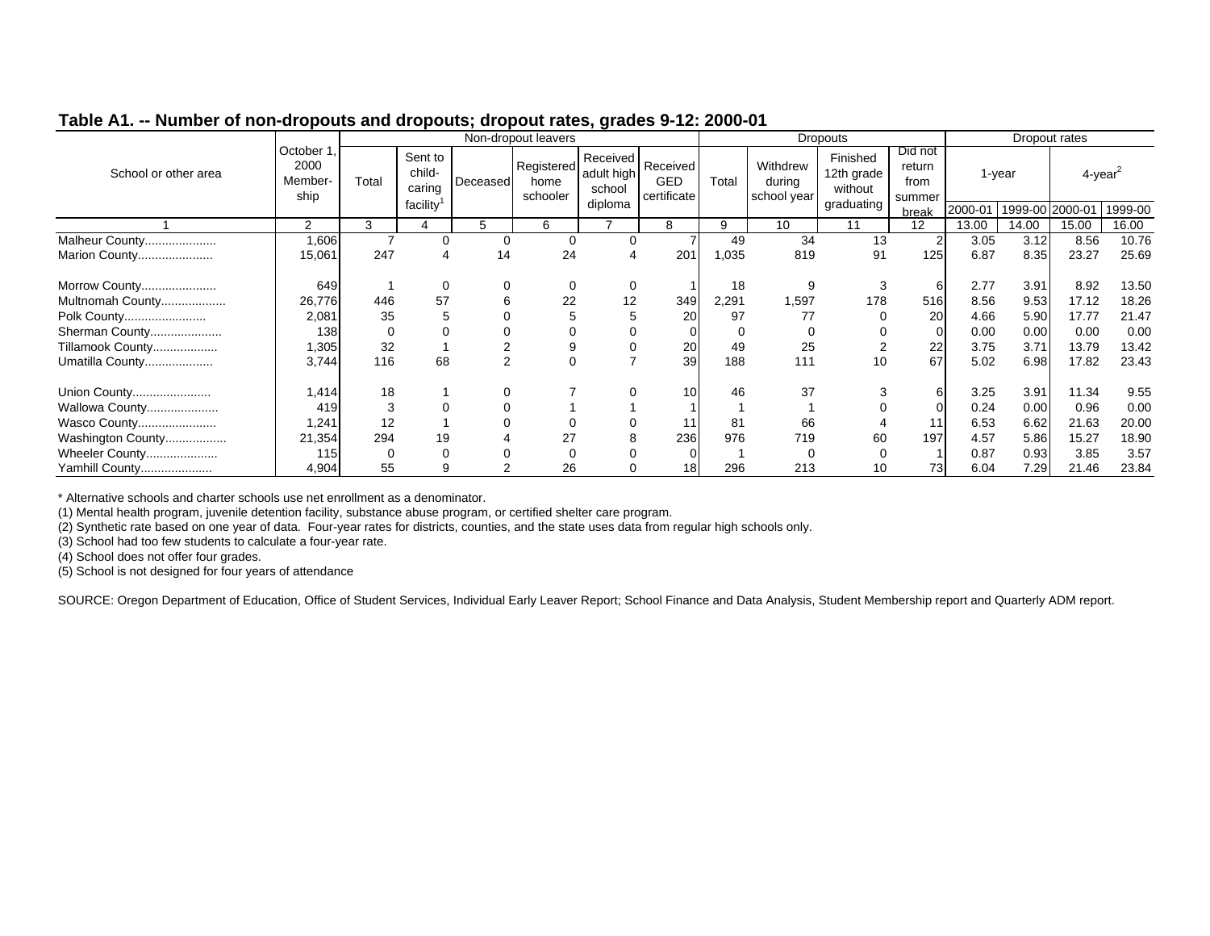## Table A1. -- Number of non-dropouts and dropouts; dropout rates, grades 9-12: 2000-01

| School or other area | October 1, 2000 Membership | Non-dropout leavers | | | | | | Dropouts | | | | Dropout rates | | | |
|---|---|---|---|---|---|---|---|---|---|---|---|---|---|---|---|
| | | Total | Sent to child-caring facility[1] | Deceased | Registered home schooler | Received adult high school diploma | Received GED certificate | Total | Withdrew during school year | Finished 12th grade without graduating | Did not return from summer break | 1-year | | 4-year[2] | |
| | | | | | | | | | | | | 2000-01 | 1999-00 | 2000-01 | 1999-00 |
| 1 | 2 | 3 | 4 | 5 | 6 | 7 | 8 | 9 | 10 | 11 | 12 | 13.00 | 14.00 | 15.00 | 16.00 |
| Malheur County..................... | 1,606 | 7 | 0 | 0 | 0 | 0 | 7 | 49 | 34 | 13 | 2 | 3.05 | 3.12 | 8.56 | 10.76 |
| Marion County...................... | 15,061 | 247 | 4 | 14 | 24 | 4 | 201 | 1,035 | 819 | 91 | 125 | 6.87 | 8.35 | 23.27 | 25.69 |
| Morrow County...................... | 649 | 1 | 0 | 0 | 0 | 0 | 1 | 18 | 9 | 3 | 6 | 2.77 | 3.91 | 8.92 | 13.50 |
| Multnomah County................... | 26,776 | 446 | 57 | 6 | 22 | 12 | 349 | 2,291 | 1,597 | 178 | 516 | 8.56 | 9.53 | 17.12 | 18.26 |
| Polk County........................ | 2,081 | 35 | 5 | 0 | 5 | 5 | 20 | 97 | 77 | 0 | 20 | 4.66 | 5.90 | 17.77 | 21.47 |
| Sherman County..................... | 138 | 0 | 0 | 0 | 0 | 0 | 0 | 0 | 0 | 0 | 0 | 0.00 | 0.00 | 0.00 | 0.00 |
| Tillamook County................... | 1,305 | 32 | 1 | 2 | 9 | 0 | 20 | 49 | 25 | 2 | 22 | 3.75 | 3.71 | 13.79 | 13.42 |
| Umatilla County.................... | 3,744 | 116 | 68 | 2 | 0 | 7 | 39 | 188 | 111 | 10 | 67 | 5.02 | 6.98 | 17.82 | 23.43 |
| Union County....................... | 1,414 | 18 | 1 | 0 | 7 | 0 | 10 | 46 | 37 | 3 | 6 | 3.25 | 3.91 | 11.34 | 9.55 |
| Wallowa County..................... | 419 | 3 | 0 | 0 | 1 | 1 | 1 | 1 | 1 | 0 | 0 | 0.24 | 0.00 | 0.96 | 0.00 |
| Wasco County....................... | 1,241 | 12 | 1 | 0 | 0 | 0 | 11 | 81 | 66 | 4 | 11 | 6.53 | 6.62 | 21.63 | 20.00 |
| Washington County.................. | 21,354 | 294 | 19 | 4 | 27 | 8 | 236 | 976 | 719 | 60 | 197 | 4.57 | 5.86 | 15.27 | 18.90 |
| Wheeler County..................... | 115 | 0 | 0 | 0 | 0 | 0 | 0 | 1 | 0 | 0 | 1 | 0.87 | 0.93 | 3.85 | 3.57 |
| Yamhill County..................... | 4,904 | 55 | 9 | 2 | 26 | 0 | 18 | 296 | 213 | 10 | 73 | 6.04 | 7.29 | 21.46 | 23.84 |

* Alternative schools and charter schools use net enrollment as a denominator.
(1) Mental health program, juvenile detention facility, substance abuse program, or certified shelter care program.
(2) Synthetic rate based on one year of data. Four-year rates for districts, counties, and the state uses data from regular high schools only.
(3) School had too few students to calculate a four-year rate.
(4) School does not offer four grades.
(5) School is not designed for four years of attendance

SOURCE: Oregon Department of Education, Office of Student Services, Individual Early Leaver Report; School Finance and Data Analysis, Student Membership report and Quarterly ADM report.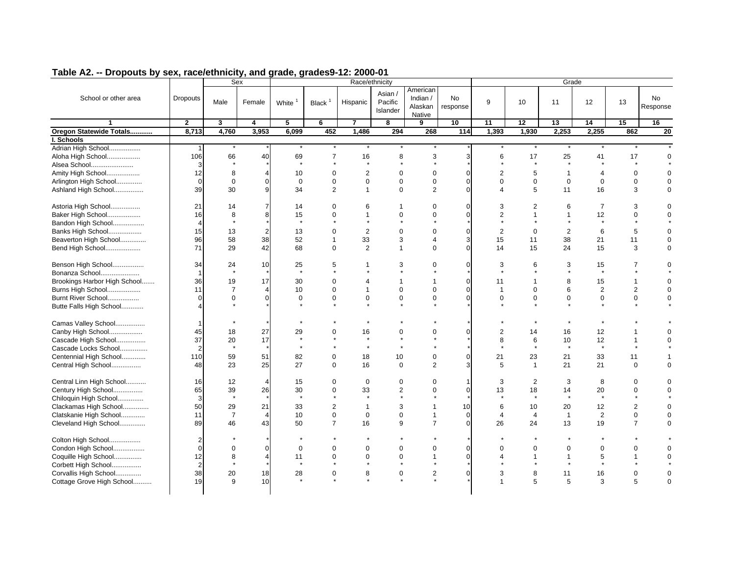## Table A2. -- Dropouts by sex, race/ethnicity, and grade, grades9-12: 2000-01

| School or other area | Dropouts | Sex | | Race/ethnicity | | | | | | Grade | | | | | |
|---|---|---|---|---|---|---|---|---|---|---|---|---|---|---|---|
| | | Male | Female | White [1] | Black [1] | Hispanic | Asian / Pacific Islander | American Indian / Alaskan Native | No response | 9 | 10 | 11 | 12 | 13 | No Response |
| 1 | 2 | 3 | 4 | 5 | 6 | 7 | 8 | 9 | 10 | 11 | 12 | 13 | 14 | 15 | 16 |
| **Oregon Statewide Totals............** | **8,713** | **4,760** | **3,953** | **6,099** | **452** | **1,486** | **294** | **268** | **114** | **1,393** | **1,930** | **2,253** | **2,255** | **862** | **20** |
| **I. Schools** | | | | | | | | | | | | | | | |
| Adrian High School................. | 1 | * | * | * | * | * | * | * | * | * | * | * | * | * | * |
| Aloha High School.................. | 106 | 66 | 40 | 69 | 7 | 16 | 8 | 3 | 3 | 6 | 17 | 25 | 41 | 17 | 0 |
| Alsea School....................... | 3 | * | * | * | * | * | * | * | * | * | * | * | * | * | * |
| Amity High School.................. | 12 | 8 | 4 | 10 | 0 | 2 | 0 | 0 | 0 | 2 | 5 | 1 | 4 | 0 | 0 |
| Arlington High School.............. | 0 | 0 | 0 | 0 | 0 | 0 | 0 | 0 | 0 | 0 | 0 | 0 | 0 | 0 | 0 |
| Ashland High School................ | 39 | 30 | 9 | 34 | 2 | 1 | 0 | 2 | 0 | 4 | 5 | 11 | 16 | 3 | 0 |
| Astoria High School................ | 21 | 14 | 7 | 14 | 0 | 6 | 1 | 0 | 0 | 3 | 2 | 6 | 7 | 3 | 0 |
| Baker High School.................. | 16 | 8 | 8 | 15 | 0 | 1 | 0 | 0 | 0 | 2 | 1 | 1 | 12 | 0 | 0 |
| Bandon High School................. | 4 | * | * | * | * | * | * | * | * | * | * | * | * | * | * |
| Banks High School.................. | 15 | 13 | 2 | 13 | 0 | 2 | 0 | 0 | 0 | 2 | 0 | 2 | 6 | 5 | 0 |
| Beaverton High School............. | 96 | 58 | 38 | 52 | 1 | 33 | 3 | 4 | 3 | 15 | 11 | 38 | 21 | 11 | 0 |
| Bend High School................... | 71 | 29 | 42 | 68 | 0 | 2 | 1 | 0 | 0 | 14 | 15 | 24 | 15 | 3 | 0 |
| Benson High School................. | 34 | 24 | 10 | 25 | 5 | 1 | 3 | 0 | 0 | 3 | 6 | 3 | 15 | 7 | 0 |
| Bonanza School..................... | 1 | * | * | * | * | * | * | * | * | * | * | * | * | * | * |
| Brookings Harbor High School....... | 36 | 19 | 17 | 30 | 0 | 4 | 1 | 1 | 0 | 11 | 1 | 8 | 15 | 1 | 0 |
| Burns High School.................. | 11 | 7 | 4 | 10 | 0 | 1 | 0 | 0 | 0 | 1 | 0 | 6 | 2 | 2 | 0 |
| Burnt River School................. | 0 | 0 | 0 | 0 | 0 | 0 | 0 | 0 | 0 | 0 | 0 | 0 | 0 | 0 | 0 |
| Butte Falls High School........... | 4 | * | * | * | * | * | * | * | * | * | * | * | * | * | * |
| Camas Valley School................ | 1 | * | * | * | * | * | * | * | * | * | * | * | * | * | * |
| Canby High School.................. | 45 | 18 | 27 | 29 | 0 | 16 | 0 | 0 | 0 | 2 | 14 | 16 | 12 | 1 | 0 |
| Cascade High School................ | 37 | 20 | 17 | * | * | * | * | * | * | 8 | 6 | 10 | 12 | 1 | 0 |
| Cascade Locks School.............. | 2 | * | * | * | * | * | * | * | * | * | * | * | * | * | * |
| Centennial High School............ | 110 | 59 | 51 | 82 | 0 | 18 | 10 | 0 | 0 | 21 | 23 | 21 | 33 | 11 | 1 |
| Central High School................ | 48 | 23 | 25 | 27 | 0 | 16 | 0 | 2 | 3 | 5 | 1 | 21 | 21 | 0 | 0 |
| Central Linn High School.......... | 16 | 12 | 4 | 15 | 0 | 0 | 0 | 0 | 1 | 3 | 2 | 3 | 8 | 0 | 0 |
| Century High School................ | 65 | 39 | 26 | 30 | 0 | 33 | 2 | 0 | 0 | 13 | 18 | 14 | 20 | 0 | 0 |
| Chiloquin High School............. | 3 | * | * | * | * | * | * | * | * | * | * | * | * | * | * |
| Clackamas High School............. | 50 | 29 | 21 | 33 | 2 | 1 | 3 | 1 | 10 | 6 | 10 | 20 | 12 | 2 | 0 |
| Clatskanie High School............ | 11 | 7 | 4 | 10 | 0 | 0 | 0 | 1 | 0 | 4 | 4 | 1 | 2 | 0 | 0 |
| Cleveland High School............. | 89 | 46 | 43 | 50 | 7 | 16 | 9 | 7 | 0 | 26 | 24 | 13 | 19 | 7 | 0 |
| Colton High School................. | 2 | * | * | * | * | * | * | * | * | * | * | * | * | * | * |
| Condon High School................. | 0 | 0 | 0 | 0 | 0 | 0 | 0 | 0 | 0 | 0 | 0 | 0 | 0 | 0 | 0 |
| Coquille High School............... | 12 | 8 | 4 | 11 | 0 | 0 | 0 | 1 | 0 | 4 | 1 | 1 | 5 | 1 | 0 |
| Corbett High School................ | 2 | * | * | * | * | * | * | * | * | * | * | * | * | * | * |
| Corvallis High School.............. | 38 | 20 | 18 | 28 | 0 | 8 | 0 | 2 | 0 | 3 | 8 | 11 | 16 | 0 | 0 |
| Cottage Grove High School.......... | 19 | 9 | 10 | * | * | * | * | * | * | 1 | 5 | 5 | 3 | 5 | 0 |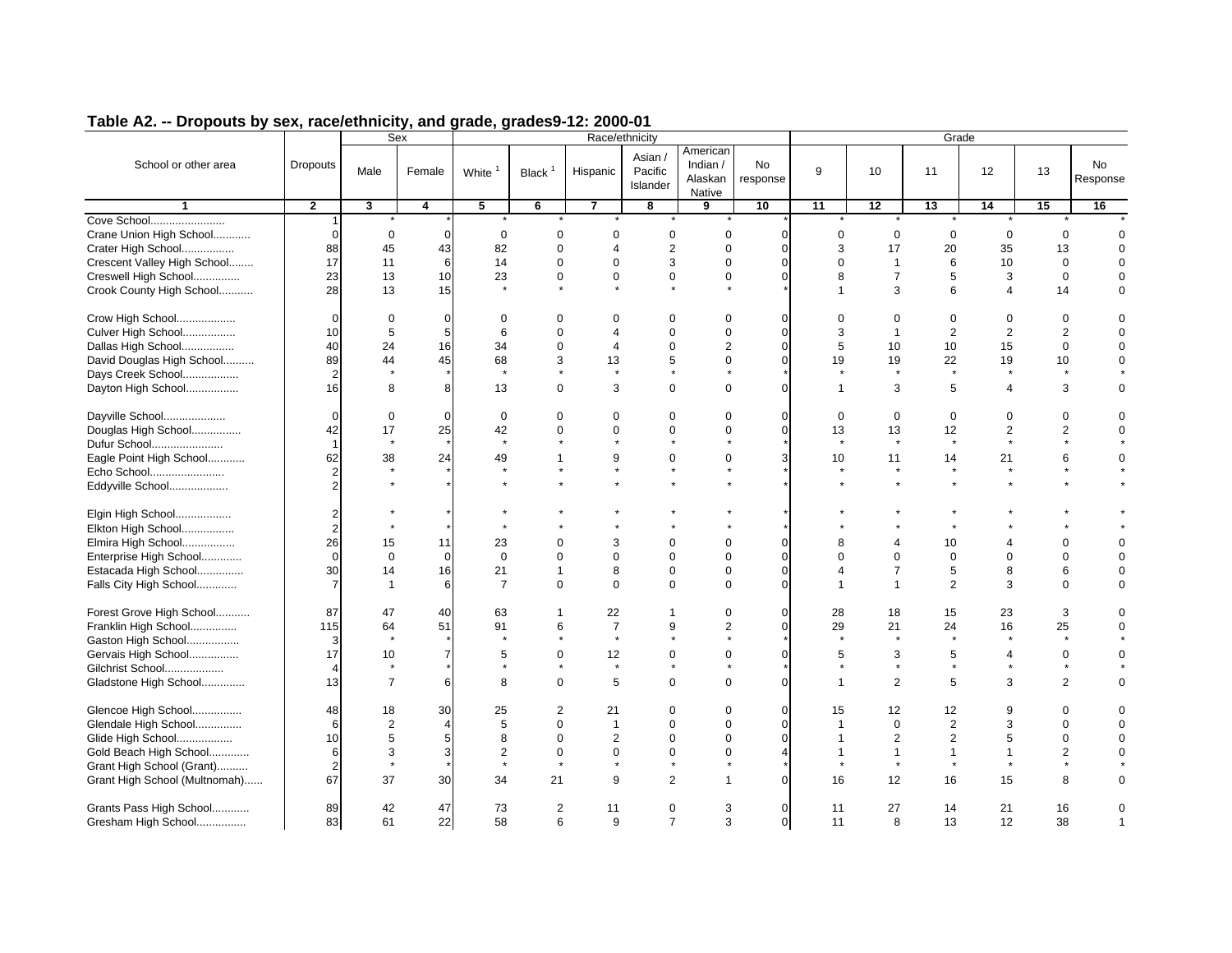## Table A2. -- Dropouts by sex, race/ethnicity, and grade, grades9-12: 2000-01

| School or other area | Dropouts | Sex | | Race/ethnicity | | | | | | Grade | | | | | |
|---|---|---|---|---|---|---|---|---|---|---|---|---|---|---|---|
| | | Male | Female | White [1] | Black [1] | Hispanic | Asian / Pacific Islander | American Indian / Alaskan Native | No response | 9 | 10 | 11 | 12 | 13 | No Response |
| 1 | 2 | 3 | 4 | 5 | 6 | 7 | 8 | 9 | 10 | 11 | 12 | 13 | 14 | 15 | 16 |
| Cove School........................ | 1 | * | * | * | * | * | * | * | * | * | * | * | * | * | * |
| Crane Union High School............ | 0 | 0 | 0 | 0 | 0 | 0 | 0 | 0 | 0 | 0 | 0 | 0 | 0 | 0 | 0 |
| Crater High School................. | 88 | 45 | 43 | 82 | 0 | 4 | 2 | 0 | 0 | 3 | 17 | 20 | 35 | 13 | 0 |
| Crescent Valley High School........ | 17 | 11 | 6 | 14 | 0 | 0 | 3 | 0 | 0 | 0 | 1 | 6 | 10 | 0 | 0 |
| Creswell High School............... | 23 | 13 | 10 | 23 | 0 | 0 | 0 | 0 | 0 | 8 | 7 | 5 | 3 | 0 | 0 |
| Crook County High School........... | 28 | 13 | 15 | * | * | * | * | * | * | 1 | 3 | 6 | 4 | 14 | 0 |
| Crow High School................... | 0 | 0 | 0 | 0 | 0 | 0 | 0 | 0 | 0 | 0 | 0 | 0 | 0 | 0 | 0 |
| Culver High School................. | 10 | 5 | 5 | 6 | 0 | 4 | 0 | 0 | 0 | 3 | 1 | 2 | 2 | 2 | 0 |
| Dallas High School................. | 40 | 24 | 16 | 34 | 0 | 4 | 0 | 2 | 0 | 5 | 10 | 10 | 15 | 0 | 0 |
| David Douglas High School.......... | 89 | 44 | 45 | 68 | 3 | 13 | 5 | 0 | 0 | 19 | 19 | 22 | 19 | 10 | 0 |
| Days Creek School.................. | 2 | * | * | * | * | * | * | * | * | * | * | * | * | * | * |
| Dayton High School................. | 16 | 8 | 8 | 13 | 0 | 3 | 0 | 0 | 0 | 1 | 3 | 5 | 4 | 3 | 0 |
| Dayville School.................... | 0 | 0 | 0 | 0 | 0 | 0 | 0 | 0 | 0 | 0 | 0 | 0 | 0 | 0 | 0 |
| Douglas High School................ | 42 | 17 | 25 | 42 | 0 | 0 | 0 | 0 | 0 | 13 | 13 | 12 | 2 | 2 | 0 |
| Dufur School....................... | 1 | * | * | * | * | * | * | * | * | * | * | * | * | * | * |
| Eagle Point High School............ | 62 | 38 | 24 | 49 | 1 | 9 | 0 | 0 | 3 | 10 | 11 | 14 | 21 | 6 | 0 |
| Echo School........................ | 2 | * | * | * | * | * | * | * | * | * | * | * | * | * | * |
| Eddyville School................... | 2 | * | * | * | * | * | * | * | * | * | * | * | * | * | * |
| Elgin High School.................. | 2 | * | * | * | * | * | * | * | * | * | * | * | * | * | * |
| Elkton High School................. | 2 | * | * | * | * | * | * | * | * | * | * | * | * | * | * |
| Elmira High School................. | 26 | 15 | 11 | 23 | 0 | 3 | 0 | 0 | 0 | 8 | 4 | 10 | 4 | 0 | 0 |
| Enterprise High School............. | 0 | 0 | 0 | 0 | 0 | 0 | 0 | 0 | 0 | 0 | 0 | 0 | 0 | 0 | 0 |
| Estacada High School............... | 30 | 14 | 16 | 21 | 1 | 8 | 0 | 0 | 0 | 4 | 7 | 5 | 8 | 6 | 0 |
| Falls City High School............. | 7 | 1 | 6 | 7 | 0 | 0 | 0 | 0 | 0 | 1 | 1 | 2 | 3 | 0 | 0 |
| Forest Grove High School........... | 87 | 47 | 40 | 63 | 1 | 22 | 1 | 0 | 0 | 28 | 18 | 15 | 23 | 3 | 0 |
| Franklin High School............... | 115 | 64 | 51 | 91 | 6 | 7 | 9 | 2 | 0 | 29 | 21 | 24 | 16 | 25 | 0 |
| Gaston High School................. | 3 | * | * | * | * | * | * | * | * | * | * | * | * | * | * |
| Gervais High School................ | 17 | 10 | 7 | 5 | 0 | 12 | 0 | 0 | 0 | 5 | 3 | 5 | 4 | 0 | 0 |
| Gilchrist School................... | 4 | * | * | * | * | * | * | * | * | * | * | * | * | * | * |
| Gladstone High School.............. | 13 | 7 | 6 | 8 | 0 | 5 | 0 | 0 | 0 | 1 | 2 | 5 | 3 | 2 | 0 |
| Glencoe High School................ | 48 | 18 | 30 | 25 | 2 | 21 | 0 | 0 | 0 | 15 | 12 | 12 | 9 | 0 | 0 |
| Glendale High School............... | 6 | 2 | 4 | 5 | 0 | 1 | 0 | 0 | 0 | 1 | 0 | 2 | 3 | 0 | 0 |
| Glide High School.................. | 10 | 5 | 5 | 8 | 0 | 2 | 0 | 0 | 0 | 1 | 2 | 2 | 5 | 0 | 0 |
| Gold Beach High School............. | 6 | 3 | 3 | 2 | 0 | 0 | 0 | 0 | 4 | 1 | 1 | 1 | 1 | 2 | 0 |
| Grant High School (Grant).......... | 2 | * | * | * | * | * | * | * | * | * | * | * | * | * | * |
| Grant High School (Multnomah)...... | 67 | 37 | 30 | 34 | 21 | 9 | 2 | 1 | 0 | 16 | 12 | 16 | 15 | 8 | 0 |
| Grants Pass High School............ | 89 | 42 | 47 | 73 | 2 | 11 | 0 | 3 | 0 | 11 | 27 | 14 | 21 | 16 | 0 |
| Gresham High School................ | 83 | 61 | 22 | 58 | 6 | 9 | 7 | 3 | 0 | 11 | 8 | 13 | 12 | 38 | 1 |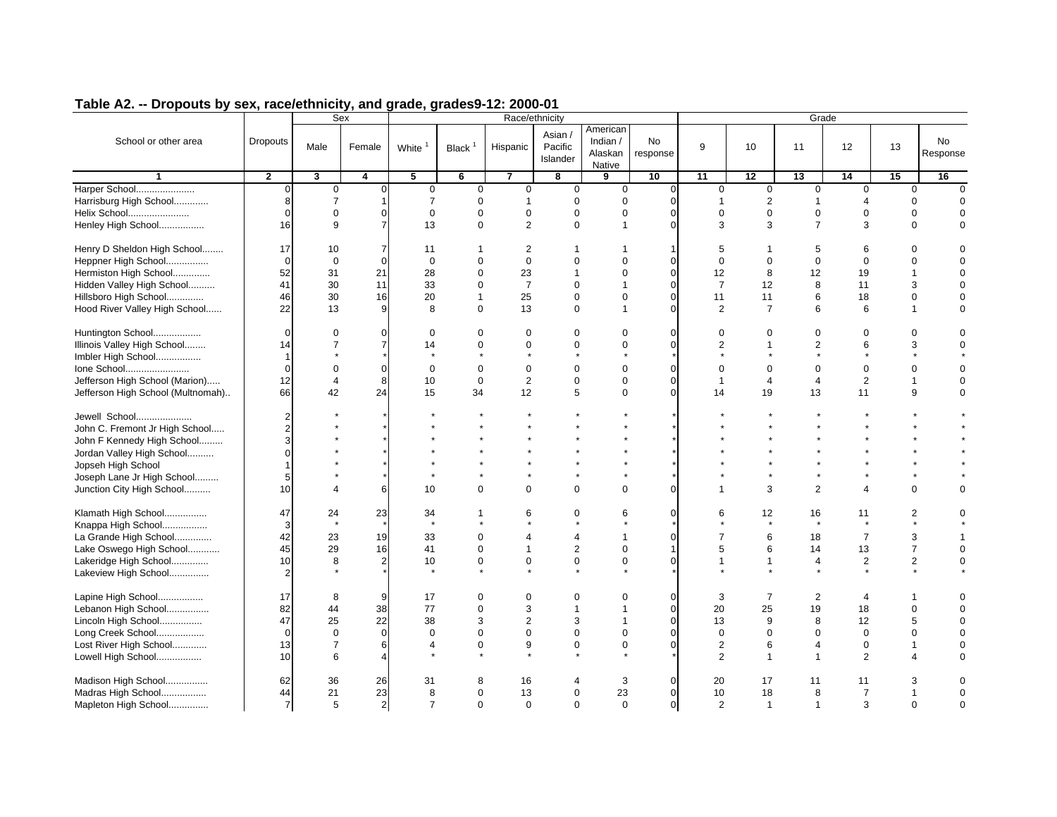## Table A2. -- Dropouts by sex, race/ethnicity, and grade, grades9-12: 2000-01

| School or other area | Dropouts | Sex | | Race/ethnicity | | | | | | Grade | | | | | |
|---|---|---|---|---|---|---|---|---|---|---|---|---|---|---|---|
| | | Male | Female | White [1] | Black [1] | Hispanic | Asian / Pacific Islander | American Indian / Alaskan Native | No response | 9 | 10 | 11 | 12 | 13 | No Response |
| 1 | 2 | 3 | 4 | 5 | 6 | 7 | 8 | 9 | 10 | 11 | 12 | 13 | 14 | 15 | 16 |
| Harper School...................... | 0 | 0 | 0 | 0 | 0 | 0 | 0 | 0 | 0 | 0 | 0 | 0 | 0 | 0 | 0 |
| Harrisburg High School............. | 8 | 7 | 1 | 7 | 0 | 1 | 0 | 0 | 0 | 1 | 2 | 1 | 4 | 0 | 0 |
| Helix School....................... | 0 | 0 | 0 | 0 | 0 | 0 | 0 | 0 | 0 | 0 | 0 | 0 | 0 | 0 | 0 |
| Henley High School................. | 16 | 9 | 7 | 13 | 0 | 2 | 0 | 1 | 0 | 3 | 3 | 7 | 3 | 0 | 0 |
| Henry D Sheldon High School........ | 17 | 10 | 7 | 11 | 1 | 2 | 1 | 1 | 1 | 5 | 1 | 5 | 6 | 0 | 0 |
| Heppner High School................ | 0 | 0 | 0 | 0 | 0 | 0 | 0 | 0 | 0 | 0 | 0 | 0 | 0 | 0 | 0 |
| Hermiston High School............. | 52 | 31 | 21 | 28 | 0 | 23 | 1 | 0 | 0 | 12 | 8 | 12 | 19 | 1 | 0 |
| Hidden Valley High School.......... | 41 | 30 | 11 | 33 | 0 | 7 | 0 | 1 | 0 | 7 | 12 | 8 | 11 | 3 | 0 |
| Hillsboro High School.............. | 46 | 30 | 16 | 20 | 1 | 25 | 0 | 0 | 0 | 11 | 11 | 6 | 18 | 0 | 0 |
| Hood River Valley High School...... | 22 | 13 | 9 | 8 | 0 | 13 | 0 | 1 | 0 | 2 | 7 | 6 | 6 | 1 | 0 |
| Huntington School.................. | 0 | 0 | 0 | 0 | 0 | 0 | 0 | 0 | 0 | 0 | 0 | 0 | 0 | 0 | 0 |
| Illinois Valley High School........ | 14 | 7 | 7 | 14 | 0 | 0 | 0 | 0 | 0 | 2 | 1 | 2 | 6 | 3 | 0 |
| Imbler High School................. | 1 | * | * | * | * | * | * | * | * | * | * | * | * | * | * |
| Ione School........................ | 0 | 0 | 0 | 0 | 0 | 0 | 0 | 0 | 0 | 0 | 0 | 0 | 0 | 0 | 0 |
| Jefferson High School (Marion)..... | 12 | 4 | 8 | 10 | 0 | 2 | 0 | 0 | 0 | 1 | 4 | 4 | 2 | 1 | 0 |
| Jefferson High School (Multnomah).. | 66 | 42 | 24 | 15 | 34 | 12 | 5 | 0 | 0 | 14 | 19 | 13 | 11 | 9 | 0 |
| Jewell School..................... | 2 | * | * | * | * | * | * | * | * | * | * | * | * | * | * |
| John C. Fremont Jr High School..... | 2 | * | * | * | * | * | * | * | * | * | * | * | * | * | * |
| John F Kennedy High School......... | 3 | * | * | * | * | * | * | * | * | * | * | * | * | * | * |
| Jordan Valley High School.......... | 0 | * | * | * | * | * | * | * | * | * | * | * | * | * | * |
| Jopseh High School | 1 | * | * | * | * | * | * | * | * | * | * | * | * | * | * |
| Joseph Lane Jr High School......... | 5 | * | * | * | * | * | * | * | * | * | * | * | * | * | * |
| Junction City High School.......... | 10 | 4 | 6 | 10 | 0 | 0 | 0 | 0 | 0 | 1 | 3 | 2 | 4 | 0 | 0 |
| Klamath High School................ | 47 | 24 | 23 | 34 | 1 | 6 | 0 | 6 | 0 | 6 | 12 | 16 | 11 | 2 | 0 |
| Knappa High School................. | 3 | * | * | * | * | * | * | * | * | * | * | * | * | * | * |
| La Grande High School.............. | 42 | 23 | 19 | 33 | 0 | 4 | 4 | 1 | 0 | 7 | 6 | 18 | 7 | 3 | 1 |
| Lake Oswego High School............ | 45 | 29 | 16 | 41 | 0 | 1 | 2 | 0 | 1 | 5 | 6 | 14 | 13 | 7 | 0 |
| Lakeridge High School.............. | 10 | 8 | 2 | 10 | 0 | 0 | 0 | 0 | 0 | 1 | 1 | 4 | 2 | 2 | 0 |
| Lakeview High School............... | 2 | * | * | * | * | * | * | * | * | * | * | * | * | * | * |
| Lapine High School................. | 17 | 8 | 9 | 17 | 0 | 0 | 0 | 0 | 0 | 3 | 7 | 2 | 4 | 1 | 0 |
| Lebanon High School................ | 82 | 44 | 38 | 77 | 0 | 3 | 1 | 1 | 0 | 20 | 25 | 19 | 18 | 0 | 0 |
| Lincoln High School................ | 47 | 25 | 22 | 38 | 3 | 2 | 3 | 1 | 0 | 13 | 9 | 8 | 12 | 5 | 0 |
| Long Creek School.................. | 0 | 0 | 0 | 0 | 0 | 0 | 0 | 0 | 0 | 0 | 0 | 0 | 0 | 0 | 0 |
| Lost River High School............. | 13 | 7 | 6 | 4 | 0 | 9 | 0 | 0 | 0 | 2 | 6 | 4 | 0 | 1 | 0 |
| Lowell High School................. | 10 | 6 | 4 | * | * | * | * | * | * | 2 | 1 | 1 | 2 | 4 | 0 |
| Madison High School................ | 62 | 36 | 26 | 31 | 8 | 16 | 4 | 3 | 0 | 20 | 17 | 11 | 11 | 3 | 0 |
| Madras High School................. | 44 | 21 | 23 | 8 | 0 | 13 | 0 | 23 | 0 | 10 | 18 | 8 | 7 | 1 | 0 |
| Mapleton High School............... | 7 | 5 | 2 | 7 | 0 | 0 | 0 | 0 | 0 | 2 | 1 | 1 | 3 | 0 | 0 |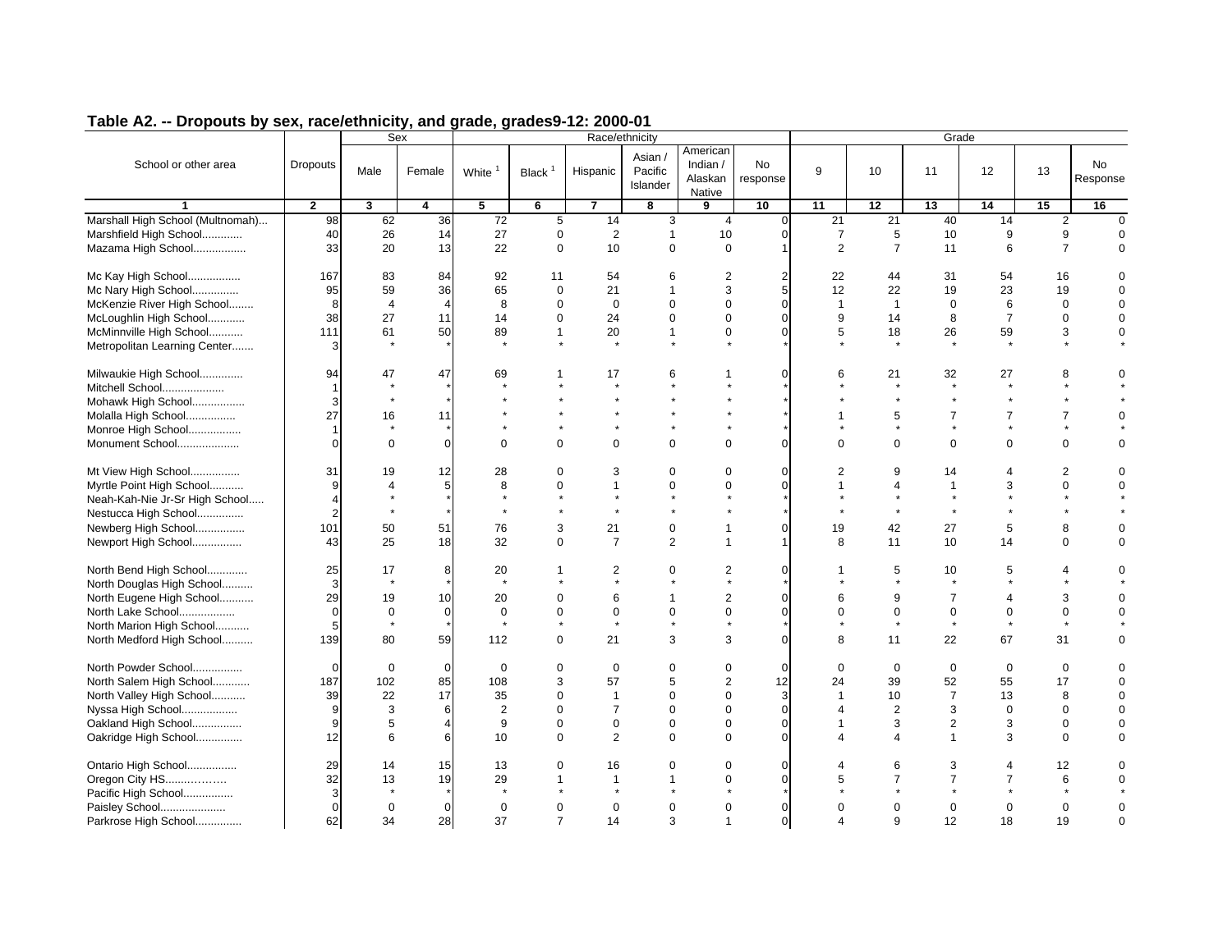## Table A2. -- Dropouts by sex, race/ethnicity, and grade, grades9-12: 2000-01

| School or other area | Dropouts | Sex | | Race/ethnicity | | | | | | Grade | | | | | |
|---|---|---|---|---|---|---|---|---|---|---|---|---|---|---|---|
| | | Male | Female | White [1] | Black [1] | Hispanic | Asian / Pacific Islander | American Indian / Alaskan Native | No response | 9 | 10 | 11 | 12 | 13 | No Response |
| 1 | 2 | 3 | 4 | 5 | 6 | 7 | 8 | 9 | 10 | 11 | 12 | 13 | 14 | 15 | 16 |
| Marshall High School (Multnomah)... | 98 | 62 | 36 | 72 | 5 | 14 | 3 | 4 | 0 | 21 | 21 | 40 | 14 | 2 | 0 |
| Marshfield High School............. | 40 | 26 | 14 | 27 | 0 | 2 | 1 | 10 | 0 | 7 | 5 | 10 | 9 | 9 | 0 |
| Mazama High School................. | 33 | 20 | 13 | 22 | 0 | 10 | 0 | 0 | 1 | 2 | 7 | 11 | 6 | 7 | 0 |
| Mc Kay High School................. | 167 | 83 | 84 | 92 | 11 | 54 | 6 | 2 | 2 | 22 | 44 | 31 | 54 | 16 | 0 |
| Mc Nary High School............... | 95 | 59 | 36 | 65 | 0 | 21 | 1 | 3 | 5 | 12 | 22 | 19 | 23 | 19 | 0 |
| McKenzie River High School........ | 8 | 4 | 4 | 8 | 0 | 0 | 0 | 0 | 0 | 1 | 1 | 0 | 6 | 0 | 0 |
| McLoughlin High School............ | 38 | 27 | 11 | 14 | 0 | 24 | 0 | 0 | 0 | 9 | 14 | 8 | 7 | 0 | 0 |
| McMinnville High School........... | 111 | 61 | 50 | 89 | 1 | 20 | 1 | 0 | 0 | 5 | 18 | 26 | 59 | 3 | 0 |
| Metropolitan Learning Center....... | 3 | * | * | * | * | * | * | * | * | * | * | * | * | * | * |
| Milwaukie High School............. | 94 | 47 | 47 | 69 | 1 | 17 | 6 | 1 | 0 | 6 | 21 | 32 | 27 | 8 | 0 |
| Mitchell School.................... | 1 | * | * | * | * | * | * | * | * | * | * | * | * | * | * |
| Mohawk High School................. | 3 | * | * | * | * | * | * | * | * | * | * | * | * | * | * |
| Molalla High School................ | 27 | 16 | 11 | * | * | * | * | * | * | 1 | 5 | 7 | 7 | 7 | 0 |
| Monroe High School................. | 1 | * | * | * | * | * | * | * | * | * | * | * | * | * | * |
| Monument School.................... | 0 | 0 | 0 | 0 | 0 | 0 | 0 | 0 | 0 | 0 | 0 | 0 | 0 | 0 | 0 |
| Mt View High School................ | 31 | 19 | 12 | 28 | 0 | 3 | 0 | 0 | 0 | 2 | 9 | 14 | 4 | 2 | 0 |
| Myrtle Point High School........... | 9 | 4 | 5 | 8 | 0 | 1 | 0 | 0 | 0 | 1 | 4 | 1 | 3 | 0 | 0 |
| Neah-Kah-Nie Jr-Sr High School..... | 4 | * | * | * | * | * | * | * | * | * | * | * | * | * | * |
| Nestucca High School............... | 2 | * | * | * | * | * | * | * | * | * | * | * | * | * | * |
| Newberg High School................ | 101 | 50 | 51 | 76 | 3 | 21 | 0 | 1 | 0 | 19 | 42 | 27 | 5 | 8 | 0 |
| Newport High School................ | 43 | 25 | 18 | 32 | 0 | 7 | 2 | 1 | 1 | 8 | 11 | 10 | 14 | 0 | 0 |
| North Bend High School............. | 25 | 17 | 8 | 20 | 1 | 2 | 0 | 2 | 0 | 1 | 5 | 10 | 5 | 4 | 0 |
| North Douglas High School.......... | 3 | * | * | * | * | * | * | * | * | * | * | * | * | * | * |
| North Eugene High School........... | 29 | 19 | 10 | 20 | 0 | 6 | 1 | 2 | 0 | 6 | 9 | 7 | 4 | 3 | 0 |
| North Lake School.................. | 0 | 0 | 0 | 0 | 0 | 0 | 0 | 0 | 0 | 0 | 0 | 0 | 0 | 0 | 0 |
| North Marion High School........... | 5 | * | * | * | * | * | * | * | * | * | * | * | * | * | * |
| North Medford High School.......... | 139 | 80 | 59 | 112 | 0 | 21 | 3 | 3 | 0 | 8 | 11 | 22 | 67 | 31 | 0 |
| North Powder School................ | 0 | 0 | 0 | 0 | 0 | 0 | 0 | 0 | 0 | 0 | 0 | 0 | 0 | 0 | 0 |
| North Salem High School............ | 187 | 102 | 85 | 108 | 3 | 57 | 5 | 2 | 12 | 24 | 39 | 52 | 55 | 17 | 0 |
| North Valley High School........... | 39 | 22 | 17 | 35 | 0 | 1 | 0 | 0 | 3 | 1 | 10 | 7 | 13 | 8 | 0 |
| Nyssa High School.................. | 9 | 3 | 6 | 2 | 0 | 7 | 0 | 0 | 0 | 4 | 2 | 3 | 0 | 0 | 0 |
| Oakland High School................ | 9 | 5 | 4 | 9 | 0 | 0 | 0 | 0 | 0 | 1 | 3 | 2 | 3 | 0 | 0 |
| Oakridge High School............... | 12 | 6 | 6 | 10 | 0 | 2 | 0 | 0 | 0 | 4 | 4 | 1 | 3 | 0 | 0 |
| Ontario High School................ | 29 | 14 | 15 | 13 | 0 | 16 | 0 | 0 | 0 | 4 | 6 | 3 | 4 | 12 | 0 |
| Oregon City HS.....………. | 32 | 13 | 19 | 29 | 1 | 1 | 1 | 0 | 0 | 5 | 7 | 7 | 7 | 6 | 0 |
| Pacific High School................ | 3 | * | * | * | * | * | * | * | * | * | * | * | * | * | * |
| Paisley School..................... | 0 | 0 | 0 | 0 | 0 | 0 | 0 | 0 | 0 | 0 | 0 | 0 | 0 | 0 | 0 |
| Parkrose High School............... | 62 | 34 | 28 | 37 | 7 | 14 | 3 | 1 | 0 | 4 | 9 | 12 | 18 | 19 | 0 |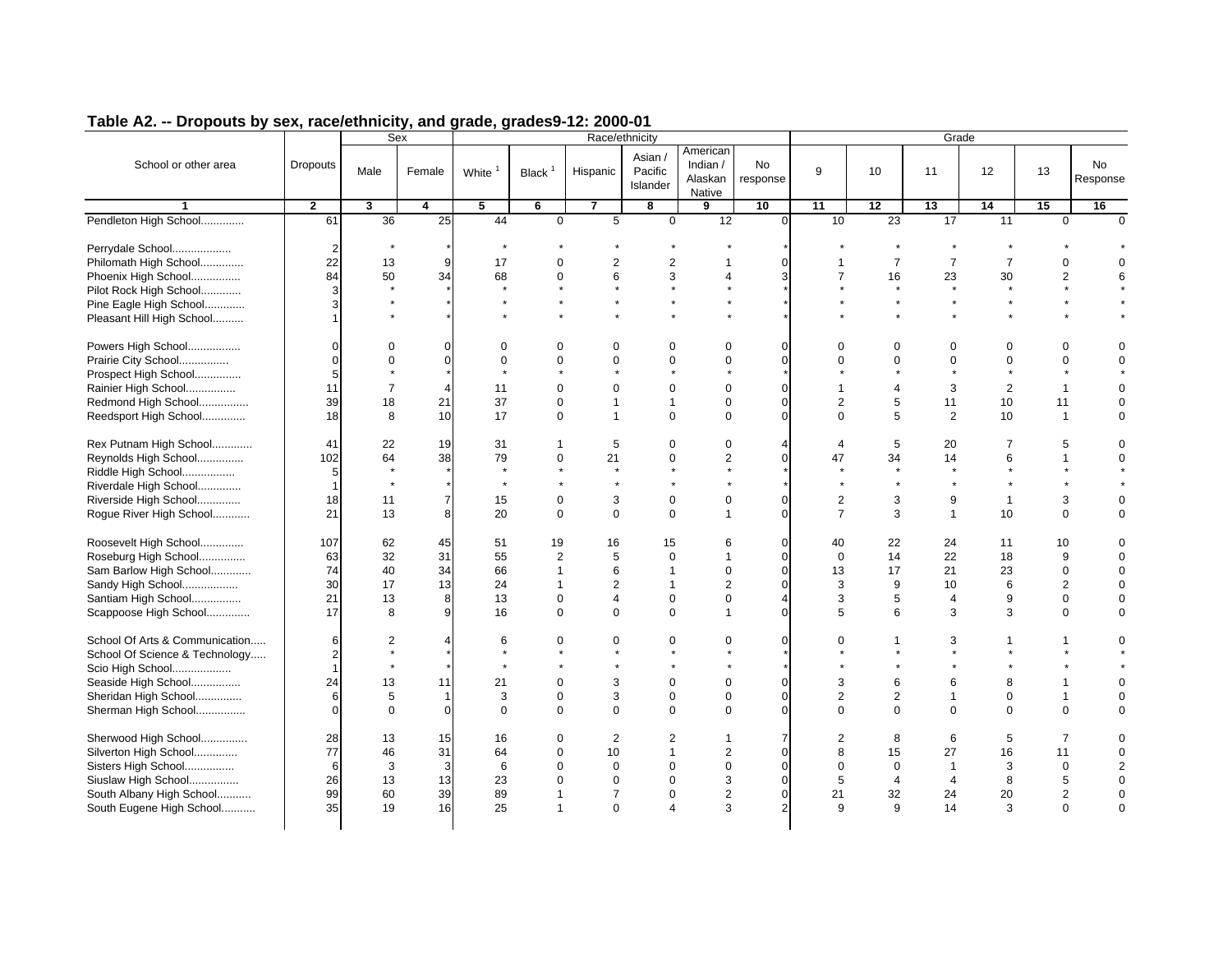## Table A2. -- Dropouts by sex, race/ethnicity, and grade, grades9-12: 2000-01

| School or other area | Dropouts | Sex | | Race/ethnicity | | | | | | Grade | | | | | |
|---|---|---|---|---|---|---|---|---|---|---|---|---|---|---|---|
| | | Male | Female | White [1] | Black [1] | Hispanic | Asian / Pacific Islander | American Indian / Alaskan Native | No response | 9 | 10 | 11 | 12 | 13 | No Response |
| 1 | 2 | 3 | 4 | 5 | 6 | 7 | 8 | 9 | 10 | 11 | 12 | 13 | 14 | 15 | 16 |
| Pendleton High School............. | 61 | 36 | 25 | 44 | 0 | 5 | 0 | 12 | 0 | 10 | 23 | 17 | 11 | 0 | 0 |
| Perrydale School................... | 2 | * | * | * | * | * | * | * | * | * | * | * | * | * | * |
| Philomath High School.............. | 22 | 13 | 9 | 17 | 0 | 2 | 2 | 1 | 0 | 1 | 7 | 7 | 7 | 0 | 0 |
| Phoenix High School................ | 84 | 50 | 34 | 68 | 0 | 6 | 3 | 4 | 3 | 7 | 16 | 23 | 30 | 2 | 6 |
| Pilot Rock High School............. | 3 | * | * | * | * | * | * | * | * | * | * | * | * | * | * |
| Pine Eagle High School............. | 3 | * | * | * | * | * | * | * | * | * | * | * | * | * | * |
| Pleasant Hill High School.......... | 1 | * | * | * | * | * | * | * | * | * | * | * | * | * | * |
| Powers High School................. | 0 | 0 | 0 | 0 | 0 | 0 | 0 | 0 | 0 | 0 | 0 | 0 | 0 | 0 | 0 |
| Prairie City School................ | 0 | 0 | 0 | 0 | 0 | 0 | 0 | 0 | 0 | 0 | 0 | 0 | 0 | 0 | 0 |
| Prospect High School............... | 5 | * | * | * | * | * | * | * | * | * | * | * | * | * | * |
| Rainier High School................ | 11 | 7 | 4 | 11 | 0 | 0 | 0 | 0 | 0 | 1 | 4 | 3 | 2 | 1 | 0 |
| Redmond High School................ | 39 | 18 | 21 | 37 | 0 | 1 | 1 | 0 | 0 | 2 | 5 | 11 | 10 | 11 | 0 |
| Reedsport High School.............. | 18 | 8 | 10 | 17 | 0 | 1 | 0 | 0 | 0 | 0 | 5 | 2 | 10 | 1 | 0 |
| Rex Putnam High School............. | 41 | 22 | 19 | 31 | 1 | 5 | 0 | 0 | 4 | 4 | 5 | 20 | 7 | 5 | 0 |
| Reynolds High School............... | 102 | 64 | 38 | 79 | 0 | 21 | 0 | 2 | 0 | 47 | 34 | 14 | 6 | 1 | 0 |
| Riddle High School................. | 5 | * | * | * | * | * | * | * | * | * | * | * | * | * | * |
| Riverdale High School.............. | 1 | * | * | * | * | * | * | * | * | * | * | * | * | * | * |
| Riverside High School.............. | 18 | 11 | 7 | 15 | 0 | 3 | 0 | 0 | 0 | 2 | 3 | 9 | 1 | 3 | 0 |
| Rogue River High School............ | 21 | 13 | 8 | 20 | 0 | 0 | 0 | 1 | 0 | 7 | 3 | 1 | 10 | 0 | 0 |
| Roosevelt High School.............. | 107 | 62 | 45 | 51 | 19 | 16 | 15 | 6 | 0 | 40 | 22 | 24 | 11 | 10 | 0 |
| Roseburg High School............... | 63 | 32 | 31 | 55 | 2 | 5 | 0 | 1 | 0 | 0 | 14 | 22 | 18 | 9 | 0 |
| Sam Barlow High School............. | 74 | 40 | 34 | 66 | 1 | 6 | 1 | 0 | 0 | 13 | 17 | 21 | 23 | 0 | 0 |
| Sandy High School.................. | 30 | 17 | 13 | 24 | 1 | 2 | 1 | 2 | 0 | 3 | 9 | 10 | 6 | 2 | 0 |
| Santiam High School................ | 21 | 13 | 8 | 13 | 0 | 4 | 0 | 0 | 4 | 3 | 5 | 4 | 9 | 0 | 0 |
| Scappoose High School.............. | 17 | 8 | 9 | 16 | 0 | 0 | 0 | 1 | 0 | 5 | 6 | 3 | 3 | 0 | 0 |
| School Of Arts & Communication..... | 6 | 2 | 4 | 6 | 0 | 0 | 0 | 0 | 0 | 0 | 1 | 3 | 1 | 1 | 0 |
| School Of Science & Technology..... | 2 | * | * | * | * | * | * | * | * | * | * | * | * | * | * |
| Scio High School................... | 1 | * | * | * | * | * | * | * | * | * | * | * | * | * | * |
| Seaside High School................ | 24 | 13 | 11 | 21 | 0 | 3 | 0 | 0 | 0 | 3 | 6 | 6 | 8 | 1 | 0 |
| Sheridan High School............... | 6 | 5 | 1 | 3 | 0 | 3 | 0 | 0 | 0 | 2 | 2 | 1 | 0 | 1 | 0 |
| Sherman High School................ | 0 | 0 | 0 | 0 | 0 | 0 | 0 | 0 | 0 | 0 | 0 | 0 | 0 | 0 | 0 |
| Sherwood High School............... | 28 | 13 | 15 | 16 | 0 | 2 | 2 | 1 | 7 | 2 | 8 | 6 | 5 | 7 | 0 |
| Silverton High School.............. | 77 | 46 | 31 | 64 | 0 | 10 | 1 | 2 | 0 | 8 | 15 | 27 | 16 | 11 | 0 |
| Sisters High School................ | 6 | 3 | 3 | 6 | 0 | 0 | 0 | 0 | 0 | 0 | 0 | 1 | 3 | 0 | 2 |
| Siuslaw High School................ | 26 | 13 | 13 | 23 | 0 | 0 | 0 | 3 | 0 | 5 | 4 | 4 | 8 | 5 | 0 |
| South Albany High School........... | 99 | 60 | 39 | 89 | 1 | 7 | 0 | 2 | 0 | 21 | 32 | 24 | 20 | 2 | 0 |
| South Eugene High School........... | 35 | 19 | 16 | 25 | 1 | 0 | 4 | 3 | 2 | 9 | 9 | 14 | 3 | 0 | 0 |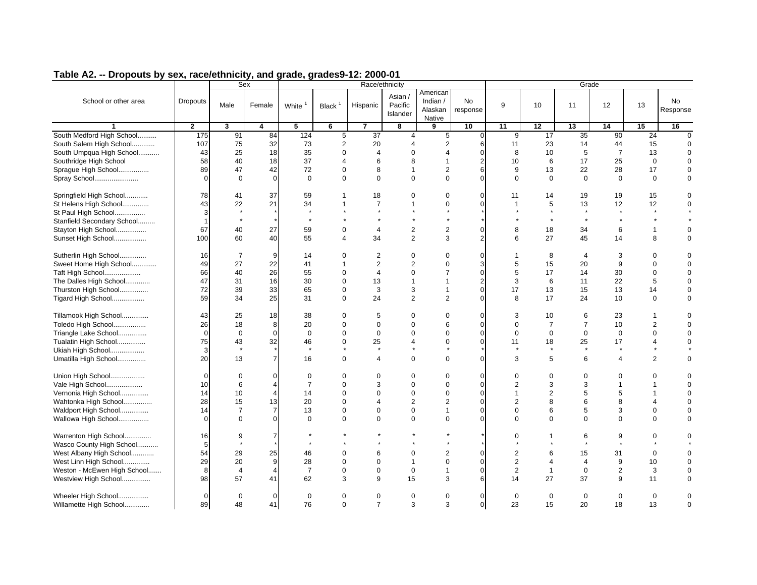## Table A2. -- Dropouts by sex, race/ethnicity, and grade, grades9-12: 2000-01

| School or other area | Dropouts | Sex | | Race/ethnicity | | | | | | Grade | | | | | |
|---|---|---|---|---|---|---|---|---|---|---|---|---|---|---|---|
| | | Male | Female | White [1] | Black [1] | Hispanic | Asian / Pacific Islander | American Indian / Alaskan Native | No response | 9 | 10 | 11 | 12 | 13 | No Response |
| 1 | 2 | 3 | 4 | 5 | 6 | 7 | 8 | 9 | 10 | 11 | 12 | 13 | 14 | 15 | 16 |
| South Medford High School.......... | 175 | 91 | 84 | 124 | 5 | 37 | 4 | 5 | 0 | 9 | 17 | 35 | 90 | 24 | 0 |
| South Salem High School............ | 107 | 75 | 32 | 73 | 2 | 20 | 4 | 2 | 6 | 11 | 23 | 14 | 44 | 15 | 0 |
| South Umpqua High School........... | 43 | 25 | 18 | 35 | 0 | 4 | 0 | 4 | 0 | 8 | 10 | 5 | 7 | 13 | 0 |
| Southridge High School | 58 | 40 | 18 | 37 | 4 | 6 | 8 | 1 | 2 | 10 | 6 | 17 | 25 | 0 | 0 |
| Sprague High School................ | 89 | 47 | 42 | 72 | 0 | 8 | 1 | 2 | 6 | 9 | 13 | 22 | 28 | 17 | 0 |
| Spray School....................... | 0 | 0 | 0 | 0 | 0 | 0 | 0 | 0 | 0 | 0 | 0 | 0 | 0 | 0 | 0 |
| Springfield High School............ | 78 | 41 | 37 | 59 | 1 | 18 | 0 | 0 | 0 | 11 | 14 | 19 | 19 | 15 | 0 |
| St Helens High School.............. | 43 | 22 | 21 | 34 | 1 | 7 | 1 | 0 | 0 | 1 | 5 | 13 | 12 | 12 | 0 |
| St Paul High School................ | 3 | * | * | * | * | * | * | * | * | * | * | * | * | * | * |
| Stanfield Secondary School......... | 1 | * | * | * | * | * | * | * | * | * | * | * | * | * | * |
| Stayton High School................ | 67 | 40 | 27 | 59 | 0 | 4 | 2 | 2 | 0 | 8 | 18 | 34 | 6 | 1 | 0 |
| Sunset High School................. | 100 | 60 | 40 | 55 | 4 | 34 | 2 | 3 | 2 | 6 | 27 | 45 | 14 | 8 | 0 |
| Sutherlin High School.............. | 16 | 7 | 9 | 14 | 0 | 2 | 0 | 0 | 0 | 1 | 8 | 4 | 3 | 0 | 0 |
| Sweet Home High School............. | 49 | 27 | 22 | 41 | 1 | 2 | 2 | 0 | 3 | 5 | 15 | 20 | 9 | 0 | 0 |
| Taft High School................... | 66 | 40 | 26 | 55 | 0 | 4 | 0 | 7 | 0 | 5 | 17 | 14 | 30 | 0 | 0 |
| The Dalles High School............. | 47 | 31 | 16 | 30 | 0 | 13 | 1 | 1 | 2 | 3 | 6 | 11 | 22 | 5 | 0 |
| Thurston High School............... | 72 | 39 | 33 | 65 | 0 | 3 | 3 | 1 | 0 | 17 | 13 | 15 | 13 | 14 | 0 |
| Tigard High School................. | 59 | 34 | 25 | 31 | 0 | 24 | 2 | 2 | 0 | 8 | 17 | 24 | 10 | 0 | 0 |
| Tillamook High School.............. | 43 | 25 | 18 | 38 | 0 | 5 | 0 | 0 | 0 | 3 | 10 | 6 | 23 | 1 | 0 |
| Toledo High School................. | 26 | 18 | 8 | 20 | 0 | 0 | 0 | 6 | 0 | 0 | 7 | 7 | 10 | 2 | 0 |
| Triangle Lake School............... | 0 | 0 | 0 | 0 | 0 | 0 | 0 | 0 | 0 | 0 | 0 | 0 | 0 | 0 | 0 |
| Tualatin High School............... | 75 | 43 | 32 | 46 | 0 | 25 | 4 | 0 | 0 | 11 | 18 | 25 | 17 | 4 | 0 |
| Ukiah High School.................. | 3 | * | * | * | * | * | * | * | * | * | * | * | * | * | * |
| Umatilla High School............... | 20 | 13 | 7 | 16 | 0 | 4 | 0 | 0 | 0 | 3 | 5 | 6 | 4 | 2 | 0 |
| Union High School.................. | 0 | 0 | 0 | 0 | 0 | 0 | 0 | 0 | 0 | 0 | 0 | 0 | 0 | 0 | 0 |
| Vale High School................... | 10 | 6 | 4 | 7 | 0 | 3 | 0 | 0 | 0 | 2 | 3 | 3 | 1 | 1 | 0 |
| Vernonia High School............... | 14 | 10 | 4 | 14 | 0 | 0 | 0 | 0 | 0 | 1 | 2 | 5 | 5 | 1 | 0 |
| Wahtonka High School............... | 28 | 15 | 13 | 20 | 0 | 4 | 2 | 2 | 0 | 2 | 8 | 6 | 8 | 4 | 0 |
| Waldport High School............... | 14 | 7 | 7 | 13 | 0 | 0 | 0 | 1 | 0 | 0 | 6 | 5 | 3 | 0 | 0 |
| Wallowa High School................ | 0 | 0 | 0 | 0 | 0 | 0 | 0 | 0 | 0 | 0 | 0 | 0 | 0 | 0 | 0 |
| Warrenton High School.............. | 16 | 9 | 7 | * | * | * | * | * | * | 0 | 1 | 6 | 9 | 0 | 0 |
| Wasco County High School........... | 5 | * | * | * | * | * | * | * | * | * | * | * | * | * | * |
| West Albany High School............ | 54 | 29 | 25 | 46 | 0 | 6 | 0 | 2 | 0 | 2 | 6 | 15 | 31 | 0 | 0 |
| West Linn High School.............. | 29 | 20 | 9 | 28 | 0 | 0 | 1 | 0 | 0 | 2 | 4 | 4 | 9 | 10 | 0 |
| Weston - McEwen High School....... | 8 | 4 | 4 | 7 | 0 | 0 | 0 | 1 | 0 | 2 | 1 | 0 | 2 | 3 | 0 |
| Westview High School............... | 98 | 57 | 41 | 62 | 3 | 9 | 15 | 3 | 6 | 14 | 27 | 37 | 9 | 11 | 0 |
| Wheeler High School................ | 0 | 0 | 0 | 0 | 0 | 0 | 0 | 0 | 0 | 0 | 0 | 0 | 0 | 0 | 0 |
| Willamette High School............. | 89 | 48 | 41 | 76 | 0 | 7 | 3 | 3 | 0 | 23 | 15 | 20 | 18 | 13 | 0 |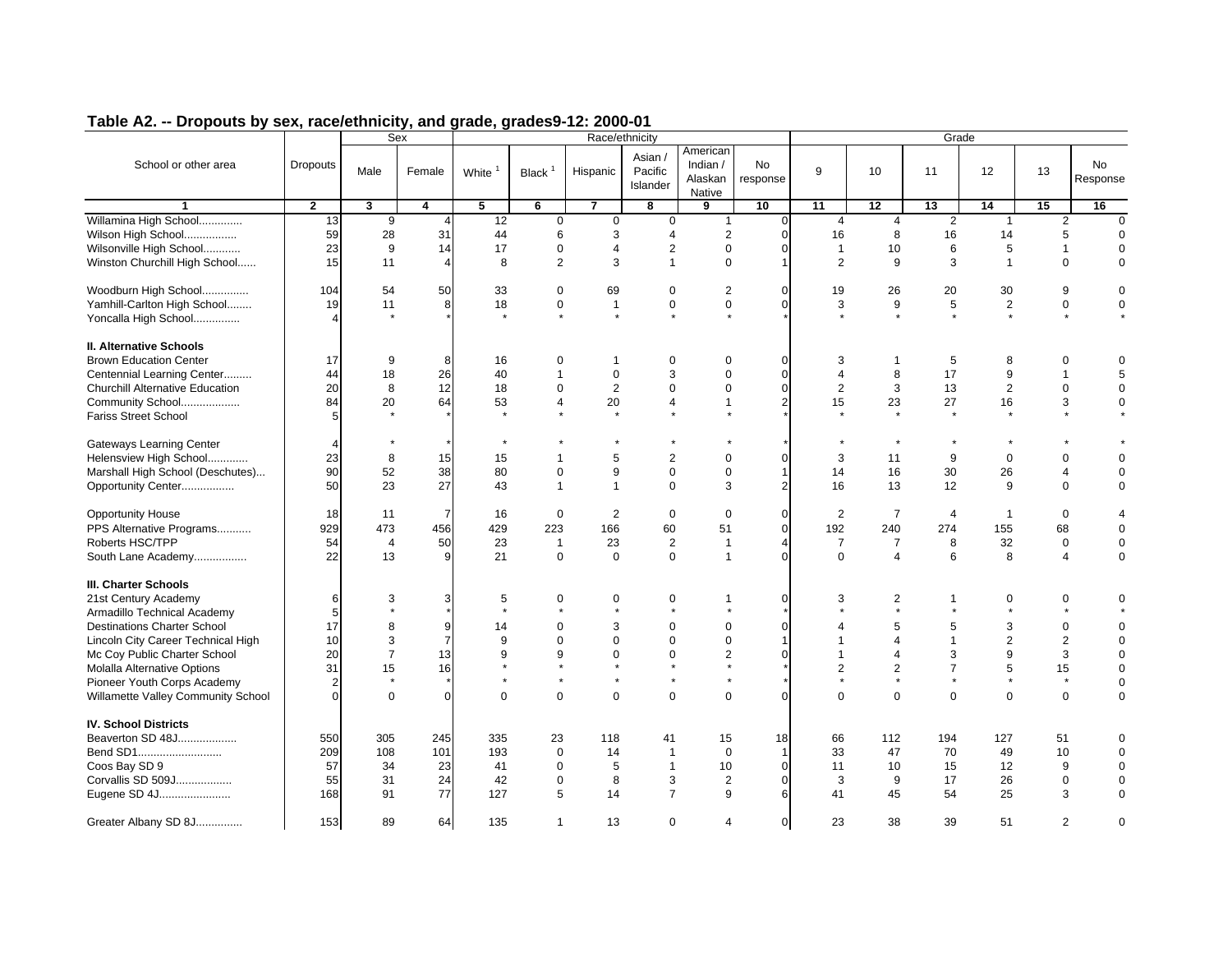## Table A2. -- Dropouts by sex, race/ethnicity, and grade, grades9-12: 2000-01

| School or other area | Dropouts | Sex | | Race/ethnicity | | | | | | Grade | | | | | |
|---|---|---|---|---|---|---|---|---|---|---|---|---|---|---|---|
| | | Male | Female | White [1] | Black [1] | Hispanic | Asian / Pacific Islander | American Indian / Alaskan Native | No response | 9 | 10 | 11 | 12 | 13 | No Response |
| 1 | 2 | 3 | 4 | 5 | 6 | 7 | 8 | 9 | 10 | 11 | 12 | 13 | 14 | 15 | 16 |
| Willamina High School............. | 13 | 9 | 4 | 12 | 0 | 0 | 0 | 1 | 0 | 4 | 4 | 2 | 1 | 2 | 0 |
| Wilson High School................. | 59 | 28 | 31 | 44 | 6 | 3 | 4 | 2 | 0 | 16 | 8 | 16 | 14 | 5 | 0 |
| Wilsonville High School............ | 23 | 9 | 14 | 17 | 0 | 4 | 2 | 0 | 0 | 1 | 10 | 6 | 5 | 1 | 0 |
| Winston Churchill High School...... | 15 | 11 | 4 | 8 | 2 | 3 | 1 | 0 | 1 | 2 | 9 | 3 | 1 | 0 | 0 |
| Woodburn High School............... | 104 | 54 | 50 | 33 | 0 | 69 | 0 | 2 | 0 | 19 | 26 | 20 | 30 | 9 | 0 |
| Yamhill-Carlton High School........ | 19 | 11 | 8 | 18 | 0 | 1 | 0 | 0 | 0 | 3 | 9 | 5 | 2 | 0 | 0 |
| Yoncalla High School............... | 4 | * | * | * | * | * | * | * | * | * | * | * | * | * | * |
| **II. Alternative Schools** | | | | | | | | | | | | | | | |
| Brown Education Center | 17 | 9 | 8 | 16 | 0 | 1 | 0 | 0 | 0 | 3 | 1 | 5 | 8 | 0 | 0 |
| Centennial Learning Center......... | 44 | 18 | 26 | 40 | 1 | 0 | 3 | 0 | 0 | 4 | 8 | 17 | 9 | 1 | 5 |
| Churchill Alternative Education | 20 | 8 | 12 | 18 | 0 | 2 | 0 | 0 | 0 | 2 | 3 | 13 | 2 | 0 | 0 |
| Community School................... | 84 | 20 | 64 | 53 | 4 | 20 | 4 | 1 | 2 | 15 | 23 | 27 | 16 | 3 | 0 |
| Fariss Street School | 5 | * | * | * | * | * | * | * | * | * | * | * | * | * | * |
| Gateways Learning Center | 4 | * | * | * | * | * | * | * | * | * | * | * | * | * | * |
| Helensview High School............. | 23 | 8 | 15 | 15 | 1 | 5 | 2 | 0 | 0 | 3 | 11 | 9 | 0 | 0 | 0 |
| Marshall High School (Deschutes)... | 90 | 52 | 38 | 80 | 0 | 9 | 0 | 0 | 1 | 14 | 16 | 30 | 26 | 4 | 0 |
| Opportunity Center................. | 50 | 23 | 27 | 43 | 1 | 1 | 0 | 3 | 2 | 16 | 13 | 12 | 9 | 0 | 0 |
| Opportunity House | 18 | 11 | 7 | 16 | 0 | 2 | 0 | 0 | 0 | 2 | 7 | 4 | 1 | 0 | 4 |
| PPS Alternative Programs........... | 929 | 473 | 456 | 429 | 223 | 166 | 60 | 51 | 0 | 192 | 240 | 274 | 155 | 68 | 0 |
| Roberts HSC/TPP | 54 | 4 | 50 | 23 | 1 | 23 | 2 | 1 | 4 | 7 | 7 | 8 | 32 | 0 | 0 |
| South Lane Academy................. | 22 | 13 | 9 | 21 | 0 | 0 | 0 | 1 | 0 | 0 | 4 | 6 | 8 | 4 | 0 |
| **III. Charter Schools** | | | | | | | | | | | | | | | |
| 21st Century Academy | 6 | 3 | 3 | 5 | 0 | 0 | 0 | 1 | 0 | 3 | 2 | 1 | 0 | 0 | 0 |
| Armadillo Technical Academy | 5 | * | * | * | * | * | * | * | * | * | * | * | * | * | * |
| Destinations Charter School | 17 | 8 | 9 | 14 | 0 | 3 | 0 | 0 | 0 | 4 | 5 | 5 | 3 | 0 | 0 |
| Lincoln City Career Technical High | 10 | 3 | 7 | 9 | 0 | 0 | 0 | 0 | 1 | 1 | 4 | 1 | 2 | 2 | 0 |
| Mc Coy Public Charter School | 20 | 7 | 13 | 9 | 9 | 0 | 0 | 2 | 0 | 1 | 4 | 3 | 9 | 3 | 0 |
| Molalla Alternative Options | 31 | 15 | 16 | * | * | * | * | * | * | 2 | 2 | 7 | 5 | 15 | 0 |
| Pioneer Youth Corps Academy | 2 | * | * | * | * | * | * | * | * | * | * | * | * | * | 0 |
| Willamette Valley Community School | 0 | 0 | 0 | 0 | 0 | 0 | 0 | 0 | 0 | 0 | 0 | 0 | 0 | 0 | 0 |
| **IV. School Districts** | | | | | | | | | | | | | | | |
| Beaverton SD 48J................... | 550 | 305 | 245 | 335 | 23 | 118 | 41 | 15 | 18 | 66 | 112 | 194 | 127 | 51 | 0 |
| Bend SD1........................... | 209 | 108 | 101 | 193 | 0 | 14 | 1 | 0 | 1 | 33 | 47 | 70 | 49 | 10 | 0 |
| Coos Bay SD 9 | 57 | 34 | 23 | 41 | 0 | 5 | 1 | 10 | 0 | 11 | 10 | 15 | 12 | 9 | 0 |
| Corvallis SD 509J.................. | 55 | 31 | 24 | 42 | 0 | 8 | 3 | 2 | 0 | 3 | 9 | 17 | 26 | 0 | 0 |
| Eugene SD 4J....................... | 168 | 91 | 77 | 127 | 5 | 14 | 7 | 9 | 6 | 41 | 45 | 54 | 25 | 3 | 0 |
| Greater Albany SD 8J............... | 153 | 89 | 64 | 135 | 1 | 13 | 0 | 4 | 0 | 23 | 38 | 39 | 51 | 2 | 0 |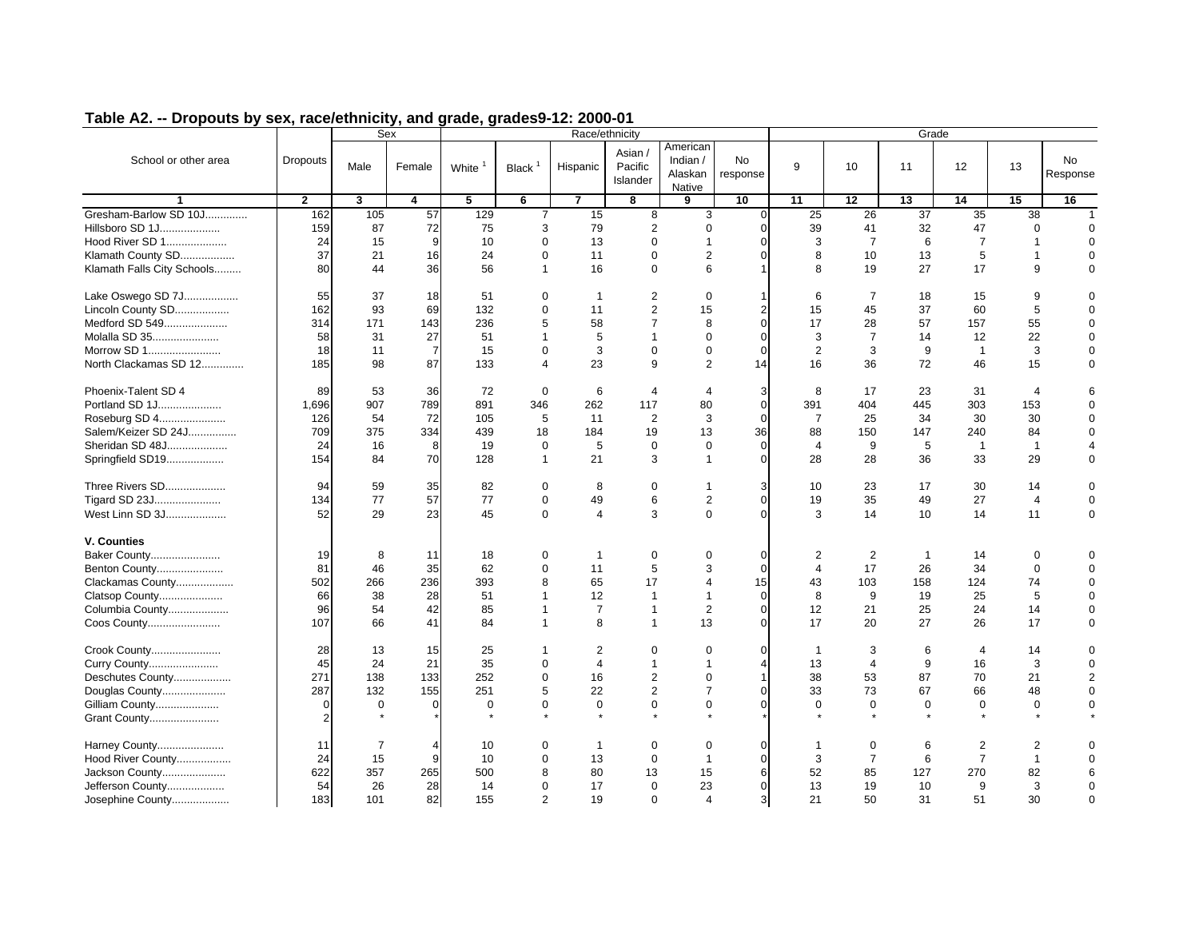## Table A2. -- Dropouts by sex, race/ethnicity, and grade, grades9-12: 2000-01

| School or other area | Dropouts | Sex | | Race/ethnicity | | | | | | Grade | | | | | |
|---|---|---|---|---|---|---|---|---|---|---|---|---|---|---|---|
| | | Male | Female | White [1] | Black [1] | Hispanic | Asian / Pacific Islander | American Indian / Alaskan Native | No response | 9 | 10 | 11 | 12 | 13 | No Response |
| 1 | 2 | 3 | 4 | 5 | 6 | 7 | 8 | 9 | 10 | 11 | 12 | 13 | 14 | 15 | 16 |
| Gresham-Barlow SD 10J............. | 162 | 105 | 57 | 129 | 7 | 15 | 8 | 3 | 0 | 25 | 26 | 37 | 35 | 38 | 1 |
| Hillsboro SD 1J.................... | 159 | 87 | 72 | 75 | 3 | 79 | 2 | 0 | 0 | 39 | 41 | 32 | 47 | 0 | 0 |
| Hood River SD 1.................... | 24 | 15 | 9 | 10 | 0 | 13 | 0 | 1 | 0 | 3 | 7 | 6 | 7 | 1 | 0 |
| Klamath County SD.................. | 37 | 21 | 16 | 24 | 0 | 11 | 0 | 2 | 0 | 8 | 10 | 13 | 5 | 1 | 0 |
| Klamath Falls City Schools......... | 80 | 44 | 36 | 56 | 1 | 16 | 0 | 6 | 1 | 8 | 19 | 27 | 17 | 9 | 0 |
| Lake Oswego SD 7J.................. | 55 | 37 | 18 | 51 | 0 | 1 | 2 | 0 | 1 | 6 | 7 | 18 | 15 | 9 | 0 |
| Lincoln County SD.................. | 162 | 93 | 69 | 132 | 0 | 11 | 2 | 15 | 2 | 15 | 45 | 37 | 60 | 5 | 0 |
| Medford SD 549..................... | 314 | 171 | 143 | 236 | 5 | 58 | 7 | 8 | 0 | 17 | 28 | 57 | 157 | 55 | 0 |
| Molalla SD 35...................... | 58 | 31 | 27 | 51 | 1 | 5 | 1 | 0 | 0 | 3 | 7 | 14 | 12 | 22 | 0 |
| Morrow SD 1........................ | 18 | 11 | 7 | 15 | 0 | 3 | 0 | 0 | 0 | 2 | 3 | 9 | 1 | 3 | 0 |
| North Clackamas SD 12............. | 185 | 98 | 87 | 133 | 4 | 23 | 9 | 2 | 14 | 16 | 36 | 72 | 46 | 15 | 0 |
| Phoenix-Talent SD 4 | 89 | 53 | 36 | 72 | 0 | 6 | 4 | 4 | 3 | 8 | 17 | 23 | 31 | 4 | 6 |
| Portland SD 1J..................... | 1,696 | 907 | 789 | 891 | 346 | 262 | 117 | 80 | 0 | 391 | 404 | 445 | 303 | 153 | 0 |
| Roseburg SD 4...................... | 126 | 54 | 72 | 105 | 5 | 11 | 2 | 3 | 0 | 7 | 25 | 34 | 30 | 30 | 0 |
| Salem/Keizer SD 24J................ | 709 | 375 | 334 | 439 | 18 | 184 | 19 | 13 | 36 | 88 | 150 | 147 | 240 | 84 | 0 |
| Sheridan SD 48J.................... | 24 | 16 | 8 | 19 | 0 | 5 | 0 | 0 | 0 | 4 | 9 | 5 | 1 | 1 | 4 |
| Springfield SD19................... | 154 | 84 | 70 | 128 | 1 | 21 | 3 | 1 | 0 | 28 | 28 | 36 | 33 | 29 | 0 |
| Three Rivers SD.................... | 94 | 59 | 35 | 82 | 0 | 8 | 0 | 1 | 3 | 10 | 23 | 17 | 30 | 14 | 0 |
| Tigard SD 23J...................... | 134 | 77 | 57 | 77 | 0 | 49 | 6 | 2 | 0 | 19 | 35 | 49 | 27 | 4 | 0 |
| West Linn SD 3J.................... | 52 | 29 | 23 | 45 | 0 | 4 | 3 | 0 | 0 | 3 | 14 | 10 | 14 | 11 | 0 |
| **V. Counties** | | | | | | | | | | | | | | | |
| Baker County....................... | 19 | 8 | 11 | 18 | 0 | 1 | 0 | 0 | 0 | 2 | 2 | 1 | 14 | 0 | 0 |
| Benton County...................... | 81 | 46 | 35 | 62 | 0 | 11 | 5 | 3 | 0 | 4 | 17 | 26 | 34 | 0 | 0 |
| Clackamas County................... | 502 | 266 | 236 | 393 | 8 | 65 | 17 | 4 | 15 | 43 | 103 | 158 | 124 | 74 | 0 |
| Clatsop County..................... | 66 | 38 | 28 | 51 | 1 | 12 | 1 | 1 | 0 | 8 | 9 | 19 | 25 | 5 | 0 |
| Columbia County.................... | 96 | 54 | 42 | 85 | 1 | 7 | 1 | 2 | 0 | 12 | 21 | 25 | 24 | 14 | 0 |
| Coos County........................ | 107 | 66 | 41 | 84 | 1 | 8 | 1 | 13 | 0 | 17 | 20 | 27 | 26 | 17 | 0 |
| Crook County....................... | 28 | 13 | 15 | 25 | 1 | 2 | 0 | 0 | 0 | 1 | 3 | 6 | 4 | 14 | 0 |
| Curry County....................... | 45 | 24 | 21 | 35 | 0 | 4 | 1 | 1 | 4 | 13 | 4 | 9 | 16 | 3 | 0 |
| Deschutes County................... | 271 | 138 | 133 | 252 | 0 | 16 | 2 | 0 | 1 | 38 | 53 | 87 | 70 | 21 | 2 |
| Douglas County..................... | 287 | 132 | 155 | 251 | 5 | 22 | 2 | 7 | 0 | 33 | 73 | 67 | 66 | 48 | 0 |
| Gilliam County..................... | 0 | 0 | 0 | 0 | 0 | 0 | 0 | 0 | 0 | 0 | 0 | 0 | 0 | 0 | 0 |
| Grant County....................... | 2 | * | * | * | * | * | * | * | * | * | * | * | * | * | * |
| Harney County...................... | 11 | 7 | 4 | 10 | 0 | 1 | 0 | 0 | 0 | 1 | 0 | 6 | 2 | 2 | 0 |
| Hood River County.................. | 24 | 15 | 9 | 10 | 0 | 13 | 0 | 1 | 0 | 3 | 7 | 6 | 7 | 1 | 0 |
| Jackson County..................... | 622 | 357 | 265 | 500 | 8 | 80 | 13 | 15 | 6 | 52 | 85 | 127 | 270 | 82 | 6 |
| Jefferson County................... | 54 | 26 | 28 | 14 | 0 | 17 | 0 | 23 | 0 | 13 | 19 | 10 | 9 | 3 | 0 |
| Josephine County................... | 183 | 101 | 82 | 155 | 2 | 19 | 0 | 4 | 3 | 21 | 50 | 31 | 51 | 30 | 0 |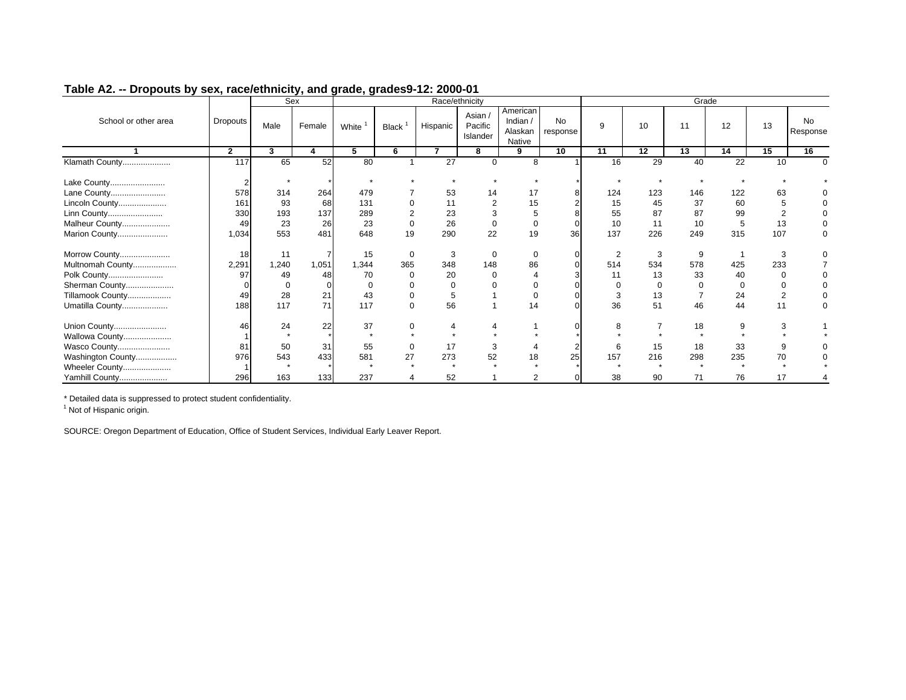## Table A2. -- Dropouts by sex, race/ethnicity, and grade, grades9-12: 2000-01

| School or other area | Dropouts | Sex | | Race/ethnicity | | | | | | Grade | | | | | |
|---|---|---|---|---|---|---|---|---|---|---|---|---|---|---|---|
| | | Male | Female | White [1] | Black [1] | Hispanic | Asian / Pacific Islander | American Indian / Alaskan Native | No response | 9 | 10 | 11 | 12 | 13 | No Response |
| 1 | 2 | 3 | 4 | 5 | 6 | 7 | 8 | 9 | 10 | 11 | 12 | 13 | 14 | 15 | 16 |
| Klamath County..................... | 117 | 65 | 52 | 80 | 1 | 27 | 0 | 8 | 1 | 16 | 29 | 40 | 22 | 10 | 0 |
| Lake County........................ | 2 | * | * | * | * | * | * | * | * | * | * | * | * | * | * |
| Lane County........................ | 578 | 314 | 264 | 479 | 7 | 53 | 14 | 17 | 8 | 124 | 123 | 146 | 122 | 63 | 0 |
| Lincoln County..................... | 161 | 93 | 68 | 131 | 0 | 11 | 2 | 15 | 2 | 15 | 45 | 37 | 60 | 5 | 0 |
| Linn County........................ | 330 | 193 | 137 | 289 | 2 | 23 | 3 | 5 | 8 | 55 | 87 | 87 | 99 | 2 | 0 |
| Malheur County..................... | 49 | 23 | 26 | 23 | 0 | 26 | 0 | 0 | 0 | 10 | 11 | 10 | 5 | 13 | 0 |
| Marion County...................... | 1,034 | 553 | 481 | 648 | 19 | 290 | 22 | 19 | 36 | 137 | 226 | 249 | 315 | 107 | 0 |
| Morrow County...................... | 18 | 11 | 7 | 15 | 0 | 3 | 0 | 0 | 0 | 2 | 3 | 9 | 1 | 3 | 0 |
| Multnomah County................... | 2,291 | 1,240 | 1,051 | 1,344 | 365 | 348 | 148 | 86 | 0 | 514 | 534 | 578 | 425 | 233 | 7 |
| Polk County........................ | 97 | 49 | 48 | 70 | 0 | 20 | 0 | 4 | 3 | 11 | 13 | 33 | 40 | 0 | 0 |
| Sherman County..................... | 0 | 0 | 0 | 0 | 0 | 0 | 0 | 0 | 0 | 0 | 0 | 0 | 0 | 0 | 0 |
| Tillamook County................... | 49 | 28 | 21 | 43 | 0 | 5 | 1 | 0 | 0 | 3 | 13 | 7 | 24 | 2 | 0 |
| Umatilla County.................... | 188 | 117 | 71 | 117 | 0 | 56 | 1 | 14 | 0 | 36 | 51 | 46 | 44 | 11 | 0 |
| Union County....................... | 46 | 24 | 22 | 37 | 0 | 4 | 4 | 1 | 0 | 8 | 7 | 18 | 9 | 3 | 1 |
| Wallowa County..................... | 1 | * | * | * | * | * | * | * | * | * | * | * | * | * | * |
| Wasco County....................... | 81 | 50 | 31 | 55 | 0 | 17 | 3 | 4 | 2 | 6 | 15 | 18 | 33 | 9 | 0 |
| Washington County.................. | 976 | 543 | 433 | 581 | 27 | 273 | 52 | 18 | 25 | 157 | 216 | 298 | 235 | 70 | 0 |
| Wheeler County..................... | 1 | * | * | * | * | * | * | * | * | * | * | * | * | * | * |
| Yamhill County..................... | 296 | 163 | 133 | 237 | 4 | 52 | 1 | 2 | 0 | 38 | 90 | 71 | 76 | 17 | 4 |

* Detailed data is suppressed to protect student confidentiality.

[1] Not of Hispanic origin.

SOURCE: Oregon Department of Education, Office of Student Services, Individual Early Leaver Report.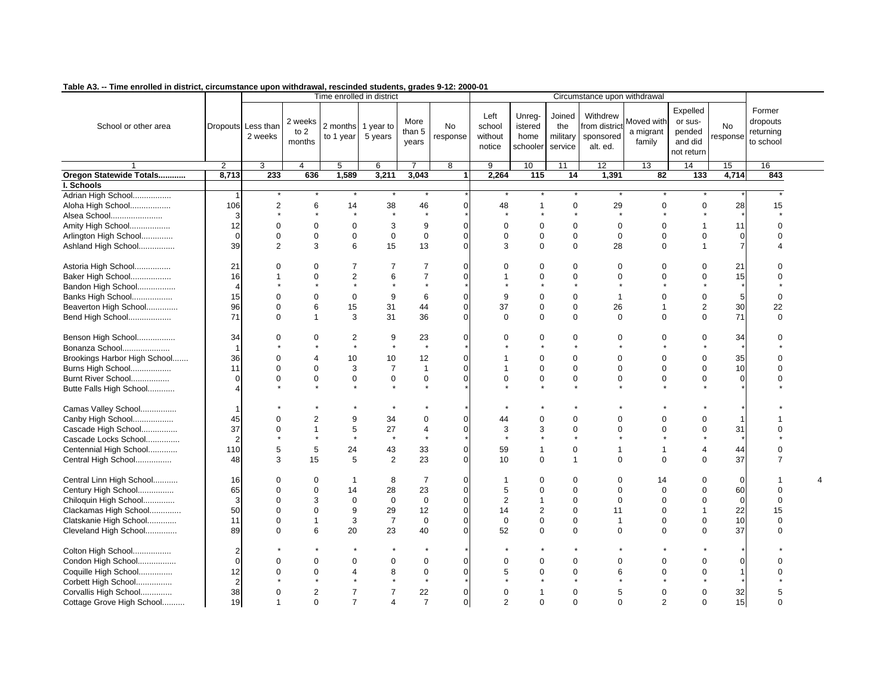**Table A3. -- Time enrolled in district, circumstance upon withdrawal, rescinded students, grades 9-12: 2000-01**

| School or other area | Dropouts | Time enrolled in district | | | | | | Circumstance upon withdrawal | | | | | | | Former dropouts returning to school |
|---|---|---|---|---|---|---|---|---|---|---|---|---|---|---|---|
| | | Less than 2 weeks | 2 weeks to 2 months | 2 months to 1 year | 1 year to 5 years | More than 5 years | No response | Left school without notice | Unregistered home schooler | Joined the military service | Withdrew from district sponsored alt. ed. | Moved with a migrant family | Expelled or suspended and did not return | No response | |
| 1 | 2 | 3 | 4 | 5 | 6 | 7 | 8 | 9 | 10 | 11 | 12 | 13 | 14 | 15 | 16 |
| **Oregon Statewide Totals............** | **8,713** | **233** | **636** | **1,589** | **3,211** | **3,043** | **1** | **2,264** | **115** | **14** | **1,391** | **82** | **133** | **4,714** | **843** |
| **I. Schools** | | | | | | | | | | | | | | | |
| Adrian High School................. | 1 | * | * | * | * | * | * | * | * | * | * | * | * | * | * |
| Aloha High School.................. | 106 | 2 | 6 | 14 | 38 | 46 | 0 | 48 | 1 | 0 | 29 | 0 | 0 | 28 | 15 |
| Alsea School....................... | 3 | * | * | * | * | * | * | * | * | * | * | * | * | * | * |
| Amity High School.................. | 12 | 0 | 0 | 0 | 3 | 9 | 0 | 0 | 0 | 0 | 0 | 0 | 1 | 11 | 0 |
| Arlington High School.............. | 0 | 0 | 0 | 0 | 0 | 0 | 0 | 0 | 0 | 0 | 0 | 0 | 0 | 0 | 0 |
| Ashland High School................ | 39 | 2 | 3 | 6 | 15 | 13 | 0 | 3 | 0 | 0 | 28 | 0 | 1 | 7 | 4 |
| Astoria High School................ | 21 | 0 | 0 | 7 | 7 | 7 | 0 | 0 | 0 | 0 | 0 | 0 | 0 | 21 | 0 |
| Baker High School.................. | 16 | 1 | 0 | 2 | 6 | 7 | 0 | 1 | 0 | 0 | 0 | 0 | 0 | 15 | 0 |
| Bandon High School................. | 4 | * | * | * | * | * | * | * | * | * | * | * | * | * | * |
| Banks High School.................. | 15 | 0 | 0 | 0 | 9 | 6 | 0 | 9 | 0 | 0 | 1 | 0 | 0 | 5 | 0 |
| Beaverton High School.............. | 96 | 0 | 6 | 15 | 31 | 44 | 0 | 37 | 0 | 0 | 26 | 1 | 2 | 30 | 22 |
| Bend High School................... | 71 | 0 | 1 | 3 | 31 | 36 | 0 | 0 | 0 | 0 | 0 | 0 | 0 | 71 | 0 |
| Benson High School................. | 34 | 0 | 0 | 2 | 9 | 23 | 0 | 0 | 0 | 0 | 0 | 0 | 0 | 34 | 0 |
| Bonanza School..................... | 1 | * | * | * | * | * | * | * | * | * | * | * | * | * | * |
| Brookings Harbor High School....... | 36 | 0 | 4 | 10 | 10 | 12 | 0 | 1 | 0 | 0 | 0 | 0 | 0 | 35 | 0 |
| Burns High School.................. | 11 | 0 | 0 | 3 | 7 | 1 | 0 | 1 | 0 | 0 | 0 | 0 | 0 | 10 | 0 |
| Burnt River School................. | 0 | 0 | 0 | 0 | 0 | 0 | 0 | 0 | 0 | 0 | 0 | 0 | 0 | 0 | 0 |
| Butte Falls High School............ | 4 | * | * | * | * | * | * | * | * | * | * | * | * | * | * |
| Camas Valley School................ | 1 | * | * | * | * | * | * | * | * | * | * | * | * | * | * |
| Canby High School.................. | 45 | 0 | 2 | 9 | 34 | 0 | 0 | 44 | 0 | 0 | 0 | 0 | 0 | 1 | 1 |
| Cascade High School................ | 37 | 0 | 1 | 5 | 27 | 4 | 0 | 3 | 3 | 0 | 0 | 0 | 0 | 31 | 0 |
| Cascade Locks School............... | 2 | * | * | * | * | * | * | * | * | * | * | * | * | * | * |
| Centennial High School............. | 110 | 5 | 5 | 24 | 43 | 33 | 0 | 59 | 1 | 0 | 1 | 1 | 4 | 44 | 0 |
| Central High School................ | 48 | 3 | 15 | 5 | 2 | 23 | 0 | 10 | 0 | 1 | 0 | 0 | 0 | 37 | 7 |
| Central Linn High School........... | 16 | 0 | 0 | 1 | 8 | 7 | 0 | 1 | 0 | 0 | 0 | 14 | 0 | 0 | 1 |
| Century High School................ | 65 | 0 | 0 | 14 | 28 | 23 | 0 | 5 | 0 | 0 | 0 | 0 | 0 | 60 | 0 |
| Chiloquin High School.............. | 3 | 0 | 3 | 0 | 0 | 0 | 0 | 2 | 1 | 0 | 0 | 0 | 0 | 0 | 0 |
| Clackamas High School.............. | 50 | 0 | 0 | 9 | 29 | 12 | 0 | 14 | 2 | 0 | 11 | 0 | 1 | 22 | 15 |
| Clatskanie High School............. | 11 | 0 | 1 | 3 | 7 | 0 | 0 | 0 | 0 | 0 | 1 | 0 | 0 | 10 | 0 |
| Cleveland High School.............. | 89 | 0 | 6 | 20 | 23 | 40 | 0 | 52 | 0 | 0 | 0 | 0 | 0 | 37 | 0 |
| Colton High School................. | 2 | * | * | * | * | * | * | * | * | * | * | * | * | * | * |
| Condon High School................. | 0 | 0 | 0 | 0 | 0 | 0 | 0 | 0 | 0 | 0 | 0 | 0 | 0 | 0 | 0 |
| Coquille High School............... | 12 | 0 | 0 | 4 | 8 | 0 | 0 | 5 | 0 | 0 | 6 | 0 | 0 | 1 | 0 |
| Corbett High School................ | 2 | * | * | * | * | * | * | * | * | * | * | * | * | * | * |
| Corvallis High School.............. | 38 | 0 | 2 | 7 | 7 | 22 | 0 | 0 | 1 | 0 | 5 | 0 | 0 | 32 | 5 |
| Cottage Grove High School.......... | 19 | 1 | 0 | 7 | 4 | 7 | 0 | 2 | 0 | 0 | 0 | 2 | 0 | 15 | 0 |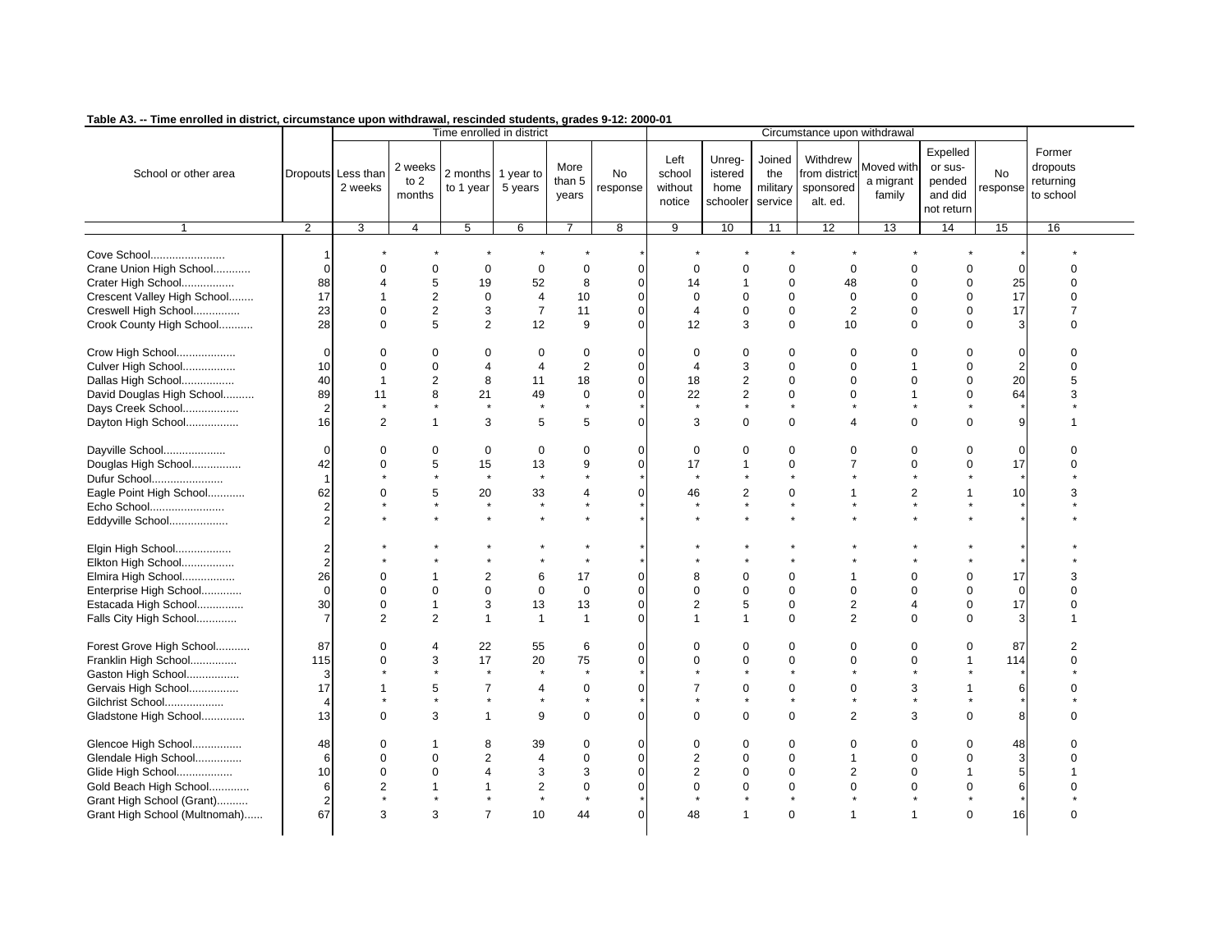**Table A3. -- Time enrolled in district, circumstance upon withdrawal, rescinded students, grades 9-12: 2000-01**

| School or other area | Dropouts | Time enrolled in district | | | | | | Circumstance upon withdrawal | | | | | | | Former dropouts returning to school |
|---|---|---|---|---|---|---|---|---|---|---|---|---|---|---|---|
| | | Less than 2 weeks | 2 weeks to 2 months | 2 months to 1 year | 1 year to 5 years | More than 5 years | No response | Left school without notice | Unreg-istered home schooler | Joined the military service | Withdrew from district sponsored alt. ed. | Moved with a migrant family | Expelled or sus-pended and did not return | No response | |
| 1 | 2 | 3 | 4 | 5 | 6 | 7 | 8 | 9 | 10 | 11 | 12 | 13 | 14 | 15 | 16 |
| Cove School........................ | 1 | * | * | * | * | * | * | * | * | * | * | * | * | * | * |
| Crane Union High School............ | 0 | 0 | 0 | 0 | 0 | 0 | 0 | 0 | 0 | 0 | 0 | 0 | 0 | 0 | 0 |
| Crater High School................. | 88 | 4 | 5 | 19 | 52 | 8 | 0 | 14 | 1 | 0 | 48 | 0 | 0 | 25 | 0 |
| Crescent Valley High School........ | 17 | 1 | 2 | 0 | 4 | 10 | 0 | 0 | 0 | 0 | 0 | 0 | 0 | 17 | 0 |
| Creswell High School............... | 23 | 0 | 2 | 3 | 7 | 11 | 0 | 4 | 0 | 0 | 2 | 0 | 0 | 17 | 7 |
| Crook County High School........... | 28 | 0 | 5 | 2 | 12 | 9 | 0 | 12 | 3 | 0 | 10 | 0 | 0 | 3 | 0 |
| Crow High School................... | 0 | 0 | 0 | 0 | 0 | 0 | 0 | 0 | 0 | 0 | 0 | 0 | 0 | 0 | 0 |
| Culver High School................. | 10 | 0 | 0 | 4 | 4 | 2 | 0 | 4 | 3 | 0 | 0 | 1 | 0 | 2 | 0 |
| Dallas High School................. | 40 | 1 | 2 | 8 | 11 | 18 | 0 | 18 | 2 | 0 | 0 | 0 | 0 | 20 | 5 |
| David Douglas High School.......... | 89 | 11 | 8 | 21 | 49 | 0 | 0 | 22 | 2 | 0 | 0 | 1 | 0 | 64 | 3 |
| Days Creek School.................. | 2 | * | * | * | * | * | * | * | * | * | * | * | * | * | * |
| Dayton High School................. | 16 | 2 | 1 | 3 | 5 | 5 | 0 | 3 | 0 | 0 | 4 | 0 | 0 | 9 | 1 |
| Dayville School.................... | 0 | 0 | 0 | 0 | 0 | 0 | 0 | 0 | 0 | 0 | 0 | 0 | 0 | 0 | 0 |
| Douglas High School................ | 42 | 0 | 5 | 15 | 13 | 9 | 0 | 17 | 1 | 0 | 7 | 0 | 0 | 17 | 0 |
| Dufur School....................... | 1 | * | * | * | * | * | * | * | * | * | * | * | * | * | * |
| Eagle Point High School............ | 62 | 0 | 5 | 20 | 33 | 4 | 0 | 46 | 2 | 0 | 1 | 2 | 1 | 10 | 3 |
| Echo School........................ | 2 | * | * | * | * | * | * | * | * | * | * | * | * | * | * |
| Eddyville School................... | 2 | * | * | * | * | * | * | * | * | * | * | * | * | * | * |
| Elgin High School.................. | 2 | * | * | * | * | * | * | * | * | * | * | * | * | * | * |
| Elkton High School................. | 2 | * | * | * | * | * | * | * | * | * | * | * | * | * | * |
| Elmira High School................. | 26 | 0 | 1 | 2 | 6 | 17 | 0 | 8 | 0 | 0 | 1 | 0 | 0 | 17 | 3 |
| Enterprise High School............. | 0 | 0 | 0 | 0 | 0 | 0 | 0 | 0 | 0 | 0 | 0 | 0 | 0 | 0 | 0 |
| Estacada High School............... | 30 | 0 | 1 | 3 | 13 | 13 | 0 | 2 | 5 | 0 | 2 | 4 | 0 | 17 | 0 |
| Falls City High School............. | 7 | 2 | 2 | 1 | 1 | 1 | 0 | 1 | 1 | 0 | 2 | 0 | 0 | 3 | 1 |
| Forest Grove High School........... | 87 | 0 | 4 | 22 | 55 | 6 | 0 | 0 | 0 | 0 | 0 | 0 | 0 | 87 | 2 |
| Franklin High School............... | 115 | 0 | 3 | 17 | 20 | 75 | 0 | 0 | 0 | 0 | 0 | 0 | 1 | 114 | 0 |
| Gaston High School................. | 3 | * | * | * | * | * | * | * | * | * | * | * | * | * | * |
| Gervais High School................ | 17 | 1 | 5 | 7 | 4 | 0 | 0 | 7 | 0 | 0 | 0 | 3 | 1 | 6 | 0 |
| Gilchrist School................... | 4 | * | * | * | * | * | * | * | * | * | * | * | * | * | * |
| Gladstone High School.............. | 13 | 0 | 3 | 1 | 9 | 0 | 0 | 0 | 0 | 0 | 2 | 3 | 0 | 8 | 0 |
| Glencoe High School................ | 48 | 0 | 1 | 8 | 39 | 0 | 0 | 0 | 0 | 0 | 0 | 0 | 0 | 48 | 0 |
| Glendale High School............... | 6 | 0 | 0 | 2 | 4 | 0 | 0 | 2 | 0 | 0 | 1 | 0 | 0 | 3 | 0 |
| Glide High School.................. | 10 | 0 | 0 | 4 | 3 | 3 | 0 | 2 | 0 | 0 | 2 | 0 | 1 | 5 | 1 |
| Gold Beach High School............. | 6 | 2 | 1 | 1 | 2 | 0 | 0 | 0 | 0 | 0 | 0 | 0 | 0 | 6 | 0 |
| Grant High School (Grant).......... | 2 | * | * | * | * | * | * | * | * | * | * | * | * | * | * |
| Grant High School (Multnomah)...... | 67 | 3 | 3 | 7 | 10 | 44 | 0 | 48 | 1 | 0 | 1 | 1 | 0 | 16 | 0 |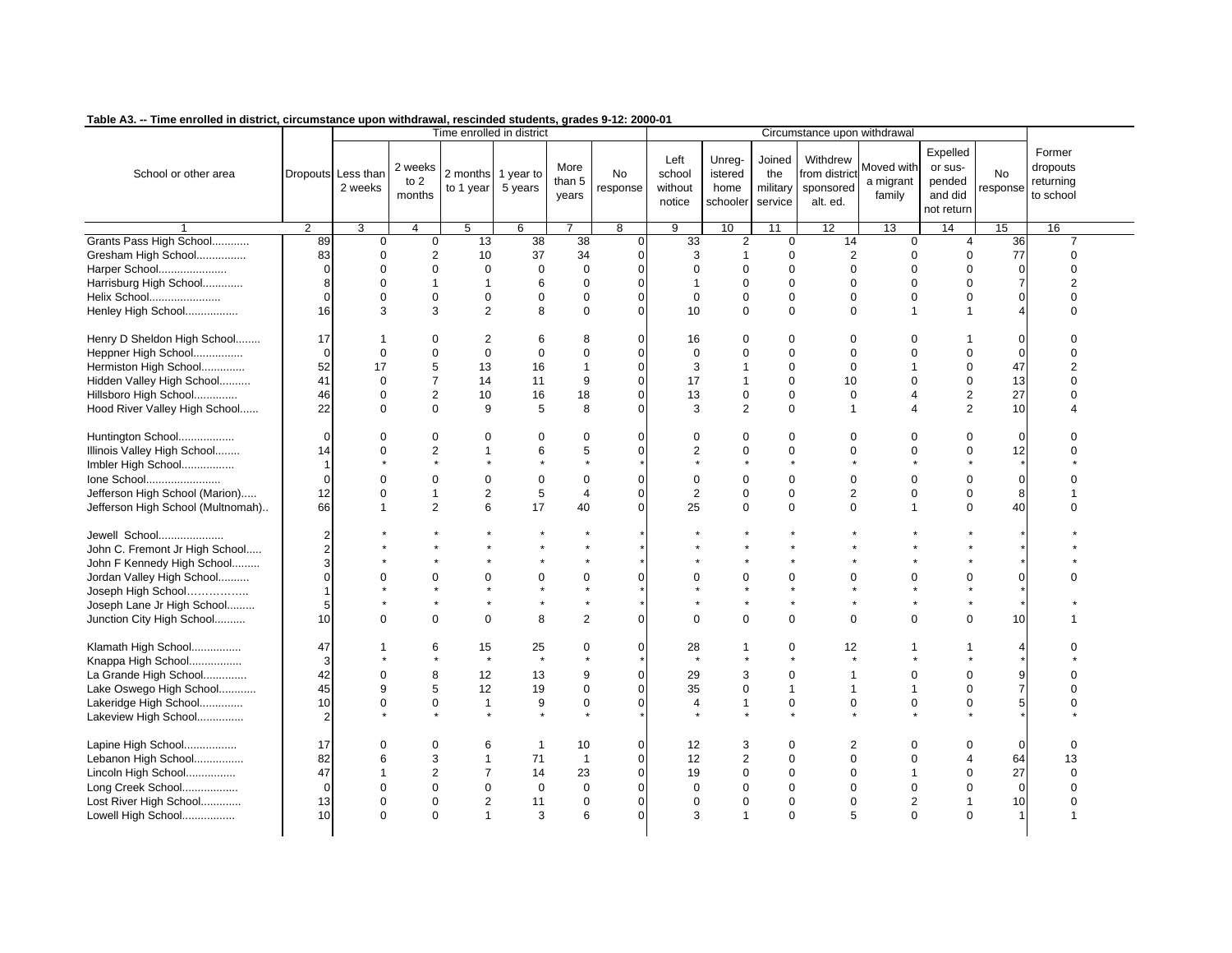**Table A3. -- Time enrolled in district, circumstance upon withdrawal, rescinded students, grades 9-12: 2000-01**

| School or other area | Dropouts | Time enrolled in district | | | | | | Circumstance upon withdrawal | | | | | | | Former dropouts returning to school |
|---|---|---|---|---|---|---|---|---|---|---|---|---|---|---|---|
| | | Less than 2 weeks | 2 weeks to 2 months | 2 months to 1 year | 1 year to 5 years | More than 5 years | No response | Left school without notice | Unreg-istered home schooler | Joined the military service | Withdrew from district sponsored alt. ed. | Moved with a migrant family | Expelled or sus-pended and did not return | No response | |
| 1 | 2 | 3 | 4 | 5 | 6 | 7 | 8 | 9 | 10 | 11 | 12 | 13 | 14 | 15 | 16 |
| Grants Pass High School............ | 89 | 0 | 0 | 13 | 38 | 38 | 0 | 33 | 2 | 0 | 14 | 0 | 4 | 36 | 7 |
| Gresham High School................ | 83 | 0 | 2 | 10 | 37 | 34 | 0 | 3 | 1 | 0 | 2 | 0 | 0 | 77 | 0 |
| Harper School...................... | 0 | 0 | 0 | 0 | 0 | 0 | 0 | 0 | 0 | 0 | 0 | 0 | 0 | 0 | 0 |
| Harrisburg High School............. | 8 | 0 | 1 | 1 | 6 | 0 | 0 | 1 | 0 | 0 | 0 | 0 | 0 | 7 | 2 |
| Helix School....................... | 0 | 0 | 0 | 0 | 0 | 0 | 0 | 0 | 0 | 0 | 0 | 0 | 0 | 0 | 0 |
| Henley High School................. | 16 | 3 | 3 | 2 | 8 | 0 | 0 | 10 | 0 | 0 | 0 | 1 | 1 | 4 | 0 |
| Henry D Sheldon High School........ | 17 | 1 | 0 | 2 | 6 | 8 | 0 | 16 | 0 | 0 | 0 | 0 | 1 | 0 | 0 |
| Heppner High School................ | 0 | 0 | 0 | 0 | 0 | 0 | 0 | 0 | 0 | 0 | 0 | 0 | 0 | 0 | 0 |
| Hermiston High School.............. | 52 | 17 | 5 | 13 | 16 | 1 | 0 | 3 | 1 | 0 | 0 | 1 | 0 | 47 | 2 |
| Hidden Valley High School.......... | 41 | 0 | 7 | 14 | 11 | 9 | 0 | 17 | 1 | 0 | 10 | 0 | 0 | 13 | 0 |
| Hillsboro High School.............. | 46 | 0 | 2 | 10 | 16 | 18 | 0 | 13 | 0 | 0 | 0 | 4 | 2 | 27 | 0 |
| Hood River Valley High School...... | 22 | 0 | 0 | 9 | 5 | 8 | 0 | 3 | 2 | 0 | 1 | 4 | 2 | 10 | 4 |
| Huntington School.................. | 0 | 0 | 0 | 0 | 0 | 0 | 0 | 0 | 0 | 0 | 0 | 0 | 0 | 0 | 0 |
| Illinois Valley High School........ | 14 | 0 | 2 | 1 | 6 | 5 | 0 | 2 | 0 | 0 | 0 | 0 | 0 | 12 | 0 |
| Imbler High School................. | 1 | * | * | * | * | * | * | * | * | * | * | * | * | * | * |
| Ione School........................ | 0 | 0 | 0 | 0 | 0 | 0 | 0 | 0 | 0 | 0 | 0 | 0 | 0 | 0 | 0 |
| Jefferson High School (Marion)..... | 12 | 0 | 1 | 2 | 5 | 4 | 0 | 2 | 0 | 0 | 2 | 0 | 0 | 8 | 1 |
| Jefferson High School (Multnomah).. | 66 | 1 | 2 | 6 | 17 | 40 | 0 | 25 | 0 | 0 | 0 | 1 | 0 | 40 | 0 |
| Jewell School...................... | 2 | * | * | * | * | * | * | * | * | * | * | * | * | * | * |
| John C. Fremont Jr High School..... | 2 | * | * | * | * | * | * | * | * | * | * | * | * | * | * |
| John F Kennedy High School......... | 3 | * | * | * | * | * | * | * | * | * | * | * | * | * | * |
| Jordan Valley High School.......... | 0 | 0 | 0 | 0 | 0 | 0 | 0 | 0 | 0 | 0 | 0 | 0 | 0 | 0 | 0 |
| Joseph High School……………... | 1 | * | * | * | * | * | * | * | * | * | * | * | * | * | |
| Joseph Lane Jr High School......... | 5 | * | * | * | * | * | * | * | * | * | * | * | * | * | * |
| Junction City High School.......... | 10 | 0 | 0 | 0 | 8 | 2 | 0 | 0 | 0 | 0 | 0 | 0 | 0 | 10 | 1 |
| Klamath High School................ | 47 | 1 | 6 | 15 | 25 | 0 | 0 | 28 | 1 | 0 | 12 | 1 | 1 | 4 | 0 |
| Knappa High School................. | 3 | * | * | * | * | * | * | * | * | * | * | * | * | * | * |
| La Grande High School.............. | 42 | 0 | 8 | 12 | 13 | 9 | 0 | 29 | 3 | 0 | 1 | 0 | 0 | 9 | 0 |
| Lake Oswego High School............ | 45 | 9 | 5 | 12 | 19 | 0 | 0 | 35 | 0 | 1 | 1 | 1 | 0 | 7 | 0 |
| Lakeridge High School.............. | 10 | 0 | 0 | 1 | 9 | 0 | 0 | 4 | 1 | 0 | 0 | 0 | 0 | 5 | 0 |
| Lakeview High School............... | 2 | * | * | * | * | * | * | * | * | * | * | * | * | * | * |
| Lapine High School................. | 17 | 0 | 0 | 6 | 1 | 10 | 0 | 12 | 3 | 0 | 2 | 0 | 0 | 0 | 0 |
| Lebanon High School................ | 82 | 6 | 3 | 1 | 71 | 1 | 0 | 12 | 2 | 0 | 0 | 0 | 4 | 64 | 13 |
| Lincoln High School................ | 47 | 1 | 2 | 7 | 14 | 23 | 0 | 19 | 0 | 0 | 0 | 1 | 0 | 27 | 0 |
| Long Creek School.................. | 0 | 0 | 0 | 0 | 0 | 0 | 0 | 0 | 0 | 0 | 0 | 0 | 0 | 0 | 0 |
| Lost River High School............. | 13 | 0 | 0 | 2 | 11 | 0 | 0 | 0 | 0 | 0 | 0 | 2 | 1 | 10 | 0 |
| Lowell High School................. | 10 | 0 | 0 | 1 | 3 | 6 | 0 | 3 | 1 | 0 | 5 | 0 | 0 | 1 | 1 |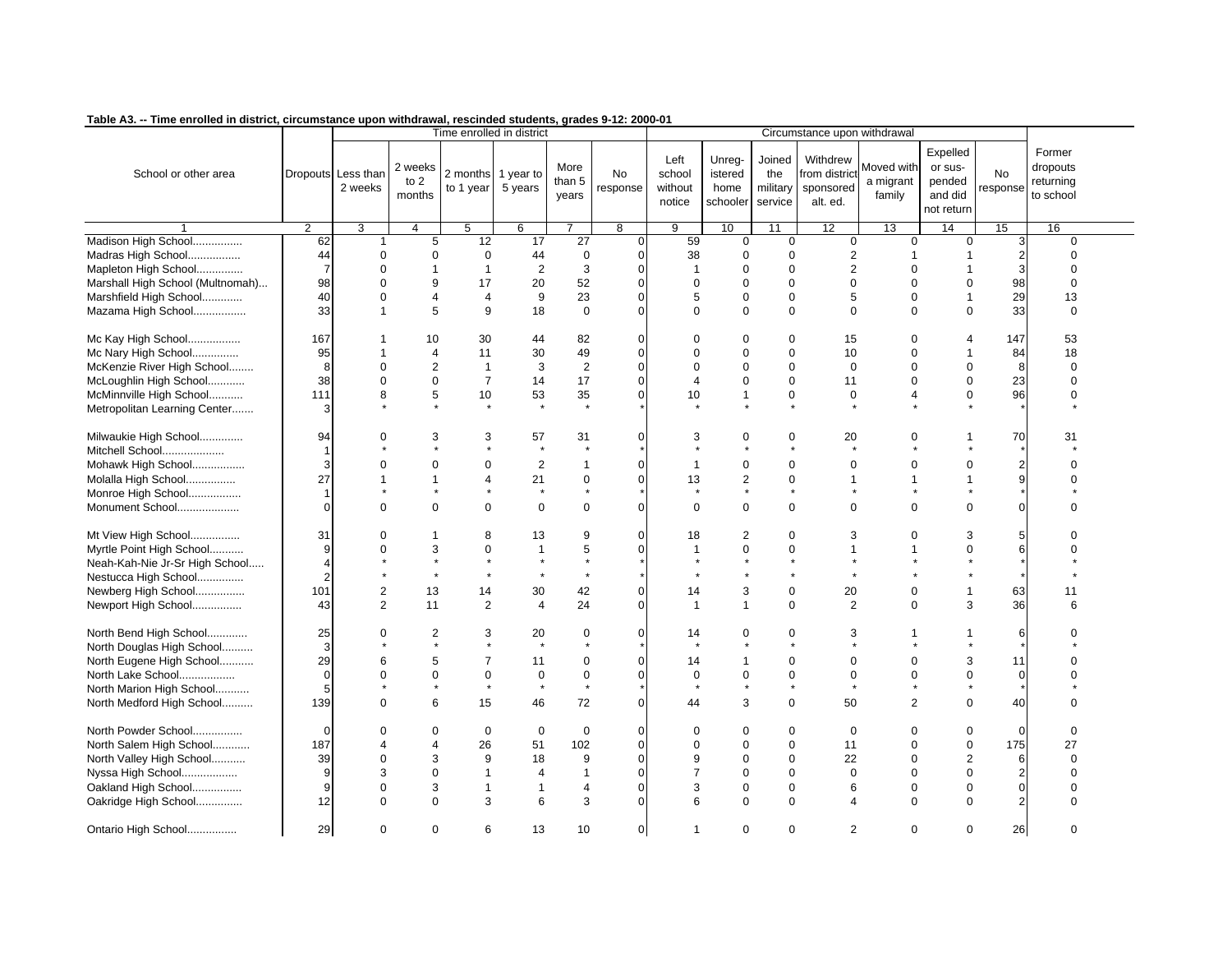**Table A3. -- Time enrolled in district, circumstance upon withdrawal, rescinded students, grades 9-12: 2000-01**

| School or other area | Dropouts | Time enrolled in district | | | | | | Circumstance upon withdrawal | | | | | | | Former dropouts returning to school |
|---|---|---|---|---|---|---|---|---|---|---|---|---|---|---|---|
| | | Less than 2 weeks | 2 weeks to 2 months | 2 months to 1 year | 1 year to 5 years | More than 5 years | No response | Left school without notice | Unreg-istered home schooler | Joined the military service | Withdrew from district sponsored alt. ed. | Moved with a migrant family | Expelled or sus-pended and did not return | No response | |
| 1 | 2 | 3 | 4 | 5 | 6 | 7 | 8 | 9 | 10 | 11 | 12 | 13 | 14 | 15 | 16 |
| Madison High School................ | 62 | 1 | 5 | 12 | 17 | 27 | 0 | 59 | 0 | 0 | 0 | 0 | 0 | 3 | 0 |
| Madras High School................. | 44 | 0 | 0 | 0 | 44 | 0 | 0 | 38 | 0 | 0 | 2 | 1 | 1 | 2 | 0 |
| Mapleton High School............... | 7 | 0 | 1 | 1 | 2 | 3 | 0 | 1 | 0 | 0 | 2 | 0 | 1 | 3 | 0 |
| Marshall High School (Multnomah)... | 98 | 0 | 9 | 17 | 20 | 52 | 0 | 0 | 0 | 0 | 0 | 0 | 0 | 98 | 0 |
| Marshfield High School............. | 40 | 0 | 4 | 4 | 9 | 23 | 0 | 5 | 0 | 0 | 5 | 0 | 1 | 29 | 13 |
| Mazama High School................. | 33 | 1 | 5 | 9 | 18 | 0 | 0 | 0 | 0 | 0 | 0 | 0 | 0 | 33 | 0 |
| Mc Kay High School................. | 167 | 1 | 10 | 30 | 44 | 82 | 0 | 0 | 0 | 0 | 15 | 0 | 4 | 147 | 53 |
| Mc Nary High School............... | 95 | 1 | 4 | 11 | 30 | 49 | 0 | 0 | 0 | 0 | 10 | 0 | 1 | 84 | 18 |
| McKenzie River High School........ | 8 | 0 | 2 | 1 | 3 | 2 | 0 | 0 | 0 | 0 | 0 | 0 | 0 | 8 | 0 |
| McLoughlin High School............ | 38 | 0 | 0 | 7 | 14 | 17 | 0 | 4 | 0 | 0 | 11 | 0 | 0 | 23 | 0 |
| McMinnville High School........... | 111 | 8 | 5 | 10 | 53 | 35 | 0 | 10 | 1 | 0 | 0 | 4 | 0 | 96 | 0 |
| Metropolitan Learning Center....... | 3 | * | * | * | * | * | * | * | * | * | * | * | * | * | * |
| Milwaukie High School.............. | 94 | 0 | 3 | 3 | 57 | 31 | 0 | 3 | 0 | 0 | 20 | 0 | 1 | 70 | 31 |
| Mitchell School.................... | 1 | * | * | * | * | * | * | * | * | * | * | * | * | * | * |
| Mohawk High School................. | 3 | 0 | 0 | 0 | 2 | 1 | 0 | 1 | 0 | 0 | 0 | 0 | 0 | 2 | 0 |
| Molalla High School................ | 27 | 1 | 1 | 4 | 21 | 0 | 0 | 13 | 2 | 0 | 1 | 1 | 1 | 9 | 0 |
| Monroe High School................. | 1 | * | * | * | * | * | * | * | * | * | * | * | * | * | * |
| Monument School.................... | 0 | 0 | 0 | 0 | 0 | 0 | 0 | 0 | 0 | 0 | 0 | 0 | 0 | 0 | 0 |
| Mt View High School................ | 31 | 0 | 1 | 8 | 13 | 9 | 0 | 18 | 2 | 0 | 3 | 0 | 3 | 5 | 0 |
| Myrtle Point High School........... | 9 | 0 | 3 | 0 | 1 | 5 | 0 | 1 | 0 | 0 | 1 | 1 | 0 | 6 | 0 |
| Neah-Kah-Nie Jr-Sr High School..... | 4 | * | * | * | * | * | * | * | * | * | * | * | * | * | * |
| Nestucca High School............... | 2 | * | * | * | * | * | * | * | * | * | * | * | * | * | * |
| Newberg High School................ | 101 | 2 | 13 | 14 | 30 | 42 | 0 | 14 | 3 | 0 | 20 | 0 | 1 | 63 | 11 |
| Newport High School................ | 43 | 2 | 11 | 2 | 4 | 24 | 0 | 1 | 1 | 0 | 2 | 0 | 3 | 36 | 6 |
| North Bend High School............. | 25 | 0 | 2 | 3 | 20 | 0 | 0 | 14 | 0 | 0 | 3 | 1 | 1 | 6 | 0 |
| North Douglas High School.......... | 3 | * | * | * | * | * | * | * | * | * | * | * | * | * | * |
| North Eugene High School........... | 29 | 6 | 5 | 7 | 11 | 0 | 0 | 14 | 1 | 0 | 0 | 0 | 3 | 11 | 0 |
| North Lake School.................. | 0 | 0 | 0 | 0 | 0 | 0 | 0 | 0 | 0 | 0 | 0 | 0 | 0 | 0 | 0 |
| North Marion High School........... | 5 | * | * | * | * | * | * | * | * | * | * | * | * | * | * |
| North Medford High School.......... | 139 | 0 | 6 | 15 | 46 | 72 | 0 | 44 | 3 | 0 | 50 | 2 | 0 | 40 | 0 |
| North Powder School................ | 0 | 0 | 0 | 0 | 0 | 0 | 0 | 0 | 0 | 0 | 0 | 0 | 0 | 0 | 0 |
| North Salem High School............ | 187 | 4 | 4 | 26 | 51 | 102 | 0 | 0 | 0 | 0 | 11 | 0 | 0 | 175 | 27 |
| North Valley High School........... | 39 | 0 | 3 | 9 | 18 | 9 | 0 | 9 | 0 | 0 | 22 | 0 | 2 | 6 | 0 |
| Nyssa High School.................. | 9 | 3 | 0 | 1 | 4 | 1 | 0 | 7 | 0 | 0 | 0 | 0 | 0 | 2 | 0 |
| Oakland High School................ | 9 | 0 | 3 | 1 | 1 | 4 | 0 | 3 | 0 | 0 | 6 | 0 | 0 | 0 | 0 |
| Oakridge High School............... | 12 | 0 | 0 | 3 | 6 | 3 | 0 | 6 | 0 | 0 | 4 | 0 | 0 | 2 | 0 |
| Ontario High School................ | 29 | 0 | 0 | 6 | 13 | 10 | 0 | 1 | 0 | 0 | 2 | 0 | 0 | 26 | 0 |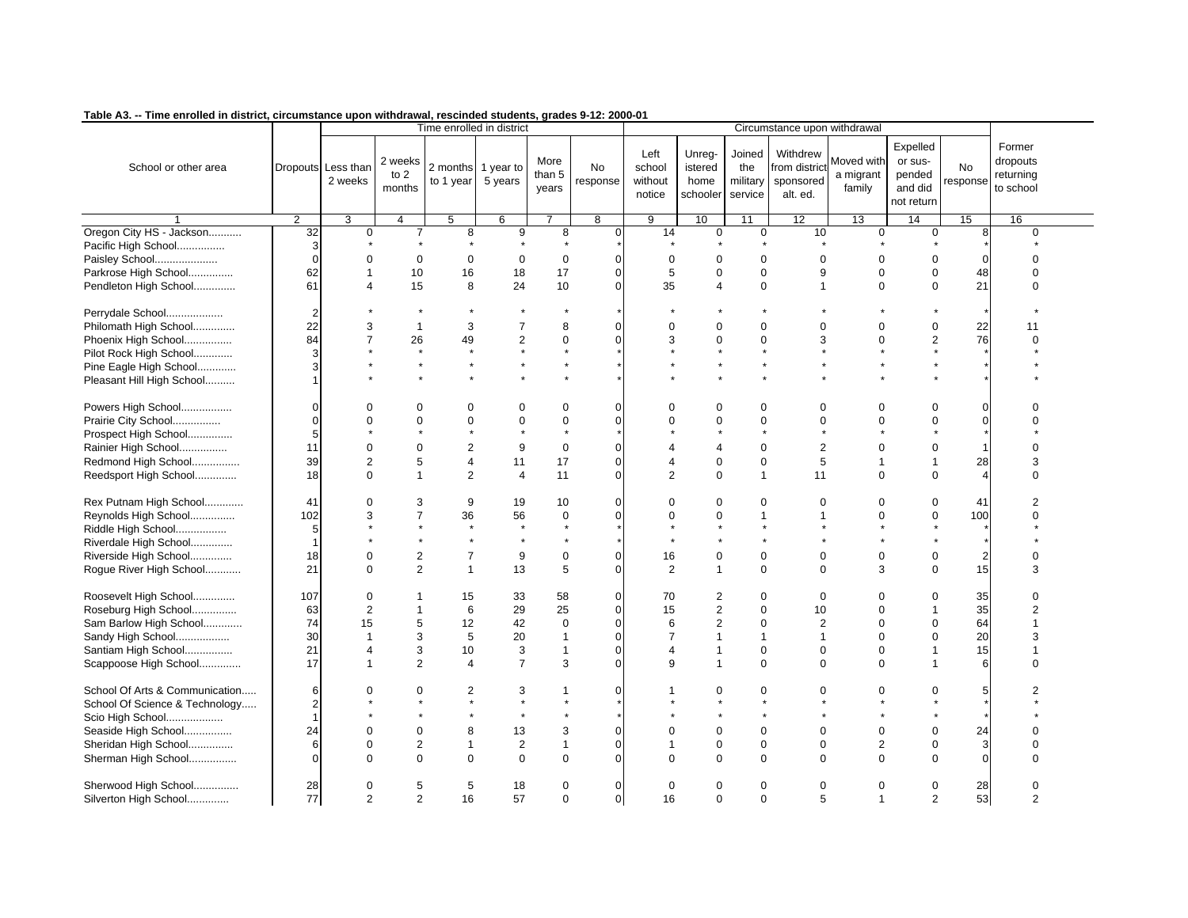**Table A3. -- Time enrolled in district, circumstance upon withdrawal, rescinded students, grades 9-12: 2000-01**

| School or other area | Dropouts | Time enrolled in district | | | | | | Circumstance upon withdrawal | | | | | | | Former dropouts returning to school |
|---|---|---|---|---|---|---|---|---|---|---|---|---|---|---|---|
| | | Less than 2 weeks | 2 weeks to 2 months | 2 months to 1 year | 1 year to 5 years | More than 5 years | No response | Left school without notice | Unregistered home schooler | Joined the military service | Withdrew from district sponsored alt. ed. | Moved with a migrant family | Expelled or suspended and did not return | No response | |
| 1 | 2 | 3 | 4 | 5 | 6 | 7 | 8 | 9 | 10 | 11 | 12 | 13 | 14 | 15 | 16 |
| Oregon City HS - Jackson........... | 32 | 0 | 7 | 8 | 9 | 8 | 0 | 14 | 0 | 0 | 10 | 0 | 0 | 8 | 0 |
| Pacific High School................ | 3 | * | * | * | * | * | * | * | * | * | * | * | * | * | * |
| Paisley School..................... | 0 | 0 | 0 | 0 | 0 | 0 | 0 | 0 | 0 | 0 | 0 | 0 | 0 | 0 | 0 |
| Parkrose High School............... | 62 | 1 | 10 | 16 | 18 | 17 | 0 | 5 | 0 | 0 | 9 | 0 | 0 | 48 | 0 |
| Pendleton High School............. | 61 | 4 | 15 | 8 | 24 | 10 | 0 | 35 | 4 | 0 | 1 | 0 | 0 | 21 | 0 |
| Perrydale School................... | 2 | * | * | * | * | * | * | * | * | * | * | * | * | * | * |
| Philomath High School............. | 22 | 3 | 1 | 3 | 7 | 8 | 0 | 0 | 0 | 0 | 0 | 0 | 0 | 22 | 11 |
| Phoenix High School................ | 84 | 7 | 26 | 49 | 2 | 0 | 0 | 3 | 0 | 0 | 3 | 0 | 2 | 76 | 0 |
| Pilot Rock High School............. | 3 | * | * | * | * | * | * | * | * | * | * | * | * | * | * |
| Pine Eagle High School............. | 3 | * | * | * | * | * | * | * | * | * | * | * | * | * | * |
| Pleasant Hill High School.......... | 1 | * | * | * | * | * | * | * | * | * | * | * | * | * | * |
| Powers High School................. | 0 | 0 | 0 | 0 | 0 | 0 | 0 | 0 | 0 | 0 | 0 | 0 | 0 | 0 | 0 |
| Prairie City School................ | 0 | 0 | 0 | 0 | 0 | 0 | 0 | 0 | 0 | 0 | 0 | 0 | 0 | 0 | 0 |
| Prospect High School............... | 5 | * | * | * | * | * | * | * | * | * | * | * | * | * | * |
| Rainier High School................ | 11 | 0 | 0 | 2 | 9 | 0 | 0 | 4 | 4 | 0 | 2 | 0 | 0 | 1 | 0 |
| Redmond High School................ | 39 | 2 | 5 | 4 | 11 | 17 | 0 | 4 | 0 | 0 | 5 | 1 | 1 | 28 | 3 |
| Reedsport High School............. | 18 | 0 | 1 | 2 | 4 | 11 | 0 | 2 | 0 | 1 | 11 | 0 | 0 | 4 | 0 |
| Rex Putnam High School............. | 41 | 0 | 3 | 9 | 19 | 10 | 0 | 0 | 0 | 0 | 0 | 0 | 0 | 41 | 2 |
| Reynolds High School............... | 102 | 3 | 7 | 36 | 56 | 0 | 0 | 0 | 0 | 1 | 1 | 0 | 0 | 100 | 0 |
| Riddle High School................. | 5 | * | * | * | * | * | * | * | * | * | * | * | * | * | * |
| Riverdale High School.............. | 1 | * | * | * | * | * | * | * | * | * | * | * | * | * | * |
| Riverside High School.............. | 18 | 0 | 2 | 7 | 9 | 0 | 0 | 16 | 0 | 0 | 0 | 0 | 0 | 2 | 0 |
| Rogue River High School............ | 21 | 0 | 2 | 1 | 13 | 5 | 0 | 2 | 1 | 0 | 0 | 3 | 0 | 15 | 3 |
| Roosevelt High School.............. | 107 | 0 | 1 | 15 | 33 | 58 | 0 | 70 | 2 | 0 | 0 | 0 | 0 | 35 | 0 |
| Roseburg High School............... | 63 | 2 | 1 | 6 | 29 | 25 | 0 | 15 | 2 | 0 | 10 | 0 | 1 | 35 | 2 |
| Sam Barlow High School............. | 74 | 15 | 5 | 12 | 42 | 0 | 0 | 6 | 2 | 0 | 2 | 0 | 0 | 64 | 1 |
| Sandy High School.................. | 30 | 1 | 3 | 5 | 20 | 1 | 0 | 7 | 1 | 1 | 1 | 0 | 0 | 20 | 3 |
| Santiam High School................ | 21 | 4 | 3 | 10 | 3 | 1 | 0 | 4 | 1 | 0 | 0 | 0 | 1 | 15 | 1 |
| Scappoose High School.............. | 17 | 1 | 2 | 4 | 7 | 3 | 0 | 9 | 1 | 0 | 0 | 0 | 1 | 6 | 0 |
| School Of Arts & Communication..... | 6 | 0 | 0 | 2 | 3 | 1 | 0 | 1 | 0 | 0 | 0 | 0 | 0 | 5 | 2 |
| School Of Science & Technology..... | 2 | * | * | * | * | * | * | * | * | * | * | * | * | * | * |
| Scio High School................... | 1 | * | * | * | * | * | * | * | * | * | * | * | * | * | * |
| Seaside High School................ | 24 | 0 | 0 | 8 | 13 | 3 | 0 | 0 | 0 | 0 | 0 | 0 | 0 | 24 | 0 |
| Sheridan High School............... | 6 | 0 | 2 | 1 | 2 | 1 | 0 | 1 | 0 | 0 | 0 | 2 | 0 | 3 | 0 |
| Sherman High School................ | 0 | 0 | 0 | 0 | 0 | 0 | 0 | 0 | 0 | 0 | 0 | 0 | 0 | 0 | 0 |
| Sherwood High School............... | 28 | 0 | 5 | 5 | 18 | 0 | 0 | 0 | 0 | 0 | 0 | 0 | 0 | 28 | 0 |
| Silverton High School.............. | 77 | 2 | 2 | 16 | 57 | 0 | 0 | 16 | 0 | 0 | 5 | 1 | 2 | 53 | 2 |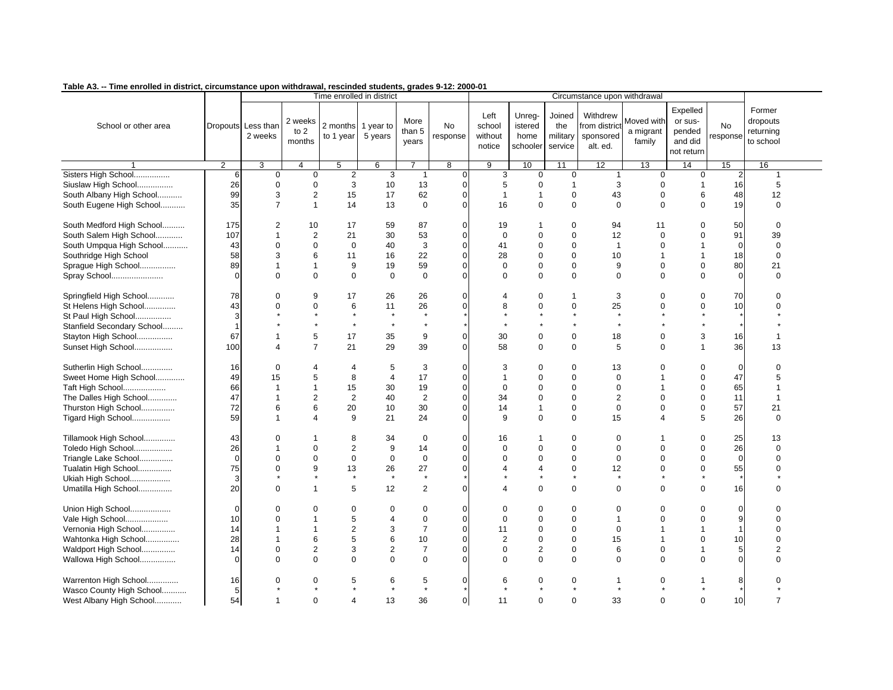**Table A3. -- Time enrolled in district, circumstance upon withdrawal, rescinded students, grades 9-12: 2000-01**

| School or other area | Dropouts | Time enrolled in district | | | | | | Circumstance upon withdrawal | | | | | | | Former dropouts returning to school |
|---|---|---|---|---|---|---|---|---|---|---|---|---|---|---|---|
| | | Less than 2 weeks | 2 weeks to 2 months | 2 months to 1 year | 1 year to 5 years | More than 5 years | No response | Left school without notice | Unreg-istered home schooler | Joined the military service | Withdrew from district sponsored alt. ed. | Moved with a migrant family | Expelled or sus-pended and did not return | No response | |
| 1 | 2 | 3 | 4 | 5 | 6 | 7 | 8 | 9 | 10 | 11 | 12 | 13 | 14 | 15 | 16 |
| Sisters High School................ | 6 | 0 | 0 | 2 | 3 | 1 | 0 | 3 | 0 | 0 | 1 | 0 | 0 | 2 | 1 |
| Siuslaw High School................ | 26 | 0 | 0 | 3 | 10 | 13 | 0 | 5 | 0 | 1 | 3 | 0 | 1 | 16 | 5 |
| South Albany High School........... | 99 | 3 | 2 | 15 | 17 | 62 | 0 | 1 | 1 | 0 | 43 | 0 | 6 | 48 | 12 |
| South Eugene High School........... | 35 | 7 | 1 | 14 | 13 | 0 | 0 | 16 | 0 | 0 | 0 | 0 | 0 | 19 | 0 |
| South Medford High School.......... | 175 | 2 | 10 | 17 | 59 | 87 | 0 | 19 | 1 | 0 | 94 | 11 | 0 | 50 | 0 |
| South Salem High School............ | 107 | 1 | 2 | 21 | 30 | 53 | 0 | 0 | 0 | 0 | 12 | 0 | 0 | 91 | 39 |
| South Umpqua High School........... | 43 | 0 | 0 | 0 | 40 | 3 | 0 | 41 | 0 | 0 | 1 | 0 | 1 | 0 | 0 |
| Southridge High School | 58 | 3 | 6 | 11 | 16 | 22 | 0 | 28 | 0 | 0 | 10 | 1 | 1 | 18 | 0 |
| Sprague High School................ | 89 | 1 | 1 | 9 | 19 | 59 | 0 | 0 | 0 | 0 | 9 | 0 | 0 | 80 | 21 |
| Spray School...................... | 0 | 0 | 0 | 0 | 0 | 0 | 0 | 0 | 0 | 0 | 0 | 0 | 0 | 0 | 0 |
| Springfield High School............ | 78 | 0 | 9 | 17 | 26 | 26 | 0 | 4 | 0 | 1 | 3 | 0 | 0 | 70 | 0 |
| St Helens High School.............. | 43 | 0 | 0 | 6 | 11 | 26 | 0 | 8 | 0 | 0 | 25 | 0 | 0 | 10 | 0 |
| St Paul High School................ | 3 | * | * | * | * | * | * | * | * | * | * | * | * | * | * |
| Stanfield Secondary School......... | 1 | * | * | * | * | * | * | * | * | * | * | * | * | * | * |
| Stayton High School................ | 67 | 1 | 5 | 17 | 35 | 9 | 0 | 30 | 0 | 0 | 18 | 0 | 3 | 16 | 1 |
| Sunset High School................. | 100 | 4 | 7 | 21 | 29 | 39 | 0 | 58 | 0 | 0 | 5 | 0 | 1 | 36 | 13 |
| Sutherlin High School.............. | 16 | 0 | 4 | 4 | 5 | 3 | 0 | 3 | 0 | 0 | 13 | 0 | 0 | 0 | 0 |
| Sweet Home High School............. | 49 | 15 | 5 | 8 | 4 | 17 | 0 | 1 | 0 | 0 | 0 | 1 | 0 | 47 | 5 |
| Taft High School................... | 66 | 1 | 1 | 15 | 30 | 19 | 0 | 0 | 0 | 0 | 0 | 1 | 0 | 65 | 1 |
| The Dalles High School............. | 47 | 1 | 2 | 2 | 40 | 2 | 0 | 34 | 0 | 0 | 2 | 0 | 0 | 11 | 1 |
| Thurston High School............... | 72 | 6 | 6 | 20 | 10 | 30 | 0 | 14 | 1 | 0 | 0 | 0 | 0 | 57 | 21 |
| Tigard High School................. | 59 | 1 | 4 | 9 | 21 | 24 | 0 | 9 | 0 | 0 | 15 | 4 | 5 | 26 | 0 |
| Tillamook High School.............. | 43 | 0 | 1 | 8 | 34 | 0 | 0 | 16 | 1 | 0 | 0 | 1 | 0 | 25 | 13 |
| Toledo High School................. | 26 | 1 | 0 | 2 | 9 | 14 | 0 | 0 | 0 | 0 | 0 | 0 | 0 | 26 | 0 |
| Triangle Lake School............... | 0 | 0 | 0 | 0 | 0 | 0 | 0 | 0 | 0 | 0 | 0 | 0 | 0 | 0 | 0 |
| Tualatin High School............... | 75 | 0 | 9 | 13 | 26 | 27 | 0 | 4 | 4 | 0 | 12 | 0 | 0 | 55 | 0 |
| Ukiah High School.................. | 3 | * | * | * | * | * | * | * | * | * | * | * | * | * | * |
| Umatilla High School............... | 20 | 0 | 1 | 5 | 12 | 2 | 0 | 4 | 0 | 0 | 0 | 0 | 0 | 16 | 0 |
| Union High School.................. | 0 | 0 | 0 | 0 | 0 | 0 | 0 | 0 | 0 | 0 | 0 | 0 | 0 | 0 | 0 |
| Vale High School................... | 10 | 0 | 1 | 5 | 4 | 0 | 0 | 0 | 0 | 0 | 1 | 0 | 0 | 9 | 0 |
| Vernonia High School............... | 14 | 1 | 1 | 2 | 3 | 7 | 0 | 11 | 0 | 0 | 0 | 1 | 1 | 1 | 0 |
| Wahtonka High School............... | 28 | 1 | 6 | 5 | 6 | 10 | 0 | 2 | 0 | 0 | 15 | 1 | 0 | 10 | 0 |
| Waldport High School............... | 14 | 0 | 2 | 3 | 2 | 7 | 0 | 0 | 2 | 0 | 6 | 0 | 1 | 5 | 2 |
| Wallowa High School................ | 0 | 0 | 0 | 0 | 0 | 0 | 0 | 0 | 0 | 0 | 0 | 0 | 0 | 0 | 0 |
| Warrenton High School.............. | 16 | 0 | 0 | 5 | 6 | 5 | 0 | 6 | 0 | 0 | 1 | 0 | 1 | 8 | 0 |
| Wasco County High School........... | 5 | * | * | * | * | * | * | * | * | * | * | * | * | * | * |
| West Albany High School............ | 54 | 1 | 0 | 4 | 13 | 36 | 0 | 11 | 0 | 0 | 33 | 0 | 0 | 10 | 7 |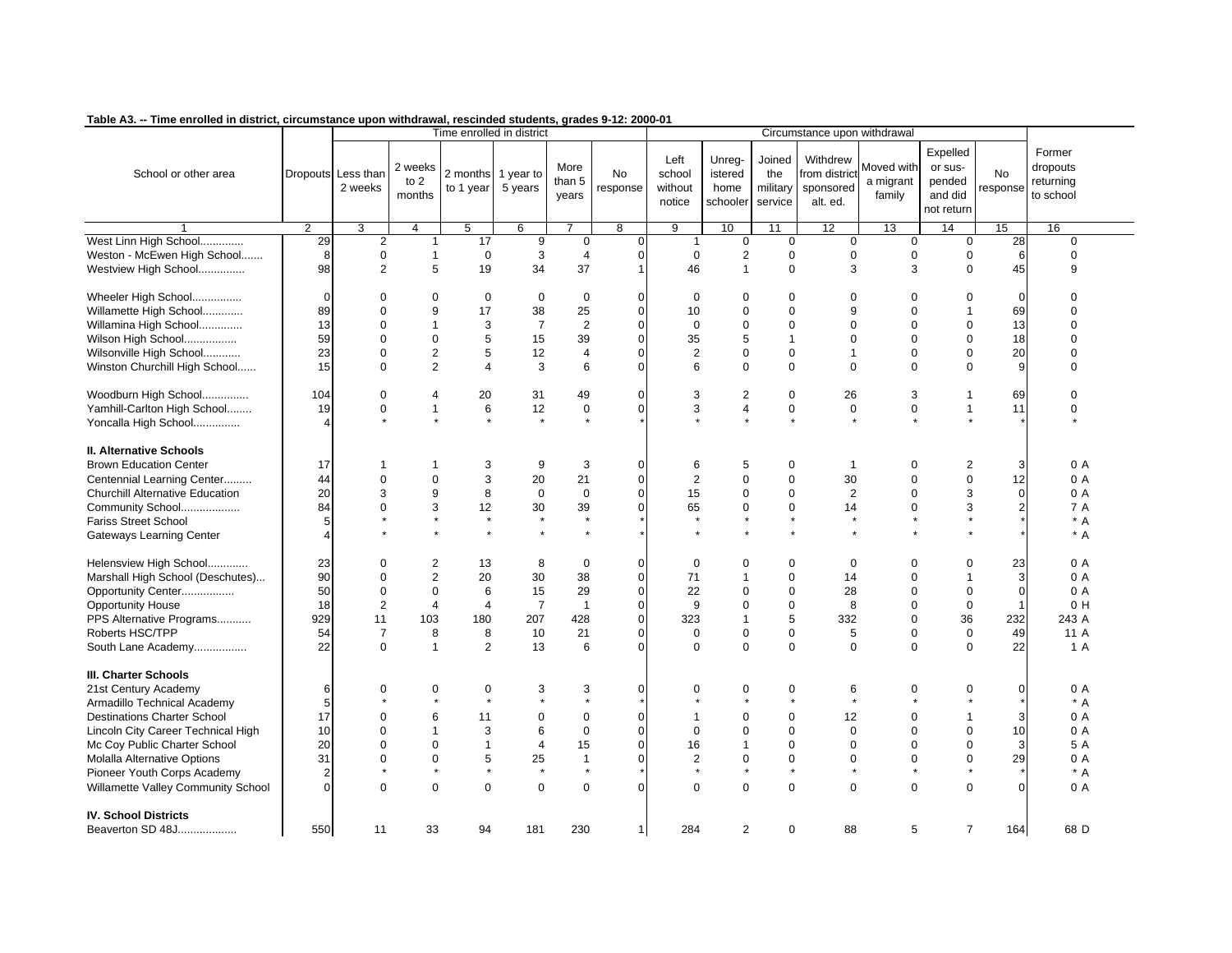**Table A3. -- Time enrolled in district, circumstance upon withdrawal, rescinded students, grades 9-12: 2000-01**

| School or other area | Dropouts | Time enrolled in district | | | | | | Circumstance upon withdrawal | | | | | | | Former dropouts returning to school |
|---|---|---|---|---|---|---|---|---|---|---|---|---|---|---|---|
| | | Less than 2 weeks | 2 weeks to 2 months | 2 months to 1 year | 1 year to 5 years | More than 5 years | No response | Left school without notice | Unreg-istered home schooler | Joined the military service | Withdrew from district sponsored alt. ed. | Moved with a migrant family | Expelled or sus-pended and did not return | No response | |
| 1 | 2 | 3 | 4 | 5 | 6 | 7 | 8 | 9 | 10 | 11 | 12 | 13 | 14 | 15 | 16 |
| West Linn High School............. | 29 | 2 | 1 | 17 | 9 | 0 | 0 | 1 | 0 | 0 | 0 | 0 | 0 | 28 | 0 |
| Weston - McEwen High School....... | 8 | 0 | 1 | 0 | 3 | 4 | 0 | 0 | 2 | 0 | 0 | 0 | 0 | 6 | 0 |
| Westview High School............... | 98 | 2 | 5 | 19 | 34 | 37 | 1 | 46 | 1 | 0 | 3 | 3 | 0 | 45 | 9 |
| Wheeler High School................ | 0 | 0 | 0 | 0 | 0 | 0 | 0 | 0 | 0 | 0 | 0 | 0 | 0 | 0 | 0 |
| Willamette High School............. | 89 | 0 | 9 | 17 | 38 | 25 | 0 | 10 | 0 | 0 | 9 | 0 | 1 | 69 | 0 |
| Willamina High School.............. | 13 | 0 | 1 | 3 | 7 | 2 | 0 | 0 | 0 | 0 | 0 | 0 | 0 | 13 | 0 |
| Wilson High School................. | 59 | 0 | 0 | 5 | 15 | 39 | 0 | 35 | 5 | 1 | 0 | 0 | 0 | 18 | 0 |
| Wilsonville High School............ | 23 | 0 | 2 | 5 | 12 | 4 | 0 | 2 | 0 | 0 | 1 | 0 | 0 | 20 | 0 |
| Winston Churchill High School...... | 15 | 0 | 2 | 4 | 3 | 6 | 0 | 6 | 0 | 0 | 0 | 0 | 0 | 9 | 0 |
| Woodburn High School............... | 104 | 0 | 4 | 20 | 31 | 49 | 0 | 3 | 2 | 0 | 26 | 3 | 1 | 69 | 0 |
| Yamhill-Carlton High School........ | 19 | 0 | 1 | 6 | 12 | 0 | 0 | 3 | 4 | 0 | 0 | 0 | 1 | 11 | 0 |
| Yoncalla High School............... | 4 | * | * | * | * | * | * | * | * | * | * | * | * | * | * |
| **II. Alternative Schools** | | | | | | | | | | | | | | | |
| Brown Education Center | 17 | 1 | 1 | 3 | 9 | 3 | 0 | 6 | 5 | 0 | 1 | 0 | 2 | 3 | 0 A |
| Centennial Learning Center......... | 44 | 0 | 0 | 3 | 20 | 21 | 0 | 2 | 0 | 0 | 30 | 0 | 0 | 12 | 0 A |
| Churchill Alternative Education | 20 | 3 | 9 | 8 | 0 | 0 | 0 | 15 | 0 | 0 | 2 | 0 | 3 | 0 | 0 A |
| Community School................... | 84 | 0 | 3 | 12 | 30 | 39 | 0 | 65 | 0 | 0 | 14 | 0 | 3 | 2 | 7 A |
| Fariss Street School | 5 | * | * | * | * | * | * | * | * | * | * | * | * | * | * A |
| Gateways Learning Center | 4 | * | * | * | * | * | * | * | * | * | * | * | * | * | * A |
| Helensview High School............. | 23 | 0 | 2 | 13 | 8 | 0 | 0 | 0 | 0 | 0 | 0 | 0 | 0 | 23 | 0 A |
| Marshall High School (Deschutes)... | 90 | 0 | 2 | 20 | 30 | 38 | 0 | 71 | 1 | 0 | 14 | 0 | 1 | 3 | 0 A |
| Opportunity Center................. | 50 | 0 | 0 | 6 | 15 | 29 | 0 | 22 | 0 | 0 | 28 | 0 | 0 | 0 | 0 A |
| Opportunity House | 18 | 2 | 4 | 4 | 7 | 1 | 0 | 9 | 0 | 0 | 8 | 0 | 0 | 1 | 0 H |
| PPS Alternative Programs........... | 929 | 11 | 103 | 180 | 207 | 428 | 0 | 323 | 1 | 5 | 332 | 0 | 36 | 232 | 243 A |
| Roberts HSC/TPP | 54 | 7 | 8 | 8 | 10 | 21 | 0 | 0 | 0 | 0 | 5 | 0 | 0 | 49 | 11 A |
| South Lane Academy................. | 22 | 0 | 1 | 2 | 13 | 6 | 0 | 0 | 0 | 0 | 0 | 0 | 0 | 22 | 1 A |
| **III. Charter Schools** | | | | | | | | | | | | | | | |
| 21st Century Academy | 6 | 0 | 0 | 0 | 3 | 3 | 0 | 0 | 0 | 0 | 6 | 0 | 0 | 0 | 0 A |
| Armadillo Technical Academy | 5 | * | * | * | * | * | * | * | * | * | * | * | * | * | * A |
| Destinations Charter School | 17 | 0 | 6 | 11 | 0 | 0 | 0 | 1 | 0 | 0 | 12 | 0 | 1 | 3 | 0 A |
| Lincoln City Career Technical High | 10 | 0 | 1 | 3 | 6 | 0 | 0 | 0 | 0 | 0 | 0 | 0 | 0 | 10 | 0 A |
| Mc Coy Public Charter School | 20 | 0 | 0 | 1 | 4 | 15 | 0 | 16 | 1 | 0 | 0 | 0 | 0 | 3 | 5 A |
| Molalla Alternative Options | 31 | 0 | 0 | 5 | 25 | 1 | 0 | 2 | 0 | 0 | 0 | 0 | 0 | 29 | 0 A |
| Pioneer Youth Corps Academy | 2 | * | * | * | * | * | * | * | * | * | * | * | * | * | * A |
| Willamette Valley Community School | 0 | 0 | 0 | 0 | 0 | 0 | 0 | 0 | 0 | 0 | 0 | 0 | 0 | 0 | 0 A |
| **IV. School Districts** | | | | | | | | | | | | | | | |
| Beaverton SD 48J................... | 550 | 11 | 33 | 94 | 181 | 230 | 1 | 284 | 2 | 0 | 88 | 5 | 7 | 164 | 68 D |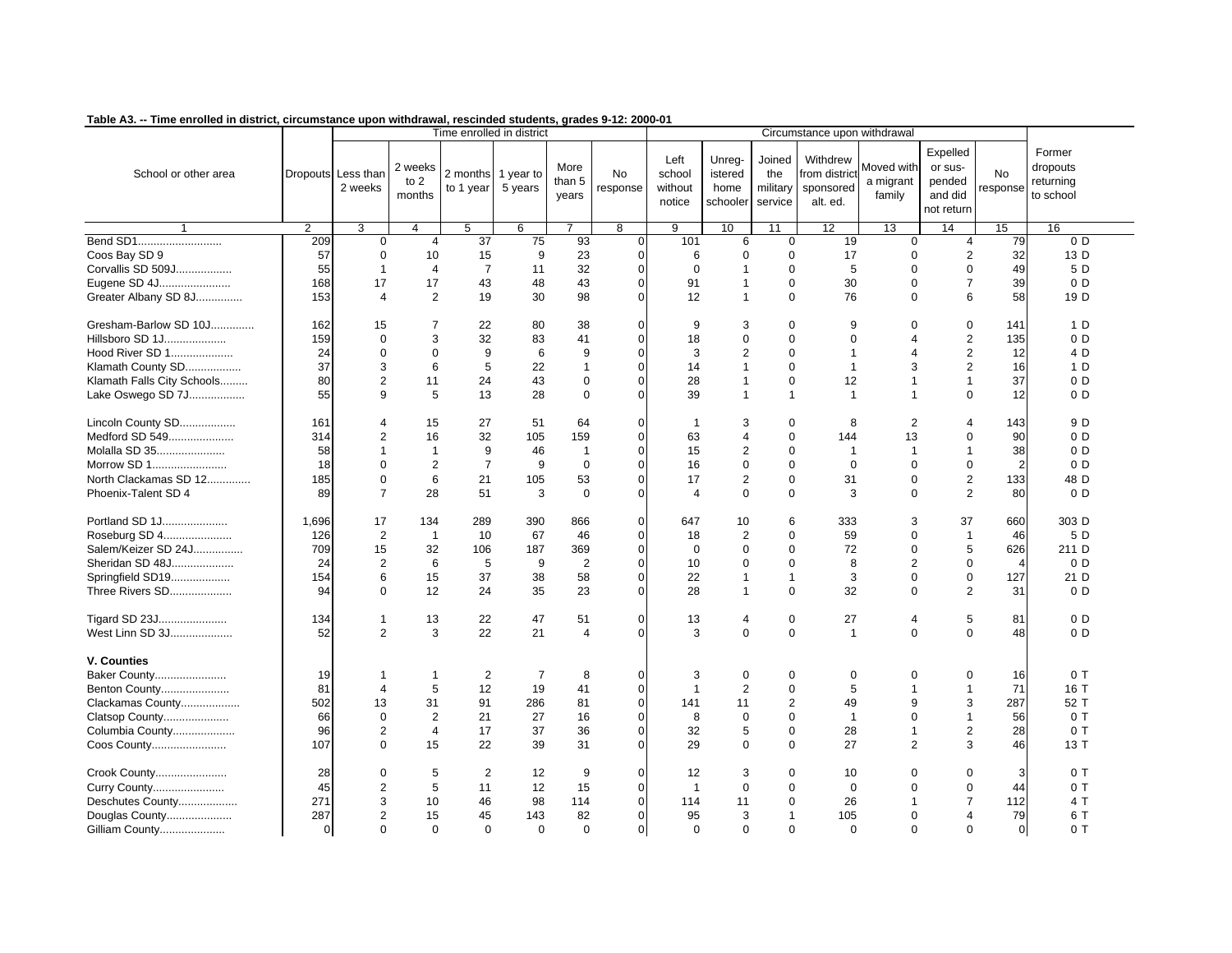**Table A3. -- Time enrolled in district, circumstance upon withdrawal, rescinded students, grades 9-12: 2000-01**

| School or other area | Dropouts | Time enrolled in district | | | | | | Circumstance upon withdrawal | | | | | | | Former dropouts returning to school |
|---|---|---|---|---|---|---|---|---|---|---|---|---|---|---|---|
| | | Less than 2 weeks | 2 weeks to 2 months | 2 months to 1 year | 1 year to 5 years | More than 5 years | No response | Left school without notice | Unregistered home schooler | Joined the military service | Withdrew from district sponsored alt. ed. | Moved with a migrant family | Expelled or suspended and did not return | No response | |
| 1 | 2 | 3 | 4 | 5 | 6 | 7 | 8 | 9 | 10 | 11 | 12 | 13 | 14 | 15 | 16 |
| Bend SD1 | 209 | 0 | 4 | 37 | 75 | 93 | 0 | 101 | 6 | 0 | 19 | 0 | 4 | 79 | 0 D |
| Coos Bay SD 9 | 57 | 0 | 10 | 15 | 9 | 23 | 0 | 6 | 0 | 0 | 17 | 0 | 2 | 32 | 13 D |
| Corvallis SD 509J | 55 | 1 | 4 | 7 | 11 | 32 | 0 | 0 | 1 | 0 | 5 | 0 | 0 | 49 | 5 D |
| Eugene SD 4J | 168 | 17 | 17 | 43 | 48 | 43 | 0 | 91 | 1 | 0 | 30 | 0 | 7 | 39 | 0 D |
| Greater Albany SD 8J | 153 | 4 | 2 | 19 | 30 | 98 | 0 | 12 | 1 | 0 | 76 | 0 | 6 | 58 | 19 D |
| Gresham-Barlow SD 10J | 162 | 15 | 7 | 22 | 80 | 38 | 0 | 9 | 3 | 0 | 9 | 0 | 0 | 141 | 1 D |
| Hillsboro SD 1J | 159 | 0 | 3 | 32 | 83 | 41 | 0 | 18 | 0 | 0 | 0 | 4 | 2 | 135 | 0 D |
| Hood River SD 1 | 24 | 0 | 0 | 9 | 6 | 9 | 0 | 3 | 2 | 0 | 1 | 4 | 2 | 12 | 4 D |
| Klamath County SD | 37 | 3 | 6 | 5 | 22 | 1 | 0 | 14 | 1 | 0 | 1 | 3 | 2 | 16 | 1 D |
| Klamath Falls City Schools | 80 | 2 | 11 | 24 | 43 | 0 | 0 | 28 | 1 | 0 | 12 | 1 | 1 | 37 | 0 D |
| Lake Oswego SD 7J | 55 | 9 | 5 | 13 | 28 | 0 | 0 | 39 | 1 | 1 | 1 | 1 | 0 | 12 | 0 D |
| Lincoln County SD | 161 | 4 | 15 | 27 | 51 | 64 | 0 | 1 | 3 | 0 | 8 | 2 | 4 | 143 | 9 D |
| Medford SD 549 | 314 | 2 | 16 | 32 | 105 | 159 | 0 | 63 | 4 | 0 | 144 | 13 | 0 | 90 | 0 D |
| Molalla SD 35 | 58 | 1 | 1 | 9 | 46 | 1 | 0 | 15 | 2 | 0 | 1 | 1 | 1 | 38 | 0 D |
| Morrow SD 1 | 18 | 0 | 2 | 7 | 9 | 0 | 0 | 16 | 0 | 0 | 0 | 0 | 0 | 2 | 0 D |
| North Clackamas SD 12 | 185 | 0 | 6 | 21 | 105 | 53 | 0 | 17 | 2 | 0 | 31 | 0 | 2 | 133 | 48 D |
| Phoenix-Talent SD 4 | 89 | 7 | 28 | 51 | 3 | 0 | 0 | 4 | 0 | 0 | 3 | 0 | 2 | 80 | 0 D |
| Portland SD 1J | 1,696 | 17 | 134 | 289 | 390 | 866 | 0 | 647 | 10 | 6 | 333 | 3 | 37 | 660 | 303 D |
| Roseburg SD 4 | 126 | 2 | 1 | 10 | 67 | 46 | 0 | 18 | 2 | 0 | 59 | 0 | 1 | 46 | 5 D |
| Salem/Keizer SD 24J | 709 | 15 | 32 | 106 | 187 | 369 | 0 | 0 | 0 | 0 | 72 | 0 | 5 | 626 | 211 D |
| Sheridan SD 48J | 24 | 2 | 6 | 5 | 9 | 2 | 0 | 10 | 0 | 0 | 8 | 2 | 0 | 4 | 0 D |
| Springfield SD19 | 154 | 6 | 15 | 37 | 38 | 58 | 0 | 22 | 1 | 1 | 3 | 0 | 0 | 127 | 21 D |
| Three Rivers SD | 94 | 0 | 12 | 24 | 35 | 23 | 0 | 28 | 1 | 0 | 32 | 0 | 2 | 31 | 0 D |
| Tigard SD 23J | 134 | 1 | 13 | 22 | 47 | 51 | 0 | 13 | 4 | 0 | 27 | 4 | 5 | 81 | 0 D |
| West Linn SD 3J | 52 | 2 | 3 | 22 | 21 | 4 | 0 | 3 | 0 | 0 | 1 | 0 | 0 | 48 | 0 D |
| **V. Counties** | | | | | | | | | | | | | | | |
| Baker County | 19 | 1 | 1 | 2 | 7 | 8 | 0 | 3 | 0 | 0 | 0 | 0 | 0 | 16 | 0 T |
| Benton County | 81 | 4 | 5 | 12 | 19 | 41 | 0 | 1 | 2 | 0 | 5 | 1 | 1 | 71 | 16 T |
| Clackamas County | 502 | 13 | 31 | 91 | 286 | 81 | 0 | 141 | 11 | 2 | 49 | 9 | 3 | 287 | 52 T |
| Clatsop County | 66 | 0 | 2 | 21 | 27 | 16 | 0 | 8 | 0 | 0 | 1 | 0 | 1 | 56 | 0 T |
| Columbia County | 96 | 2 | 4 | 17 | 37 | 36 | 0 | 32 | 5 | 0 | 28 | 1 | 2 | 28 | 0 T |
| Coos County | 107 | 0 | 15 | 22 | 39 | 31 | 0 | 29 | 0 | 0 | 27 | 2 | 3 | 46 | 13 T |
| Crook County | 28 | 0 | 5 | 2 | 12 | 9 | 0 | 12 | 3 | 0 | 10 | 0 | 0 | 3 | 0 T |
| Curry County | 45 | 2 | 5 | 11 | 12 | 15 | 0 | 1 | 0 | 0 | 0 | 0 | 0 | 44 | 0 T |
| Deschutes County | 271 | 3 | 10 | 46 | 98 | 114 | 0 | 114 | 11 | 0 | 26 | 1 | 7 | 112 | 4 T |
| Douglas County | 287 | 2 | 15 | 45 | 143 | 82 | 0 | 95 | 3 | 1 | 105 | 0 | 4 | 79 | 6 T |
| Gilliam County | 0 | 0 | 0 | 0 | 0 | 0 | 0 | 0 | 0 | 0 | 0 | 0 | 0 | 0 | 0 T |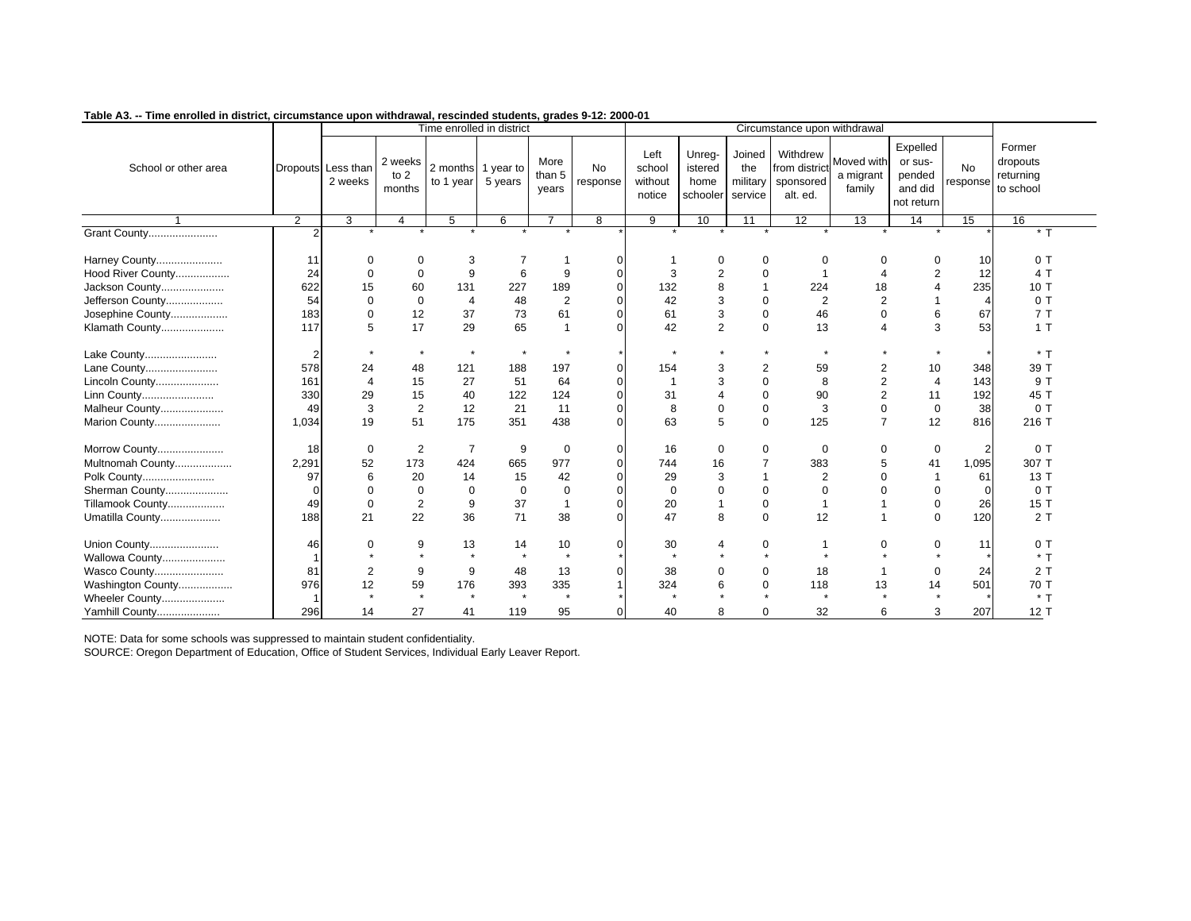**Table A3. -- Time enrolled in district, circumstance upon withdrawal, rescinded students, grades 9-12: 2000-01**

| School or other area | Dropouts | Time enrolled in district | | | | | | Circumstance upon withdrawal | | | | | | | Former dropouts returning to school |
|---|---|---|---|---|---|---|---|---|---|---|---|---|---|---|---|
| | | Less than 2 weeks | 2 weeks to 2 months | 2 months to 1 year | 1 year to 5 years | More than 5 years | No response | Left school without notice | Unreg-istered home schooler | Joined the military service | Withdrew from district sponsored alt. ed. | Moved with a migrant family | Expelled or sus-pended and did not return | No response | |
| 1 | 2 | 3 | 4 | 5 | 6 | 7 | 8 | 9 | 10 | 11 | 12 | 13 | 14 | 15 | 16 |
| Grant County...................... | 2 | * | * | * | * | * | * | * | * | * | * | * | * | * | * T |
| Harney County...................... | 11 | 0 | 0 | 3 | 7 | 1 | 0 | 1 | 0 | 0 | 0 | 0 | 0 | 10 | 0 T |
| Hood River County.................. | 24 | 0 | 0 | 9 | 6 | 9 | 0 | 3 | 2 | 0 | 1 | 4 | 2 | 12 | 4 T |
| Jackson County..................... | 622 | 15 | 60 | 131 | 227 | 189 | 0 | 132 | 8 | 1 | 224 | 18 | 4 | 235 | 10 T |
| Jefferson County................... | 54 | 0 | 0 | 4 | 48 | 2 | 0 | 42 | 3 | 0 | 2 | 2 | 1 | 4 | 0 T |
| Josephine County................... | 183 | 0 | 12 | 37 | 73 | 61 | 0 | 61 | 3 | 0 | 46 | 0 | 6 | 67 | 7 T |
| Klamath County..................... | 117 | 5 | 17 | 29 | 65 | 1 | 0 | 42 | 2 | 0 | 13 | 4 | 3 | 53 | 1 T |
| Lake County........................ | 2 | * | * | * | * | * | * | * | * | * | * | * | * | * | * T |
| Lane County........................ | 578 | 24 | 48 | 121 | 188 | 197 | 0 | 154 | 3 | 2 | 59 | 2 | 10 | 348 | 39 T |
| Lincoln County..................... | 161 | 4 | 15 | 27 | 51 | 64 | 0 | 1 | 3 | 0 | 8 | 2 | 4 | 143 | 9 T |
| Linn County........................ | 330 | 29 | 15 | 40 | 122 | 124 | 0 | 31 | 4 | 0 | 90 | 2 | 11 | 192 | 45 T |
| Malheur County..................... | 49 | 3 | 2 | 12 | 21 | 11 | 0 | 8 | 0 | 0 | 3 | 0 | 0 | 38 | 0 T |
| Marion County...................... | 1,034 | 19 | 51 | 175 | 351 | 438 | 0 | 63 | 5 | 0 | 125 | 7 | 12 | 816 | 216 T |
| Morrow County...................... | 18 | 0 | 2 | 7 | 9 | 0 | 0 | 16 | 0 | 0 | 0 | 0 | 0 | 2 | 0 T |
| Multnomah County................... | 2,291 | 52 | 173 | 424 | 665 | 977 | 0 | 744 | 16 | 7 | 383 | 5 | 41 | 1,095 | 307 T |
| Polk County........................ | 97 | 6 | 20 | 14 | 15 | 42 | 0 | 29 | 3 | 1 | 2 | 0 | 1 | 61 | 13 T |
| Sherman County..................... | 0 | 0 | 0 | 0 | 0 | 0 | 0 | 0 | 0 | 0 | 0 | 0 | 0 | 0 | 0 T |
| Tillamook County................... | 49 | 0 | 2 | 9 | 37 | 1 | 0 | 20 | 1 | 0 | 1 | 1 | 0 | 26 | 15 T |
| Umatilla County.................... | 188 | 21 | 22 | 36 | 71 | 38 | 0 | 47 | 8 | 0 | 12 | 1 | 0 | 120 | 2 T |
| Union County....................... | 46 | 0 | 9 | 13 | 14 | 10 | 0 | 30 | 4 | 0 | 1 | 0 | 0 | 11 | 0 T |
| Wallowa County..................... | 1 | * | * | * | * | * | * | * | * | * | * | * | * | * | * T |
| Wasco County....................... | 81 | 2 | 9 | 9 | 48 | 13 | 0 | 38 | 0 | 0 | 18 | 1 | 0 | 24 | 2 T |
| Washington County.................. | 976 | 12 | 59 | 176 | 393 | 335 | 1 | 324 | 6 | 0 | 118 | 13 | 14 | 501 | 70 T |
| Wheeler County..................... | 1 | * | * | * | * | * | * | * | * | * | * | * | * | * | * T |
| Yamhill County..................... | 296 | 14 | 27 | 41 | 119 | 95 | 0 | 40 | 8 | 0 | 32 | 6 | 3 | 207 | 12 T |

NOTE: Data for some schools was suppressed to maintain student confidentiality.
SOURCE: Oregon Department of Education, Office of Student Services, Individual Early Leaver Report.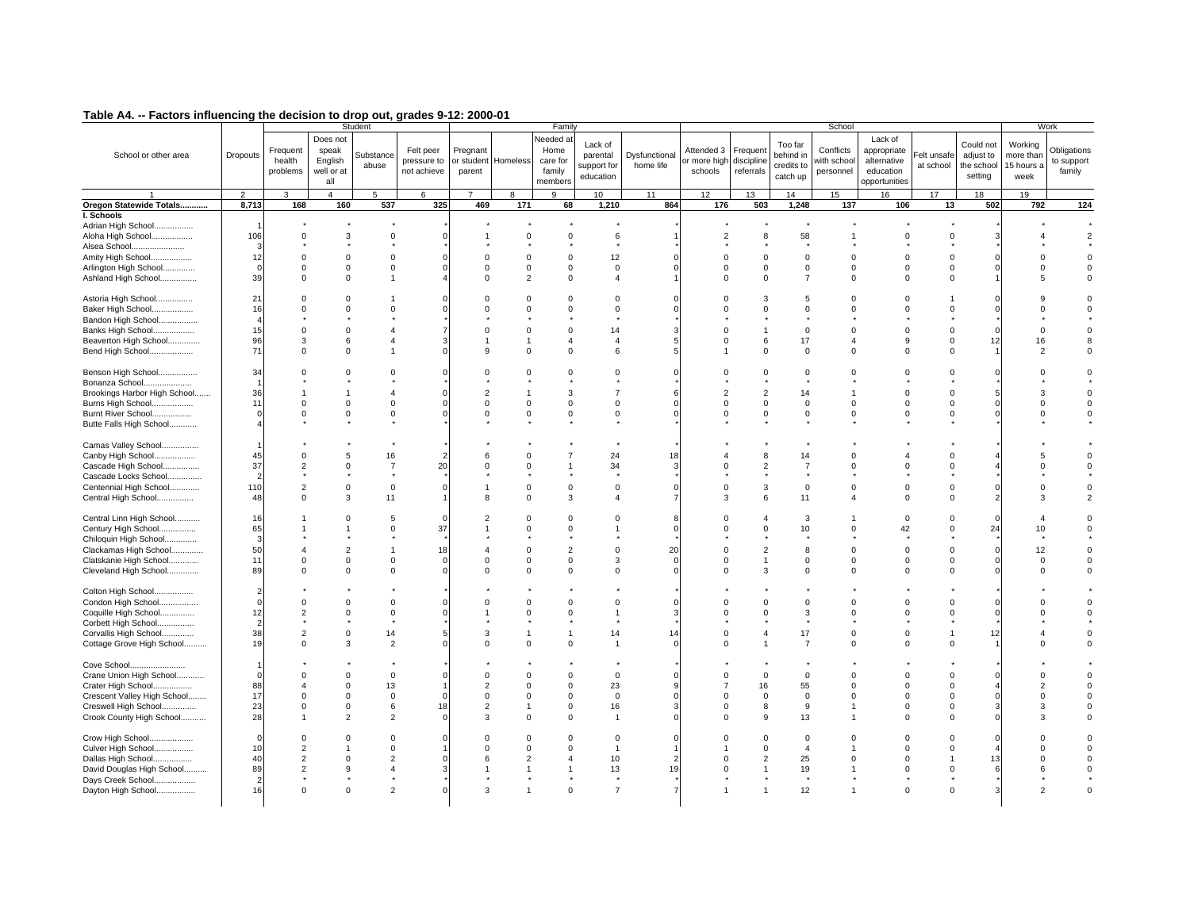## Table A4. -- Factors influencing the decision to drop out, grades 9-12: 2000-01

| School or other area | Dropouts | Student | | | | Family | | | | | School | | | | | | | Work | |
|---|---|---|---|---|---|---|---|---|---|---|---|---|---|---|---|---|---|---|---|
| | | Frequent health problems | Does not speak English well or at all | Substance abuse | Felt peer pressure to not achieve | Pregnant or student parent | Homeless | Needed at Home care for family members | Lack of parental support for education | Dysfunctional home life | Attended 3 or more high schools | Frequent discipline referrals | Too far behind in credits to catch up | Conflicts with school personnel | Lack of appropriate alternative education opportunities | Felt unsafe at school | Could not adjust to the school setting | Working more than 15 hours a week | Obligations to support family |
| 1 | 2 | 3 | 4 | 5 | 6 | 7 | 8 | 9 | 10 | 11 | 12 | 13 | 14 | 15 | 16 | 17 | 18 | 19 | |
| **Oregon Statewide Totals............** | **8,713** | **168** | **160** | **537** | **325** | **469** | **171** | **68** | **1,210** | **864** | **176** | **503** | **1,248** | **137** | **106** | **13** | **502** | **792** | **124** |
| **I. Schools** | | | | | | | | | | | | | | | | | | | |
| Adrian High School................. | 1 | * | * | * | * | * | * | * | * | * | * | * | * | * | * | * | * | * | * |
| Aloha High School.................. | 106 | 0 | 3 | 0 | 0 | 1 | 0 | 0 | 6 | 1 | 2 | 8 | 58 | 1 | 0 | 0 | 3 | 4 | 2 |
| Alsea School....................... | 3 | * | * | * | * | * | * | * | * | * | * | * | * | * | * | * | * | * | * |
| Amity High School.................. | 12 | 0 | 0 | 0 | 0 | 0 | 0 | 0 | 12 | 0 | 0 | 0 | 0 | 0 | 0 | 0 | 0 | 0 | 0 |
| Arlington High School.............. | 0 | 0 | 0 | 0 | 0 | 0 | 0 | 0 | 0 | 0 | 0 | 0 | 0 | 0 | 0 | 0 | 0 | 0 | 0 |
| Ashland High School................ | 39 | 0 | 0 | 1 | 4 | 0 | 2 | 0 | 4 | 1 | 0 | 0 | 7 | 0 | 0 | 0 | 1 | 5 | 0 |
| Astoria High School................ | 21 | 0 | 0 | 1 | 0 | 0 | 0 | 0 | 0 | 0 | 0 | 3 | 5 | 0 | 0 | 1 | 0 | 9 | 0 |
| Baker High School.................. | 16 | 0 | 0 | 0 | 0 | 0 | 0 | 0 | 0 | 0 | 0 | 0 | 0 | 0 | 0 | 0 | 0 | 0 | 0 |
| Bandon High School................. | 4 | * | * | * | * | * | * | * | * | * | * | * | * | * | * | * | * | * | * |
| Banks High School.................. | 15 | 0 | 0 | 4 | 7 | 0 | 0 | 0 | 14 | 3 | 0 | 1 | 0 | 0 | 0 | 0 | 0 | 0 | 0 |
| Beaverton High School.............. | 96 | 3 | 6 | 4 | 3 | 1 | 1 | 4 | 4 | 5 | 0 | 6 | 17 | 4 | 9 | 0 | 12 | 16 | 8 |
| Bend High School................... | 71 | 0 | 0 | 1 | 0 | 9 | 0 | 0 | 6 | 5 | 1 | 0 | 0 | 0 | 0 | 0 | 1 | 2 | 0 |
| Benson High School................. | 34 | 0 | 0 | 0 | 0 | 0 | 0 | 0 | 0 | 0 | 0 | 0 | 0 | 0 | 0 | 0 | 0 | 0 | 0 |
| Bonanza School..................... | 1 | * | * | * | * | * | * | * | * | * | * | * | * | * | * | * | * | * | * |
| Brookings Harbor High School....... | 36 | 1 | 1 | 4 | 0 | 2 | 1 | 3 | 7 | 6 | 2 | 2 | 14 | 1 | 0 | 0 | 5 | 3 | 0 |
| Burns High School.................. | 11 | 0 | 0 | 0 | 0 | 0 | 0 | 0 | 0 | 0 | 0 | 0 | 0 | 0 | 0 | 0 | 0 | 0 | 0 |
| Burnt River School................. | 0 | 0 | 0 | 0 | 0 | 0 | 0 | 0 | 0 | 0 | 0 | 0 | 0 | 0 | 0 | 0 | 0 | 0 | 0 |
| Butte Falls High School............ | 4 | * | * | * | * | * | * | * | * | * | * | * | * | * | * | * | * | * | * |
| Camas Valley School................ | 1 | * | * | * | * | * | * | * | * | * | * | * | * | * | * | * | * | * | * |
| Canby High School.................. | 45 | 0 | 5 | 16 | 2 | 6 | 0 | 7 | 24 | 18 | 4 | 8 | 14 | 0 | 4 | 0 | 4 | 5 | 0 |
| Cascade High School................ | 37 | 2 | 0 | 7 | 20 | 0 | 0 | 1 | 34 | 3 | 0 | 2 | 7 | 0 | 0 | 0 | 4 | 0 | 0 |
| Cascade Locks School............... | 2 | * | * | * | * | * | * | * | * | * | * | * | * | * | * | * | * | * | * |
| Centennial High School............. | 110 | 2 | 0 | 0 | 0 | 1 | 0 | 0 | 0 | 0 | 0 | 3 | 0 | 0 | 0 | 0 | 0 | 0 | 0 |
| Central High School................ | 48 | 0 | 3 | 11 | 1 | 8 | 0 | 3 | 4 | 7 | 3 | 6 | 11 | 4 | 0 | 0 | 2 | 3 | 2 |
| Central Linn High School........... | 16 | 1 | 0 | 5 | 0 | 2 | 0 | 0 | 0 | 8 | 0 | 4 | 3 | 1 | 0 | 0 | 0 | 4 | 0 |
| Century High School................ | 65 | 1 | 1 | 0 | 37 | 1 | 0 | 0 | 1 | 0 | 0 | 0 | 10 | 0 | 42 | 0 | 24 | 10 | 0 |
| Chiloquin High School.............. | 3 | * | * | * | * | * | * | * | * | * | * | * | * | * | * | * | * | * | * |
| Clackamas High School.............. | 50 | 4 | 2 | 1 | 18 | 4 | 0 | 2 | 0 | 20 | 0 | 2 | 8 | 0 | 0 | 0 | 0 | 12 | 0 |
| Clatskanie High School............. | 11 | 0 | 0 | 0 | 0 | 0 | 0 | 0 | 3 | 0 | 0 | 1 | 0 | 0 | 0 | 0 | 0 | 0 | 0 |
| Cleveland High School.............. | 89 | 0 | 0 | 0 | 0 | 0 | 0 | 0 | 0 | 0 | 0 | 3 | 0 | 0 | 0 | 0 | 0 | 0 | 0 |
| Colton High School................. | 2 | * | * | * | * | * | * | * | * | * | * | * | * | * | * | * | * | * | * |
| Condon High School................. | 0 | 0 | 0 | 0 | 0 | 0 | 0 | 0 | 0 | 0 | 0 | 0 | 0 | 0 | 0 | 0 | 0 | 0 | 0 |
| Coquille High School............... | 12 | 2 | 0 | 0 | 0 | 1 | 0 | 0 | 1 | 3 | 0 | 0 | 3 | 0 | 0 | 0 | 0 | 0 | 0 |
| Corbett High School................ | 2 | * | * | * | * | * | * | * | * | * | * | * | * | * | * | * | * | * | * |
| Corvallis High School.............. | 38 | 2 | 0 | 14 | 5 | 3 | 1 | 1 | 14 | 14 | 0 | 4 | 17 | 0 | 0 | 1 | 12 | 4 | 0 |
| Cottage Grove High School.......... | 19 | 0 | 3 | 2 | 0 | 0 | 0 | 0 | 1 | 0 | 0 | 1 | 7 | 0 | 0 | 0 | 1 | 0 | 0 |
| Cove School........................ | 1 | * | * | * | * | * | * | * | * | * | * | * | * | * | * | * | * | * | * |
| Crane Union High School............ | 0 | 0 | 0 | 0 | 0 | 0 | 0 | 0 | 0 | 0 | 0 | 0 | 0 | 0 | 0 | 0 | 0 | 0 | 0 |
| Crater High School................. | 88 | 4 | 0 | 13 | 1 | 2 | 0 | 0 | 23 | 9 | 7 | 16 | 55 | 0 | 0 | 0 | 4 | 2 | 0 |
| Crescent Valley High School........ | 17 | 0 | 0 | 0 | 0 | 0 | 0 | 0 | 0 | 0 | 0 | 0 | 0 | 0 | 0 | 0 | 0 | 0 | 0 |
| Creswell High School............... | 23 | 0 | 0 | 6 | 18 | 2 | 1 | 0 | 16 | 3 | 0 | 8 | 9 | 1 | 0 | 0 | 3 | 3 | 0 |
| Crook County High School........... | 28 | 1 | 2 | 2 | 0 | 3 | 0 | 0 | 1 | 0 | 0 | 9 | 13 | 1 | 0 | 0 | 0 | 3 | 0 |
| Crow High School................... | 0 | 0 | 0 | 0 | 0 | 0 | 0 | 0 | 0 | 0 | 0 | 0 | 0 | 0 | 0 | 0 | 0 | 0 | 0 |
| Culver High School................. | 10 | 2 | 1 | 0 | 1 | 0 | 0 | 0 | 1 | 1 | 1 | 0 | 4 | 1 | 0 | 0 | 4 | 0 | 0 |
| Dallas High School................. | 40 | 2 | 0 | 2 | 0 | 6 | 2 | 4 | 10 | 2 | 0 | 2 | 25 | 0 | 0 | 1 | 13 | 0 | 0 |
| David Douglas High School.......... | 89 | 2 | 9 | 4 | 3 | 1 | 1 | 1 | 13 | 19 | 0 | 1 | 19 | 1 | 0 | 0 | 6 | 6 | 0 |
| Days Creek School.................. | 2 | * | * | * | * | * | * | * | * | * | * | * | * | * | * | * | * | * | * |
| Dayton High School................. | 16 | 0 | 0 | 2 | 0 | 3 | 1 | 0 | 7 | 7 | 1 | 1 | 12 | 1 | 0 | 0 | 3 | 2 | 0 |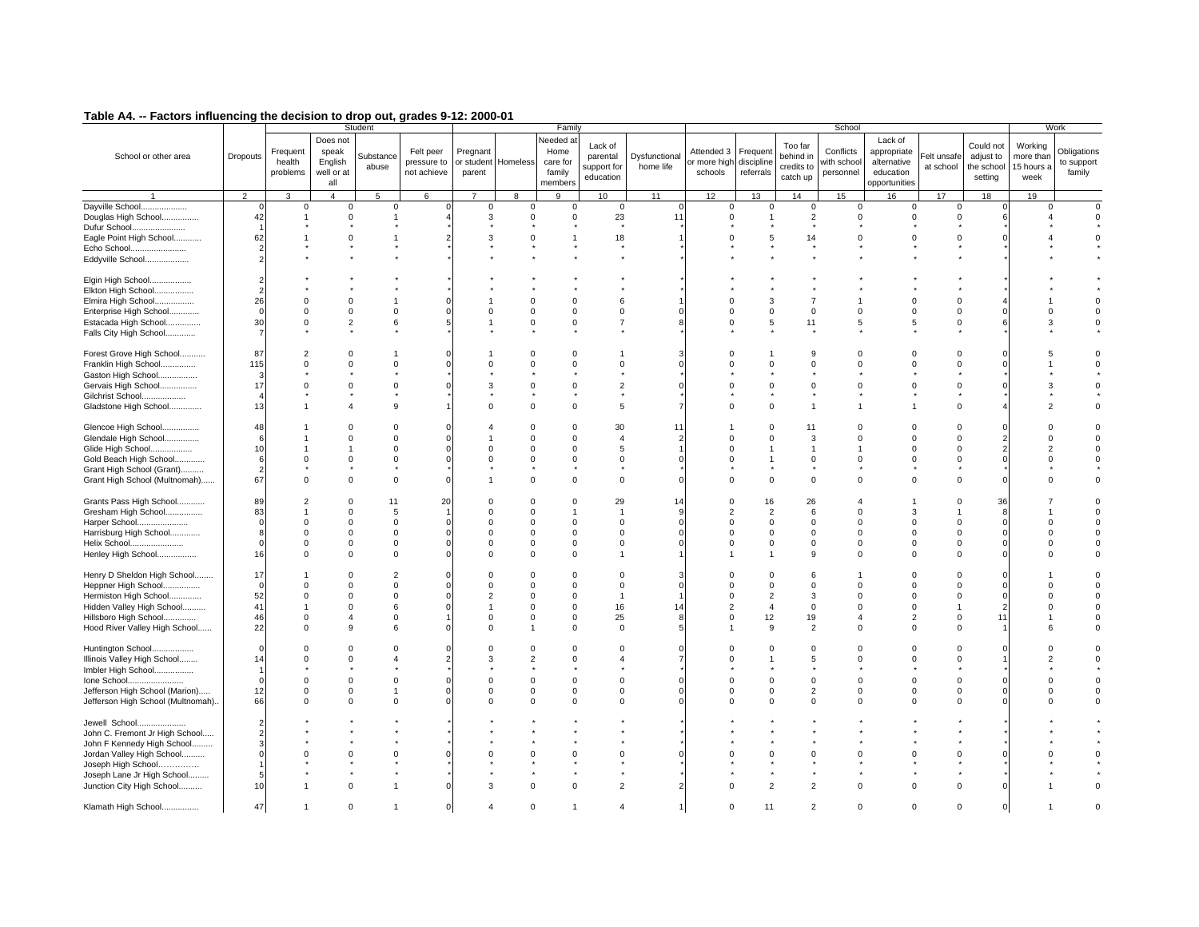## Table A4. -- Factors influencing the decision to drop out, grades 9-12: 2000-01

| School or other area | Dropouts | Student | | | | Family | | | | | School | | | | | | | Work | |
|---|---|---|---|---|---|---|---|---|---|---|---|---|---|---|---|---|---|---|---|
| | | Frequent health problems | Does not speak English well or at all | Substance abuse | Felt peer pressure to not achieve | Pregnant or student parent | Homeless | Needed at Home care for family members | Lack of parental support for education | Dysfunctional home life | Attended 3 or more high schools | Frequent discipline referrals | Too far behind in credits to catch up | Conflicts with school personnel | Lack of appropriate alternative education opportunities | Felt unsafe at school | Could not adjust to the school setting | Working more than 15 hours a week | Obligations to support family |
| 1 | 2 | 3 | 4 | 5 | 6 | 7 | 8 | 9 | 10 | 11 | 12 | 13 | 14 | 15 | 16 | 17 | 18 | 19 | |
| Dayville School.................... | 0 | 0 | 0 | 0 | 0 | 0 | 0 | 0 | 0 | 0 | 0 | 0 | 0 | 0 | 0 | 0 | 0 | 0 | 0 |
| Douglas High School................ | 42 | 1 | 0 | 1 | 4 | 3 | 0 | 0 | 23 | 11 | 0 | 1 | 2 | 0 | 0 | 0 | 6 | 4 | 0 |
| Dufur School....................... | 1 | * | * | * | * | * | * | * | * | * | * | * | * | * | * | * | * | * | * |
| Eagle Point High School............ | 62 | 1 | 0 | 1 | 2 | 3 | 0 | 1 | 18 | 1 | 0 | 5 | 14 | 0 | 0 | 0 | 0 | 4 | 0 |
| Echo School........................ | 2 | * | * | * | * | * | * | * | * | * | * | * | * | * | * | * | * | * | * |
| Eddyville School................... | 2 | * | * | * | * | * | * | * | * | * | * | * | * | * | * | * | * | * | * |
| Elgin High School.................. | 2 | * | * | * | * | * | * | * | * | * | * | * | * | * | * | * | * | * | * |
| Elkton High School................. | 2 | * | * | * | * | * | * | * | * | * | * | * | * | * | * | * | * | * | * |
| Elmira High School................. | 26 | 0 | 0 | 1 | 0 | 1 | 0 | 0 | 6 | 1 | 0 | 3 | 7 | 1 | 0 | 0 | 4 | 1 | 0 |
| Enterprise High School............. | 0 | 0 | 0 | 0 | 0 | 0 | 0 | 0 | 0 | 0 | 0 | 0 | 0 | 0 | 0 | 0 | 0 | 0 | 0 |
| Estacada High School............... | 30 | 0 | 2 | 6 | 5 | 1 | 0 | 0 | 7 | 8 | 0 | 5 | 11 | 5 | 5 | 0 | 6 | 3 | 0 |
| Falls City High School............. | 7 | * | * | * | * | * | * | * | * | * | * | * | * | * | * | * | * | * | * |
| Forest Grove High School........... | 87 | 2 | 0 | 1 | 0 | 1 | 0 | 0 | 1 | 3 | 0 | 1 | 9 | 0 | 0 | 0 | 0 | 5 | 0 |
| Franklin High School............... | 115 | 0 | 0 | 0 | 0 | 0 | 0 | 0 | 0 | 0 | 0 | 0 | 0 | 0 | 0 | 0 | 0 | 1 | 0 |
| Gaston High School................. | 3 | * | * | * | * | * | * | * | * | * | * | * | * | * | * | * | * | * | * |
| Gervais High School................ | 17 | 0 | 0 | 0 | 0 | 3 | 0 | 0 | 2 | 0 | 0 | 0 | 0 | 0 | 0 | 0 | 0 | 3 | 0 |
| Gilchrist School................... | 4 | * | * | * | * | * | * | * | * | * | * | * | * | * | * | * | * | * | * |
| Gladstone High School.............. | 13 | 1 | 4 | 9 | 1 | 0 | 0 | 0 | 5 | 7 | 0 | 0 | 1 | 1 | 1 | 0 | 4 | 2 | 0 |
| Glencoe High School................ | 48 | 1 | 0 | 0 | 0 | 4 | 0 | 0 | 30 | 11 | 1 | 0 | 11 | 0 | 0 | 0 | 0 | 0 | 0 |
| Glendale High School............... | 6 | 1 | 0 | 0 | 0 | 1 | 0 | 0 | 4 | 2 | 0 | 0 | 3 | 0 | 0 | 0 | 2 | 0 | 0 |
| Glide High School.................. | 10 | 1 | 1 | 0 | 0 | 0 | 0 | 0 | 5 | 1 | 0 | 1 | 1 | 1 | 0 | 0 | 2 | 2 | 0 |
| Gold Beach High School............ | 6 | 0 | 0 | 0 | 0 | 0 | 0 | 0 | 0 | 0 | 0 | 1 | 0 | 0 | 0 | 0 | 0 | 0 | 0 |
| Grant High School (Grant).......... | 2 | * | * | * | * | * | * | * | * | * | * | * | * | * | * | * | * | * | * |
| Grant High School (Multnomah)...... | 67 | 0 | 0 | 0 | 0 | 1 | 0 | 0 | 0 | 0 | 0 | 0 | 0 | 0 | 0 | 0 | 0 | 0 | 0 |
| Grants Pass High School............ | 89 | 2 | 0 | 11 | 20 | 0 | 0 | 0 | 29 | 14 | 0 | 16 | 26 | 4 | 1 | 0 | 36 | 7 | 0 |
| Gresham High School................ | 83 | 1 | 0 | 5 | 1 | 0 | 0 | 1 | 1 | 9 | 2 | 2 | 6 | 0 | 3 | 1 | 8 | 1 | 0 |
| Harper School...................... | 0 | 0 | 0 | 0 | 0 | 0 | 0 | 0 | 0 | 0 | 0 | 0 | 0 | 0 | 0 | 0 | 0 | 0 | 0 |
| Harrisburg High School............ | 8 | 0 | 0 | 0 | 0 | 0 | 0 | 0 | 0 | 0 | 0 | 0 | 0 | 0 | 0 | 0 | 0 | 0 | 0 |
| Helix School....................... | 0 | 0 | 0 | 0 | 0 | 0 | 0 | 0 | 0 | 0 | 0 | 0 | 0 | 0 | 0 | 0 | 0 | 0 | 0 |
| Henley High School................. | 16 | 0 | 0 | 0 | 0 | 0 | 0 | 0 | 1 | 1 | 1 | 1 | 9 | 0 | 0 | 0 | 0 | 0 | 0 |
| Henry D Sheldon High School........ | 17 | 1 | 0 | 2 | 0 | 0 | 0 | 0 | 0 | 3 | 0 | 0 | 6 | 1 | 0 | 0 | 0 | 1 | 0 |
| Heppner High School................ | 0 | 0 | 0 | 0 | 0 | 0 | 0 | 0 | 0 | 0 | 0 | 0 | 0 | 0 | 0 | 0 | 0 | 0 | 0 |
| Hermiston High School.............. | 52 | 0 | 0 | 0 | 0 | 2 | 0 | 0 | 1 | 1 | 0 | 2 | 3 | 0 | 0 | 0 | 0 | 0 | 0 |
| Hidden Valley High School.......... | 41 | 1 | 0 | 6 | 0 | 1 | 0 | 0 | 16 | 14 | 2 | 4 | 0 | 0 | 0 | 1 | 2 | 0 | 0 |
| Hillsboro High School.............. | 46 | 0 | 4 | 0 | 1 | 0 | 0 | 0 | 25 | 8 | 0 | 12 | 19 | 4 | 2 | 0 | 11 | 1 | 0 |
| Hood River Valley High School...... | 22 | 0 | 9 | 6 | 0 | 0 | 1 | 0 | 0 | 5 | 1 | 9 | 2 | 0 | 0 | 0 | 1 | 6 | 0 |
| Huntington School.................. | 0 | 0 | 0 | 0 | 0 | 0 | 0 | 0 | 0 | 0 | 0 | 0 | 0 | 0 | 0 | 0 | 0 | 0 | 0 |
| Illinois Valley High School........ | 14 | 0 | 0 | 4 | 2 | 3 | 2 | 0 | 4 | 7 | 0 | 1 | 5 | 0 | 0 | 0 | 1 | 2 | 0 |
| Imbler High School................. | 1 | * | * | * | * | * | * | * | * | * | * | * | * | * | * | * | * | * | * |
| Ione School........................ | 0 | 0 | 0 | 0 | 0 | 0 | 0 | 0 | 0 | 0 | 0 | 0 | 0 | 0 | 0 | 0 | 0 | 0 | 0 |
| Jefferson High School (Marion)..... | 12 | 0 | 0 | 1 | 0 | 0 | 0 | 0 | 0 | 0 | 0 | 0 | 2 | 0 | 0 | 0 | 0 | 0 | 0 |
| Jefferson High School (Multnomah).. | 66 | 0 | 0 | 0 | 0 | 0 | 0 | 0 | 0 | 0 | 0 | 0 | 0 | 0 | 0 | 0 | 0 | 0 | 0 |
| Jewell School...................... | 2 | * | * | * | * | * | * | * | * | * | * | * | * | * | * | * | * | * | * |
| John C. Fremont Jr High School..... | 2 | * | * | * | * | * | * | * | * | * | * | * | * | * | * | * | * | * | * |
| John F Kennedy High School......... | 3 | * | * | * | * | * | * | * | * | * | * | * | * | * | * | * | * | * | * |
| Jordan Valley High School.......... | 0 | 0 | 0 | 0 | 0 | 0 | 0 | 0 | 0 | 0 | 0 | 0 | 0 | 0 | 0 | 0 | 0 | 0 | 0 |
| Joseph High School……………. | 1 | * | * | * | * | * | * | * | * | * | * | * | * | * | * | * | * | * | * |
| Joseph Lane Jr High School......... | 5 | * | * | * | * | * | * | * | * | * | * | * | * | * | * | * | * | * | * |
| Junction City High School.......... | 10 | 1 | 0 | 1 | 0 | 3 | 0 | 0 | 2 | 2 | 0 | 2 | 2 | 0 | 0 | 0 | 0 | 1 | 0 |
| Klamath High School................ | 47 | 1 | 0 | 1 | 0 | 4 | 0 | 1 | 4 | 1 | 0 | 11 | 2 | 0 | 0 | 0 | 0 | 1 | 0 |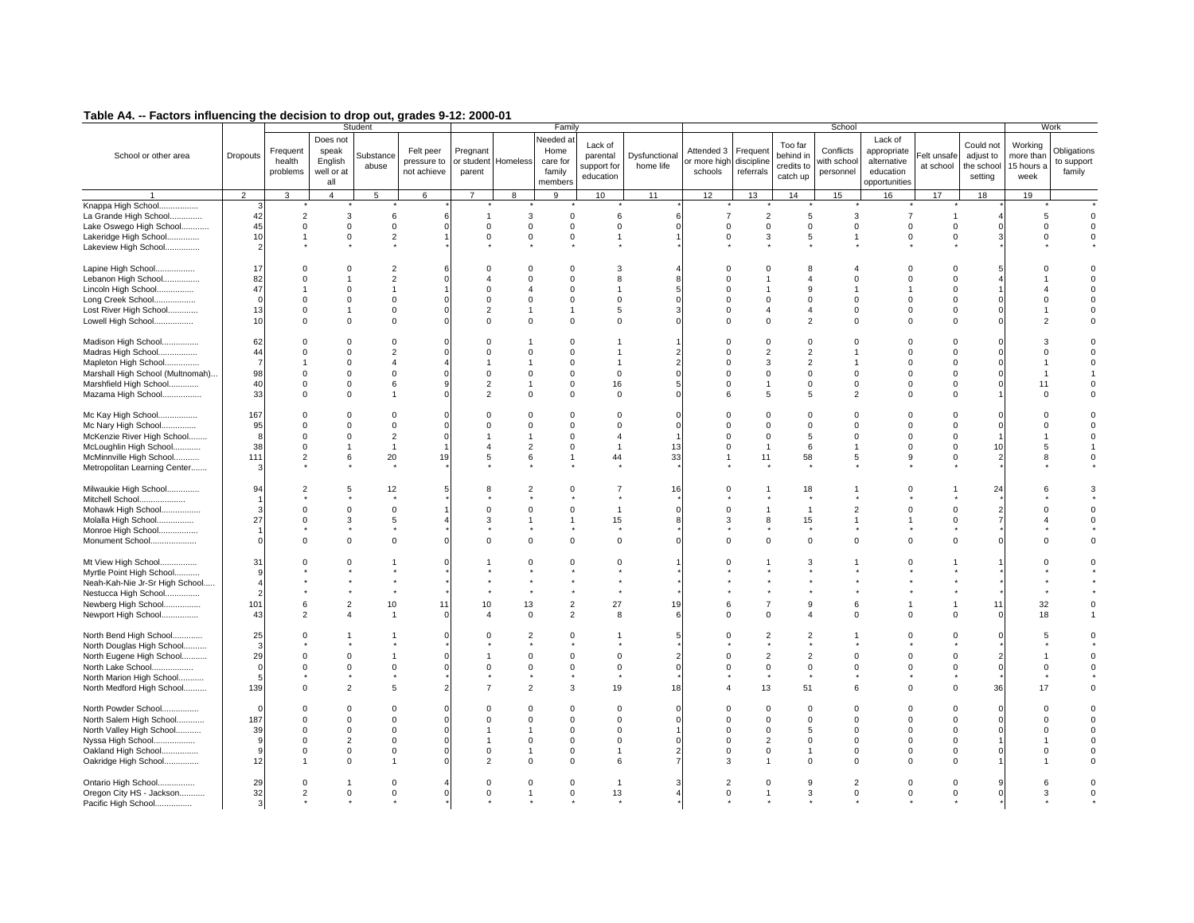## Table A4. -- Factors influencing the decision to drop out, grades 9-12: 2000-01

| School or other area | Dropouts | Student | | | | Family | | | | | School | | | | | | | Work | |
|---|---|---|---|---|---|---|---|---|---|---|---|---|---|---|---|---|---|---|---|
| | | Frequent health problems | Does not speak English well or at all | Substance abuse | Felt peer pressure to not achieve | Pregnant or student parent | Homeless | Needed at Home care for family members | Lack of parental support for education | Dysfunctional home life | Attended 3 or more high schools | Frequent discipline referrals | Too far behind in credits to catch up | Conflicts with school personnel | Lack of appropriate alternative education opportunities | Felt unsafe at school | Could not adjust to the school setting | Working more than 15 hours a week | Obligations to support family |
| 1 | 2 | 3 | 4 | 5 | 6 | 7 | 8 | 9 | 10 | 11 | 12 | 13 | 14 | 15 | 16 | 17 | 18 | 19 | |
| Knappa High School................ | 3 | * | * | * | * | * | * | * | * | * | * | * | * | * | * | * | * | * | * |
| La Grande High School............. | 42 | 2 | 3 | 6 | 6 | 1 | 3 | 0 | 6 | 6 | 7 | 2 | 5 | 3 | 7 | 1 | 4 | 5 | 0 |
| Lake Oswego High School........... | 45 | 0 | 0 | 0 | 0 | 0 | 0 | 0 | 0 | 0 | 0 | 0 | 0 | 0 | 0 | 0 | 0 | 0 | 0 |
| Lakeridge High School............. | 10 | 1 | 0 | 2 | 1 | 0 | 0 | 0 | 1 | 1 | 0 | 3 | 5 | 1 | 0 | 0 | 3 | 0 | 0 |
| Lakeview High School.............. | 2 | * | * | * | * | * | * | * | * | * | * | * | * | * | * | * | * | * | * |
| Lapine High School................ | 17 | 0 | 0 | 2 | 6 | 0 | 0 | 0 | 3 | 4 | 0 | 0 | 8 | 4 | 0 | 0 | 5 | 0 | 0 |
| Lebanon High School............... | 82 | 0 | 1 | 2 | 0 | 4 | 0 | 0 | 8 | 8 | 0 | 1 | 4 | 0 | 0 | 0 | 4 | 1 | 0 |
| Lincoln High School............... | 47 | 1 | 0 | 1 | 1 | 0 | 4 | 0 | 1 | 5 | 0 | 1 | 9 | 1 | 1 | 0 | 1 | 4 | 0 |
| Long Creek School................. | 0 | 0 | 0 | 0 | 0 | 0 | 0 | 0 | 0 | 0 | 0 | 0 | 0 | 0 | 0 | 0 | 0 | 0 | 0 |
| Lost River High School............ | 13 | 0 | 1 | 0 | 0 | 2 | 1 | 1 | 5 | 3 | 0 | 4 | 4 | 0 | 0 | 0 | 0 | 1 | 0 |
| Lowell High School................ | 10 | 0 | 0 | 0 | 0 | 0 | 0 | 0 | 0 | 0 | 0 | 0 | 2 | 0 | 0 | 0 | 0 | 2 | 0 |
| Madison High School............... | 62 | 0 | 0 | 0 | 0 | 0 | 1 | 0 | 1 | 1 | 0 | 0 | 0 | 0 | 0 | 0 | 0 | 3 | 0 |
| Madras High School................ | 44 | 0 | 0 | 2 | 0 | 0 | 0 | 0 | 1 | 2 | 0 | 2 | 2 | 1 | 0 | 0 | 0 | 0 | 0 |
| Mapleton High School.............. | 7 | 1 | 0 | 4 | 4 | 1 | 1 | 0 | 1 | 2 | 0 | 3 | 2 | 1 | 0 | 0 | 0 | 1 | 0 |
| Marshall High School (Multnomah)... | 98 | 0 | 0 | 0 | 0 | 0 | 0 | 0 | 0 | 0 | 0 | 0 | 0 | 0 | 0 | 0 | 0 | 1 | 1 |
| Marshfield High School............ | 40 | 0 | 0 | 6 | 9 | 2 | 1 | 0 | 16 | 5 | 0 | 1 | 0 | 0 | 0 | 0 | 0 | 11 | 0 |
| Mazama High School................ | 33 | 0 | 0 | 1 | 0 | 2 | 0 | 0 | 0 | 0 | 6 | 5 | 5 | 2 | 0 | 0 | 1 | 0 | 0 |
| Mc Kay High School................ | 167 | 0 | 0 | 0 | 0 | 0 | 0 | 0 | 0 | 0 | 0 | 0 | 0 | 0 | 0 | 0 | 0 | 0 | 0 |
| Mc Nary High School............... | 95 | 0 | 0 | 0 | 0 | 0 | 0 | 0 | 0 | 0 | 0 | 0 | 0 | 0 | 0 | 0 | 0 | 0 | 0 |
| McKenzie River High School........ | 8 | 0 | 0 | 2 | 0 | 1 | 1 | 0 | 4 | 1 | 0 | 0 | 5 | 0 | 0 | 0 | 1 | 1 | 0 |
| McLoughlin High School............ | 38 | 0 | 1 | 1 | 1 | 4 | 2 | 0 | 1 | 13 | 0 | 1 | 6 | 1 | 0 | 0 | 10 | 5 | 1 |
| McMinnville High School........... | 111 | 2 | 6 | 20 | 19 | 5 | 6 | 1 | 44 | 33 | 1 | 11 | 58 | 5 | 9 | 0 | 2 | 8 | 0 |
| Metropolitan Learning Center....... | 3 | * | * | * | * | * | * | * | * | * | * | * | * | * | * | * | * | * | * |
| Milwaukie High School.............. | 94 | 2 | 5 | 12 | 5 | 8 | 2 | 0 | 7 | 16 | 0 | 1 | 18 | 1 | 0 | 1 | 24 | 6 | 3 |
| Mitchell School.................... | 1 | * | * | * | * | * | * | * | * | * | * | * | * | * | * | * | * | * | * |
| Mohawk High School................. | 3 | 0 | 0 | 0 | 1 | 0 | 0 | 0 | 1 | 0 | 0 | 1 | 1 | 2 | 0 | 0 | 2 | 0 | 0 |
| Molalla High School................ | 27 | 0 | 3 | 5 | 4 | 3 | 1 | 1 | 15 | 8 | 3 | 8 | 15 | 1 | 1 | 0 | 7 | 4 | 0 |
| Monroe High School................. | 1 | * | * | * | * | * | * | * | * | * | * | * | * | * | * | * | * | * | * |
| Monument School.................... | 0 | 0 | 0 | 0 | 0 | 0 | 0 | 0 | 0 | 0 | 0 | 0 | 0 | 0 | 0 | 0 | 0 | 0 | 0 |
| Mt View High School................ | 31 | 0 | 0 | 1 | 0 | 1 | 0 | 0 | 0 | 1 | 0 | 1 | 3 | 1 | 0 | 1 | 1 | 0 | 0 |
| Myrtle Point High School........... | 9 | * | * | * | * | * | * | * | * | * | * | * | * | * | * | * | * | * | * |
| Neah-Kah-Nie Jr-Sr High School..... | 4 | * | * | * | * | * | * | * | * | * | * | * | * | * | * | * | * | * | * |
| Nestucca High School............... | 2 | * | * | * | * | * | * | * | * | * | * | * | * | * | * | * | * | * | * |
| Newberg High School................ | 101 | 6 | 2 | 10 | 11 | 10 | 13 | 2 | 27 | 19 | 6 | 7 | 9 | 6 | 1 | 1 | 11 | 32 | 0 |
| Newport High School................ | 43 | 2 | 4 | 1 | 0 | 4 | 0 | 2 | 8 | 6 | 0 | 0 | 4 | 0 | 0 | 0 | 0 | 18 | 1 |
| North Bend High School............. | 25 | 0 | 1 | 1 | 0 | 0 | 2 | 0 | 1 | 5 | 0 | 2 | 2 | 1 | 0 | 0 | 0 | 5 | 0 |
| North Douglas High School.......... | 3 | * | * | * | * | * | * | * | * | * | * | * | * | * | * | * | * | * | * |
| North Eugene High School........... | 29 | 0 | 0 | 1 | 0 | 1 | 0 | 0 | 0 | 2 | 0 | 2 | 2 | 0 | 0 | 0 | 2 | 1 | 0 |
| North Lake School.................. | 0 | 0 | 0 | 0 | 0 | 0 | 0 | 0 | 0 | 0 | 0 | 0 | 0 | 0 | 0 | 0 | 0 | 0 | 0 |
| North Marion High School........... | 5 | * | * | * | * | * | * | * | * | * | * | * | * | * | * | * | * | * | * |
| North Medford High School.......... | 139 | 0 | 2 | 5 | 2 | 7 | 2 | 3 | 19 | 18 | 4 | 13 | 51 | 6 | 0 | 0 | 36 | 17 | 0 |
| North Powder School................ | 0 | 0 | 0 | 0 | 0 | 0 | 0 | 0 | 0 | 0 | 0 | 0 | 0 | 0 | 0 | 0 | 0 | 0 | 0 |
| North Salem High School............ | 187 | 0 | 0 | 0 | 0 | 0 | 0 | 0 | 0 | 0 | 0 | 0 | 0 | 0 | 0 | 0 | 0 | 0 | 0 |
| North Valley High School........... | 39 | 0 | 0 | 0 | 0 | 1 | 1 | 0 | 0 | 1 | 0 | 0 | 5 | 0 | 0 | 0 | 0 | 0 | 0 |
| Nyssa High School.................. | 9 | 0 | 2 | 0 | 0 | 1 | 0 | 0 | 0 | 0 | 0 | 2 | 0 | 0 | 0 | 0 | 1 | 1 | 0 |
| Oakland High School................ | 9 | 0 | 0 | 0 | 0 | 0 | 1 | 0 | 1 | 2 | 0 | 0 | 1 | 0 | 0 | 0 | 0 | 0 | 0 |
| Oakridge High School............... | 12 | 1 | 0 | 1 | 0 | 2 | 0 | 0 | 6 | 7 | 3 | 1 | 0 | 0 | 0 | 0 | 1 | 1 | 0 |
| Ontario High School................ | 29 | 0 | 1 | 0 | 4 | 0 | 0 | 0 | 1 | 3 | 2 | 0 | 9 | 2 | 0 | 0 | 9 | 6 | 0 |
| Oregon City HS - Jackson........... | 32 | 2 | 0 | 0 | 0 | 0 | 1 | 0 | 13 | 4 | 0 | 1 | 3 | 0 | 0 | 0 | 0 | 3 | 0 |
| Pacific High School................ | 3 | * | * | * | * | * | * | * | * | * | * | * | * | * | * | * | * | * | * |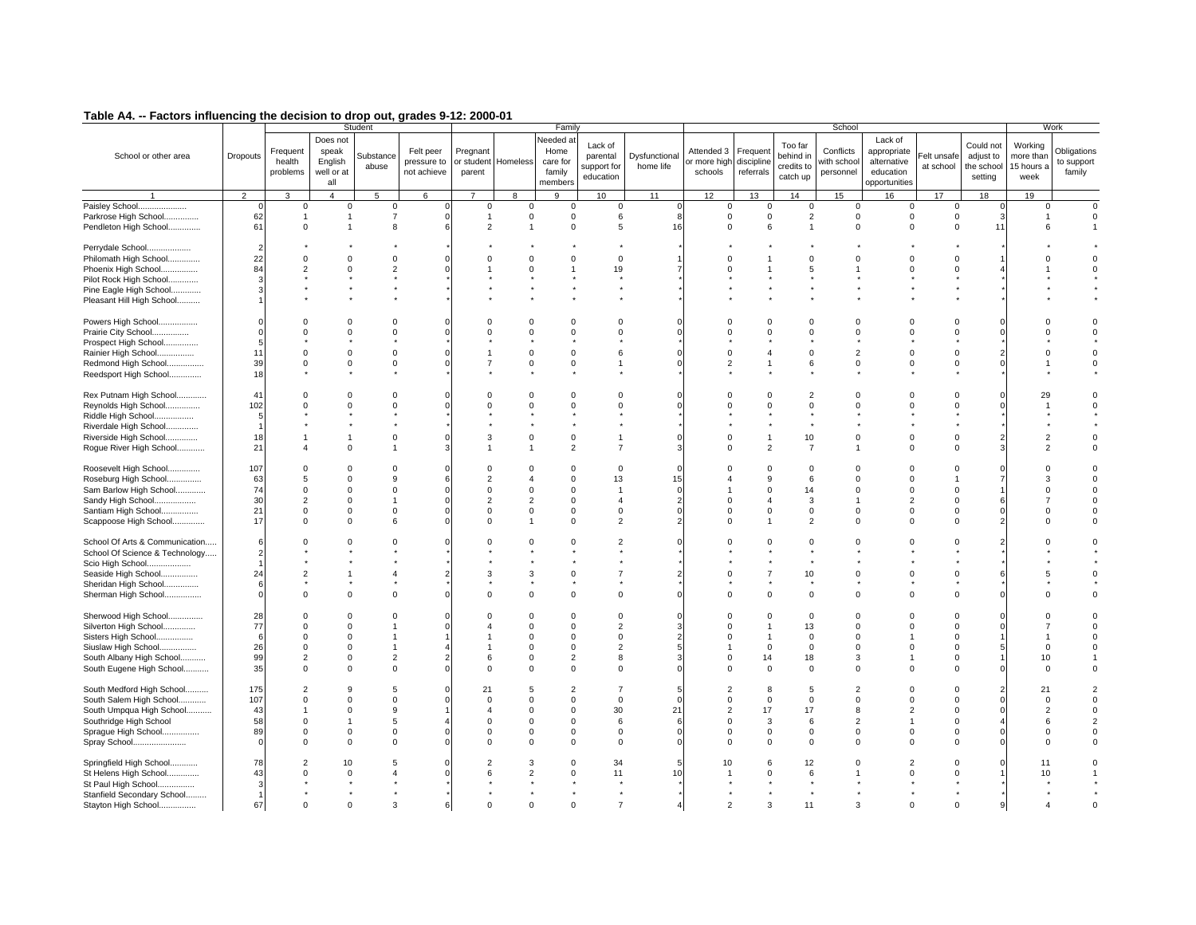## Table A4. -- Factors influencing the decision to drop out, grades 9-12: 2000-01

| School or other area | Dropouts | Student | | | | Family | | | | | School | | | | | | | Work | |
|---|---|---|---|---|---|---|---|---|---|---|---|---|---|---|---|---|---|---|---|
| | | Frequent health problems | Does not speak English well or at all | Substance abuse | Felt peer pressure to not achieve | Pregnant or student parent | Homeless | Needed at Home care for family members | Lack of parental support for education | Dysfunctional home life | Attended 3 or more high schools | Frequent discipline referrals | Too far behind in credits to catch up | Conflicts with school personnel | Lack of appropriate alternative education opportunities | Felt unsafe at school | Could not adjust to the school setting | Working more than 15 hours a week | Obligations to support family |
| 1 | 2 | 3 | 4 | 5 | 6 | 7 | 8 | 9 | 10 | 11 | 12 | 13 | 14 | 15 | 16 | 17 | 18 | 19 | |
| Paisley School.................... | 0 | 0 | 0 | 0 | 0 | 0 | 0 | 0 | 0 | 0 | 0 | 0 | 0 | 0 | 0 | 0 | 0 | 0 | 0 |
| Parkrose High School.............. | 62 | 1 | 1 | 7 | 0 | 1 | 0 | 0 | 6 | 8 | 0 | 0 | 2 | 0 | 0 | 0 | 3 | 1 | 0 |
| Pendleton High School............. | 61 | 0 | 1 | 8 | 6 | 2 | 1 | 0 | 5 | 16 | 0 | 6 | 1 | 0 | 0 | 0 | 11 | 6 | 1 |
| Perrydale School.................. | 2 | * | * | * | * | * | * | * | * | * | * | * | * | * | * | * | * | * | * |
| Philomath High School............. | 22 | 0 | 0 | 0 | 0 | 0 | 0 | 0 | 0 | 1 | 0 | 1 | 0 | 0 | 0 | 0 | 1 | 0 | 0 |
| Phoenix High School............... | 84 | 2 | 0 | 2 | 0 | 1 | 0 | 1 | 19 | 7 | 0 | 1 | 5 | 1 | 0 | 0 | 4 | 1 | 0 |
| Pilot Rock High School............ | 3 | * | * | * | * | * | * | * | * | * | * | * | * | * | * | * | * | * | * |
| Pine Eagle High School............ | 3 | * | * | * | * | * | * | * | * | * | * | * | * | * | * | * | * | * | * |
| Pleasant Hill High School......... | 1 | * | * | * | * | * | * | * | * | * | * | * | * | * | * | * | * | * | * |
| Powers High School................ | 0 | 0 | 0 | 0 | 0 | 0 | 0 | 0 | 0 | 0 | 0 | 0 | 0 | 0 | 0 | 0 | 0 | 0 | 0 |
| Prairie City School............... | 0 | 0 | 0 | 0 | 0 | 0 | 0 | 0 | 0 | 0 | 0 | 0 | 0 | 0 | 0 | 0 | 0 | 0 | 0 |
| Prospect High School.............. | 5 | * | * | * | * | * | * | * | * | * | * | * | * | * | * | * | * | * | * |
| Rainier High School............... | 11 | 0 | 0 | 0 | 0 | 1 | 0 | 0 | 6 | 0 | 0 | 4 | 0 | 2 | 0 | 0 | 2 | 0 | 0 |
| Redmond High School............... | 39 | 0 | 0 | 0 | 0 | 7 | 0 | 0 | 1 | 0 | 2 | 1 | 6 | 0 | 0 | 0 | 0 | 1 | 0 |
| Reedsport High School............. | 18 | * | * | * | * | * | * | * | * | * | * | * | * | * | * | * | * | * | * |
| Rex Putnam High School............ | 41 | 0 | 0 | 0 | 0 | 0 | 0 | 0 | 0 | 0 | 0 | 0 | 2 | 0 | 0 | 0 | 0 | 29 | 0 |
| Reynolds High School.............. | 102 | 0 | 0 | 0 | 0 | 0 | 0 | 0 | 0 | 0 | 0 | 0 | 0 | 0 | 0 | 0 | 0 | 1 | 0 |
| Riddle High School................ | 5 | * | * | * | * | * | * | * | * | * | * | * | * | * | * | * | * | * | * |
| Riverdale High School............. | 1 | * | * | * | * | * | * | * | * | * | * | * | * | * | * | * | * | * | * |
| Riverside High School............. | 18 | 1 | 1 | 0 | 0 | 3 | 0 | 0 | 1 | 0 | 0 | 1 | 10 | 0 | 0 | 0 | 2 | 2 | 0 |
| Rogue River High School........... | 21 | 4 | 0 | 1 | 3 | 1 | 1 | 2 | 7 | 3 | 0 | 2 | 7 | 1 | 0 | 0 | 3 | 2 | 0 |
| Roosevelt High School............. | 107 | 0 | 0 | 0 | 0 | 0 | 0 | 0 | 0 | 0 | 0 | 0 | 0 | 0 | 0 | 0 | 0 | 0 | 0 |
| Roseburg High School.............. | 63 | 5 | 0 | 9 | 6 | 2 | 4 | 0 | 13 | 15 | 4 | 9 | 6 | 0 | 0 | 1 | 7 | 3 | 0 |
| Sam Barlow High School............ | 74 | 0 | 0 | 0 | 0 | 0 | 0 | 0 | 1 | 0 | 1 | 0 | 14 | 0 | 0 | 0 | 1 | 0 | 0 |
| Sandy High School................. | 30 | 2 | 0 | 1 | 0 | 2 | 2 | 0 | 4 | 2 | 0 | 4 | 3 | 1 | 2 | 0 | 6 | 7 | 0 |
| Santiam High School............... | 21 | 0 | 0 | 0 | 0 | 0 | 0 | 0 | 0 | 0 | 0 | 0 | 0 | 0 | 0 | 0 | 0 | 0 | 0 |
| Scappoose High School............. | 17 | 0 | 0 | 6 | 0 | 0 | 1 | 0 | 2 | 2 | 0 | 1 | 2 | 0 | 0 | 0 | 2 | 0 | 0 |
| School Of Arts & Communication..... | 6 | 0 | 0 | 0 | 0 | 0 | 0 | 0 | 2 | 0 | 0 | 0 | 0 | 0 | 0 | 0 | 2 | 0 | 0 |
| School Of Science & Technology..... | 2 | * | * | * | * | * | * | * | * | * | * | * | * | * | * | * | * | * | * |
| Scio High School.................. | 1 | * | * | * | * | * | * | * | * | * | * | * | * | * | * | * | * | * | * |
| Seaside High School............... | 24 | 2 | 1 | 4 | 2 | 3 | 3 | 0 | 7 | 2 | 0 | 7 | 10 | 0 | 0 | 0 | 6 | 5 | 0 |
| Sheridan High School.............. | 6 | * | * | * | * | * | * | * | * | * | * | * | * | * | * | * | * | * | * |
| Sherman High School............... | 0 | 0 | 0 | 0 | 0 | 0 | 0 | 0 | 0 | 0 | 0 | 0 | 0 | 0 | 0 | 0 | 0 | 0 | 0 |
| Sherwood High School.............. | 28 | 0 | 0 | 0 | 0 | 0 | 0 | 0 | 0 | 0 | 0 | 0 | 0 | 0 | 0 | 0 | 0 | 0 | 0 |
| Silverton High School............. | 77 | 0 | 0 | 1 | 0 | 4 | 0 | 0 | 2 | 3 | 0 | 1 | 13 | 0 | 0 | 0 | 0 | 7 | 0 |
| Sisters High School............... | 6 | 0 | 0 | 1 | 1 | 1 | 0 | 0 | 0 | 2 | 0 | 1 | 0 | 0 | 1 | 0 | 1 | 1 | 0 |
| Siuslaw High School............... | 26 | 0 | 0 | 1 | 4 | 1 | 0 | 0 | 2 | 5 | 1 | 0 | 0 | 0 | 0 | 0 | 5 | 0 | 0 |
| South Albany High School.......... | 99 | 2 | 0 | 2 | 2 | 6 | 0 | 2 | 8 | 3 | 0 | 14 | 18 | 3 | 1 | 0 | 1 | 10 | 1 |
| South Eugene High School.......... | 35 | 0 | 0 | 0 | 0 | 0 | 0 | 0 | 0 | 0 | 0 | 0 | 0 | 0 | 0 | 0 | 0 | 0 | 0 |
| South Medford High School.......... | 175 | 2 | 9 | 5 | 0 | 21 | 5 | 2 | 7 | 5 | 2 | 8 | 5 | 2 | 0 | 0 | 2 | 21 | 2 |
| South Salem High School............ | 107 | 0 | 0 | 0 | 0 | 0 | 0 | 0 | 0 | 0 | 0 | 0 | 0 | 0 | 0 | 0 | 0 | 0 | 0 |
| South Umpqua High School........... | 43 | 1 | 0 | 9 | 1 | 4 | 0 | 0 | 30 | 21 | 2 | 17 | 17 | 8 | 2 | 0 | 0 | 2 | 0 |
| Southridge High School | 58 | 0 | 1 | 5 | 4 | 0 | 0 | 0 | 6 | 6 | 0 | 3 | 6 | 2 | 1 | 0 | 4 | 6 | 2 |
| Sprague High School................ | 89 | 0 | 0 | 0 | 0 | 0 | 0 | 0 | 0 | 0 | 0 | 0 | 0 | 0 | 0 | 0 | 0 | 0 | 0 |
| Spray School....................... | 0 | 0 | 0 | 0 | 0 | 0 | 0 | 0 | 0 | 0 | 0 | 0 | 0 | 0 | 0 | 0 | 0 | 0 | 0 |
| Springfield High School............ | 78 | 2 | 10 | 5 | 0 | 2 | 3 | 0 | 34 | 5 | 10 | 6 | 12 | 0 | 2 | 0 | 0 | 11 | 0 |
| St Helens High School.............. | 43 | 0 | 0 | 4 | 0 | 6 | 2 | 0 | 11 | 10 | 1 | 0 | 6 | 1 | 0 | 0 | 1 | 10 | 1 |
| St Paul High School................ | 3 | * | * | * | * | * | * | * | * | * | * | * | * | * | * | * | * | * | * |
| Stanfield Secondary School......... | 1 | * | * | * | * | * | * | * | * | * | * | * | * | * | * | * | * | * | * |
| Stayton High School................ | 67 | 0 | 0 | 3 | 6 | 0 | 0 | 0 | 7 | 4 | 2 | 3 | 11 | 3 | 0 | 0 | 9 | 4 | 0 |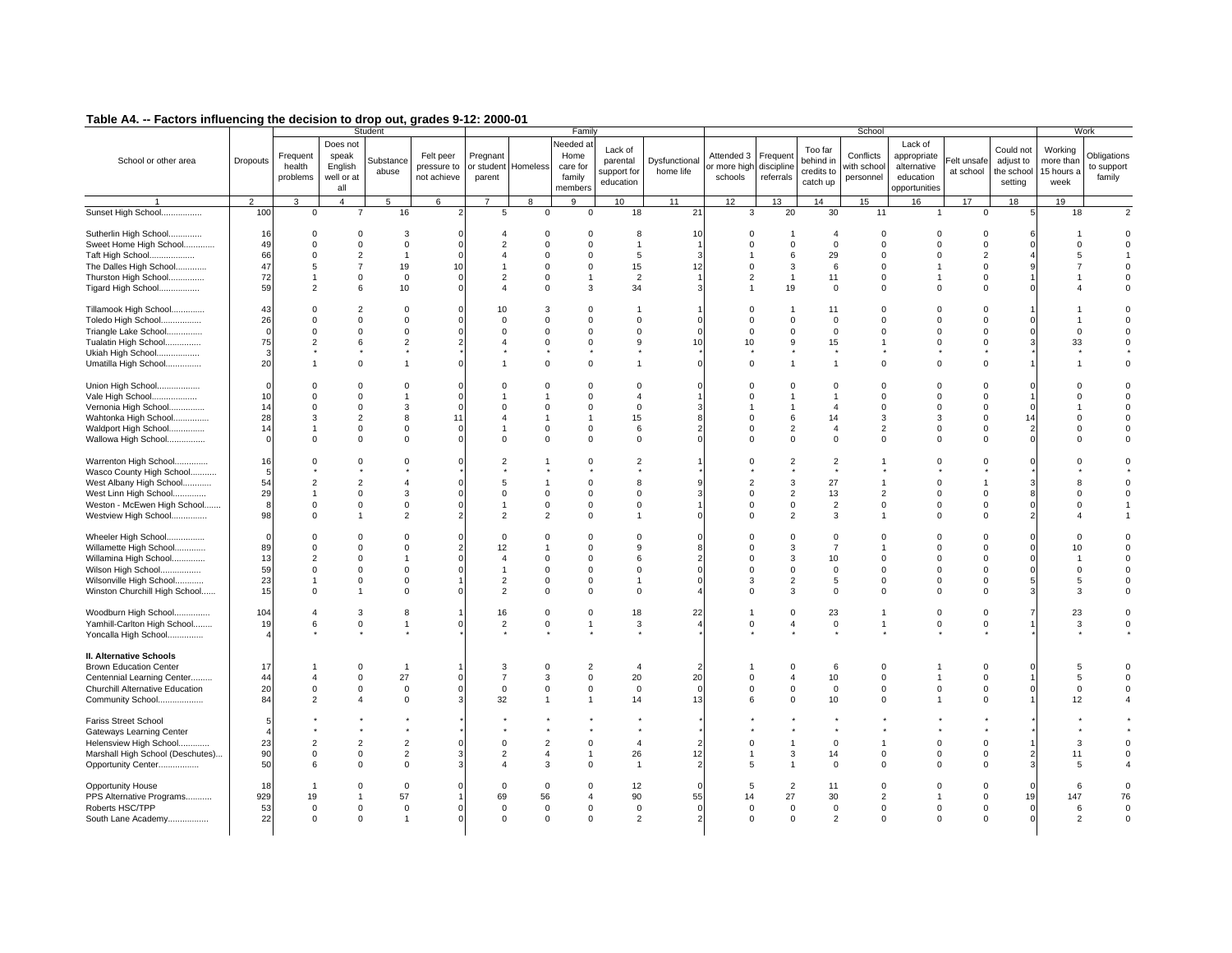## Table A4. -- Factors influencing the decision to drop out, grades 9-12: 2000-01

| School or other area | Dropouts | Student | | | | Family | | | | | School | | | | | | | Work | |
|---|---|---|---|---|---|---|---|---|---|---|---|---|---|---|---|---|---|---|---|
| | | Frequent health problems | Does not speak English well or at all | Substance abuse | Felt peer pressure to not achieve | Pregnant or student parent | Homeless | Needed at Home care for family members | Lack of parental support for education | Dysfunctional home life | Attended 3 or more high schools | Frequent discipline referrals | Too far behind in credits to catch up | Conflicts with school personnel | Lack of appropriate alternative education opportunities | Felt unsafe at school | Could not adjust to the school setting | Working more than 15 hours a week | Obligations to support family |
| 1 | 2 | 3 | 4 | 5 | 6 | 7 | 8 | 9 | 10 | 11 | 12 | 13 | 14 | 15 | 16 | 17 | 18 | 19 | |
| Sunset High School................ | 100 | 0 | 7 | 16 | 2 | 5 | 0 | 0 | 18 | 21 | 3 | 20 | 30 | 11 | 1 | 0 | 5 | 18 | 2 |
| Sutherlin High School............. | 16 | 0 | 0 | 3 | 0 | 4 | 0 | 0 | 8 | 10 | 0 | 1 | 4 | 0 | 0 | 0 | 6 | 1 | 0 |
| Sweet Home High School............ | 49 | 0 | 0 | 0 | 0 | 2 | 0 | 0 | 1 | 1 | 0 | 0 | 0 | 0 | 0 | 0 | 0 | 0 | 0 |
| Taft High School.................. | 66 | 0 | 2 | 1 | 0 | 4 | 0 | 0 | 5 | 3 | 1 | 6 | 29 | 0 | 0 | 2 | 4 | 5 | 1 |
| The Dalles High School............ | 47 | 5 | 7 | 19 | 10 | 1 | 0 | 0 | 15 | 12 | 0 | 3 | 6 | 0 | 1 | 0 | 9 | 7 | 0 |
| Thurston High School.............. | 72 | 1 | 0 | 0 | 0 | 2 | 0 | 1 | 2 | 1 | 2 | 1 | 11 | 0 | 1 | 0 | 1 | 1 | 0 |
| Tigard High School................ | 59 | 2 | 6 | 10 | 0 | 4 | 0 | 3 | 34 | 3 | 1 | 19 | 0 | 0 | 0 | 0 | 0 | 4 | 0 |
| Tillamook High School............. | 43 | 0 | 2 | 0 | 0 | 10 | 3 | 0 | 1 | 1 | 0 | 1 | 11 | 0 | 0 | 0 | 1 | 1 | 0 |
| Toledo High School................ | 26 | 0 | 0 | 0 | 0 | 0 | 0 | 0 | 0 | 0 | 0 | 0 | 0 | 0 | 0 | 0 | 0 | 1 | 0 |
| Triangle Lake School.............. | 0 | 0 | 0 | 0 | 0 | 0 | 0 | 0 | 0 | 0 | 0 | 0 | 0 | 0 | 0 | 0 | 0 | 0 | 0 |
| Tualatin High School.............. | 75 | 2 | 6 | 2 | 2 | 4 | 0 | 0 | 9 | 10 | 10 | 9 | 15 | 1 | 0 | 0 | 3 | 33 | 0 |
| Ukiah High School................. | 3 | * | * | * | * | * | * | * | * | * | * | * | * | * | * | * | * | * | * |
| Umatilla High School.............. | 20 | 1 | 0 | 1 | 0 | 1 | 0 | 0 | 1 | 0 | 0 | 1 | 1 | 0 | 0 | 0 | 1 | 1 | 0 |
| Union High School................. | 0 | 0 | 0 | 0 | 0 | 0 | 0 | 0 | 0 | 0 | 0 | 0 | 0 | 0 | 0 | 0 | 0 | 0 | 0 |
| Vale High School.................. | 10 | 0 | 0 | 1 | 0 | 1 | 1 | 0 | 4 | 1 | 0 | 1 | 1 | 0 | 0 | 0 | 1 | 0 | 0 |
| Vernonia High School.............. | 14 | 0 | 0 | 3 | 0 | 0 | 0 | 0 | 0 | 3 | 1 | 1 | 4 | 0 | 0 | 0 | 0 | 1 | 0 |
| Wahtonka High School.............. | 28 | 3 | 2 | 8 | 11 | 4 | 1 | 1 | 15 | 8 | 0 | 6 | 14 | 3 | 3 | 0 | 14 | 0 | 0 |
| Waldport High School.............. | 14 | 1 | 0 | 0 | 0 | 1 | 0 | 0 | 6 | 2 | 0 | 2 | 4 | 2 | 0 | 0 | 2 | 0 | 0 |
| Wallowa High School............... | 0 | 0 | 0 | 0 | 0 | 0 | 0 | 0 | 0 | 0 | 0 | 0 | 0 | 0 | 0 | 0 | 0 | 0 | 0 |
| Warrenton High School............. | 16 | 0 | 0 | 0 | 0 | 2 | 1 | 0 | 2 | 1 | 0 | 2 | 2 | 1 | 0 | 0 | 0 | 0 | 0 |
| Wasco County High School.......... | 5 | * | * | * | * | * | * | * | * | * | * | * | * | * | * | * | * | * | * |
| West Albany High School........... | 54 | 2 | 2 | 4 | 0 | 5 | 1 | 0 | 8 | 9 | 2 | 3 | 27 | 1 | 0 | 1 | 3 | 8 | 0 |
| West Linn High School............. | 29 | 1 | 0 | 3 | 0 | 0 | 0 | 0 | 0 | 3 | 0 | 2 | 13 | 2 | 0 | 0 | 8 | 0 | 0 |
| Weston - McEwen High School....... | 8 | 0 | 0 | 0 | 0 | 1 | 0 | 0 | 0 | 1 | 0 | 0 | 2 | 0 | 0 | 0 | 0 | 0 | 1 |
| Westview High School.............. | 98 | 0 | 1 | 2 | 2 | 2 | 2 | 0 | 1 | 0 | 0 | 2 | 3 | 1 | 0 | 0 | 2 | 4 | 1 |
| Wheeler High School............... | 0 | 0 | 0 | 0 | 0 | 0 | 0 | 0 | 0 | 0 | 0 | 0 | 0 | 0 | 0 | 0 | 0 | 0 | 0 |
| Willamette High School............ | 89 | 0 | 0 | 0 | 2 | 12 | 1 | 0 | 9 | 8 | 0 | 3 | 7 | 1 | 0 | 0 | 0 | 10 | 0 |
| Willamina High School............. | 13 | 2 | 0 | 1 | 0 | 4 | 0 | 0 | 6 | 2 | 0 | 3 | 10 | 0 | 0 | 0 | 0 | 1 | 0 |
| Wilson High School................ | 59 | 0 | 0 | 0 | 0 | 1 | 0 | 0 | 0 | 0 | 0 | 0 | 0 | 0 | 0 | 0 | 0 | 0 | 0 |
| Wilsonville High School........... | 23 | 1 | 0 | 0 | 1 | 2 | 0 | 0 | 1 | 0 | 3 | 2 | 5 | 0 | 0 | 0 | 5 | 5 | 0 |
| Winston Churchill High School...... | 15 | 0 | 1 | 0 | 0 | 2 | 0 | 0 | 0 | 4 | 0 | 3 | 0 | 0 | 0 | 0 | 3 | 3 | 0 |
| Woodburn High School.............. | 104 | 4 | 3 | 8 | 1 | 16 | 0 | 0 | 18 | 22 | 1 | 0 | 23 | 1 | 0 | 0 | 7 | 23 | 0 |
| Yamhill-Carlton High School....... | 19 | 6 | 0 | 1 | 0 | 2 | 0 | 1 | 3 | 4 | 0 | 4 | 0 | 1 | 0 | 0 | 1 | 3 | 0 |
| Yoncalla High School.............. | 4 | * | * | * | * | * | * | * | * | * | * | * | * | * | * | * | * | * | * |
| **II. Alternative Schools** | | | | | | | | | | | | | | | | | | | |
| Brown Education Center | 17 | 1 | 0 | 1 | 1 | 3 | 0 | 2 | 4 | 2 | 1 | 0 | 6 | 0 | 1 | 0 | 0 | 5 | 0 |
| Centennial Learning Center........ | 44 | 4 | 0 | 27 | 0 | 7 | 3 | 0 | 20 | 20 | 0 | 4 | 10 | 0 | 1 | 0 | 1 | 5 | 0 |
| Churchill Alternative Education | 20 | 0 | 0 | 0 | 0 | 0 | 0 | 0 | 0 | 0 | 0 | 0 | 0 | 0 | 0 | 0 | 0 | 0 | 0 |
| Community School.................. | 84 | 2 | 4 | 0 | 3 | 32 | 1 | 1 | 14 | 13 | 6 | 0 | 10 | 0 | 1 | 0 | 1 | 12 | 4 |
| Fariss Street School | 5 | * | * | * | * | * | * | * | * | * | * | * | * | * | * | * | * | * | * |
| Gateways Learning Center | 4 | * | * | * | * | * | * | * | * | * | * | * | * | * | * | * | * | * | * |
| Helensview High School............ | 23 | 2 | 2 | 2 | 0 | 0 | 2 | 0 | 4 | 2 | 0 | 1 | 0 | 1 | 0 | 0 | 1 | 3 | 0 |
| Marshall High School (Deschutes)... | 90 | 0 | 0 | 2 | 3 | 2 | 4 | 1 | 26 | 12 | 1 | 3 | 14 | 0 | 0 | 0 | 2 | 11 | 0 |
| Opportunity Center................ | 50 | 6 | 0 | 0 | 3 | 4 | 3 | 0 | 1 | 2 | 5 | 1 | 0 | 0 | 0 | 0 | 3 | 5 | 4 |
| Opportunity House | 18 | 1 | 0 | 0 | 0 | 0 | 0 | 0 | 12 | 0 | 5 | 2 | 11 | 0 | 0 | 0 | 0 | 6 | 0 |
| PPS Alternative Programs.......... | 929 | 19 | 1 | 57 | 1 | 69 | 56 | 4 | 90 | 55 | 14 | 27 | 30 | 2 | 1 | 0 | 19 | 147 | 76 |
| Roberts HSC/TPP | 53 | 0 | 0 | 0 | 0 | 0 | 0 | 0 | 0 | 0 | 0 | 0 | 0 | 0 | 0 | 0 | 0 | 6 | 0 |
| South Lane Academy................ | 22 | 0 | 0 | 1 | 0 | 0 | 0 | 0 | 2 | 2 | 0 | 0 | 2 | 0 | 0 | 0 | 0 | 2 | 0 |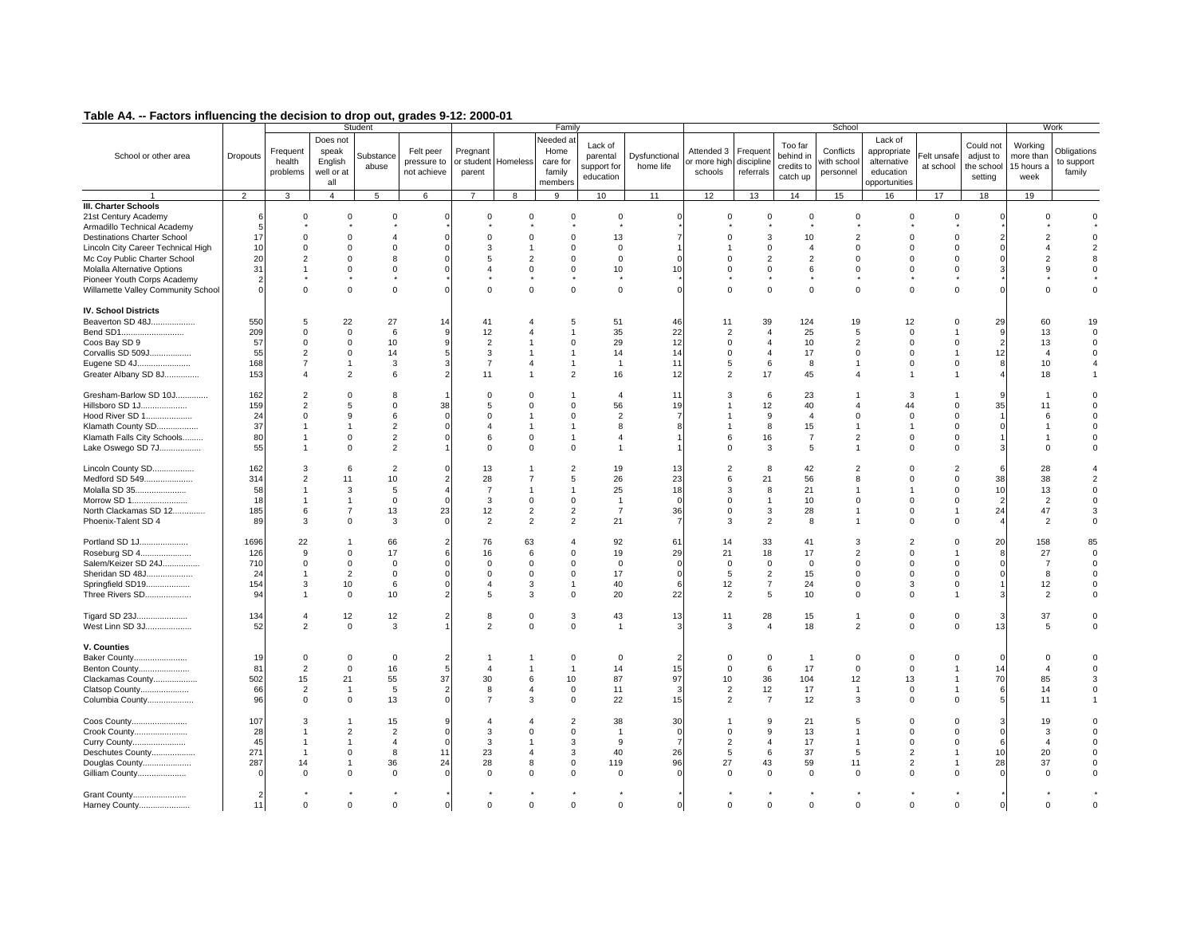## Table A4. -- Factors influencing the decision to drop out, grades 9-12: 2000-01

| School or other area | Dropouts | Student | | | | Family | | | | | School | | | | | | | Work | |
|---|---|---|---|---|---|---|---|---|---|---|---|---|---|---|---|---|---|---|---|
| | | Frequent health problems | Does not speak English well or at all | Substance abuse | Felt peer pressure to not achieve | Pregnant or student parent | Homeless | Needed at Home care for family members | Lack of parental support for education | Dysfunctional home life | Attended 3 or more high schools | Frequent discipline referrals | Too far behind in credits to catch up | Conflicts with school personnel | Lack of appropriate alternative education opportunities | Felt unsafe at school | Could not adjust to the school setting | Working more than 15 hours a week | Obligations to support family |
| 1 | 2 | 3 | 4 | 5 | 6 | 7 | 8 | 9 | 10 | 11 | 12 | 13 | 14 | 15 | 16 | 17 | 18 | 19 | |
| **III. Charter Schools** | | | | | | | | | | | | | | | | | | | |
| 21st Century Academy | 6 | 0 | 0 | 0 | 0 | 0 | 0 | 0 | 0 | 0 | 0 | 0 | 0 | 0 | 0 | 0 | 0 | 0 | 0 |
| Armadillo Technical Academy | 5 | * | * | * | * | * | * | * | * | * | * | * | * | * | * | * | * | * | * |
| Destinations Charter School | 17 | 0 | 0 | 4 | 0 | 0 | 0 | 0 | 13 | 7 | 0 | 3 | 10 | 2 | 0 | 0 | 2 | 2 | 0 |
| Lincoln City Career Technical High | 10 | 0 | 0 | 0 | 0 | 3 | 1 | 0 | 0 | 1 | 1 | 0 | 4 | 0 | 0 | 0 | 0 | 4 | 2 |
| Mc Coy Public Charter School | 20 | 2 | 0 | 8 | 0 | 5 | 2 | 0 | 0 | 0 | 0 | 2 | 2 | 0 | 0 | 0 | 0 | 2 | 8 |
| Molalla Alternative Options | 31 | 1 | 0 | 0 | 0 | 4 | 0 | 0 | 10 | 10 | 0 | 0 | 6 | 0 | 0 | 0 | 3 | 9 | 0 |
| Pioneer Youth Corps Academy | 2 | * | * | * | * | * | * | * | * | * | * | * | * | * | * | * | * | * | * |
| Willamette Valley Community School | 0 | 0 | 0 | 0 | 0 | 0 | 0 | 0 | 0 | 0 | 0 | 0 | 0 | 0 | 0 | 0 | 0 | 0 | 0 |
| **IV. School Districts** | | | | | | | | | | | | | | | | | | | |
| Beaverton SD 48J.................. | 550 | 5 | 22 | 27 | 14 | 41 | 4 | 5 | 51 | 46 | 11 | 39 | 124 | 19 | 12 | 0 | 29 | 60 | 19 |
| Bend SD1........................... | 209 | 0 | 0 | 6 | 9 | 12 | 4 | 1 | 35 | 22 | 2 | 4 | 25 | 5 | 0 | 1 | 9 | 13 | 0 |
| Coos Bay SD 9 | 57 | 0 | 0 | 10 | 9 | 2 | 1 | 0 | 29 | 12 | 0 | 4 | 10 | 2 | 0 | 0 | 2 | 13 | 0 |
| Corvallis SD 509J.................. | 55 | 2 | 0 | 14 | 5 | 3 | 1 | 1 | 14 | 14 | 0 | 4 | 17 | 0 | 0 | 1 | 12 | 4 | 0 |
| Eugene SD 4J....................... | 168 | 7 | 1 | 3 | 3 | 7 | 4 | 1 | 1 | 11 | 5 | 6 | 8 | 1 | 0 | 0 | 8 | 10 | 4 |
| Greater Albany SD 8J.............. | 153 | 4 | 2 | 6 | 2 | 11 | 1 | 2 | 16 | 12 | 2 | 17 | 45 | 4 | 1 | 1 | 4 | 18 | 1 |
| Gresham-Barlow SD 10J............. | 162 | 2 | 0 | 8 | 1 | 0 | 0 | 1 | 4 | 11 | 3 | 6 | 23 | 1 | 3 | 1 | 9 | 1 | 0 |
| Hillsboro SD 1J..................... | 159 | 2 | 5 | 0 | 38 | 5 | 0 | 0 | 56 | 19 | 1 | 12 | 40 | 4 | 44 | 0 | 35 | 11 | 0 |
| Hood River SD 1..................... | 24 | 0 | 9 | 6 | 0 | 0 | 1 | 0 | 2 | 7 | 1 | 9 | 4 | 0 | 0 | 0 | 1 | 6 | 0 |
| Klamath County SD.................. | 37 | 1 | 1 | 2 | 0 | 4 | 1 | 1 | 8 | 8 | 1 | 8 | 15 | 1 | 1 | 0 | 0 | 1 | 0 |
| Klamath Falls City Schools......... | 80 | 1 | 0 | 2 | 0 | 6 | 0 | 1 | 4 | 1 | 6 | 16 | 7 | 2 | 0 | 0 | 1 | 1 | 0 |
| Lake Oswego SD 7J.................. | 55 | 1 | 0 | 2 | 1 | 0 | 0 | 0 | 1 | 1 | 0 | 3 | 5 | 1 | 0 | 0 | 3 | 0 | 0 |
| Lincoln County SD.................. | 162 | 3 | 6 | 2 | 0 | 13 | 1 | 2 | 19 | 13 | 2 | 8 | 42 | 2 | 0 | 2 | 6 | 28 | 4 |
| Medford SD 549..................... | 314 | 2 | 11 | 10 | 2 | 28 | 7 | 5 | 26 | 23 | 6 | 21 | 56 | 8 | 0 | 0 | 38 | 38 | 2 |
| Molalla SD 35....................... | 58 | 1 | 3 | 5 | 4 | 7 | 1 | 1 | 25 | 18 | 3 | 8 | 21 | 1 | 1 | 0 | 10 | 13 | 0 |
| Morrow SD 1......................... | 18 | 1 | 1 | 0 | 0 | 3 | 0 | 0 | 1 | 0 | 0 | 1 | 10 | 0 | 0 | 0 | 2 | 2 | 0 |
| North Clackamas SD 12............. | 185 | 6 | 7 | 13 | 23 | 12 | 2 | 2 | 7 | 36 | 0 | 3 | 28 | 1 | 0 | 1 | 24 | 47 | 3 |
| Phoenix-Talent SD 4 | 89 | 3 | 0 | 3 | 0 | 2 | 2 | 2 | 21 | 7 | 3 | 2 | 8 | 1 | 0 | 0 | 4 | 2 | 0 |
| Portland SD 1J...................... | 1696 | 22 | 1 | 66 | 2 | 76 | 63 | 4 | 92 | 61 | 14 | 33 | 41 | 3 | 2 | 0 | 20 | 158 | 85 |
| Roseburg SD 4...................... | 126 | 9 | 0 | 17 | 6 | 16 | 6 | 0 | 19 | 29 | 21 | 18 | 17 | 2 | 0 | 1 | 8 | 27 | 0 |
| Salem/Keizer SD 24J................ | 710 | 0 | 0 | 0 | 0 | 0 | 0 | 0 | 0 | 0 | 0 | 0 | 0 | 0 | 0 | 0 | 0 | 7 | 0 |
| Sheridan SD 48J.................... | 24 | 1 | 2 | 0 | 0 | 0 | 0 | 0 | 17 | 0 | 5 | 2 | 15 | 0 | 0 | 0 | 0 | 8 | 0 |
| Springfield SD19.................... | 154 | 3 | 10 | 6 | 0 | 4 | 3 | 1 | 40 | 6 | 12 | 7 | 24 | 0 | 3 | 0 | 1 | 12 | 0 |
| Three Rivers SD..................... | 94 | 1 | 0 | 10 | 2 | 5 | 3 | 0 | 20 | 22 | 2 | 5 | 10 | 0 | 0 | 1 | 3 | 2 | 0 |
| Tigard SD 23J....................... | 134 | 4 | 12 | 12 | 2 | 8 | 0 | 3 | 43 | 13 | 11 | 28 | 15 | 1 | 0 | 0 | 3 | 37 | 0 |
| West Linn SD 3J.................... | 52 | 2 | 0 | 3 | 1 | 2 | 0 | 0 | 1 | 3 | 3 | 4 | 18 | 2 | 0 | 0 | 13 | 5 | 0 |
| **V. Counties** | | | | | | | | | | | | | | | | | | | |
| Baker County........................ | 19 | 0 | 0 | 0 | 2 | 1 | 1 | 0 | 0 | 2 | 0 | 0 | 1 | 0 | 0 | 0 | 0 | 0 | 0 |
| Benton County....................... | 81 | 2 | 0 | 16 | 5 | 4 | 1 | 1 | 14 | 15 | 0 | 6 | 17 | 0 | 0 | 1 | 14 | 4 | 0 |
| Clackamas County................... | 502 | 15 | 21 | 55 | 37 | 30 | 6 | 10 | 87 | 97 | 10 | 36 | 104 | 12 | 13 | 1 | 70 | 85 | 3 |
| Clatsop County...................... | 66 | 2 | 1 | 5 | 2 | 8 | 4 | 0 | 11 | 3 | 2 | 12 | 17 | 1 | 0 | 1 | 6 | 14 | 0 |
| Columbia County.................... | 96 | 0 | 0 | 13 | 0 | 7 | 3 | 0 | 22 | 15 | 2 | 7 | 12 | 3 | 0 | 0 | 5 | 11 | 1 |
| Coos County......................... | 107 | 3 | 1 | 15 | 9 | 4 | 4 | 2 | 38 | 30 | 1 | 9 | 21 | 5 | 0 | 0 | 3 | 19 | 0 |
| Crook County........................ | 28 | 1 | 2 | 2 | 0 | 3 | 0 | 0 | 1 | 0 | 0 | 9 | 13 | 1 | 0 | 0 | 0 | 3 | 0 |
| Curry County......................... | 45 | 1 | 1 | 4 | 0 | 3 | 1 | 3 | 9 | 7 | 2 | 4 | 17 | 1 | 0 | 0 | 6 | 4 | 0 |
| Deschutes County................... | 271 | 1 | 0 | 8 | 11 | 23 | 4 | 3 | 40 | 26 | 5 | 6 | 37 | 5 | 2 | 1 | 10 | 20 | 0 |
| Douglas County...................... | 287 | 14 | 1 | 36 | 24 | 28 | 8 | 0 | 119 | 96 | 27 | 43 | 59 | 11 | 2 | 1 | 28 | 37 | 0 |
| Gilliam County....................... | 0 | 0 | 0 | 0 | 0 | 0 | 0 | 0 | 0 | 0 | 0 | 0 | 0 | 0 | 0 | 0 | 0 | 0 | 0 |
| Grant County........................ | 2 | * | * | * | * | * | * | * | * | * | * | * | * | * | * | * | * | * | * |
| Harney County....................... | 11 | 0 | 0 | 0 | 0 | 0 | 0 | 0 | 0 | 0 | 0 | 0 | 0 | 0 | 0 | 0 | 0 | 0 | 0 |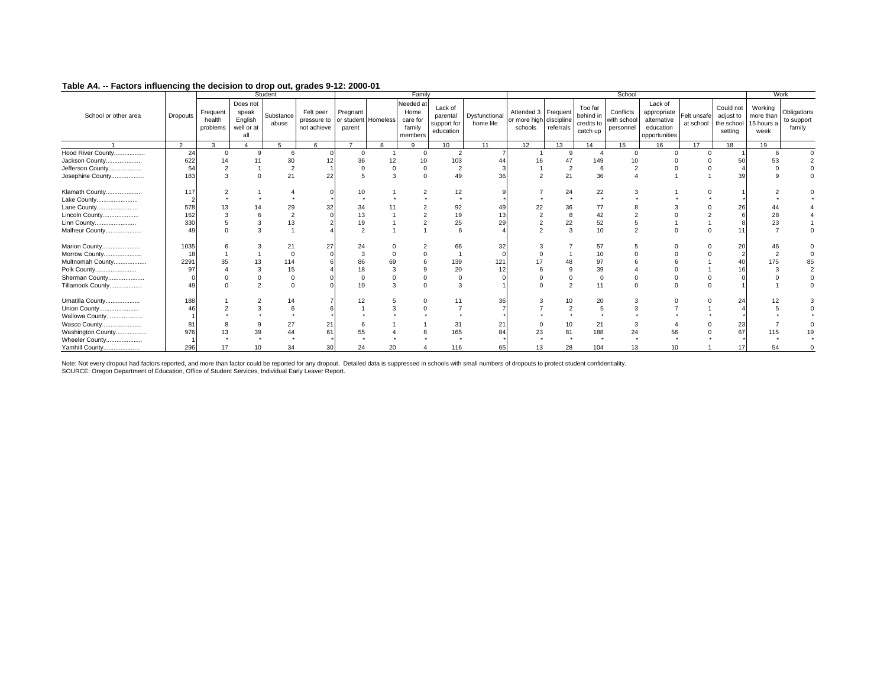**Table A4. -- Factors influencing the decision to drop out, grades 9-12: 2000-01**

| School or other area | Dropouts | Student | | | | Family | | | | | School | | | | | | | Work | |
|---|---|---|---|---|---|---|---|---|---|---|---|---|---|---|---|---|---|---|---|
| | | Frequent health problems | Does not speak English well or at all | Substance abuse | Felt peer pressure to not achieve | Pregnant or student parent | Homeless | Needed at Home care for family members | Lack of parental support for education | Dysfunctional home life | Attended 3 or more high schools | Frequent discipline referrals | Too far behind in credits to catch up | Conflicts with school personnel | Lack of appropriate alternative education opportunities | Felt unsafe at school | Could not adjust to the school setting | Working more than 15 hours a week | Obligations to support family |
| 1 | 2 | 3 | 4 | 5 | 6 | 7 | 8 | 9 | 10 | 11 | 12 | 13 | 14 | 15 | 16 | 17 | 18 | 19 | |
| Hood River County.................. | 24 | 0 | 9 | 6 | 0 | 0 | 1 | 0 | 2 | 7 | 1 | 9 | 4 | 0 | 0 | 0 | 1 | 6 | 0 |
| Jackson County..................... | 622 | 14 | 11 | 30 | 12 | 36 | 12 | 10 | 103 | 44 | 16 | 47 | 149 | 10 | 0 | 0 | 50 | 53 | 2 |
| Jefferson County................... | 54 | 2 | 1 | 2 | 1 | 0 | 0 | 0 | 2 | 3 | 1 | 2 | 6 | 2 | 0 | 0 | 4 | 0 | 0 |
| Josephine County................... | 183 | 3 | 0 | 21 | 22 | 5 | 3 | 0 | 49 | 36 | 2 | 21 | 36 | 4 | 1 | 1 | 39 | 9 | 0 |
| Klamath County..................... | 117 | 2 | 1 | 4 | 0 | 10 | 1 | 2 | 12 | 9 | 7 | 24 | 22 | 3 | 1 | 0 | 1 | 2 | 0 |
| Lake County........................ | 2 | * | * | * | * | * | * | * | * | * | * | * | * | * | * | * | * | * | * |
| Lane County........................ | 578 | 13 | 14 | 29 | 32 | 34 | 11 | 2 | 92 | 49 | 22 | 36 | 77 | 8 | 3 | 0 | 26 | 44 | 4 |
| Lincoln County..................... | 162 | 3 | 6 | 2 | 0 | 13 | 1 | 2 | 19 | 13 | 2 | 8 | 42 | 2 | 0 | 2 | 6 | 28 | 4 |
| Linn County........................ | 330 | 5 | 3 | 13 | 2 | 19 | 1 | 2 | 25 | 29 | 2 | 22 | 52 | 5 | 1 | 1 | 8 | 23 | 1 |
| Malheur County..................... | 49 | 0 | 3 | 1 | 4 | 2 | 1 | 1 | 6 | 4 | 2 | 3 | 10 | 2 | 0 | 0 | 11 | 7 | 0 |
| Marion County...................... | 1035 | 6 | 3 | 21 | 27 | 24 | 0 | 2 | 66 | 32 | 3 | 7 | 57 | 5 | 0 | 0 | 20 | 46 | 0 |
| Morrow County...................... | 18 | 1 | 1 | 0 | 0 | 3 | 0 | 0 | 1 | 0 | 0 | 1 | 10 | 0 | 0 | 0 | 2 | 2 | 0 |
| Multnomah County................... | 2291 | 35 | 13 | 114 | 6 | 86 | 69 | 6 | 139 | 121 | 17 | 48 | 97 | 6 | 6 | 1 | 40 | 175 | 85 |
| Polk County........................ | 97 | 4 | 3 | 15 | 4 | 18 | 3 | 9 | 20 | 12 | 6 | 9 | 39 | 4 | 0 | 1 | 16 | 3 | 2 |
| Sherman County..................... | 0 | 0 | 0 | 0 | 0 | 0 | 0 | 0 | 0 | 0 | 0 | 0 | 0 | 0 | 0 | 0 | 0 | 0 | 0 |
| Tillamook County................... | 49 | 0 | 2 | 0 | 0 | 10 | 3 | 0 | 3 | 1 | 0 | 2 | 11 | 0 | 0 | 0 | 1 | 1 | 0 |
| Umatilla County.................... | 188 | 1 | 2 | 14 | 7 | 12 | 5 | 0 | 11 | 36 | 3 | 10 | 20 | 3 | 0 | 0 | 24 | 12 | 3 |
| Union County....................... | 46 | 2 | 3 | 6 | 6 | 1 | 3 | 0 | 7 | 7 | 7 | 2 | 5 | 3 | 7 | 1 | 4 | 5 | 0 |
| Wallowa County..................... | 1 | * | * | * | * | * | * | * | * | * | * | * | * | * | * | * | * | * | * |
| Wasco County....................... | 81 | 8 | 9 | 27 | 21 | 6 | 1 | 1 | 31 | 21 | 0 | 10 | 21 | 3 | 4 | 0 | 23 | 7 | 0 |
| Washington County.................. | 976 | 13 | 39 | 44 | 61 | 55 | 4 | 8 | 165 | 84 | 23 | 81 | 188 | 24 | 56 | 0 | 67 | 115 | 19 |
| Wheeler County..................... | 1 | * | * | * | * | * | * | * | * | * | * | * | * | * | * | * | * | * | * |
| Yamhill County..................... | 296 | 17 | 10 | 34 | 30 | 24 | 20 | 4 | 116 | 65 | 13 | 28 | 104 | 13 | 10 | 1 | 17 | 54 | 0 |

Note: Not every dropout had factors reported, and more than factor could be reported for any dropout. Detailed data is suppressed in schools with small numbers of dropouts to protect student confidentiality.
SOURCE: Oregon Department of Education, Office of Student Services, Individual Early Leaver Report.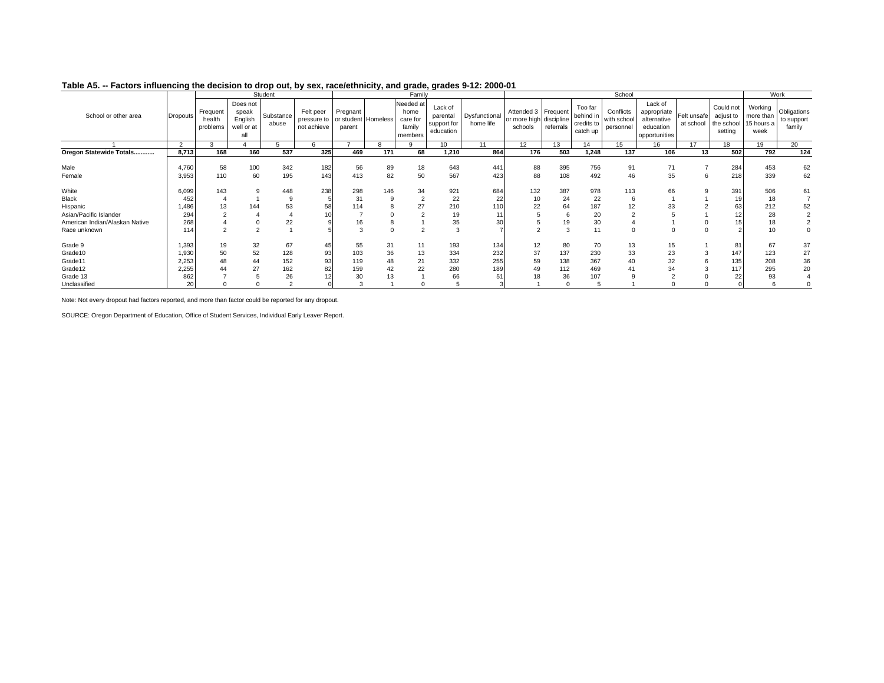**Table A5. -- Factors influencing the decision to drop out, by sex, race/ethnicity, and grade, grades 9-12: 2000-01**

| School or other area | Dropouts | Student | | | | Family | | | | | School | | | | | | | Work | |
|---|---|---|---|---|---|---|---|---|---|---|---|---|---|---|---|---|---|---|---|
| | | Frequent health problems | Does not speak English well or at all | Substance abuse | Felt peer pressure to not achieve | Pregnant or student parent | Homeless | Needed at home care for family members | Lack of parental support for education | Dysfunctional home life | Attended 3 or more high schools | Frequent discipline referrals | Too far behind in credits to catch up | Conflicts with school personnel | Lack of appropriate alternative education opportunities | Felt unsafe at school | Could not adjust to the school setting | Working more than 15 hours a week | Obligations to support family |
| 1 | 2 | 3 | 4 | 5 | 6 | 7 | 8 | 9 | 10 | 11 | 12 | 13 | 14 | 15 | 16 | 17 | 18 | 19 | 20 |
| **Oregon Statewide Totals............** | **8,713** | **168** | **160** | **537** | **325** | **469** | **171** | **68** | **1,210** | **864** | **176** | **503** | **1,248** | **137** | **106** | **13** | **502** | **792** | **124** |
| Male | 4,760 | 58 | 100 | 342 | 182 | 56 | 89 | 18 | 643 | 441 | 88 | 395 | 756 | 91 | 71 | 7 | 284 | 453 | 62 |
| Female | 3,953 | 110 | 60 | 195 | 143 | 413 | 82 | 50 | 567 | 423 | 88 | 108 | 492 | 46 | 35 | 6 | 218 | 339 | 62 |
| White | 6,099 | 143 | 9 | 448 | 238 | 298 | 146 | 34 | 921 | 684 | 132 | 387 | 978 | 113 | 66 | 9 | 391 | 506 | 61 |
| Black | 452 | 4 | 1 | 9 | 5 | 31 | 9 | 2 | 22 | 22 | 10 | 24 | 22 | 6 | 1 | 1 | 19 | 18 | 7 |
| Hispanic | 1,486 | 13 | 144 | 53 | 58 | 114 | 8 | 27 | 210 | 110 | 22 | 64 | 187 | 12 | 33 | 2 | 63 | 212 | 52 |
| Asian/Pacific Islander | 294 | 2 | 4 | 4 | 10 | 7 | 0 | 2 | 19 | 11 | 5 | 6 | 20 | 2 | 5 | 1 | 12 | 28 | 2 |
| American Indian/Alaskan Native | 268 | 4 | 0 | 22 | 9 | 16 | 8 | 1 | 35 | 30 | 5 | 19 | 30 | 4 | 1 | 0 | 15 | 18 | 2 |
| Race unknown | 114 | 2 | 2 | 1 | 5 | 3 | 0 | 2 | 3 | 7 | 2 | 3 | 11 | 0 | 0 | 0 | 2 | 10 | 0 |
| Grade 9 | 1,393 | 19 | 32 | 67 | 45 | 55 | 31 | 11 | 193 | 134 | 12 | 80 | 70 | 13 | 15 | 1 | 81 | 67 | 37 |
| Grade10 | 1,930 | 50 | 52 | 128 | 93 | 103 | 36 | 13 | 334 | 232 | 37 | 137 | 230 | 33 | 23 | 3 | 147 | 123 | 27 |
| Grade11 | 2,253 | 48 | 44 | 152 | 93 | 119 | 48 | 21 | 332 | 255 | 59 | 138 | 367 | 40 | 32 | 6 | 135 | 208 | 36 |
| Grade12 | 2,255 | 44 | 27 | 162 | 82 | 159 | 42 | 22 | 280 | 189 | 49 | 112 | 469 | 41 | 34 | 3 | 117 | 295 | 20 |
| Grade 13 | 862 | 7 | 5 | 26 | 12 | 30 | 13 | 1 | 66 | 51 | 18 | 36 | 107 | 9 | 2 | 0 | 22 | 93 | 4 |
| Unclassified | 20 | 0 | 0 | 2 | 0 | 3 | 1 | 0 | 5 | 3 | 1 | 0 | 5 | 1 | 0 | 0 | 0 | 6 | 0 |

Note: Not every dropout had factors reported, and more than factor could be reported for any dropout.

SOURCE: Oregon Department of Education, Office of Student Services, Individual Early Leaver Report.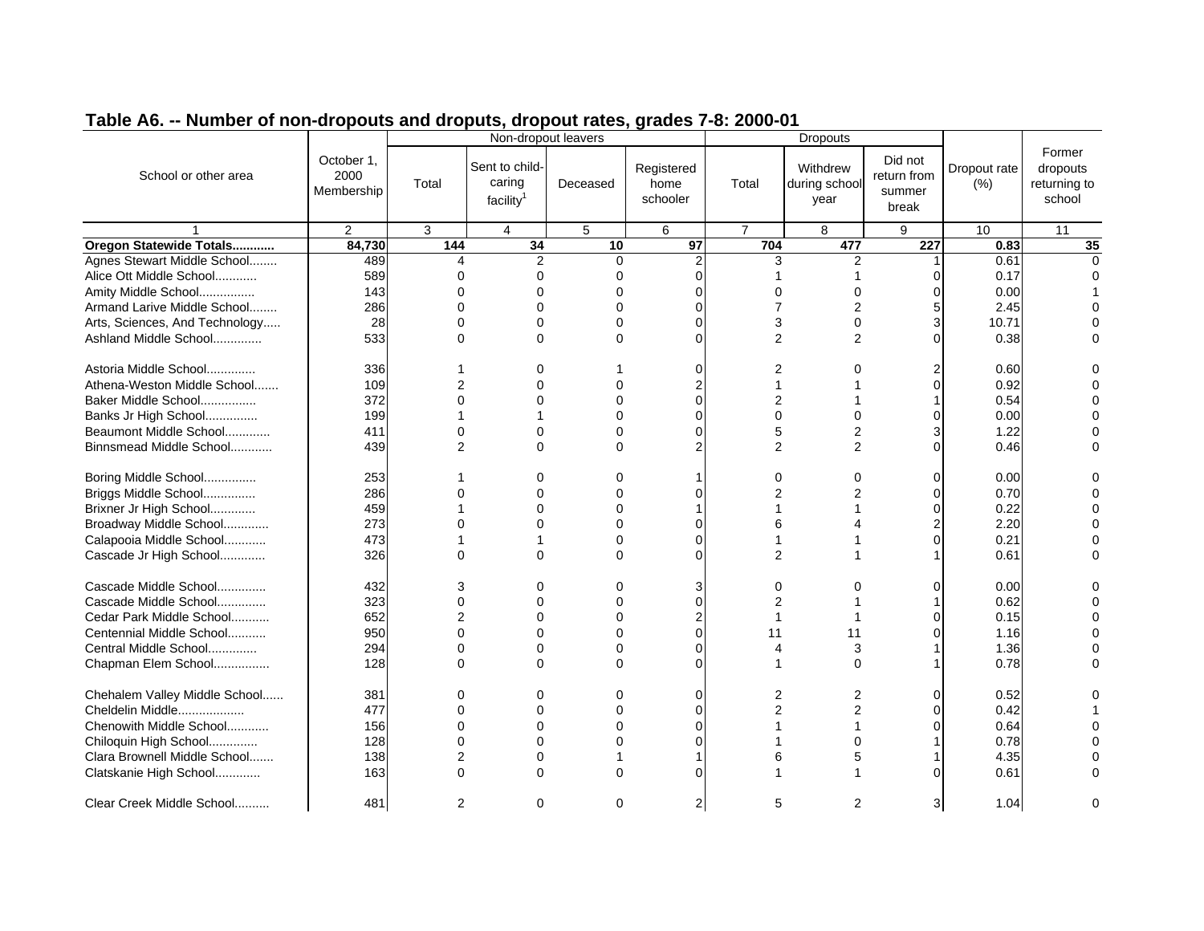## Table A6. -- Number of non-dropouts and droputs, dropout rates, grades 7-8: 2000-01

| School or other area | October 1, 2000 Membership | Non-dropout leavers | | | | Dropouts | | | Dropout rate (%) | Former dropouts returning to school |
|---|---|---|---|---|---|---|---|---|---|---|
| | | Total | Sent to child-caring facility[1] | Deceased | Registered home schooler | Total | Withdrew during school year | Did not return from summer break | | |
| 1 | 2 | 3 | 4 | 5 | 6 | 7 | 8 | 9 | 10 | 11 |
| **Oregon Statewide Totals............** | **84,730** | **144** | **34** | **10** | **97** | **704** | **477** | **227** | **0.83** | **35** |
| Agnes Stewart Middle School........ | 489 | 4 | 2 | 0 | 2 | 3 | 2 | 1 | 0.61 | 0 |
| Alice Ott Middle School............ | 589 | 0 | 0 | 0 | 0 | 1 | 1 | 0 | 0.17 | 0 |
| Amity Middle School................ | 143 | 0 | 0 | 0 | 0 | 0 | 0 | 0 | 0.00 | 1 |
| Armand Larive Middle School........ | 286 | 0 | 0 | 0 | 0 | 7 | 2 | 5 | 2.45 | 0 |
| Arts, Sciences, And Technology..... | 28 | 0 | 0 | 0 | 0 | 3 | 0 | 3 | 10.71 | 0 |
| Ashland Middle School.............. | 533 | 0 | 0 | 0 | 0 | 2 | 2 | 0 | 0.38 | 0 |
| Astoria Middle School.............. | 336 | 1 | 0 | 1 | 0 | 2 | 0 | 2 | 0.60 | 0 |
| Athena-Weston Middle School....... | 109 | 2 | 0 | 0 | 2 | 1 | 1 | 0 | 0.92 | 0 |
| Baker Middle School................ | 372 | 0 | 0 | 0 | 0 | 2 | 1 | 1 | 0.54 | 0 |
| Banks Jr High School............... | 199 | 1 | 1 | 0 | 0 | 0 | 0 | 0 | 0.00 | 0 |
| Beaumont Middle School............. | 411 | 0 | 0 | 0 | 0 | 5 | 2 | 3 | 1.22 | 0 |
| Binnsmead Middle School............ | 439 | 2 | 0 | 0 | 2 | 2 | 2 | 0 | 0.46 | 0 |
| Boring Middle School............... | 253 | 1 | 0 | 0 | 1 | 0 | 0 | 0 | 0.00 | 0 |
| Briggs Middle School............... | 286 | 0 | 0 | 0 | 0 | 2 | 2 | 0 | 0.70 | 0 |
| Brixner Jr High School............. | 459 | 1 | 0 | 0 | 1 | 1 | 1 | 0 | 0.22 | 0 |
| Broadway Middle School............. | 273 | 0 | 0 | 0 | 0 | 6 | 4 | 2 | 2.20 | 0 |
| Calapooia Middle School............ | 473 | 1 | 1 | 0 | 0 | 1 | 1 | 0 | 0.21 | 0 |
| Cascade Jr High School............. | 326 | 0 | 0 | 0 | 0 | 2 | 1 | 1 | 0.61 | 0 |
| Cascade Middle School.............. | 432 | 3 | 0 | 0 | 3 | 0 | 0 | 0 | 0.00 | 0 |
| Cascade Middle School.............. | 323 | 0 | 0 | 0 | 0 | 2 | 1 | 1 | 0.62 | 0 |
| Cedar Park Middle School........... | 652 | 2 | 0 | 0 | 2 | 1 | 1 | 0 | 0.15 | 0 |
| Centennial Middle School........... | 950 | 0 | 0 | 0 | 0 | 11 | 11 | 0 | 1.16 | 0 |
| Central Middle School.............. | 294 | 0 | 0 | 0 | 0 | 4 | 3 | 1 | 1.36 | 0 |
| Chapman Elem School................ | 128 | 0 | 0 | 0 | 0 | 1 | 0 | 1 | 0.78 | 0 |
| Chehalem Valley Middle School...... | 381 | 0 | 0 | 0 | 0 | 2 | 2 | 0 | 0.52 | 0 |
| Cheldelin Middle................... | 477 | 0 | 0 | 0 | 0 | 2 | 2 | 0 | 0.42 | 1 |
| Chenowith Middle School............ | 156 | 0 | 0 | 0 | 0 | 1 | 1 | 0 | 0.64 | 0 |
| Chiloquin High School.............. | 128 | 0 | 0 | 0 | 0 | 1 | 0 | 1 | 0.78 | 0 |
| Clara Brownell Middle School....... | 138 | 2 | 0 | 1 | 1 | 6 | 5 | 1 | 4.35 | 0 |
| Clatskanie High School............. | 163 | 0 | 0 | 0 | 0 | 1 | 1 | 0 | 0.61 | 0 |
| Clear Creek Middle School.......... | 481 | 2 | 0 | 0 | 2 | 5 | 2 | 3 | 1.04 | 0 |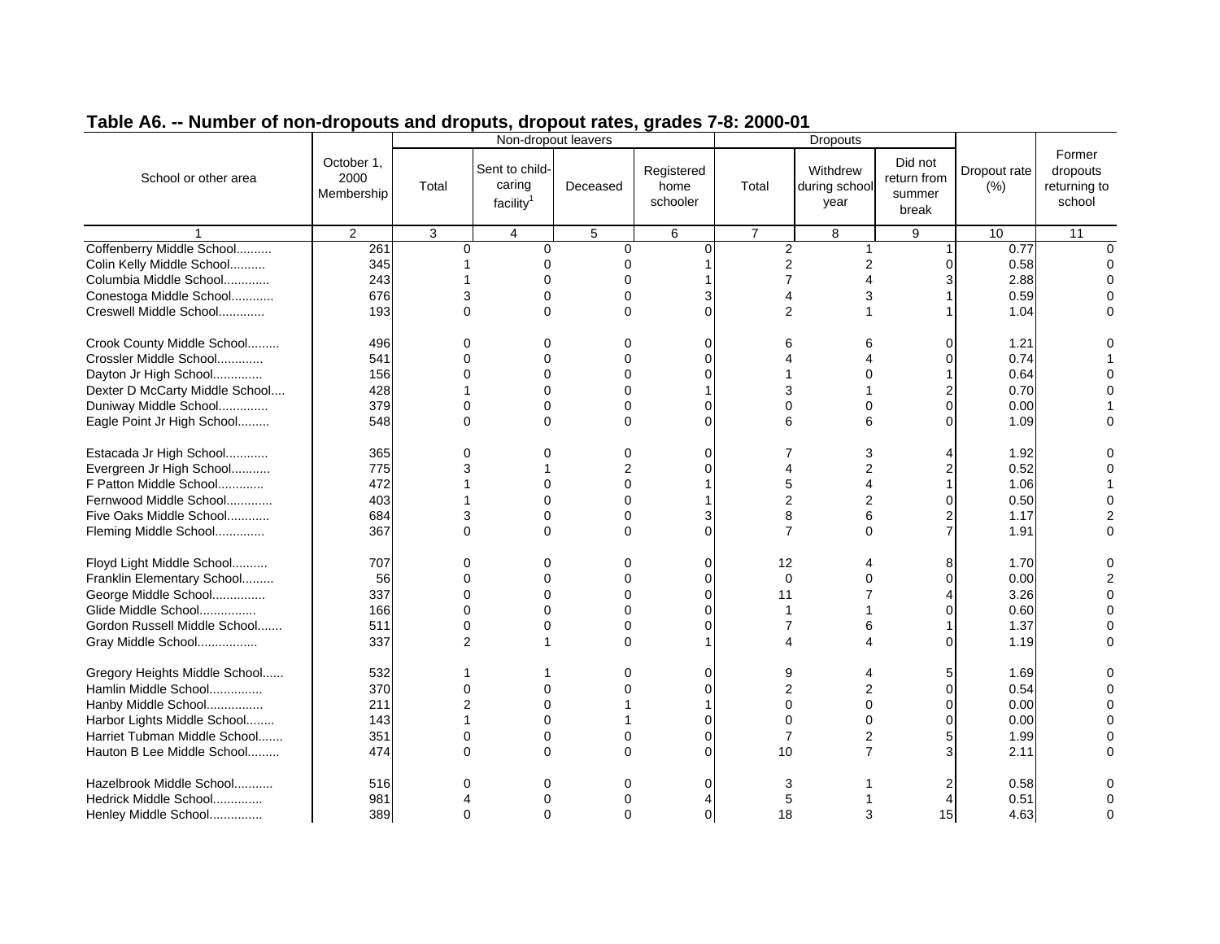## Table A6. -- Number of non-dropouts and droputs, dropout rates, grades 7-8: 2000-01

| School or other area | October 1, 2000 Membership | Non-dropout leavers | | | | Dropouts | | | Dropout rate (%) | Former dropouts returning to school |
|---|---|---|---|---|---|---|---|---|---|---|
| | | Total | Sent to child-caring facility[1] | Deceased | Registered home schooler | Total | Withdrew during school year | Did not return from summer break | | |
| 1 | 2 | 3 | 4 | 5 | 6 | 7 | 8 | 9 | 10 | 11 |
| Coffenberry Middle School.......... | 261 | 0 | 0 | 0 | 0 | 2 | 1 | 1 | 0.77 | 0 |
| Colin Kelly Middle School.......... | 345 | 1 | 0 | 0 | 1 | 2 | 2 | 0 | 0.58 | 0 |
| Columbia Middle School............. | 243 | 1 | 0 | 0 | 1 | 7 | 4 | 3 | 2.88 | 0 |
| Conestoga Middle School............ | 676 | 3 | 0 | 0 | 3 | 4 | 3 | 1 | 0.59 | 0 |
| Creswell Middle School............. | 193 | 0 | 0 | 0 | 0 | 2 | 1 | 1 | 1.04 | 0 |
| Crook County Middle School......... | 496 | 0 | 0 | 0 | 0 | 6 | 6 | 0 | 1.21 | 0 |
| Crossler Middle School............. | 541 | 0 | 0 | 0 | 0 | 4 | 4 | 0 | 0.74 | 1 |
| Dayton Jr High School.............. | 156 | 0 | 0 | 0 | 0 | 1 | 0 | 1 | 0.64 | 0 |
| Dexter D McCarty Middle School.... | 428 | 1 | 0 | 0 | 1 | 3 | 1 | 2 | 0.70 | 0 |
| Duniway Middle School.............. | 379 | 0 | 0 | 0 | 0 | 0 | 0 | 0 | 0.00 | 1 |
| Eagle Point Jr High School......... | 548 | 0 | 0 | 0 | 0 | 6 | 6 | 0 | 1.09 | 0 |
| Estacada Jr High School............ | 365 | 0 | 0 | 0 | 0 | 7 | 3 | 4 | 1.92 | 0 |
| Evergreen Jr High School........... | 775 | 3 | 1 | 2 | 0 | 4 | 2 | 2 | 0.52 | 0 |
| F Patton Middle School............. | 472 | 1 | 0 | 0 | 1 | 5 | 4 | 1 | 1.06 | 1 |
| Fernwood Middle School............. | 403 | 1 | 0 | 0 | 1 | 2 | 2 | 0 | 0.50 | 0 |
| Five Oaks Middle School............ | 684 | 3 | 0 | 0 | 3 | 8 | 6 | 2 | 1.17 | 2 |
| Fleming Middle School.............. | 367 | 0 | 0 | 0 | 0 | 7 | 0 | 7 | 1.91 | 0 |
| Floyd Light Middle School.......... | 707 | 0 | 0 | 0 | 0 | 12 | 4 | 8 | 1.70 | 0 |
| Franklin Elementary School......... | 56 | 0 | 0 | 0 | 0 | 0 | 0 | 0 | 0.00 | 2 |
| George Middle School............... | 337 | 0 | 0 | 0 | 0 | 11 | 7 | 4 | 3.26 | 0 |
| Glide Middle School................ | 166 | 0 | 0 | 0 | 0 | 1 | 1 | 0 | 0.60 | 0 |
| Gordon Russell Middle School....... | 511 | 0 | 0 | 0 | 0 | 7 | 6 | 1 | 1.37 | 0 |
| Gray Middle School................. | 337 | 2 | 1 | 0 | 1 | 4 | 4 | 0 | 1.19 | 0 |
| Gregory Heights Middle School...... | 532 | 1 | 1 | 0 | 0 | 9 | 4 | 5 | 1.69 | 0 |
| Hamlin Middle School............... | 370 | 0 | 0 | 0 | 0 | 2 | 2 | 0 | 0.54 | 0 |
| Hanby Middle School................ | 211 | 2 | 0 | 1 | 1 | 0 | 0 | 0 | 0.00 | 0 |
| Harbor Lights Middle School........ | 143 | 1 | 0 | 1 | 0 | 0 | 0 | 0 | 0.00 | 0 |
| Harriet Tubman Middle School....... | 351 | 0 | 0 | 0 | 0 | 7 | 2 | 5 | 1.99 | 0 |
| Hauton B Lee Middle School......... | 474 | 0 | 0 | 0 | 0 | 10 | 7 | 3 | 2.11 | 0 |
| Hazelbrook Middle School........... | 516 | 0 | 0 | 0 | 0 | 3 | 1 | 2 | 0.58 | 0 |
| Hedrick Middle School.............. | 981 | 4 | 0 | 0 | 4 | 5 | 1 | 4 | 0.51 | 0 |
| Henley Middle School............... | 389 | 0 | 0 | 0 | 0 | 18 | 3 | 15 | 4.63 | 0 |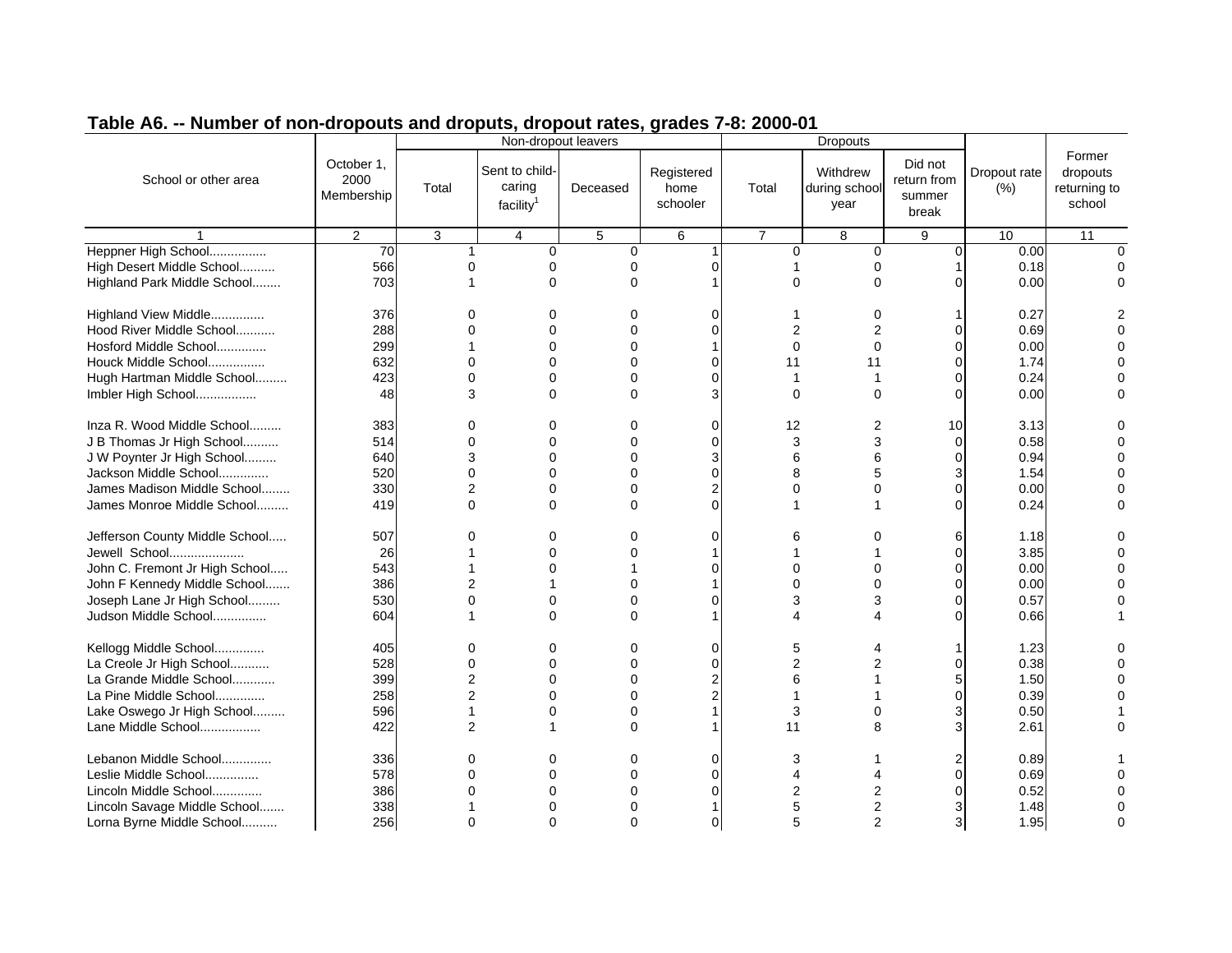## Table A6. -- Number of non-dropouts and droputs, dropout rates, grades 7-8: 2000-01

| School or other area | October 1, 2000 Membership | Non-dropout leavers | | | | Dropouts | | | Dropout rate (%) | Former dropouts returning to school |
|---|---|---|---|---|---|---|---|---|---|---|
| | | Total | Sent to child-caring facility[1] | Deceased | Registered home schooler | Total | Withdrew during school year | Did not return from summer break | | |
| 1 | 2 | 3 | 4 | 5 | 6 | 7 | 8 | 9 | 10 | 11 |
| Heppner High School................ | 70 | 1 | 0 | 0 | 1 | 0 | 0 | 0 | 0.00 | 0 |
| High Desert Middle School.......... | 566 | 0 | 0 | 0 | 0 | 1 | 0 | 1 | 0.18 | 0 |
| Highland Park Middle School........ | 703 | 1 | 0 | 0 | 1 | 0 | 0 | 0 | 0.00 | 0 |
| Highland View Middle............... | 376 | 0 | 0 | 0 | 0 | 1 | 0 | 1 | 0.27 | 2 |
| Hood River Middle School........... | 288 | 0 | 0 | 0 | 0 | 2 | 2 | 0 | 0.69 | 0 |
| Hosford Middle School.............. | 299 | 1 | 0 | 0 | 1 | 0 | 0 | 0 | 0.00 | 0 |
| Houck Middle School................ | 632 | 0 | 0 | 0 | 0 | 11 | 11 | 0 | 1.74 | 0 |
| Hugh Hartman Middle School......... | 423 | 0 | 0 | 0 | 0 | 1 | 1 | 0 | 0.24 | 0 |
| Imbler High School................. | 48 | 3 | 0 | 0 | 3 | 0 | 0 | 0 | 0.00 | 0 |
| Inza R. Wood Middle School......... | 383 | 0 | 0 | 0 | 0 | 12 | 2 | 10 | 3.13 | 0 |
| J B Thomas Jr High School.......... | 514 | 0 | 0 | 0 | 0 | 3 | 3 | 0 | 0.58 | 0 |
| J W Poynter Jr High School......... | 640 | 3 | 0 | 0 | 3 | 6 | 6 | 0 | 0.94 | 0 |
| Jackson Middle School.............. | 520 | 0 | 0 | 0 | 0 | 8 | 5 | 3 | 1.54 | 0 |
| James Madison Middle School........ | 330 | 2 | 0 | 0 | 2 | 0 | 0 | 0 | 0.00 | 0 |
| James Monroe Middle School......... | 419 | 0 | 0 | 0 | 0 | 1 | 1 | 0 | 0.24 | 0 |
| Jefferson County Middle School..... | 507 | 0 | 0 | 0 | 0 | 6 | 0 | 6 | 1.18 | 0 |
| Jewell School..................... | 26 | 1 | 0 | 0 | 1 | 1 | 1 | 0 | 3.85 | 0 |
| John C. Fremont Jr High School..... | 543 | 1 | 0 | 1 | 0 | 0 | 0 | 0 | 0.00 | 0 |
| John F Kennedy Middle School....... | 386 | 2 | 1 | 0 | 1 | 0 | 0 | 0 | 0.00 | 0 |
| Joseph Lane Jr High School......... | 530 | 0 | 0 | 0 | 0 | 3 | 3 | 0 | 0.57 | 0 |
| Judson Middle School............... | 604 | 1 | 0 | 0 | 1 | 4 | 4 | 0 | 0.66 | 1 |
| Kellogg Middle School.............. | 405 | 0 | 0 | 0 | 0 | 5 | 4 | 1 | 1.23 | 0 |
| La Creole Jr High School........... | 528 | 0 | 0 | 0 | 0 | 2 | 2 | 0 | 0.38 | 0 |
| La Grande Middle School............ | 399 | 2 | 0 | 0 | 2 | 6 | 1 | 5 | 1.50 | 0 |
| La Pine Middle School.............. | 258 | 2 | 0 | 0 | 2 | 1 | 1 | 0 | 0.39 | 0 |
| Lake Oswego Jr High School......... | 596 | 1 | 0 | 0 | 1 | 3 | 0 | 3 | 0.50 | 1 |
| Lane Middle School................. | 422 | 2 | 1 | 0 | 1 | 11 | 8 | 3 | 2.61 | 0 |
| Lebanon Middle School.............. | 336 | 0 | 0 | 0 | 0 | 3 | 1 | 2 | 0.89 | 1 |
| Leslie Middle School............... | 578 | 0 | 0 | 0 | 0 | 4 | 4 | 0 | 0.69 | 0 |
| Lincoln Middle School.............. | 386 | 0 | 0 | 0 | 0 | 2 | 2 | 0 | 0.52 | 0 |
| Lincoln Savage Middle School....... | 338 | 1 | 0 | 0 | 1 | 5 | 2 | 3 | 1.48 | 0 |
| Lorna Byrne Middle School.......... | 256 | 0 | 0 | 0 | 0 | 5 | 2 | 3 | 1.95 | 0 |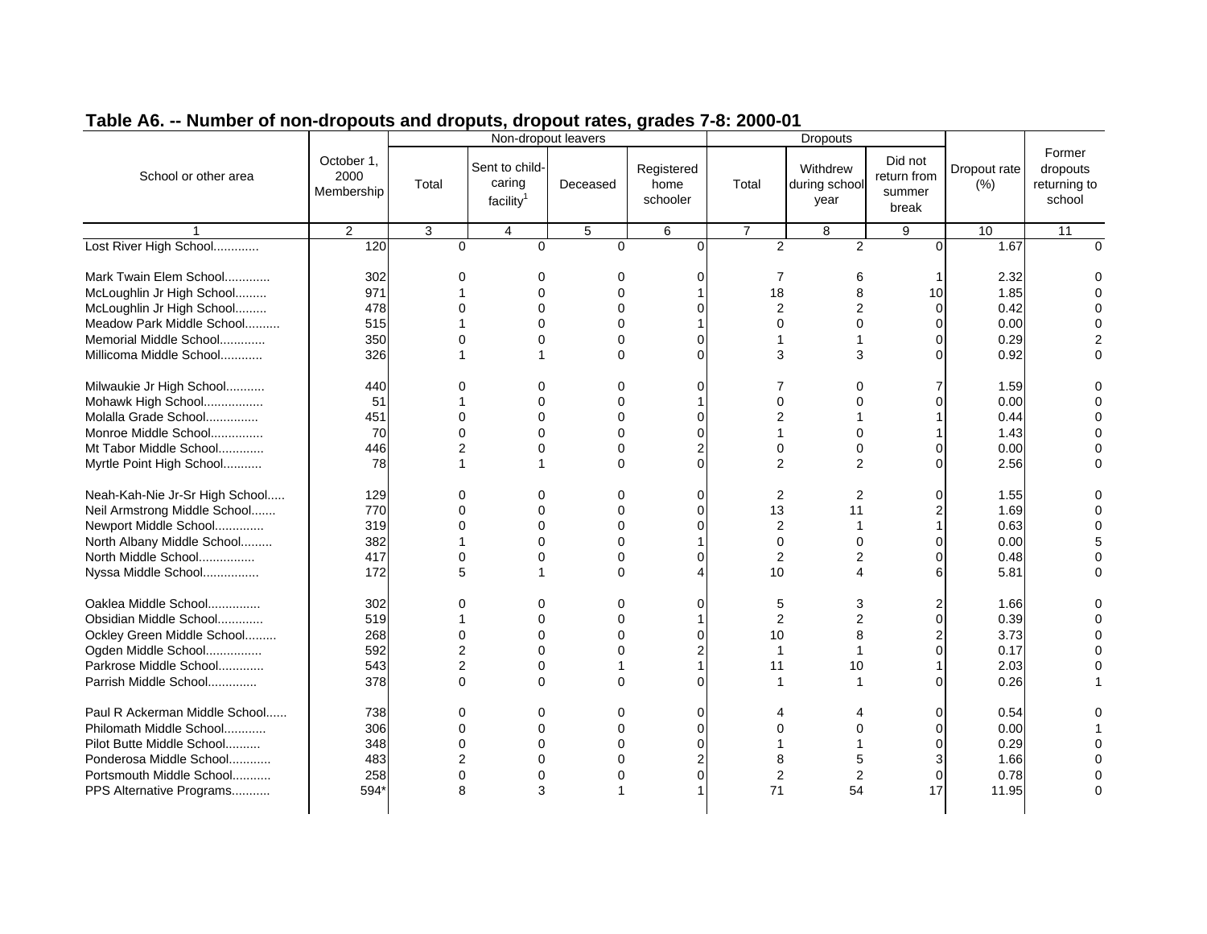## Table A6. -- Number of non-dropouts and droputs, dropout rates, grades 7-8: 2000-01

| School or other area | October 1, 2000 Membership | Non-dropout leavers | | | | Dropouts | | | Dropout rate (%) | Former dropouts returning to school |
|---|---|---|---|---|---|---|---|---|---|---|
| | | Total | Sent to child-caring facility[1] | Deceased | Registered home schooler | Total | Withdrew during school year | Did not return from summer break | | |
| 1 | 2 | 3 | 4 | 5 | 6 | 7 | 8 | 9 | 10 | 11 |
| Lost River High School............. | 120 | 0 | 0 | 0 | 0 | 2 | 2 | 0 | 1.67 | 0 |
| Mark Twain Elem School............. | 302 | 0 | 0 | 0 | 0 | 7 | 6 | 1 | 2.32 | 0 |
| McLoughlin Jr High School......... | 971 | 1 | 0 | 0 | 1 | 18 | 8 | 10 | 1.85 | 0 |
| McLoughlin Jr High School......... | 478 | 0 | 0 | 0 | 0 | 2 | 2 | 0 | 0.42 | 0 |
| Meadow Park Middle School.......... | 515 | 1 | 0 | 0 | 1 | 0 | 0 | 0 | 0.00 | 0 |
| Memorial Middle School............. | 350 | 0 | 0 | 0 | 0 | 1 | 1 | 0 | 0.29 | 2 |
| Millicoma Middle School............ | 326 | 1 | 1 | 0 | 0 | 3 | 3 | 0 | 0.92 | 0 |
| Milwaukie Jr High School........... | 440 | 0 | 0 | 0 | 0 | 7 | 0 | 7 | 1.59 | 0 |
| Mohawk High School................. | 51 | 1 | 0 | 0 | 1 | 0 | 0 | 0 | 0.00 | 0 |
| Molalla Grade School............... | 451 | 0 | 0 | 0 | 0 | 2 | 1 | 1 | 0.44 | 0 |
| Monroe Middle School............... | 70 | 0 | 0 | 0 | 0 | 1 | 0 | 1 | 1.43 | 0 |
| Mt Tabor Middle School............. | 446 | 2 | 0 | 0 | 2 | 0 | 0 | 0 | 0.00 | 0 |
| Myrtle Point High School........... | 78 | 1 | 1 | 0 | 0 | 2 | 2 | 0 | 2.56 | 0 |
| Neah-Kah-Nie Jr-Sr High School..... | 129 | 0 | 0 | 0 | 0 | 2 | 2 | 0 | 1.55 | 0 |
| Neil Armstrong Middle School....... | 770 | 0 | 0 | 0 | 0 | 13 | 11 | 2 | 1.69 | 0 |
| Newport Middle School.............. | 319 | 0 | 0 | 0 | 0 | 2 | 1 | 1 | 0.63 | 0 |
| North Albany Middle School......... | 382 | 1 | 0 | 0 | 1 | 0 | 0 | 0 | 0.00 | 5 |
| North Middle School................ | 417 | 0 | 0 | 0 | 0 | 2 | 2 | 0 | 0.48 | 0 |
| Nyssa Middle School................ | 172 | 5 | 1 | 0 | 4 | 10 | 4 | 6 | 5.81 | 0 |
| Oaklea Middle School............... | 302 | 0 | 0 | 0 | 0 | 5 | 3 | 2 | 1.66 | 0 |
| Obsidian Middle School............. | 519 | 1 | 0 | 0 | 1 | 2 | 2 | 0 | 0.39 | 0 |
| Ockley Green Middle School......... | 268 | 0 | 0 | 0 | 0 | 10 | 8 | 2 | 3.73 | 0 |
| Ogden Middle School................ | 592 | 2 | 0 | 0 | 2 | 1 | 1 | 0 | 0.17 | 0 |
| Parkrose Middle School............. | 543 | 2 | 0 | 1 | 1 | 11 | 10 | 1 | 2.03 | 0 |
| Parrish Middle School.............. | 378 | 0 | 0 | 0 | 0 | 1 | 1 | 0 | 0.26 | 1 |
| Paul R Ackerman Middle School...... | 738 | 0 | 0 | 0 | 0 | 4 | 4 | 0 | 0.54 | 0 |
| Philomath Middle School............ | 306 | 0 | 0 | 0 | 0 | 0 | 0 | 0 | 0.00 | 1 |
| Pilot Butte Middle School.......... | 348 | 0 | 0 | 0 | 0 | 1 | 1 | 0 | 0.29 | 0 |
| Ponderosa Middle School............ | 483 | 2 | 0 | 0 | 2 | 8 | 5 | 3 | 1.66 | 0 |
| Portsmouth Middle School........... | 258 | 0 | 0 | 0 | 0 | 2 | 2 | 0 | 0.78 | 0 |
| PPS Alternative Programs........... | 594* | 8 | 3 | 1 | 1 | 71 | 54 | 17 | 11.95 | 0 |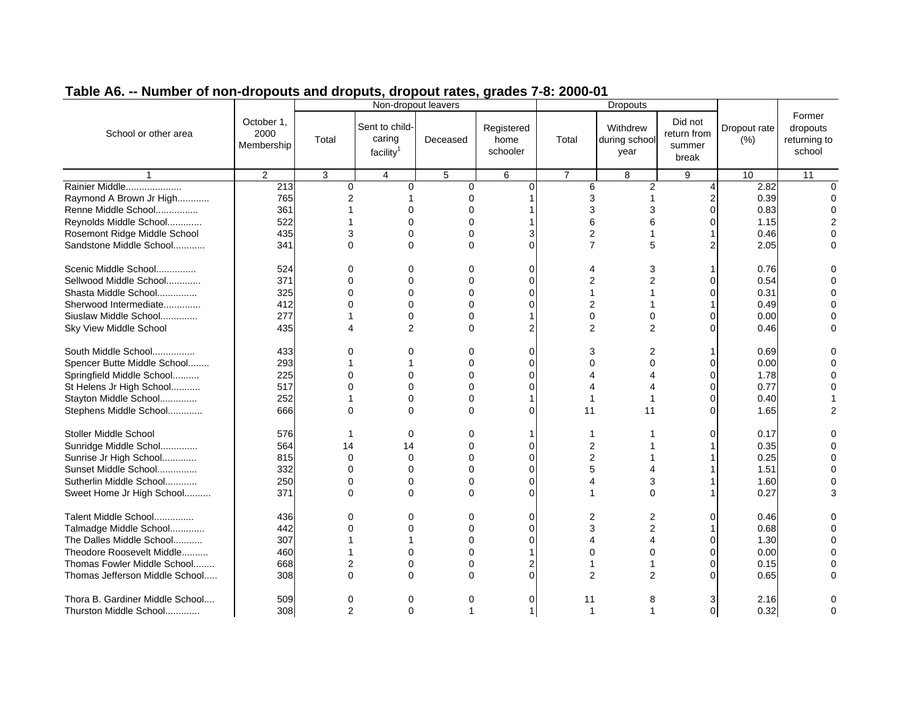## Table A6. -- Number of non-dropouts and droputs, dropout rates, grades 7-8: 2000-01

| School or other area | October 1, 2000 Membership | Non-dropout leavers | | | | Dropouts | | | Dropout rate (%) | Former dropouts returning to school |
|---|---|---|---|---|---|---|---|---|---|---|
| | | Total | Sent to child-caring facility[1] | Deceased | Registered home schooler | Total | Withdrew during school year | Did not return from summer break | | |
| 1 | 2 | 3 | 4 | 5 | 6 | 7 | 8 | 9 | 10 | 11 |
| Rainier Middle..................... | 213 | 0 | 0 | 0 | 0 | 6 | 2 | 4 | 2.82 | 0 |
| Raymond A Brown Jr High............ | 765 | 2 | 1 | 0 | 1 | 3 | 1 | 2 | 0.39 | 0 |
| Renne Middle School................ | 361 | 1 | 0 | 0 | 1 | 3 | 3 | 0 | 0.83 | 0 |
| Reynolds Middle School............. | 522 | 1 | 0 | 0 | 1 | 6 | 6 | 0 | 1.15 | 2 |
| Rosemont Ridge Middle School | 435 | 3 | 0 | 0 | 3 | 2 | 1 | 1 | 0.46 | 0 |
| Sandstone Middle School............ | 341 | 0 | 0 | 0 | 0 | 7 | 5 | 2 | 2.05 | 0 |
| Scenic Middle School............... | 524 | 0 | 0 | 0 | 0 | 4 | 3 | 1 | 0.76 | 0 |
| Sellwood Middle School............. | 371 | 0 | 0 | 0 | 0 | 2 | 2 | 0 | 0.54 | 0 |
| Shasta Middle School............... | 325 | 0 | 0 | 0 | 0 | 1 | 1 | 0 | 0.31 | 0 |
| Sherwood Intermediate.............. | 412 | 0 | 0 | 0 | 0 | 2 | 1 | 1 | 0.49 | 0 |
| Siuslaw Middle School.............. | 277 | 1 | 0 | 0 | 1 | 0 | 0 | 0 | 0.00 | 0 |
| Sky View Middle School | 435 | 4 | 2 | 0 | 2 | 2 | 2 | 0 | 0.46 | 0 |
| South Middle School................ | 433 | 0 | 0 | 0 | 0 | 3 | 2 | 1 | 0.69 | 0 |
| Spencer Butte Middle School........ | 293 | 1 | 1 | 0 | 0 | 0 | 0 | 0 | 0.00 | 0 |
| Springfield Middle School.......... | 225 | 0 | 0 | 0 | 0 | 4 | 4 | 0 | 1.78 | 0 |
| St Helens Jr High School........... | 517 | 0 | 0 | 0 | 0 | 4 | 4 | 0 | 0.77 | 0 |
| Stayton Middle School.............. | 252 | 1 | 0 | 0 | 1 | 1 | 1 | 0 | 0.40 | 1 |
| Stephens Middle School............. | 666 | 0 | 0 | 0 | 0 | 11 | 11 | 0 | 1.65 | 2 |
| Stoller Middle School | 576 | 1 | 0 | 0 | 1 | 1 | 1 | 0 | 0.17 | 0 |
| Sunridge Middle Schol.............. | 564 | 14 | 14 | 0 | 0 | 2 | 1 | 1 | 0.35 | 0 |
| Sunrise Jr High School............. | 815 | 0 | 0 | 0 | 0 | 2 | 1 | 1 | 0.25 | 0 |
| Sunset Middle School............... | 332 | 0 | 0 | 0 | 0 | 5 | 4 | 1 | 1.51 | 0 |
| Sutherlin Middle School............ | 250 | 0 | 0 | 0 | 0 | 4 | 3 | 1 | 1.60 | 0 |
| Sweet Home Jr High School.......... | 371 | 0 | 0 | 0 | 0 | 1 | 0 | 1 | 0.27 | 3 |
| Talent Middle School............... | 436 | 0 | 0 | 0 | 0 | 2 | 2 | 0 | 0.46 | 0 |
| Talmadge Middle School............. | 442 | 0 | 0 | 0 | 0 | 3 | 2 | 1 | 0.68 | 0 |
| The Dalles Middle School........... | 307 | 1 | 1 | 0 | 0 | 4 | 4 | 0 | 1.30 | 0 |
| Theodore Roosevelt Middle.......... | 460 | 1 | 0 | 0 | 1 | 0 | 0 | 0 | 0.00 | 0 |
| Thomas Fowler Middle School........ | 668 | 2 | 0 | 0 | 2 | 1 | 1 | 0 | 0.15 | 0 |
| Thomas Jefferson Middle School..... | 308 | 0 | 0 | 0 | 0 | 2 | 2 | 0 | 0.65 | 0 |
| Thora B. Gardiner Middle School.... | 509 | 0 | 0 | 0 | 0 | 11 | 8 | 3 | 2.16 | 0 |
| Thurston Middle School............. | 308 | 2 | 0 | 1 | 1 | 1 | 1 | 0 | 0.32 | 0 |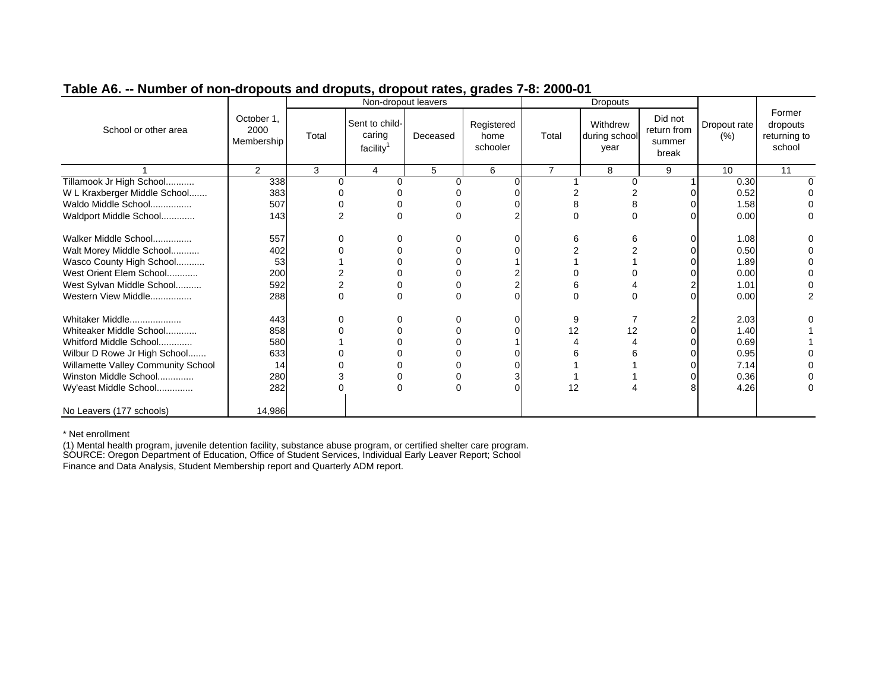## Table A6. -- Number of non-dropouts and droputs, dropout rates, grades 7-8: 2000-01

| School or other area | October 1, 2000 Membership | Non-dropout leavers | | | | Dropouts | | | Dropout rate (%) | Former dropouts returning to school |
|---|---|---|---|---|---|---|---|---|---|---|
| | | Total | Sent to child-caring facility[1] | Deceased | Registered home schooler | Total | Withdrew during school year | Did not return from summer break | | |
| 1 | 2 | 3 | 4 | 5 | 6 | 7 | 8 | 9 | 10 | 11 |
| Tillamook Jr High School........... | 338 | 0 | 0 | 0 | 0 | 1 | 0 | 1 | 0.30 | 0 |
| W L Kraxberger Middle School....... | 383 | 0 | 0 | 0 | 0 | 2 | 2 | 0 | 0.52 | 0 |
| Waldo Middle School................ | 507 | 0 | 0 | 0 | 0 | 8 | 8 | 0 | 1.58 | 0 |
| Waldport Middle School............. | 143 | 2 | 0 | 0 | 2 | 0 | 0 | 0 | 0.00 | 0 |
| Walker Middle School............... | 557 | 0 | 0 | 0 | 0 | 6 | 6 | 0 | 1.08 | 0 |
| Walt Morey Middle School........... | 402 | 0 | 0 | 0 | 0 | 2 | 2 | 0 | 0.50 | 0 |
| Wasco County High School........... | 53 | 1 | 0 | 0 | 1 | 1 | 1 | 0 | 1.89 | 0 |
| West Orient Elem School............ | 200 | 2 | 0 | 0 | 2 | 0 | 0 | 0 | 0.00 | 0 |
| West Sylvan Middle School.......... | 592 | 2 | 0 | 0 | 2 | 6 | 4 | 2 | 1.01 | 0 |
| Western View Middle................ | 288 | 0 | 0 | 0 | 0 | 0 | 0 | 0 | 0.00 | 2 |
| Whitaker Middle.................... | 443 | 0 | 0 | 0 | 0 | 9 | 7 | 2 | 2.03 | 0 |
| Whiteaker Middle School............ | 858 | 0 | 0 | 0 | 0 | 12 | 12 | 0 | 1.40 | 1 |
| Whitford Middle School............. | 580 | 1 | 0 | 0 | 1 | 4 | 4 | 0 | 0.69 | 1 |
| Wilbur D Rowe Jr High School....... | 633 | 0 | 0 | 0 | 0 | 6 | 6 | 0 | 0.95 | 0 |
| Willamette Valley Community School | 14 | 0 | 0 | 0 | 0 | 1 | 1 | 0 | 7.14 | 0 |
| Winston Middle School.............. | 280 | 3 | 0 | 0 | 3 | 1 | 1 | 0 | 0.36 | 0 |
| Wy'east Middle School.............. | 282 | 0 | 0 | 0 | 0 | 12 | 4 | 8 | 4.26 | 0 |
| No Leavers (177 schools) | 14,986 | | | | | | | | | |

\* Net enrollment

(1) Mental health program, juvenile detention facility, substance abuse program, or certified shelter care program.
SOURCE: Oregon Department of Education, Office of Student Services, Individual Early Leaver Report; School Finance and Data Analysis, Student Membership report and Quarterly ADM report.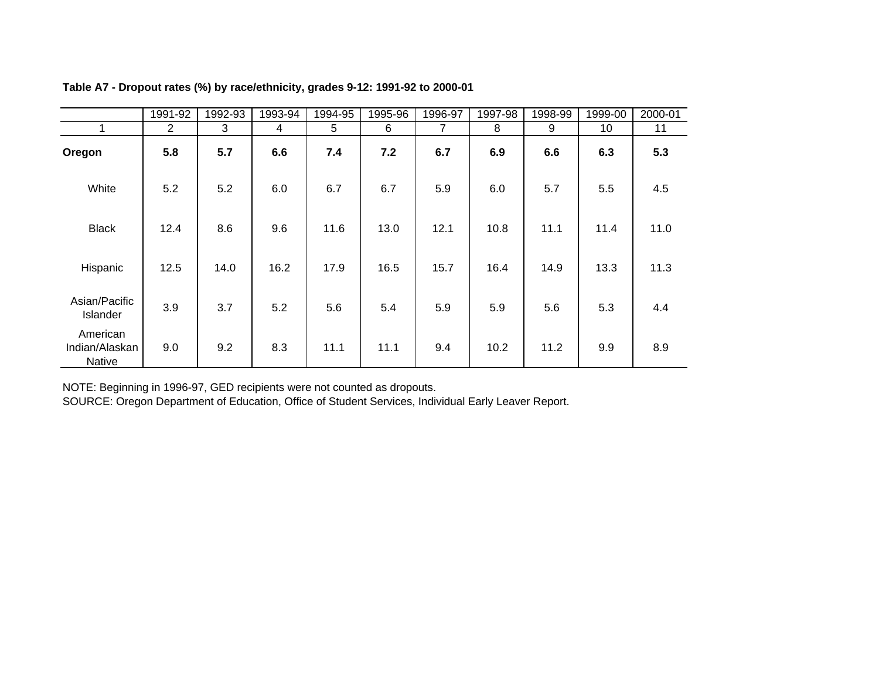**Table A7 - Dropout rates (%) by race/ethnicity, grades 9-12: 1991-92 to 2000-01**

| | 1991-92 | 1992-93 | 1993-94 | 1994-95 | 1995-96 | 1996-97 | 1997-98 | 1998-99 | 1999-00 | 2000-01 |
|---|---|---|---|---|---|---|---|---|---|---|
| 1 | 2 | 3 | 4 | 5 | 6 | 7 | 8 | 9 | 10 | 11 |
| **Oregon** | **5.8** | **5.7** | **6.6** | **7.4** | **7.2** | **6.7** | **6.9** | **6.6** | **6.3** | **5.3** |
| White | 5.2 | 5.2 | 6.0 | 6.7 | 6.7 | 5.9 | 6.0 | 5.7 | 5.5 | 4.5 |
| Black | 12.4 | 8.6 | 9.6 | 11.6 | 13.0 | 12.1 | 10.8 | 11.1 | 11.4 | 11.0 |
| Hispanic | 12.5 | 14.0 | 16.2 | 17.9 | 16.5 | 15.7 | 16.4 | 14.9 | 13.3 | 11.3 |
| Asian/Pacific Islander | 3.9 | 3.7 | 5.2 | 5.6 | 5.4 | 5.9 | 5.9 | 5.6 | 5.3 | 4.4 |
| American Indian/Alaskan Native | 9.0 | 9.2 | 8.3 | 11.1 | 11.1 | 9.4 | 10.2 | 11.2 | 9.9 | 8.9 |

NOTE: Beginning in 1996-97, GED recipients were not counted as dropouts.
SOURCE: Oregon Department of Education, Office of Student Services, Individual Early Leaver Report.